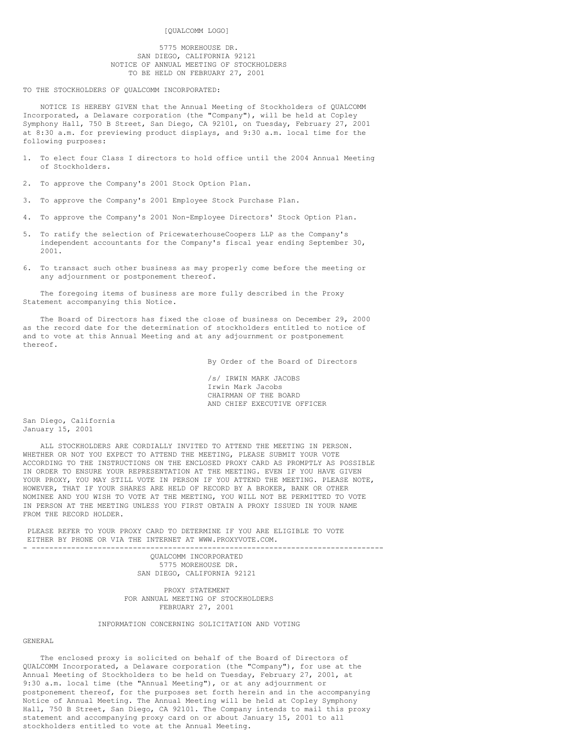[QUALCOMM LOGO]

5775 MOREHOUSE DR.
SAN DIEGO, CALIFORNIA 92121

NOTICE OF ANNUAL MEETING OF STOCKHOLDERS
TO BE HELD ON FEBRUARY 27, 2001

TO THE STOCKHOLDERS OF QUALCOMM INCORPORATED:

NOTICE IS HEREBY GIVEN that the Annual Meeting of Stockholders of QUALCOMM Incorporated, a Delaware corporation (the "Company"), will be held at Copley Symphony Hall, 750 B Street, San Diego, CA 92101, on Tuesday, February 27, 2001 at 8:30 a.m. for previewing product displays, and 9:30 a.m. local time for the following purposes:

1. To elect four Class I directors to hold office until the 2004 Annual Meeting of Stockholders.

2. To approve the Company's 2001 Stock Option Plan.

3. To approve the Company's 2001 Employee Stock Purchase Plan.

4. To approve the Company's 2001 Non-Employee Directors' Stock Option Plan.

5. To ratify the selection of PricewaterhouseCoopers LLP as the Company's independent accountants for the Company's fiscal year ending September 30, 2001.

6. To transact such other business as may properly come before the meeting or any adjournment or postponement thereof.

The foregoing items of business are more fully described in the Proxy Statement accompanying this Notice.

The Board of Directors has fixed the close of business on December 29, 2000 as the record date for the determination of stockholders entitled to notice of and to vote at this Annual Meeting and at any adjournment or postponement thereof.

By Order of the Board of Directors

/s/ IRWIN MARK JACOBS
Irwin Mark Jacobs
CHAIRMAN OF THE BOARD
AND CHIEF EXECUTIVE OFFICER

San Diego, California
January 15, 2001

ALL STOCKHOLDERS ARE CORDIALLY INVITED TO ATTEND THE MEETING IN PERSON. WHETHER OR NOT YOU EXPECT TO ATTEND THE MEETING, PLEASE SUBMIT YOUR VOTE ACCORDING TO THE INSTRUCTIONS ON THE ENCLOSED PROXY CARD AS PROMPTLY AS POSSIBLE IN ORDER TO ENSURE YOUR REPRESENTATION AT THE MEETING. EVEN IF YOU HAVE GIVEN YOUR PROXY, YOU MAY STILL VOTE IN PERSON IF YOU ATTEND THE MEETING. PLEASE NOTE, HOWEVER, THAT IF YOUR SHARES ARE HELD OF RECORD BY A BROKER, BANK OR OTHER NOMINEE AND YOU WISH TO VOTE AT THE MEETING, YOU WILL NOT BE PERMITTED TO VOTE IN PERSON AT THE MEETING UNLESS YOU FIRST OBTAIN A PROXY ISSUED IN YOUR NAME FROM THE RECORD HOLDER.

PLEASE REFER TO YOUR PROXY CARD TO DETERMINE IF YOU ARE ELIGIBLE TO VOTE EITHER BY PHONE OR VIA THE INTERNET AT WWW.PROXYVOTE.COM.

---

QUALCOMM INCORPORATED
5775 MOREHOUSE DR.
SAN DIEGO, CALIFORNIA 92121

# PROXY STATEMENT
FOR ANNUAL MEETING OF STOCKHOLDERS
FEBRUARY 27, 2001

## INFORMATION CONCERNING SOLICITATION AND VOTING

### GENERAL

The enclosed proxy is solicited on behalf of the Board of Directors of QUALCOMM Incorporated, a Delaware corporation (the "Company"), for use at the Annual Meeting of Stockholders to be held on Tuesday, February 27, 2001, at 9:30 a.m. local time (the "Annual Meeting"), or at any adjournment or postponement thereof, for the purposes set forth herein and in the accompanying Notice of Annual Meeting. The Annual Meeting will be held at Copley Symphony Hall, 750 B Street, San Diego, CA 92101. The Company intends to mail this proxy statement and accompanying proxy card on or about January 15, 2001 to all stockholders entitled to vote at the Annual Meeting.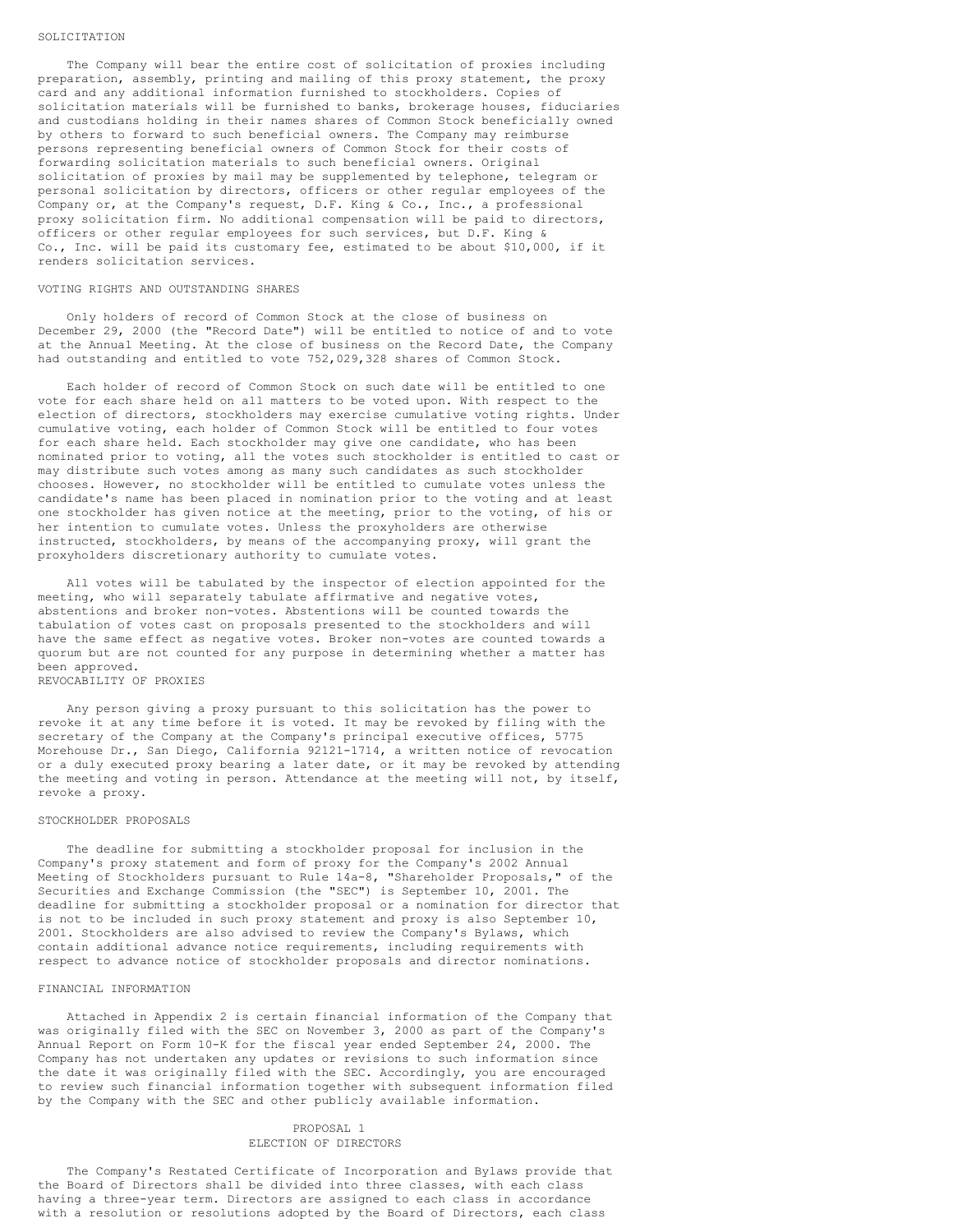## SOLICITATION

The Company will bear the entire cost of solicitation of proxies including preparation, assembly, printing and mailing of this proxy statement, the proxy card and any additional information furnished to stockholders. Copies of solicitation materials will be furnished to banks, brokerage houses, fiduciaries and custodians holding in their names shares of Common Stock beneficially owned by others to forward to such beneficial owners. The Company may reimburse persons representing beneficial owners of Common Stock for their costs of forwarding solicitation materials to such beneficial owners. Original solicitation of proxies by mail may be supplemented by telephone, telegram or personal solicitation by directors, officers or other regular employees of the Company or, at the Company's request, D.F. King & Co., Inc., a professional proxy solicitation firm. No additional compensation will be paid to directors, officers or other regular employees for such services, but D.F. King & Co., Inc. will be paid its customary fee, estimated to be about $10,000, if it renders solicitation services.

## VOTING RIGHTS AND OUTSTANDING SHARES

Only holders of record of Common Stock at the close of business on December 29, 2000 (the "Record Date") will be entitled to notice of and to vote at the Annual Meeting. At the close of business on the Record Date, the Company had outstanding and entitled to vote 752,029,328 shares of Common Stock.

Each holder of record of Common Stock on such date will be entitled to one vote for each share held on all matters to be voted upon. With respect to the election of directors, stockholders may exercise cumulative voting rights. Under cumulative voting, each holder of Common Stock will be entitled to four votes for each share held. Each stockholder may give one candidate, who has been nominated prior to voting, all the votes such stockholder is entitled to cast or may distribute such votes among as many such candidates as such stockholder chooses. However, no stockholder will be entitled to cumulate votes unless the candidate's name has been placed in nomination prior to the voting and at least one stockholder has given notice at the meeting, prior to the voting, of his or her intention to cumulate votes. Unless the proxyholders are otherwise instructed, stockholders, by means of the accompanying proxy, will grant the proxyholders discretionary authority to cumulate votes.

All votes will be tabulated by the inspector of election appointed for the meeting, who will separately tabulate affirmative and negative votes, abstentions and broker non-votes. Abstentions will be counted towards the tabulation of votes cast on proposals presented to the stockholders and will have the same effect as negative votes. Broker non-votes are counted towards a quorum but are not counted for any purpose in determining whether a matter has been approved.

## REVOCABILITY OF PROXIES

Any person giving a proxy pursuant to this solicitation has the power to revoke it at any time before it is voted. It may be revoked by filing with the secretary of the Company at the Company's principal executive offices, 5775 Morehouse Dr., San Diego, California 92121-1714, a written notice of revocation or a duly executed proxy bearing a later date, or it may be revoked by attending the meeting and voting in person. Attendance at the meeting will not, by itself, revoke a proxy.

## STOCKHOLDER PROPOSALS

The deadline for submitting a stockholder proposal for inclusion in the Company's proxy statement and form of proxy for the Company's 2002 Annual Meeting of Stockholders pursuant to Rule 14a-8, "Shareholder Proposals," of the Securities and Exchange Commission (the "SEC") is September 10, 2001. The deadline for submitting a stockholder proposal or a nomination for director that is not to be included in such proxy statement and proxy is also September 10, 2001. Stockholders are also advised to review the Company's Bylaws, which contain additional advance notice requirements, including requirements with respect to advance notice of stockholder proposals and director nominations.

## FINANCIAL INFORMATION

Attached in Appendix 2 is certain financial information of the Company that was originally filed with the SEC on November 3, 2000 as part of the Company's Annual Report on Form 10-K for the fiscal year ended September 24, 2000. The Company has not undertaken any updates or revisions to such information since the date it was originally filed with the SEC. Accordingly, you are encouraged to review such financial information together with subsequent information filed by the Company with the SEC and other publicly available information.

# PROPOSAL 1
# ELECTION OF DIRECTORS

The Company's Restated Certificate of Incorporation and Bylaws provide that the Board of Directors shall be divided into three classes, with each class having a three-year term. Directors are assigned to each class in accordance with a resolution or resolutions adopted by the Board of Directors, each class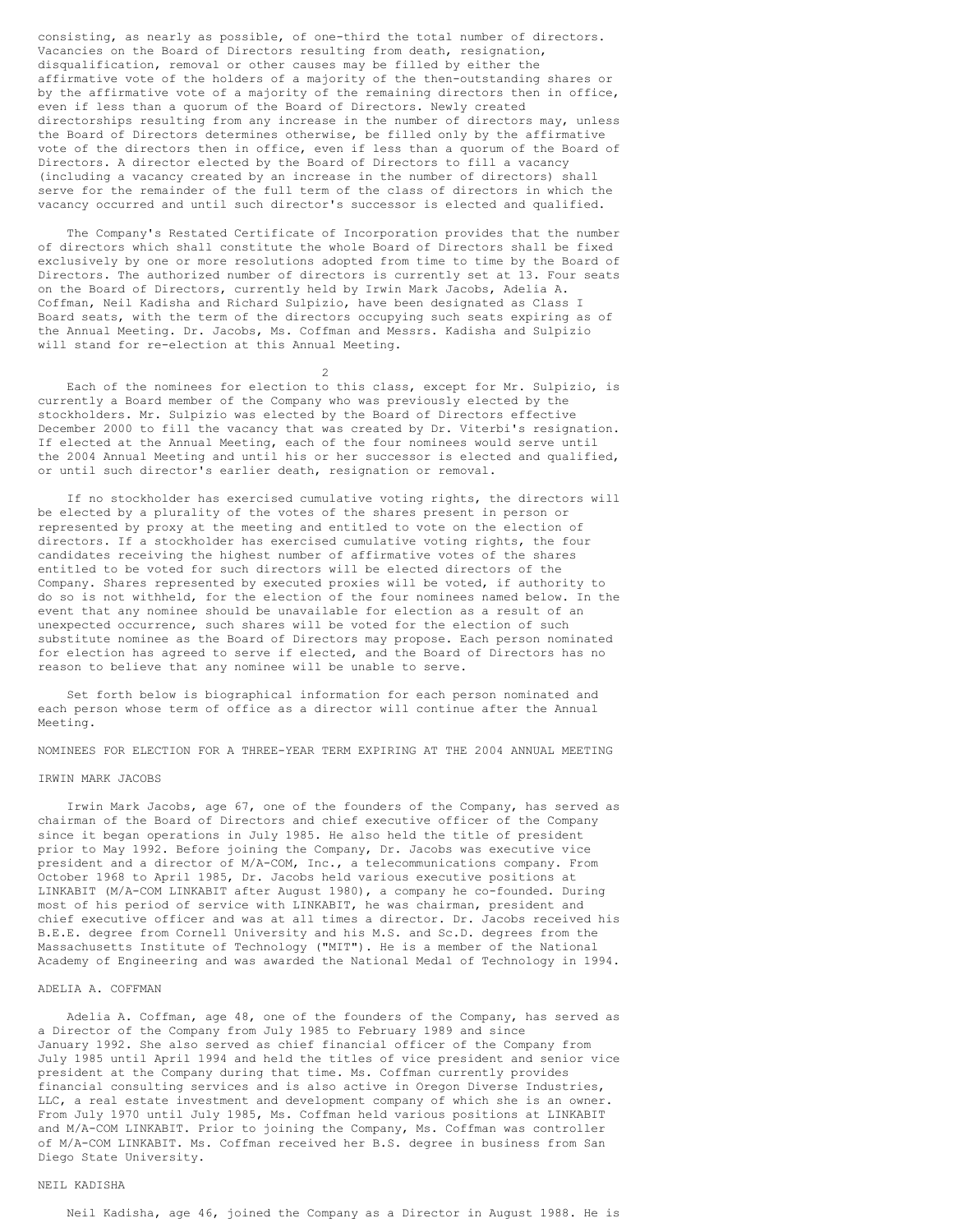consisting, as nearly as possible, of one-third the total number of directors. Vacancies on the Board of Directors resulting from death, resignation, disqualification, removal or other causes may be filled by either the affirmative vote of the holders of a majority of the then-outstanding shares or by the affirmative vote of a majority of the remaining directors then in office, even if less than a quorum of the Board of Directors. Newly created directorships resulting from any increase in the number of directors may, unless the Board of Directors determines otherwise, be filled only by the affirmative vote of the directors then in office, even if less than a quorum of the Board of Directors. A director elected by the Board of Directors to fill a vacancy (including a vacancy created by an increase in the number of directors) shall serve for the remainder of the full term of the class of directors in which the vacancy occurred and until such director's successor is elected and qualified.

The Company's Restated Certificate of Incorporation provides that the number of directors which shall constitute the whole Board of Directors shall be fixed exclusively by one or more resolutions adopted from time to time by the Board of Directors. The authorized number of directors is currently set at 13. Four seats on the Board of Directors, currently held by Irwin Mark Jacobs, Adelia A. Coffman, Neil Kadisha and Richard Sulpizio, have been designated as Class I Board seats, with the term of the directors occupying such seats expiring as of the Annual Meeting. Dr. Jacobs, Ms. Coffman and Messrs. Kadisha and Sulpizio will stand for re-election at this Annual Meeting.

Each of the nominees for election to this class, except for Mr. Sulpizio, is currently a Board member of the Company who was previously elected by the stockholders. Mr. Sulpizio was elected by the Board of Directors effective December 2000 to fill the vacancy that was created by Dr. Viterbi's resignation. If elected at the Annual Meeting, each of the four nominees would serve until the 2004 Annual Meeting and until his or her successor is elected and qualified, or until such director's earlier death, resignation or removal.

If no stockholder has exercised cumulative voting rights, the directors will be elected by a plurality of the votes of the shares present in person or represented by proxy at the meeting and entitled to vote on the election of directors. If a stockholder has exercised cumulative voting rights, the four candidates receiving the highest number of affirmative votes of the shares entitled to be voted for such directors will be elected directors of the Company. Shares represented by executed proxies will be voted, if authority to do so is not withheld, for the election of the four nominees named below. In the event that any nominee should be unavailable for election as a result of an unexpected occurrence, such shares will be voted for the election of such substitute nominee as the Board of Directors may propose. Each person nominated for election has agreed to serve if elected, and the Board of Directors has no reason to believe that any nominee will be unable to serve.

Set forth below is biographical information for each person nominated and each person whose term of office as a director will continue after the Annual Meeting.

## NOMINEES FOR ELECTION FOR A THREE-YEAR TERM EXPIRING AT THE 2004 ANNUAL MEETING

### IRWIN MARK JACOBS

Irwin Mark Jacobs, age 67, one of the founders of the Company, has served as chairman of the Board of Directors and chief executive officer of the Company since it began operations in July 1985. He also held the title of president prior to May 1992. Before joining the Company, Dr. Jacobs was executive vice president and a director of M/A-COM, Inc., a telecommunications company. From October 1968 to April 1985, Dr. Jacobs held various executive positions at LINKABIT (M/A-COM LINKABIT after August 1980), a company he co-founded. During most of his period of service with LINKABIT, he was chairman, president and chief executive officer and was at all times a director. Dr. Jacobs received his B.E.E. degree from Cornell University and his M.S. and Sc.D. degrees from the Massachusetts Institute of Technology ("MIT"). He is a member of the National Academy of Engineering and was awarded the National Medal of Technology in 1994.

### ADELIA A. COFFMAN

Adelia A. Coffman, age 48, one of the founders of the Company, has served as a Director of the Company from July 1985 to February 1989 and since January 1992. She also served as chief financial officer of the Company from July 1985 until April 1994 and held the titles of vice president and senior vice president at the Company during that time. Ms. Coffman currently provides financial consulting services and is also active in Oregon Diverse Industries, LLC, a real estate investment and development company of which she is an owner. From July 1970 until July 1985, Ms. Coffman held various positions at LINKABIT and M/A-COM LINKABIT. Prior to joining the Company, Ms. Coffman was controller of M/A-COM LINKABIT. Ms. Coffman received her B.S. degree in business from San Diego State University.

### NEIL KADISHA

Neil Kadisha, age 46, joined the Company as a Director in August 1988. He is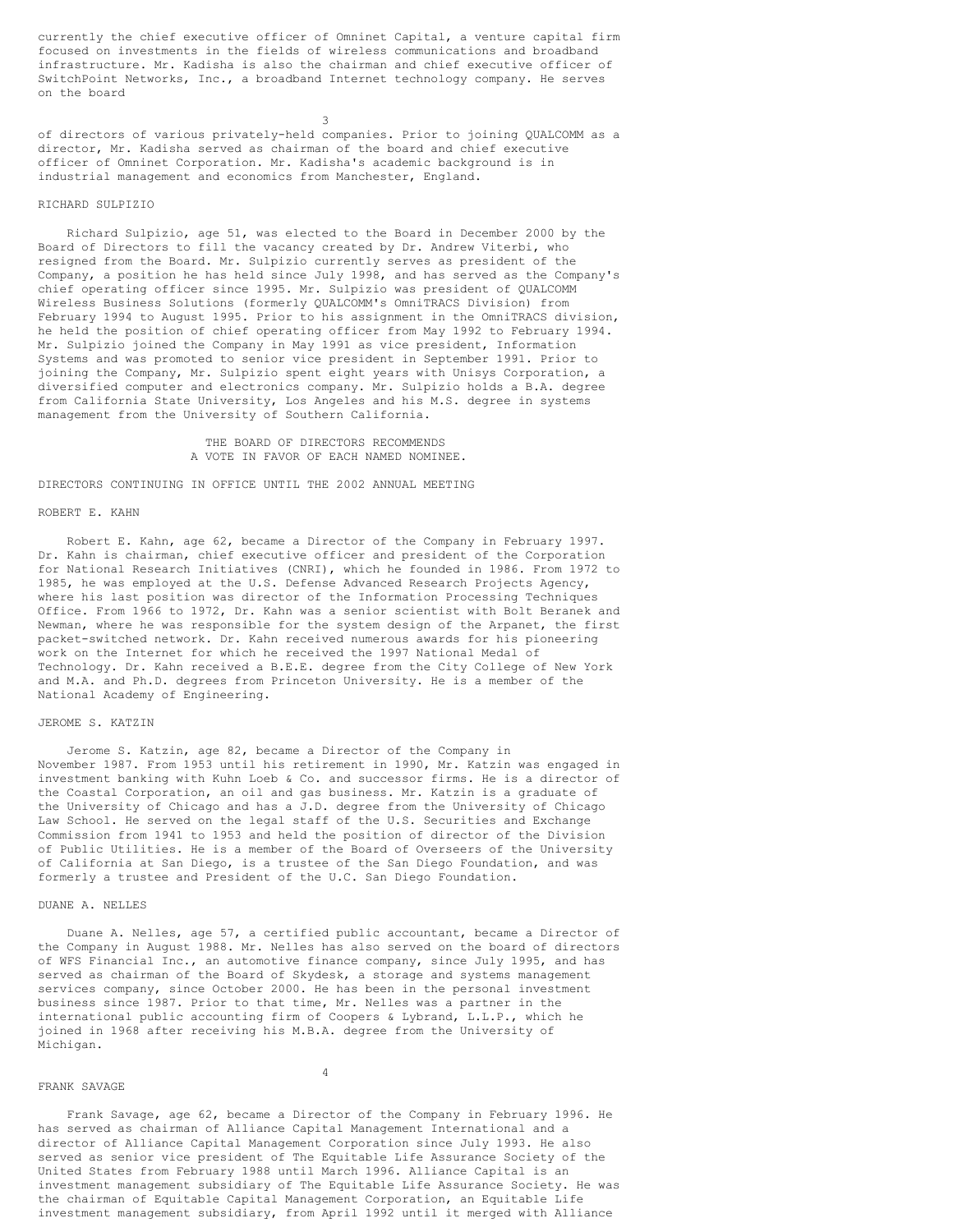currently the chief executive officer of Omninet Capital, a venture capital firm focused on investments in the fields of wireless communications and broadband infrastructure. Mr. Kadisha is also the chairman and chief executive officer of SwitchPoint Networks, Inc., a broadband Internet technology company. He serves on the board of directors of various privately-held companies. Prior to joining QUALCOMM as a director, Mr. Kadisha served as chairman of the board and chief executive officer of Omninet Corporation. Mr. Kadisha's academic background is in industrial management and economics from Manchester, England.

### RICHARD SULPIZIO

Richard Sulpizio, age 51, was elected to the Board in December 2000 by the Board of Directors to fill the vacancy created by Dr. Andrew Viterbi, who resigned from the Board. Mr. Sulpizio currently serves as president of the Company, a position he has held since July 1998, and has served as the Company's chief operating officer since 1995. Mr. Sulpizio was president of QUALCOMM Wireless Business Solutions (formerly QUALCOMM's OmniTRACS Division) from February 1994 to August 1995. Prior to his assignment in the OmniTRACS division, he held the position of chief operating officer from May 1992 to February 1994. Mr. Sulpizio joined the Company in May 1991 as vice president, Information Systems and was promoted to senior vice president in September 1991. Prior to joining the Company, Mr. Sulpizio spent eight years with Unisys Corporation, a diversified computer and electronics company. Mr. Sulpizio holds a B.A. degree from California State University, Los Angeles and his M.S. degree in systems management from the University of Southern California.

THE BOARD OF DIRECTORS RECOMMENDS
A VOTE IN FAVOR OF EACH NAMED NOMINEE.

## DIRECTORS CONTINUING IN OFFICE UNTIL THE 2002 ANNUAL MEETING

### ROBERT E. KAHN

Robert E. Kahn, age 62, became a Director of the Company in February 1997. Dr. Kahn is chairman, chief executive officer and president of the Corporation for National Research Initiatives (CNRI), which he founded in 1986. From 1972 to 1985, he was employed at the U.S. Defense Advanced Research Projects Agency, where his last position was director of the Information Processing Techniques Office. From 1966 to 1972, Dr. Kahn was a senior scientist with Bolt Beranek and Newman, where he was responsible for the system design of the Arpanet, the first packet-switched network. Dr. Kahn received numerous awards for his pioneering work on the Internet for which he received the 1997 National Medal of Technology. Dr. Kahn received a B.E.E. degree from the City College of New York and M.A. and Ph.D. degrees from Princeton University. He is a member of the National Academy of Engineering.

### JEROME S. KATZIN

Jerome S. Katzin, age 82, became a Director of the Company in November 1987. From 1953 until his retirement in 1990, Mr. Katzin was engaged in investment banking with Kuhn Loeb & Co. and successor firms. He is a director of the Coastal Corporation, an oil and gas business. Mr. Katzin is a graduate of the University of Chicago and has a J.D. degree from the University of Chicago Law School. He served on the legal staff of the U.S. Securities and Exchange Commission from 1941 to 1953 and held the position of director of the Division of Public Utilities. He is a member of the Board of Overseers of the University of California at San Diego, is a trustee of the San Diego Foundation, and was formerly a trustee and President of the U.C. San Diego Foundation.

### DUANE A. NELLES

Duane A. Nelles, age 57, a certified public accountant, became a Director of the Company in August 1988. Mr. Nelles has also served on the board of directors of WFS Financial Inc., an automotive finance company, since July 1995, and has served as chairman of the Board of Skydesk, a storage and systems management services company, since October 2000. He has been in the personal investment business since 1987. Prior to that time, Mr. Nelles was a partner in the international public accounting firm of Coopers & Lybrand, L.L.P., which he joined in 1968 after receiving his M.B.A. degree from the University of Michigan.

### FRANK SAVAGE

Frank Savage, age 62, became a Director of the Company in February 1996. He has served as chairman of Alliance Capital Management International and a director of Alliance Capital Management Corporation since July 1993. He also served as senior vice president of The Equitable Life Assurance Society of the United States from February 1988 until March 1996. Alliance Capital is an investment management subsidiary of The Equitable Life Assurance Society. He was the chairman of Equitable Capital Management Corporation, an Equitable Life investment management subsidiary, from April 1992 until it merged with Alliance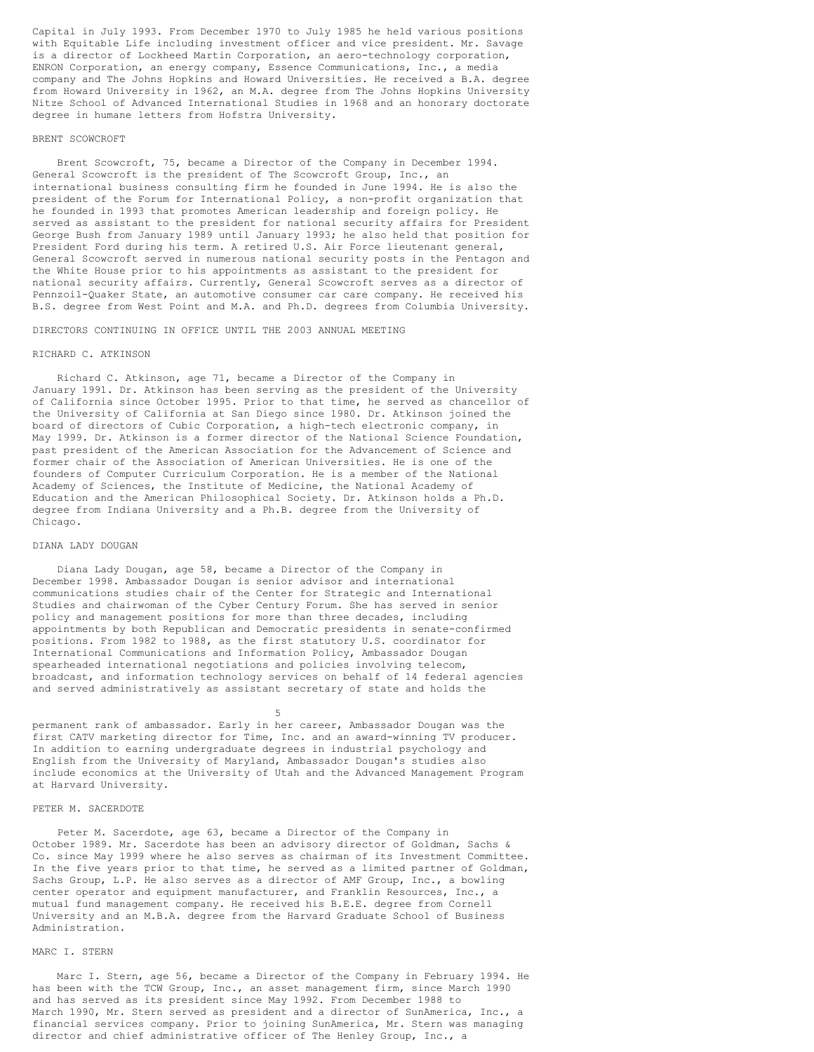Capital in July 1993. From December 1970 to July 1985 he held various positions with Equitable Life including investment officer and vice president. Mr. Savage is a director of Lockheed Martin Corporation, an aero-technology corporation, ENRON Corporation, an energy company, Essence Communications, Inc., a media company and The Johns Hopkins and Howard Universities. He received a B.A. degree from Howard University in 1962, an M.A. degree from The Johns Hopkins University Nitze School of Advanced International Studies in 1968 and an honorary doctorate degree in humane letters from Hofstra University.

### BRENT SCOWCROFT

Brent Scowcroft, 75, became a Director of the Company in December 1994. General Scowcroft is the president of The Scowcroft Group, Inc., an international business consulting firm he founded in June 1994. He is also the president of the Forum for International Policy, a non-profit organization that he founded in 1993 that promotes American leadership and foreign policy. He served as assistant to the president for national security affairs for President George Bush from January 1989 until January 1993; he also held that position for President Ford during his term. A retired U.S. Air Force lieutenant general, General Scowcroft served in numerous national security posts in the Pentagon and the White House prior to his appointments as assistant to the president for national security affairs. Currently, General Scowcroft serves as a director of Pennzoil-Quaker State, an automotive consumer car care company. He received his B.S. degree from West Point and M.A. and Ph.D. degrees from Columbia University.

## DIRECTORS CONTINUING IN OFFICE UNTIL THE 2003 ANNUAL MEETING

### RICHARD C. ATKINSON

Richard C. Atkinson, age 71, became a Director of the Company in January 1991. Dr. Atkinson has been serving as the president of the University of California since October 1995. Prior to that time, he served as chancellor of the University of California at San Diego since 1980. Dr. Atkinson joined the board of directors of Cubic Corporation, a high-tech electronic company, in May 1999. Dr. Atkinson is a former director of the National Science Foundation, past president of the American Association for the Advancement of Science and former chair of the Association of American Universities. He is one of the founders of Computer Curriculum Corporation. He is a member of the National Academy of Sciences, the Institute of Medicine, the National Academy of Education and the American Philosophical Society. Dr. Atkinson holds a Ph.D. degree from Indiana University and a Ph.B. degree from the University of Chicago.

### DIANA LADY DOUGAN

Diana Lady Dougan, age 58, became a Director of the Company in December 1998. Ambassador Dougan is senior advisor and international communications studies chair of the Center for Strategic and International Studies and chairwoman of the Cyber Century Forum. She has served in senior policy and management positions for more than three decades, including appointments by both Republican and Democratic presidents in senate-confirmed positions. From 1982 to 1988, as the first statutory U.S. coordinator for International Communications and Information Policy, Ambassador Dougan spearheaded international negotiations and policies involving telecom, broadcast, and information technology services on behalf of 14 federal agencies and served administratively as assistant secretary of state and holds the permanent rank of ambassador. Early in her career, Ambassador Dougan was the first CATV marketing director for Time, Inc. and an award-winning TV producer. In addition to earning undergraduate degrees in industrial psychology and English from the University of Maryland, Ambassador Dougan's studies also include economics at the University of Utah and the Advanced Management Program at Harvard University.

### PETER M. SACERDOTE

Peter M. Sacerdote, age 63, became a Director of the Company in October 1989. Mr. Sacerdote has been an advisory director of Goldman, Sachs & Co. since May 1999 where he also serves as chairman of its Investment Committee. In the five years prior to that time, he served as a limited partner of Goldman, Sachs Group, L.P. He also serves as a director of AMF Group, Inc., a bowling center operator and equipment manufacturer, and Franklin Resources, Inc., a mutual fund management company. He received his B.E.E. degree from Cornell University and an M.B.A. degree from the Harvard Graduate School of Business Administration.

### MARC I. STERN

Marc I. Stern, age 56, became a Director of the Company in February 1994. He has been with the TCW Group, Inc., an asset management firm, since March 1990 and has served as its president since May 1992. From December 1988 to March 1990, Mr. Stern served as president and a director of SunAmerica, Inc., a financial services company. Prior to joining SunAmerica, Mr. Stern was managing director and chief administrative officer of The Henley Group, Inc., a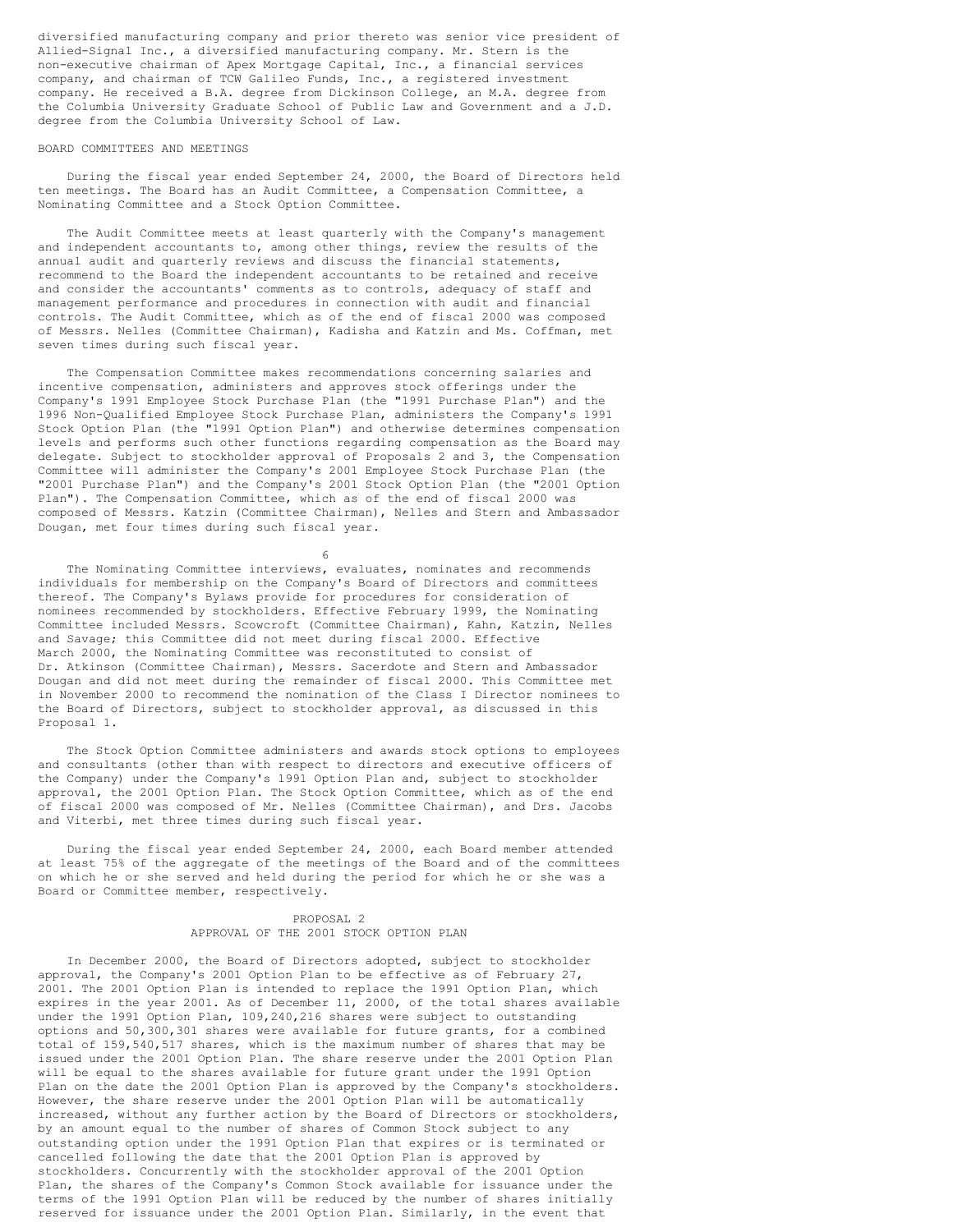diversified manufacturing company and prior thereto was senior vice president of Allied-Signal Inc., a diversified manufacturing company. Mr. Stern is the non-executive chairman of Apex Mortgage Capital, Inc., a financial services company, and chairman of TCW Galileo Funds, Inc., a registered investment company. He received a B.A. degree from Dickinson College, an M.A. degree from the Columbia University Graduate School of Public Law and Government and a J.D. degree from the Columbia University School of Law.

BOARD COMMITTEES AND MEETINGS

During the fiscal year ended September 24, 2000, the Board of Directors held ten meetings. The Board has an Audit Committee, a Compensation Committee, a Nominating Committee and a Stock Option Committee.

The Audit Committee meets at least quarterly with the Company's management and independent accountants to, among other things, review the results of the annual audit and quarterly reviews and discuss the financial statements, recommend to the Board the independent accountants to be retained and receive and consider the accountants' comments as to controls, adequacy of staff and management performance and procedures in connection with audit and financial controls. The Audit Committee, which as of the end of fiscal 2000 was composed of Messrs. Nelles (Committee Chairman), Kadisha and Katzin and Ms. Coffman, met seven times during such fiscal year.

The Compensation Committee makes recommendations concerning salaries and incentive compensation, administers and approves stock offerings under the Company's 1991 Employee Stock Purchase Plan (the "1991 Purchase Plan") and the 1996 Non-Qualified Employee Stock Purchase Plan, administers the Company's 1991 Stock Option Plan (the "1991 Option Plan") and otherwise determines compensation levels and performs such other functions regarding compensation as the Board may delegate. Subject to stockholder approval of Proposals 2 and 3, the Compensation Committee will administer the Company's 2001 Employee Stock Purchase Plan (the "2001 Purchase Plan") and the Company's 2001 Stock Option Plan (the "2001 Option Plan"). The Compensation Committee, which as of the end of fiscal 2000 was composed of Messrs. Katzin (Committee Chairman), Nelles and Stern and Ambassador Dougan, met four times during such fiscal year.

The Nominating Committee interviews, evaluates, nominates and recommends individuals for membership on the Company's Board of Directors and committees thereof. The Company's Bylaws provide for procedures for consideration of nominees recommended by stockholders. Effective February 1999, the Nominating Committee included Messrs. Scowcroft (Committee Chairman), Kahn, Katzin, Nelles and Savage; this Committee did not meet during fiscal 2000. Effective March 2000, the Nominating Committee was reconstituted to consist of Dr. Atkinson (Committee Chairman), Messrs. Sacerdote and Stern and Ambassador Dougan and did not meet during the remainder of fiscal 2000. This Committee met in November 2000 to recommend the nomination of the Class I Director nominees to the Board of Directors, subject to stockholder approval, as discussed in this Proposal 1.

The Stock Option Committee administers and awards stock options to employees and consultants (other than with respect to directors and executive officers of the Company) under the Company's 1991 Option Plan and, subject to stockholder approval, the 2001 Option Plan. The Stock Option Committee, which as of the end of fiscal 2000 was composed of Mr. Nelles (Committee Chairman), and Drs. Jacobs and Viterbi, met three times during such fiscal year.

During the fiscal year ended September 24, 2000, each Board member attended at least 75% of the aggregate of the meetings of the Board and of the committees on which he or she served and held during the period for which he or she was a Board or Committee member, respectively.

## PROPOSAL 2
## APPROVAL OF THE 2001 STOCK OPTION PLAN

In December 2000, the Board of Directors adopted, subject to stockholder approval, the Company's 2001 Option Plan to be effective as of February 27, 2001. The 2001 Option Plan is intended to replace the 1991 Option Plan, which expires in the year 2001. As of December 11, 2000, of the total shares available under the 1991 Option Plan, 109,240,216 shares were subject to outstanding options and 50,300,301 shares were available for future grants, for a combined total of 159,540,517 shares, which is the maximum number of shares that may be issued under the 2001 Option Plan. The share reserve under the 2001 Option Plan will be equal to the shares available for future grant under the 1991 Option Plan on the date the 2001 Option Plan is approved by the Company's stockholders. However, the share reserve under the 2001 Option Plan will be automatically increased, without any further action by the Board of Directors or stockholders, by an amount equal to the number of shares of Common Stock subject to any outstanding option under the 1991 Option Plan that expires or is terminated or cancelled following the date that the 2001 Option Plan is approved by stockholders. Concurrently with the stockholder approval of the 2001 Option Plan, the shares of the Company's Common Stock available for issuance under the terms of the 1991 Option Plan will be reduced by the number of shares initially reserved for issuance under the 2001 Option Plan. Similarly, in the event that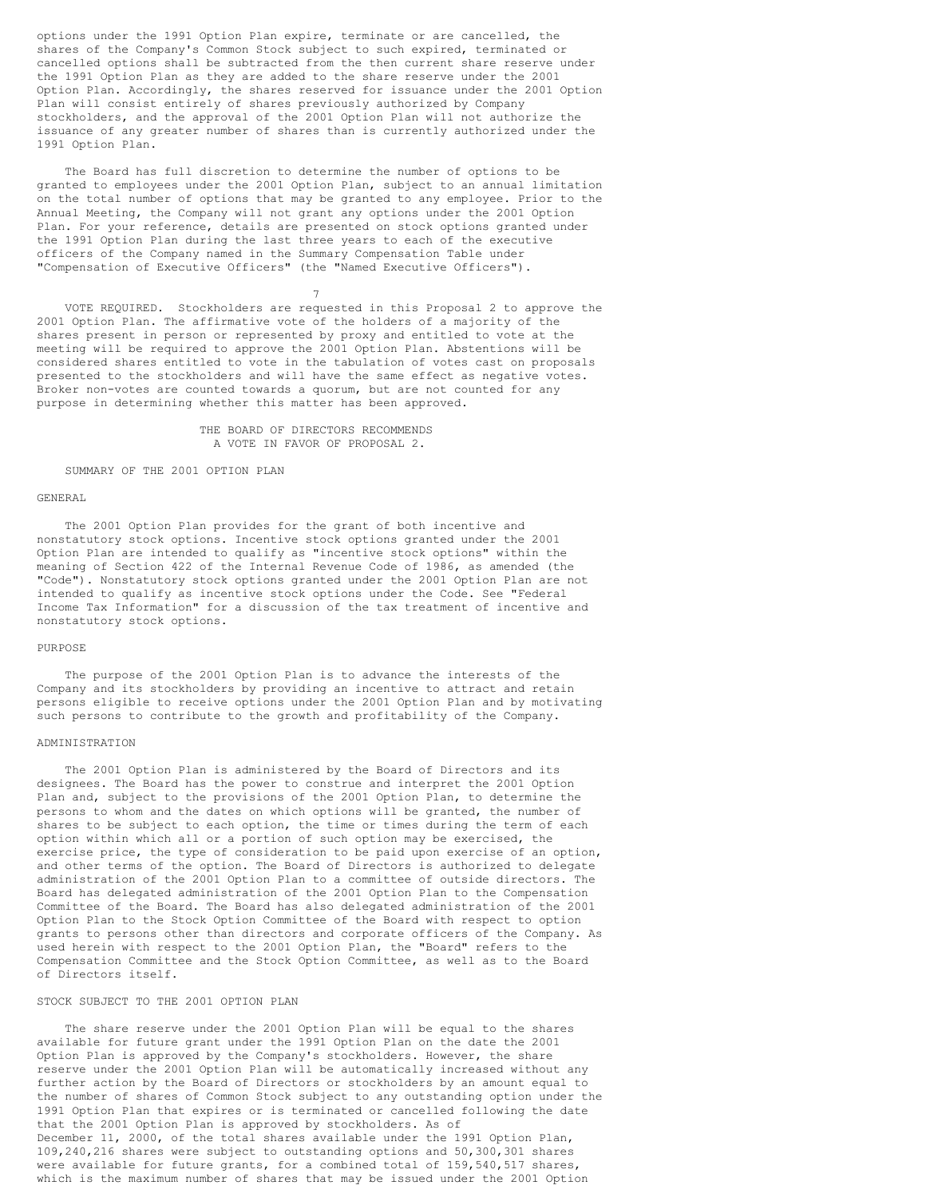options under the 1991 Option Plan expire, terminate or are cancelled, the shares of the Company's Common Stock subject to such expired, terminated or cancelled options shall be subtracted from the then current share reserve under the 1991 Option Plan as they are added to the share reserve under the 2001 Option Plan. Accordingly, the shares reserved for issuance under the 2001 Option Plan will consist entirely of shares previously authorized by Company stockholders, and the approval of the 2001 Option Plan will not authorize the issuance of any greater number of shares than is currently authorized under the 1991 Option Plan.

The Board has full discretion to determine the number of options to be granted to employees under the 2001 Option Plan, subject to an annual limitation on the total number of options that may be granted to any employee. Prior to the Annual Meeting, the Company will not grant any options under the 2001 Option Plan. For your reference, details are presented on stock options granted under the 1991 Option Plan during the last three years to each of the executive officers of the Company named in the Summary Compensation Table under "Compensation of Executive Officers" (the "Named Executive Officers").

VOTE REQUIRED. Stockholders are requested in this Proposal 2 to approve the 2001 Option Plan. The affirmative vote of the holders of a majority of the shares present in person or represented by proxy and entitled to vote at the meeting will be required to approve the 2001 Option Plan. Abstentions will be considered shares entitled to vote in the tabulation of votes cast on proposals presented to the stockholders and will have the same effect as negative votes. Broker non-votes are counted towards a quorum, but are not counted for any purpose in determining whether this matter has been approved.

THE BOARD OF DIRECTORS RECOMMENDS A VOTE IN FAVOR OF PROPOSAL 2.

## SUMMARY OF THE 2001 OPTION PLAN

### GENERAL

The 2001 Option Plan provides for the grant of both incentive and nonstatutory stock options. Incentive stock options granted under the 2001 Option Plan are intended to qualify as "incentive stock options" within the meaning of Section 422 of the Internal Revenue Code of 1986, as amended (the "Code"). Nonstatutory stock options granted under the 2001 Option Plan are not intended to qualify as incentive stock options under the Code. See "Federal Income Tax Information" for a discussion of the tax treatment of incentive and nonstatutory stock options.

### PURPOSE

The purpose of the 2001 Option Plan is to advance the interests of the Company and its stockholders by providing an incentive to attract and retain persons eligible to receive options under the 2001 Option Plan and by motivating such persons to contribute to the growth and profitability of the Company.

### ADMINISTRATION

The 2001 Option Plan is administered by the Board of Directors and its designees. The Board has the power to construe and interpret the 2001 Option Plan and, subject to the provisions of the 2001 Option Plan, to determine the persons to whom and the dates on which options will be granted, the number of shares to be subject to each option, the time or times during the term of each option within which all or a portion of such option may be exercised, the exercise price, the type of consideration to be paid upon exercise of an option, and other terms of the option. The Board of Directors is authorized to delegate administration of the 2001 Option Plan to a committee of outside directors. The Board has delegated administration of the 2001 Option Plan to the Compensation Committee of the Board. The Board has also delegated administration of the 2001 Option Plan to the Stock Option Committee of the Board with respect to option grants to persons other than directors and corporate officers of the Company. As used herein with respect to the 2001 Option Plan, the "Board" refers to the Compensation Committee and the Stock Option Committee, as well as to the Board of Directors itself.

### STOCK SUBJECT TO THE 2001 OPTION PLAN

The share reserve under the 2001 Option Plan will be equal to the shares available for future grant under the 1991 Option Plan on the date the 2001 Option Plan is approved by the Company's stockholders. However, the share reserve under the 2001 Option Plan will be automatically increased without any further action by the Board of Directors or stockholders by an amount equal to the number of shares of Common Stock subject to any outstanding option under the 1991 Option Plan that expires or is terminated or cancelled following the date that the 2001 Option Plan is approved by stockholders. As of December 11, 2000, of the total shares available under the 1991 Option Plan, 109,240,216 shares were subject to outstanding options and 50,300,301 shares were available for future grants, for a combined total of 159,540,517 shares, which is the maximum number of shares that may be issued under the 2001 Option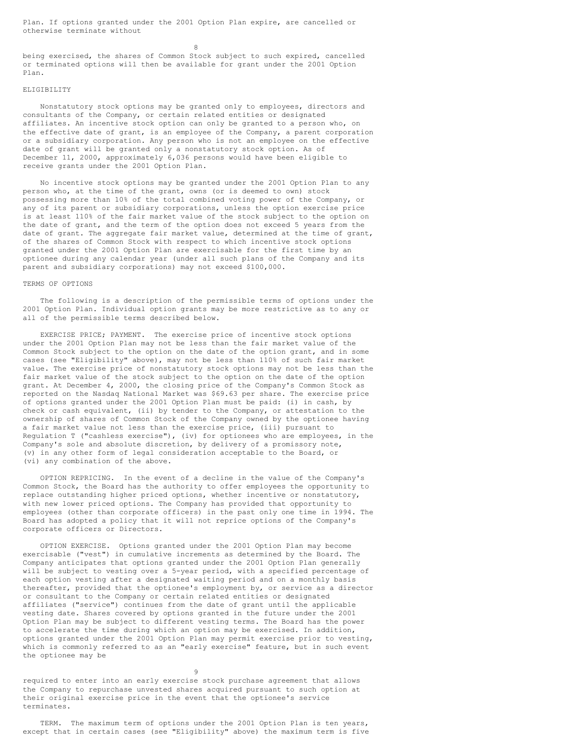Plan. If options granted under the 2001 Option Plan expire, are cancelled or otherwise terminate without being exercised, the shares of Common Stock subject to such expired, cancelled or terminated options will then be available for grant under the 2001 Option Plan.

ELIGIBILITY

Nonstatutory stock options may be granted only to employees, directors and consultants of the Company, or certain related entities or designated affiliates. An incentive stock option can only be granted to a person who, on the effective date of grant, is an employee of the Company, a parent corporation or a subsidiary corporation. Any person who is not an employee on the effective date of grant will be granted only a nonstatutory stock option. As of December 11, 2000, approximately 6,036 persons would have been eligible to receive grants under the 2001 Option Plan.

No incentive stock options may be granted under the 2001 Option Plan to any person who, at the time of the grant, owns (or is deemed to own) stock possessing more than 10% of the total combined voting power of the Company, or any of its parent or subsidiary corporations, unless the option exercise price is at least 110% of the fair market value of the stock subject to the option on the date of grant, and the term of the option does not exceed 5 years from the date of grant. The aggregate fair market value, determined at the time of grant, of the shares of Common Stock with respect to which incentive stock options granted under the 2001 Option Plan are exercisable for the first time by an optionee during any calendar year (under all such plans of the Company and its parent and subsidiary corporations) may not exceed $100,000.

TERMS OF OPTIONS

The following is a description of the permissible terms of options under the 2001 Option Plan. Individual option grants may be more restrictive as to any or all of the permissible terms described below.

EXERCISE PRICE; PAYMENT. The exercise price of incentive stock options under the 2001 Option Plan may not be less than the fair market value of the Common Stock subject to the option on the date of the option grant, and in some cases (see "Eligibility" above), may not be less than 110% of such fair market value. The exercise price of nonstatutory stock options may not be less than the fair market value of the stock subject to the option on the date of the option grant. At December 4, 2000, the closing price of the Company's Common Stock as reported on the Nasdaq National Market was $69.63 per share. The exercise price of options granted under the 2001 Option Plan must be paid: (i) in cash, by check or cash equivalent, (ii) by tender to the Company, or attestation to the ownership of shares of Common Stock of the Company owned by the optionee having a fair market value not less than the exercise price, (iii) pursuant to Regulation T ("cashless exercise"), (iv) for optionees who are employees, in the Company's sole and absolute discretion, by delivery of a promissory note, (v) in any other form of legal consideration acceptable to the Board, or (vi) any combination of the above.

OPTION REPRICING. In the event of a decline in the value of the Company's Common Stock, the Board has the authority to offer employees the opportunity to replace outstanding higher priced options, whether incentive or nonstatutory, with new lower priced options. The Company has provided that opportunity to employees (other than corporate officers) in the past only one time in 1994. The Board has adopted a policy that it will not reprice options of the Company's corporate officers or Directors.

OPTION EXERCISE. Options granted under the 2001 Option Plan may become exercisable ("vest") in cumulative increments as determined by the Board. The Company anticipates that options granted under the 2001 Option Plan generally will be subject to vesting over a 5-year period, with a specified percentage of each option vesting after a designated waiting period and on a monthly basis thereafter, provided that the optionee's employment by, or service as a director or consultant to the Company or certain related entities or designated affiliates ("service") continues from the date of grant until the applicable vesting date. Shares covered by options granted in the future under the 2001 Option Plan may be subject to different vesting terms. The Board has the power to accelerate the time during which an option may be exercised. In addition, options granted under the 2001 Option Plan may permit exercise prior to vesting, which is commonly referred to as an "early exercise" feature, but in such event the optionee may be required to enter into an early exercise stock purchase agreement that allows the Company to repurchase unvested shares acquired pursuant to such option at their original exercise price in the event that the optionee's service terminates.

TERM. The maximum term of options under the 2001 Option Plan is ten years, except that in certain cases (see "Eligibility" above) the maximum term is five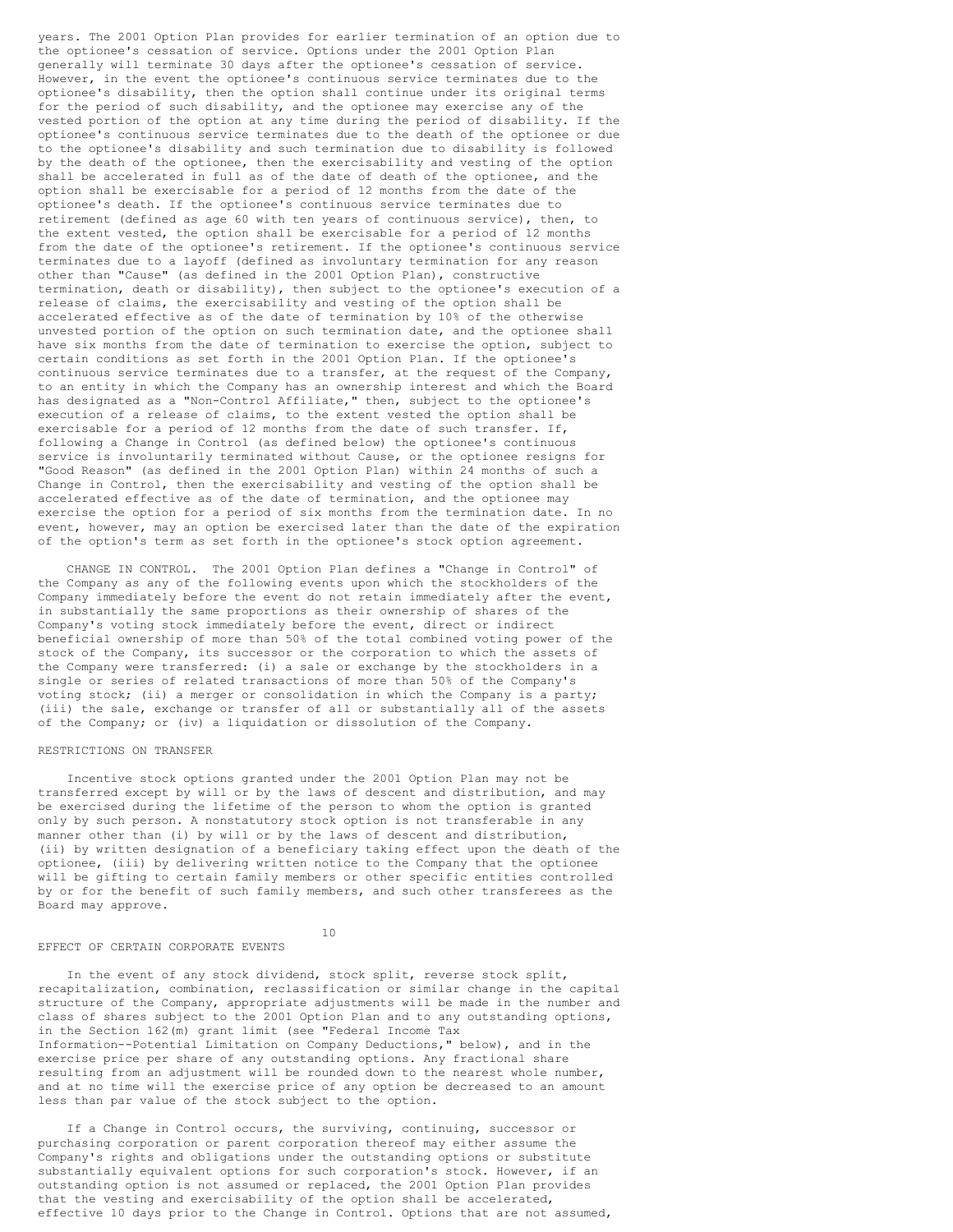years. The 2001 Option Plan provides for earlier termination of an option due to the optionee's cessation of service. Options under the 2001 Option Plan generally will terminate 30 days after the optionee's cessation of service. However, in the event the optionee's continuous service terminates due to the optionee's disability, then the option shall continue under its original terms for the period of such disability, and the optionee may exercise any of the vested portion of the option at any time during the period of disability. If the optionee's continuous service terminates due to the death of the optionee or due to the optionee's disability and such termination due to disability is followed by the death of the optionee, then the exercisability and vesting of the option shall be accelerated in full as of the date of death of the optionee, and the option shall be exercisable for a period of 12 months from the date of the optionee's death. If the optionee's continuous service terminates due to retirement (defined as age 60 with ten years of continuous service), then, to the extent vested, the option shall be exercisable for a period of 12 months from the date of the optionee's retirement. If the optionee's continuous service terminates due to a layoff (defined as involuntary termination for any reason other than "Cause" (as defined in the 2001 Option Plan), constructive termination, death or disability), then subject to the optionee's execution of a release of claims, the exercisability and vesting of the option shall be accelerated effective as of the date of termination by 10% of the otherwise unvested portion of the option on such termination date, and the optionee shall have six months from the date of termination to exercise the option, subject to certain conditions as set forth in the 2001 Option Plan. If the optionee's continuous service terminates due to a transfer, at the request of the Company, to an entity in which the Company has an ownership interest and which the Board has designated as a "Non-Control Affiliate," then, subject to the optionee's execution of a release of claims, to the extent vested the option shall be exercisable for a period of 12 months from the date of such transfer. If, following a Change in Control (as defined below) the optionee's continuous service is involuntarily terminated without Cause, or the optionee resigns for "Good Reason" (as defined in the 2001 Option Plan) within 24 months of such a Change in Control, then the exercisability and vesting of the option shall be accelerated effective as of the date of termination, and the optionee may exercise the option for a period of six months from the termination date. In no event, however, may an option be exercised later than the date of the expiration of the option's term as set forth in the optionee's stock option agreement.

CHANGE IN CONTROL. The 2001 Option Plan defines a "Change in Control" of the Company as any of the following events upon which the stockholders of the Company immediately before the event do not retain immediately after the event, in substantially the same proportions as their ownership of shares of the Company's voting stock immediately before the event, direct or indirect beneficial ownership of more than 50% of the total combined voting power of the stock of the Company, its successor or the corporation to which the assets of the Company were transferred: (i) a sale or exchange by the stockholders in a single or series of related transactions of more than 50% of the Company's voting stock; (ii) a merger or consolidation in which the Company is a party; (iii) the sale, exchange or transfer of all or substantially all of the assets of the Company; or (iv) a liquidation or dissolution of the Company.

## RESTRICTIONS ON TRANSFER

Incentive stock options granted under the 2001 Option Plan may not be transferred except by will or by the laws of descent and distribution, and may be exercised during the lifetime of the person to whom the option is granted only by such person. A nonstatutory stock option is not transferable in any manner other than (i) by will or by the laws of descent and distribution, (ii) by written designation of a beneficiary taking effect upon the death of the optionee, (iii) by delivering written notice to the Company that the optionee will be gifting to certain family members or other specific entities controlled by or for the benefit of such family members, and such other transferees as the Board may approve.

## EFFECT OF CERTAIN CORPORATE EVENTS

In the event of any stock dividend, stock split, reverse stock split, recapitalization, combination, reclassification or similar change in the capital structure of the Company, appropriate adjustments will be made in the number and class of shares subject to the 2001 Option Plan and to any outstanding options, in the Section 162(m) grant limit (see "Federal Income Tax Information--Potential Limitation on Company Deductions," below), and in the exercise price per share of any outstanding options. Any fractional share resulting from an adjustment will be rounded down to the nearest whole number, and at no time will the exercise price of any option be decreased to an amount less than par value of the stock subject to the option.

If a Change in Control occurs, the surviving, continuing, successor or purchasing corporation or parent corporation thereof may either assume the Company's rights and obligations under the outstanding options or substitute substantially equivalent options for such corporation's stock. However, if an outstanding option is not assumed or replaced, the 2001 Option Plan provides that the vesting and exercisability of the option shall be accelerated, effective 10 days prior to the Change in Control. Options that are not assumed,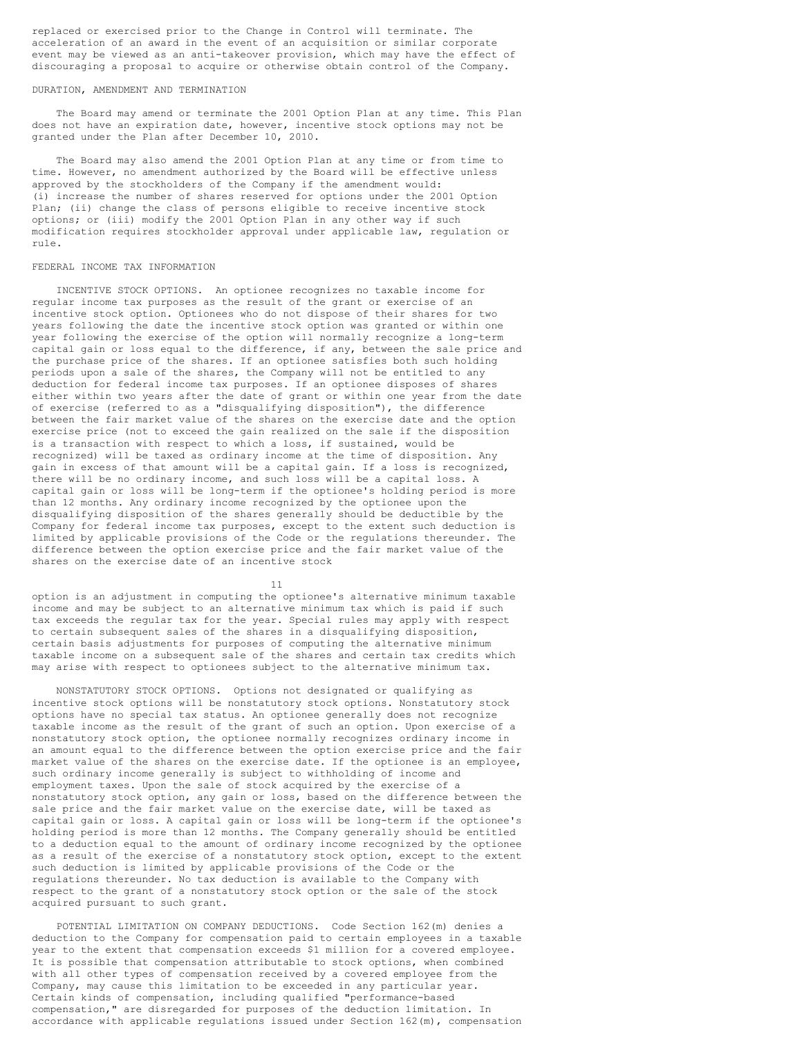replaced or exercised prior to the Change in Control will terminate. The acceleration of an award in the event of an acquisition or similar corporate event may be viewed as an anti-takeover provision, which may have the effect of discouraging a proposal to acquire or otherwise obtain control of the Company.

DURATION, AMENDMENT AND TERMINATION

The Board may amend or terminate the 2001 Option Plan at any time. This Plan does not have an expiration date, however, incentive stock options may not be granted under the Plan after December 10, 2010.

The Board may also amend the 2001 Option Plan at any time or from time to time. However, no amendment authorized by the Board will be effective unless approved by the stockholders of the Company if the amendment would: (i) increase the number of shares reserved for options under the 2001 Option Plan; (ii) change the class of persons eligible to receive incentive stock options; or (iii) modify the 2001 Option Plan in any other way if such modification requires stockholder approval under applicable law, regulation or rule.

FEDERAL INCOME TAX INFORMATION

INCENTIVE STOCK OPTIONS. An optionee recognizes no taxable income for regular income tax purposes as the result of the grant or exercise of an incentive stock option. Optionees who do not dispose of their shares for two years following the date the incentive stock option was granted or within one year following the exercise of the option will normally recognize a long-term capital gain or loss equal to the difference, if any, between the sale price and the purchase price of the shares. If an optionee satisfies both such holding periods upon a sale of the shares, the Company will not be entitled to any deduction for federal income tax purposes. If an optionee disposes of shares either within two years after the date of grant or within one year from the date of exercise (referred to as a "disqualifying disposition"), the difference between the fair market value of the shares on the exercise date and the option exercise price (not to exceed the gain realized on the sale if the disposition is a transaction with respect to which a loss, if sustained, would be recognized) will be taxed as ordinary income at the time of disposition. Any gain in excess of that amount will be a capital gain. If a loss is recognized, there will be no ordinary income, and such loss will be a capital loss. A capital gain or loss will be long-term if the optionee's holding period is more than 12 months. Any ordinary income recognized by the optionee upon the disqualifying disposition of the shares generally should be deductible by the Company for federal income tax purposes, except to the extent such deduction is limited by applicable provisions of the Code or the regulations thereunder. The difference between the option exercise price and the fair market value of the shares on the exercise date of an incentive stock option is an adjustment in computing the optionee's alternative minimum taxable income and may be subject to an alternative minimum tax which is paid if such tax exceeds the regular tax for the year. Special rules may apply with respect to certain subsequent sales of the shares in a disqualifying disposition, certain basis adjustments for purposes of computing the alternative minimum taxable income on a subsequent sale of the shares and certain tax credits which may arise with respect to optionees subject to the alternative minimum tax.

NONSTATUTORY STOCK OPTIONS. Options not designated or qualifying as incentive stock options will be nonstatutory stock options. Nonstatutory stock options have no special tax status. An optionee generally does not recognize taxable income as the result of the grant of such an option. Upon exercise of a nonstatutory stock option, the optionee normally recognizes ordinary income in an amount equal to the difference between the option exercise price and the fair market value of the shares on the exercise date. If the optionee is an employee, such ordinary income generally is subject to withholding of income and employment taxes. Upon the sale of stock acquired by the exercise of a nonstatutory stock option, any gain or loss, based on the difference between the sale price and the fair market value on the exercise date, will be taxed as capital gain or loss. A capital gain or loss will be long-term if the optionee's holding period is more than 12 months. The Company generally should be entitled to a deduction equal to the amount of ordinary income recognized by the optionee as a result of the exercise of a nonstatutory stock option, except to the extent such deduction is limited by applicable provisions of the Code or the regulations thereunder. No tax deduction is available to the Company with respect to the grant of a nonstatutory stock option or the sale of the stock acquired pursuant to such grant.

POTENTIAL LIMITATION ON COMPANY DEDUCTIONS. Code Section 162(m) denies a deduction to the Company for compensation paid to certain employees in a taxable year to the extent that compensation exceeds $1 million for a covered employee. It is possible that compensation attributable to stock options, when combined with all other types of compensation received by a covered employee from the Company, may cause this limitation to be exceeded in any particular year. Certain kinds of compensation, including qualified "performance-based compensation," are disregarded for purposes of the deduction limitation. In accordance with applicable regulations issued under Section 162(m), compensation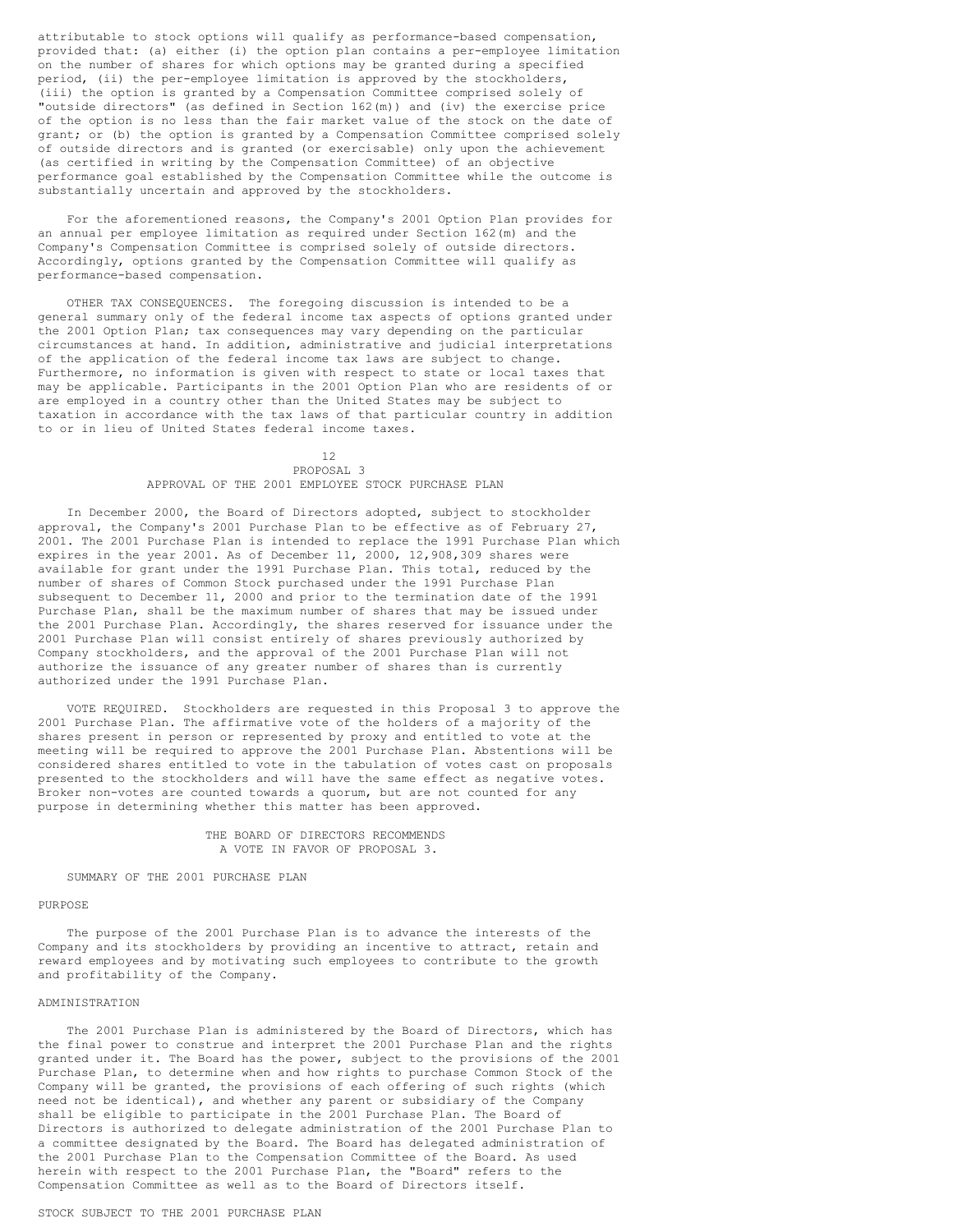attributable to stock options will qualify as performance-based compensation, provided that: (a) either (i) the option plan contains a per-employee limitation on the number of shares for which options may be granted during a specified period, (ii) the per-employee limitation is approved by the stockholders, (iii) the option is granted by a Compensation Committee comprised solely of "outside directors" (as defined in Section 162(m)) and (iv) the exercise price of the option is no less than the fair market value of the stock on the date of grant; or (b) the option is granted by a Compensation Committee comprised solely of outside directors and is granted (or exercisable) only upon the achievement (as certified in writing by the Compensation Committee) of an objective performance goal established by the Compensation Committee while the outcome is substantially uncertain and approved by the stockholders.

For the aforementioned reasons, the Company's 2001 Option Plan provides for an annual per employee limitation as required under Section 162(m) and the Company's Compensation Committee is comprised solely of outside directors. Accordingly, options granted by the Compensation Committee will qualify as performance-based compensation.

OTHER TAX CONSEQUENCES. The foregoing discussion is intended to be a general summary only of the federal income tax aspects of options granted under the 2001 Option Plan; tax consequences may vary depending on the particular circumstances at hand. In addition, administrative and judicial interpretations of the application of the federal income tax laws are subject to change. Furthermore, no information is given with respect to state or local taxes that may be applicable. Participants in the 2001 Option Plan who are residents of or are employed in a country other than the United States may be subject to taxation in accordance with the tax laws of that particular country in addition to or in lieu of United States federal income taxes.

## PROPOSAL 3
## APPROVAL OF THE 2001 EMPLOYEE STOCK PURCHASE PLAN

In December 2000, the Board of Directors adopted, subject to stockholder approval, the Company's 2001 Purchase Plan to be effective as of February 27, 2001. The 2001 Purchase Plan is intended to replace the 1991 Purchase Plan which expires in the year 2001. As of December 11, 2000, 12,908,309 shares were available for grant under the 1991 Purchase Plan. This total, reduced by the number of shares of Common Stock purchased under the 1991 Purchase Plan subsequent to December 11, 2000 and prior to the termination date of the 1991 Purchase Plan, shall be the maximum number of shares that may be issued under the 2001 Purchase Plan. Accordingly, the shares reserved for issuance under the 2001 Purchase Plan will consist entirely of shares previously authorized by Company stockholders, and the approval of the 2001 Purchase Plan will not authorize the issuance of any greater number of shares than is currently authorized under the 1991 Purchase Plan.

VOTE REQUIRED. Stockholders are requested in this Proposal 3 to approve the 2001 Purchase Plan. The affirmative vote of the holders of a majority of the shares present in person or represented by proxy and entitled to vote at the meeting will be required to approve the 2001 Purchase Plan. Abstentions will be considered shares entitled to vote in the tabulation of votes cast on proposals presented to the stockholders and will have the same effect as negative votes. Broker non-votes are counted towards a quorum, but are not counted for any purpose in determining whether this matter has been approved.

THE BOARD OF DIRECTORS RECOMMENDS A VOTE IN FAVOR OF PROPOSAL 3.

### SUMMARY OF THE 2001 PURCHASE PLAN

#### PURPOSE

The purpose of the 2001 Purchase Plan is to advance the interests of the Company and its stockholders by providing an incentive to attract, retain and reward employees and by motivating such employees to contribute to the growth and profitability of the Company.

#### ADMINISTRATION

The 2001 Purchase Plan is administered by the Board of Directors, which has the final power to construe and interpret the 2001 Purchase Plan and the rights granted under it. The Board has the power, subject to the provisions of the 2001 Purchase Plan, to determine when and how rights to purchase Common Stock of the Company will be granted, the provisions of each offering of such rights (which need not be identical), and whether any parent or subsidiary of the Company shall be eligible to participate in the 2001 Purchase Plan. The Board of Directors is authorized to delegate administration of the 2001 Purchase Plan to a committee designated by the Board. The Board has delegated administration of the 2001 Purchase Plan to the Compensation Committee of the Board. As used herein with respect to the 2001 Purchase Plan, the "Board" refers to the Compensation Committee as well as to the Board of Directors itself.

#### STOCK SUBJECT TO THE 2001 PURCHASE PLAN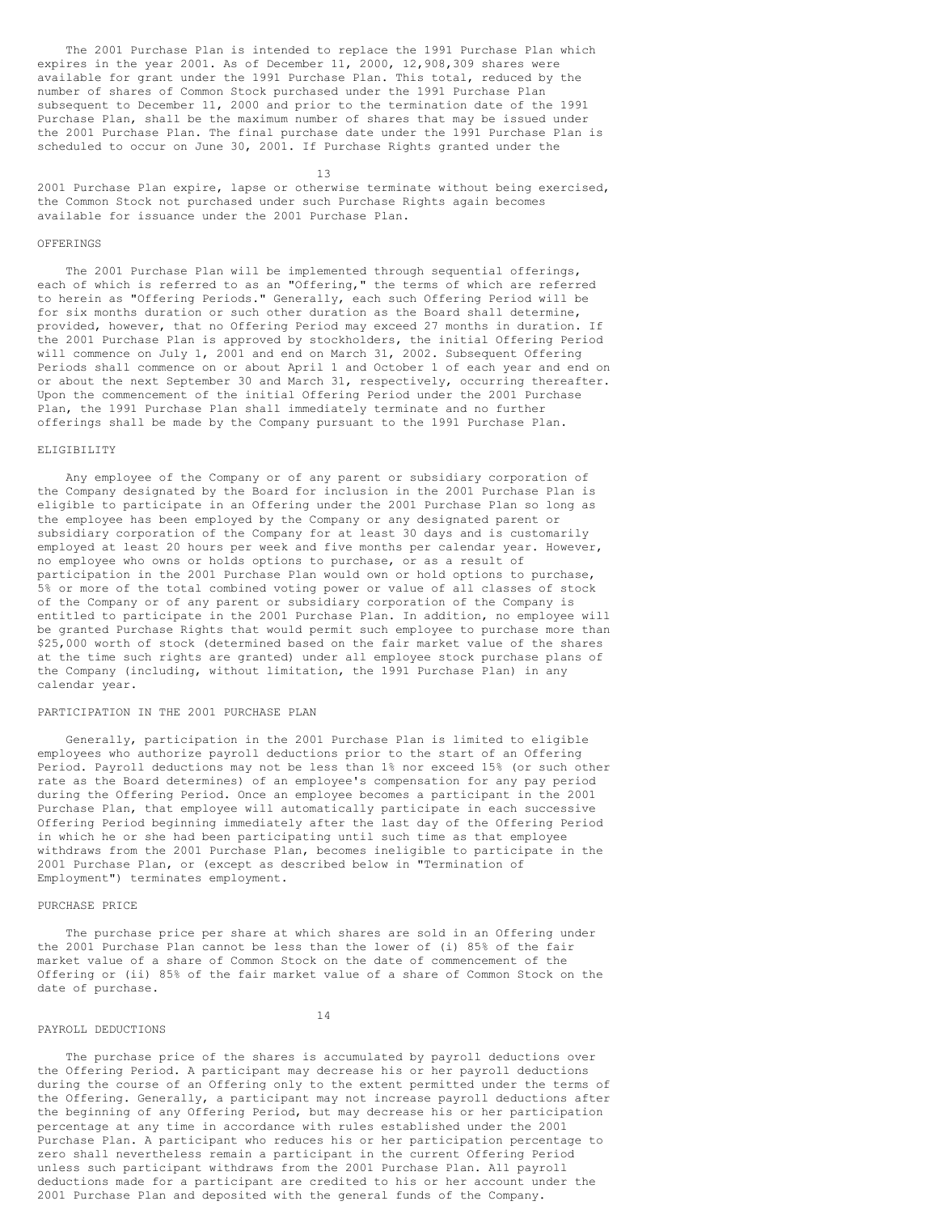The 2001 Purchase Plan is intended to replace the 1991 Purchase Plan which expires in the year 2001. As of December 11, 2000, 12,908,309 shares were available for grant under the 1991 Purchase Plan. This total, reduced by the number of shares of Common Stock purchased under the 1991 Purchase Plan subsequent to December 11, 2000 and prior to the termination date of the 1991 Purchase Plan, shall be the maximum number of shares that may be issued under the 2001 Purchase Plan. The final purchase date under the 1991 Purchase Plan is scheduled to occur on June 30, 2001. If Purchase Rights granted under the 2001 Purchase Plan expire, lapse or otherwise terminate without being exercised, the Common Stock not purchased under such Purchase Rights again becomes available for issuance under the 2001 Purchase Plan.

OFFERINGS

The 2001 Purchase Plan will be implemented through sequential offerings, each of which is referred to as an "Offering," the terms of which are referred to herein as "Offering Periods." Generally, each such Offering Period will be for six months duration or such other duration as the Board shall determine, provided, however, that no Offering Period may exceed 27 months in duration. If the 2001 Purchase Plan is approved by stockholders, the initial Offering Period will commence on July 1, 2001 and end on March 31, 2002. Subsequent Offering Periods shall commence on or about April 1 and October 1 of each year and end on or about the next September 30 and March 31, respectively, occurring thereafter. Upon the commencement of the initial Offering Period under the 2001 Purchase Plan, the 1991 Purchase Plan shall immediately terminate and no further offerings shall be made by the Company pursuant to the 1991 Purchase Plan.

ELIGIBILITY

Any employee of the Company or of any parent or subsidiary corporation of the Company designated by the Board for inclusion in the 2001 Purchase Plan is eligible to participate in an Offering under the 2001 Purchase Plan so long as the employee has been employed by the Company or any designated parent or subsidiary corporation of the Company for at least 30 days and is customarily employed at least 20 hours per week and five months per calendar year. However, no employee who owns or holds options to purchase, or as a result of participation in the 2001 Purchase Plan would own or hold options to purchase, 5% or more of the total combined voting power or value of all classes of stock of the Company or of any parent or subsidiary corporation of the Company is entitled to participate in the 2001 Purchase Plan. In addition, no employee will be granted Purchase Rights that would permit such employee to purchase more than $25,000 worth of stock (determined based on the fair market value of the shares at the time such rights are granted) under all employee stock purchase plans of the Company (including, without limitation, the 1991 Purchase Plan) in any calendar year.

PARTICIPATION IN THE 2001 PURCHASE PLAN

Generally, participation in the 2001 Purchase Plan is limited to eligible employees who authorize payroll deductions prior to the start of an Offering Period. Payroll deductions may not be less than 1% nor exceed 15% (or such other rate as the Board determines) of an employee's compensation for any pay period during the Offering Period. Once an employee becomes a participant in the 2001 Purchase Plan, that employee will automatically participate in each successive Offering Period beginning immediately after the last day of the Offering Period in which he or she had been participating until such time as that employee withdraws from the 2001 Purchase Plan, becomes ineligible to participate in the 2001 Purchase Plan, or (except as described below in "Termination of Employment") terminates employment.

PURCHASE PRICE

The purchase price per share at which shares are sold in an Offering under the 2001 Purchase Plan cannot be less than the lower of (i) 85% of the fair market value of a share of Common Stock on the date of commencement of the Offering or (ii) 85% of the fair market value of a share of Common Stock on the date of purchase.

PAYROLL DEDUCTIONS

The purchase price of the shares is accumulated by payroll deductions over the Offering Period. A participant may decrease his or her payroll deductions during the course of an Offering only to the extent permitted under the terms of the Offering. Generally, a participant may not increase payroll deductions after the beginning of any Offering Period, but may decrease his or her participation percentage at any time in accordance with rules established under the 2001 Purchase Plan. A participant who reduces his or her participation percentage to zero shall nevertheless remain a participant in the current Offering Period unless such participant withdraws from the 2001 Purchase Plan. All payroll deductions made for a participant are credited to his or her account under the 2001 Purchase Plan and deposited with the general funds of the Company.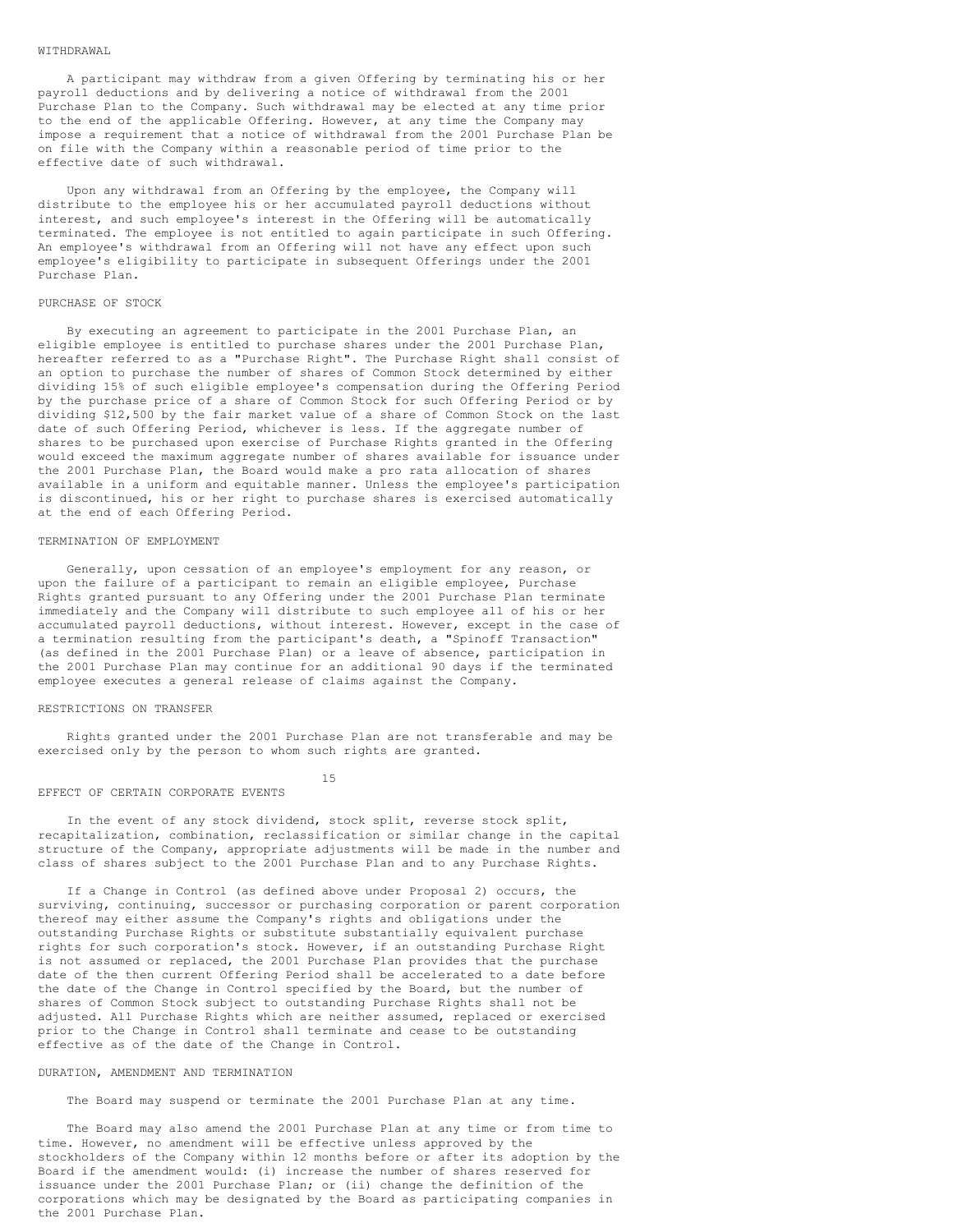## WITHDRAWAL

A participant may withdraw from a given Offering by terminating his or her payroll deductions and by delivering a notice of withdrawal from the 2001 Purchase Plan to the Company. Such withdrawal may be elected at any time prior to the end of the applicable Offering. However, at any time the Company may impose a requirement that a notice of withdrawal from the 2001 Purchase Plan be on file with the Company within a reasonable period of time prior to the effective date of such withdrawal.

Upon any withdrawal from an Offering by the employee, the Company will distribute to the employee his or her accumulated payroll deductions without interest, and such employee's interest in the Offering will be automatically terminated. The employee is not entitled to again participate in such Offering. An employee's withdrawal from an Offering will not have any effect upon such employee's eligibility to participate in subsequent Offerings under the 2001 Purchase Plan.

## PURCHASE OF STOCK

By executing an agreement to participate in the 2001 Purchase Plan, an eligible employee is entitled to purchase shares under the 2001 Purchase Plan, hereafter referred to as a "Purchase Right". The Purchase Right shall consist of an option to purchase the number of shares of Common Stock determined by either dividing 15% of such eligible employee's compensation during the Offering Period by the purchase price of a share of Common Stock for such Offering Period or by dividing $12,500 by the fair market value of a share of Common Stock on the last date of such Offering Period, whichever is less. If the aggregate number of shares to be purchased upon exercise of Purchase Rights granted in the Offering would exceed the maximum aggregate number of shares available for issuance under the 2001 Purchase Plan, the Board would make a pro rata allocation of shares available in a uniform and equitable manner. Unless the employee's participation is discontinued, his or her right to purchase shares is exercised automatically at the end of each Offering Period.

## TERMINATION OF EMPLOYMENT

Generally, upon cessation of an employee's employment for any reason, or upon the failure of a participant to remain an eligible employee, Purchase Rights granted pursuant to any Offering under the 2001 Purchase Plan terminate immediately and the Company will distribute to such employee all of his or her accumulated payroll deductions, without interest. However, except in the case of a termination resulting from the participant's death, a "Spinoff Transaction" (as defined in the 2001 Purchase Plan) or a leave of absence, participation in the 2001 Purchase Plan may continue for an additional 90 days if the terminated employee executes a general release of claims against the Company.

## RESTRICTIONS ON TRANSFER

Rights granted under the 2001 Purchase Plan are not transferable and may be exercised only by the person to whom such rights are granted.

## EFFECT OF CERTAIN CORPORATE EVENTS

In the event of any stock dividend, stock split, reverse stock split, recapitalization, combination, reclassification or similar change in the capital structure of the Company, appropriate adjustments will be made in the number and class of shares subject to the 2001 Purchase Plan and to any Purchase Rights.

If a Change in Control (as defined above under Proposal 2) occurs, the surviving, continuing, successor or purchasing corporation or parent corporation thereof may either assume the Company's rights and obligations under the outstanding Purchase Rights or substitute substantially equivalent purchase rights for such corporation's stock. However, if an outstanding Purchase Right is not assumed or replaced, the 2001 Purchase Plan provides that the purchase date of the then current Offering Period shall be accelerated to a date before the date of the Change in Control specified by the Board, but the number of shares of Common Stock subject to outstanding Purchase Rights shall not be adjusted. All Purchase Rights which are neither assumed, replaced or exercised prior to the Change in Control shall terminate and cease to be outstanding effective as of the date of the Change in Control.

## DURATION, AMENDMENT AND TERMINATION

The Board may suspend or terminate the 2001 Purchase Plan at any time.

The Board may also amend the 2001 Purchase Plan at any time or from time to time. However, no amendment will be effective unless approved by the stockholders of the Company within 12 months before or after its adoption by the Board if the amendment would: (i) increase the number of shares reserved for issuance under the 2001 Purchase Plan; or (ii) change the definition of the corporations which may be designated by the Board as participating companies in the 2001 Purchase Plan.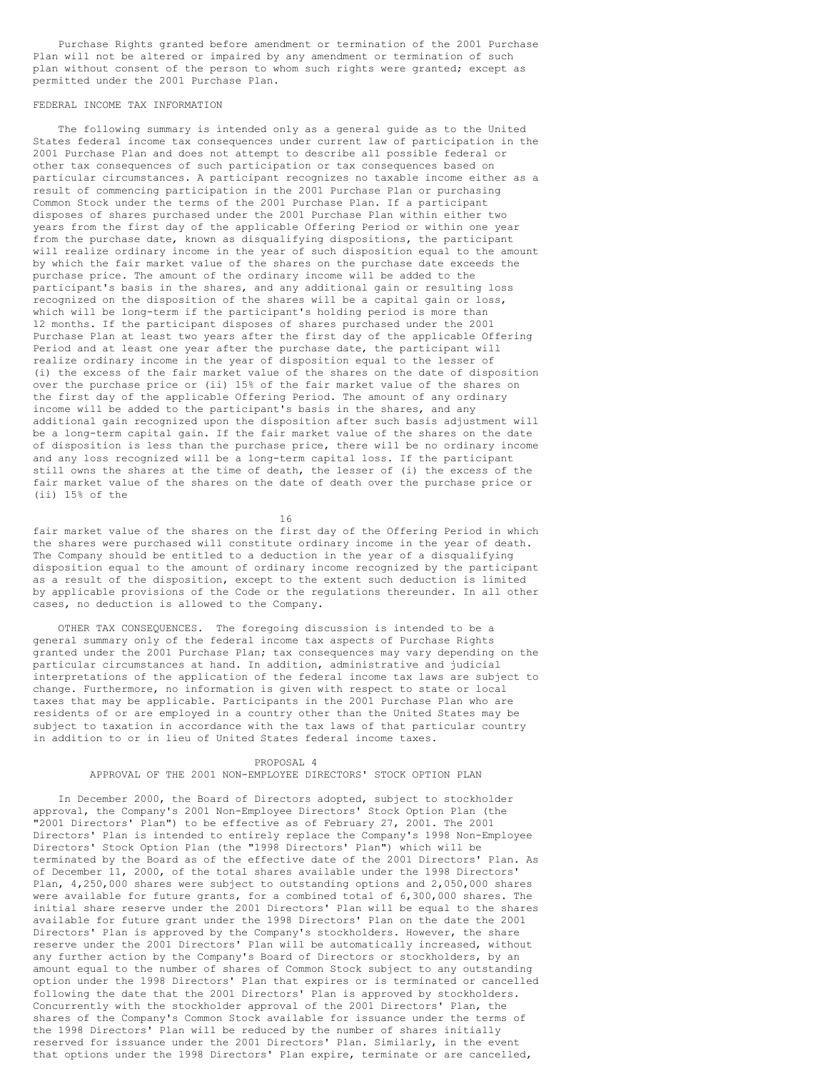Purchase Rights granted before amendment or termination of the 2001 Purchase Plan will not be altered or impaired by any amendment or termination of such plan without consent of the person to whom such rights were granted; except as permitted under the 2001 Purchase Plan.

FEDERAL INCOME TAX INFORMATION

The following summary is intended only as a general guide as to the United States federal income tax consequences under current law of participation in the 2001 Purchase Plan and does not attempt to describe all possible federal or other tax consequences of such participation or tax consequences based on particular circumstances. A participant recognizes no taxable income either as a result of commencing participation in the 2001 Purchase Plan or purchasing Common Stock under the terms of the 2001 Purchase Plan. If a participant disposes of shares purchased under the 2001 Purchase Plan within either two years from the first day of the applicable Offering Period or within one year from the purchase date, known as disqualifying dispositions, the participant will realize ordinary income in the year of such disposition equal to the amount by which the fair market value of the shares on the purchase date exceeds the purchase price. The amount of the ordinary income will be added to the participant's basis in the shares, and any additional gain or resulting loss recognized on the disposition of the shares will be a capital gain or loss, which will be long-term if the participant's holding period is more than 12 months. If the participant disposes of shares purchased under the 2001 Purchase Plan at least two years after the first day of the applicable Offering Period and at least one year after the purchase date, the participant will realize ordinary income in the year of disposition equal to the lesser of (i) the excess of the fair market value of the shares on the date of disposition over the purchase price or (ii) 15% of the fair market value of the shares on the first day of the applicable Offering Period. The amount of any ordinary income will be added to the participant's basis in the shares, and any additional gain recognized upon the disposition after such basis adjustment will be a long-term capital gain. If the fair market value of the shares on the date of disposition is less than the purchase price, there will be no ordinary income and any loss recognized will be a long-term capital loss. If the participant still owns the shares at the time of death, the lesser of (i) the excess of the fair market value of the shares on the date of death over the purchase price or (ii) 15% of the fair market value of the shares on the first day of the Offering Period in which the shares were purchased will constitute ordinary income in the year of death. The Company should be entitled to a deduction in the year of a disqualifying disposition equal to the amount of ordinary income recognized by the participant as a result of the disposition, except to the extent such deduction is limited by applicable provisions of the Code or the regulations thereunder. In all other cases, no deduction is allowed to the Company.

OTHER TAX CONSEQUENCES. The foregoing discussion is intended to be a general summary only of the federal income tax aspects of Purchase Rights granted under the 2001 Purchase Plan; tax consequences may vary depending on the particular circumstances at hand. In addition, administrative and judicial interpretations of the application of the federal income tax laws are subject to change. Furthermore, no information is given with respect to state or local taxes that may be applicable. Participants in the 2001 Purchase Plan who are residents of or are employed in a country other than the United States may be subject to taxation in accordance with the tax laws of that particular country in addition to or in lieu of United States federal income taxes.

## PROPOSAL 4
## APPROVAL OF THE 2001 NON-EMPLOYEE DIRECTORS' STOCK OPTION PLAN

In December 2000, the Board of Directors adopted, subject to stockholder approval, the Company's 2001 Non-Employee Directors' Stock Option Plan (the "2001 Directors' Plan") to be effective as of February 27, 2001. The 2001 Directors' Plan is intended to entirely replace the Company's 1998 Non-Employee Directors' Stock Option Plan (the "1998 Directors' Plan") which will be terminated by the Board as of the effective date of the 2001 Directors' Plan. As of December 11, 2000, of the total shares available under the 1998 Directors' Plan, 4,250,000 shares were subject to outstanding options and 2,050,000 shares were available for future grants, for a combined total of 6,300,000 shares. The initial share reserve under the 2001 Directors' Plan will be equal to the shares available for future grant under the 1998 Directors' Plan on the date the 2001 Directors' Plan is approved by the Company's stockholders. However, the share reserve under the 2001 Directors' Plan will be automatically increased, without any further action by the Company's Board of Directors or stockholders, by an amount equal to the number of shares of Common Stock subject to any outstanding option under the 1998 Directors' Plan that expires or is terminated or cancelled following the date that the 2001 Directors' Plan is approved by stockholders. Concurrently with the stockholder approval of the 2001 Directors' Plan, the shares of the Company's Common Stock available for issuance under the terms of the 1998 Directors' Plan will be reduced by the number of shares initially reserved for issuance under the 2001 Directors' Plan. Similarly, in the event that options under the 1998 Directors' Plan expire, terminate or are cancelled,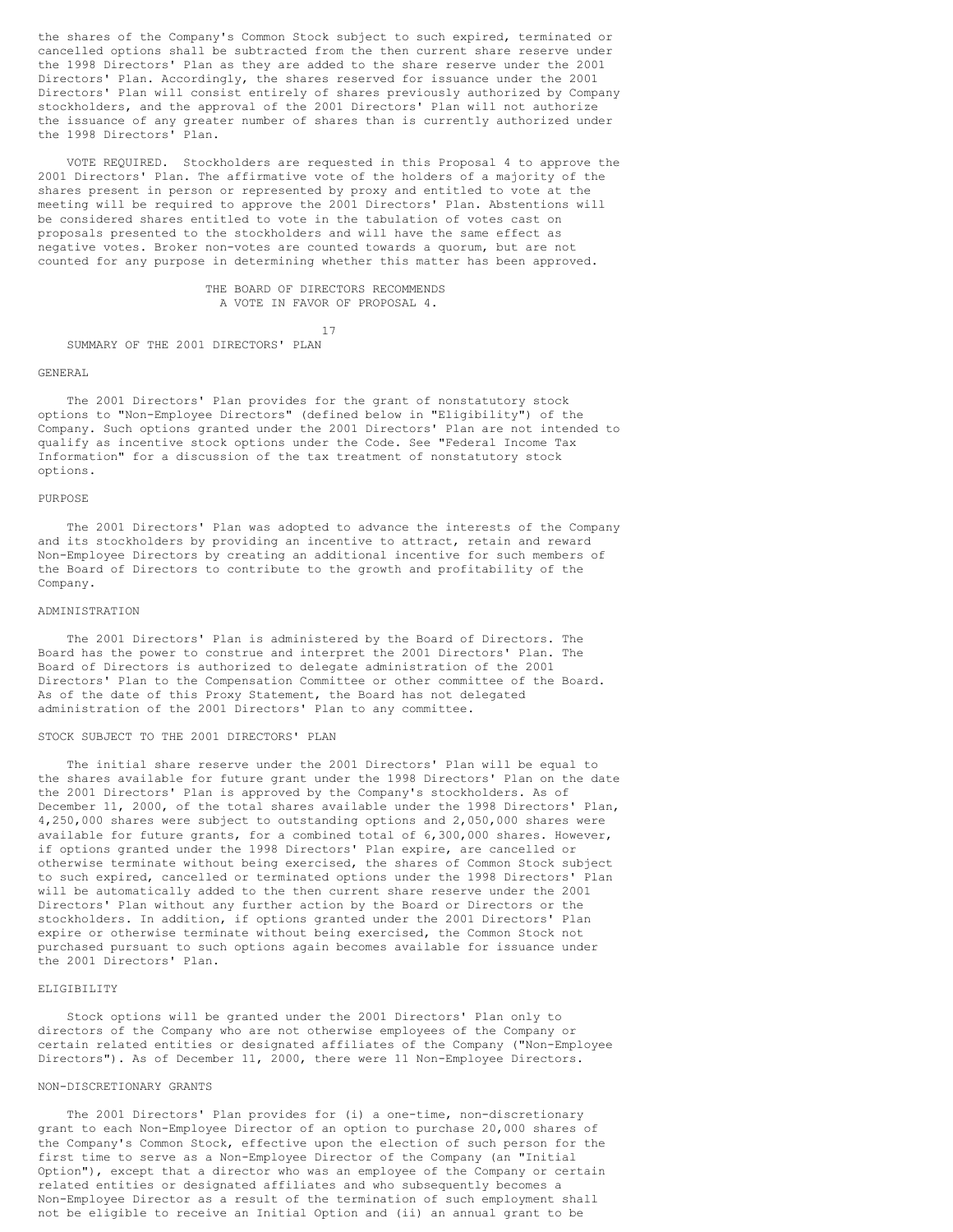the shares of the Company's Common Stock subject to such expired, terminated or cancelled options shall be subtracted from the then current share reserve under the 1998 Directors' Plan as they are added to the share reserve under the 2001 Directors' Plan. Accordingly, the shares reserved for issuance under the 2001 Directors' Plan will consist entirely of shares previously authorized by Company stockholders, and the approval of the 2001 Directors' Plan will not authorize the issuance of any greater number of shares than is currently authorized under the 1998 Directors' Plan.

VOTE REQUIRED. Stockholders are requested in this Proposal 4 to approve the 2001 Directors' Plan. The affirmative vote of the holders of a majority of the shares present in person or represented by proxy and entitled to vote at the meeting will be required to approve the 2001 Directors' Plan. Abstentions will be considered shares entitled to vote in the tabulation of votes cast on proposals presented to the stockholders and will have the same effect as negative votes. Broker non-votes are counted towards a quorum, but are not counted for any purpose in determining whether this matter has been approved.

THE BOARD OF DIRECTORS RECOMMENDS A VOTE IN FAVOR OF PROPOSAL 4.

## SUMMARY OF THE 2001 DIRECTORS' PLAN

### GENERAL

The 2001 Directors' Plan provides for the grant of nonstatutory stock options to "Non-Employee Directors" (defined below in "Eligibility") of the Company. Such options granted under the 2001 Directors' Plan are not intended to qualify as incentive stock options under the Code. See "Federal Income Tax Information" for a discussion of the tax treatment of nonstatutory stock options.

### PURPOSE

The 2001 Directors' Plan was adopted to advance the interests of the Company and its stockholders by providing an incentive to attract, retain and reward Non-Employee Directors by creating an additional incentive for such members of the Board of Directors to contribute to the growth and profitability of the Company.

### ADMINISTRATION

The 2001 Directors' Plan is administered by the Board of Directors. The Board has the power to construe and interpret the 2001 Directors' Plan. The Board of Directors is authorized to delegate administration of the 2001 Directors' Plan to the Compensation Committee or other committee of the Board. As of the date of this Proxy Statement, the Board has not delegated administration of the 2001 Directors' Plan to any committee.

### STOCK SUBJECT TO THE 2001 DIRECTORS' PLAN

The initial share reserve under the 2001 Directors' Plan will be equal to the shares available for future grant under the 1998 Directors' Plan on the date the 2001 Directors' Plan is approved by the Company's stockholders. As of December 11, 2000, of the total shares available under the 1998 Directors' Plan, 4,250,000 shares were subject to outstanding options and 2,050,000 shares were available for future grants, for a combined total of 6,300,000 shares. However, if options granted under the 1998 Directors' Plan expire, are cancelled or otherwise terminate without being exercised, the shares of Common Stock subject to such expired, cancelled or terminated options under the 1998 Directors' Plan will be automatically added to the then current share reserve under the 2001 Directors' Plan without any further action by the Board or Directors or the stockholders. In addition, if options granted under the 2001 Directors' Plan expire or otherwise terminate without being exercised, the Common Stock not purchased pursuant to such options again becomes available for issuance under the 2001 Directors' Plan.

### ELIGIBILITY

Stock options will be granted under the 2001 Directors' Plan only to directors of the Company who are not otherwise employees of the Company or certain related entities or designated affiliates of the Company ("Non-Employee Directors"). As of December 11, 2000, there were 11 Non-Employee Directors.

### NON-DISCRETIONARY GRANTS

The 2001 Directors' Plan provides for (i) a one-time, non-discretionary grant to each Non-Employee Director of an option to purchase 20,000 shares of the Company's Common Stock, effective upon the election of such person for the first time to serve as a Non-Employee Director of the Company (an "Initial Option"), except that a director who was an employee of the Company or certain related entities or designated affiliates and who subsequently becomes a Non-Employee Director as a result of the termination of such employment shall not be eligible to receive an Initial Option and (ii) an annual grant to be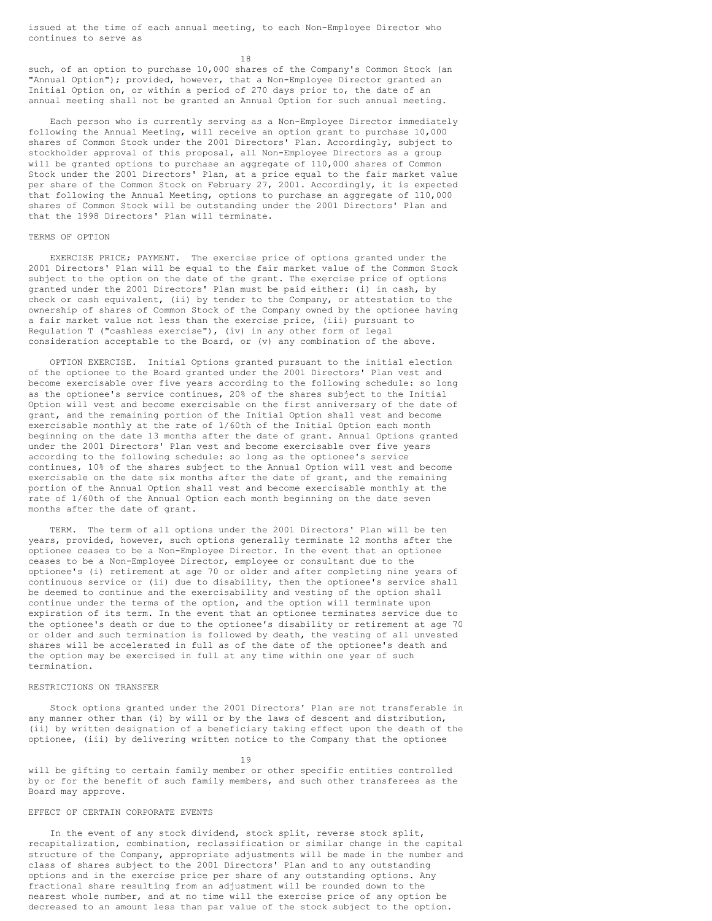issued at the time of each annual meeting, to each Non-Employee Director who continues to serve as such, of an option to purchase 10,000 shares of the Company's Common Stock (an "Annual Option"); provided, however, that a Non-Employee Director granted an Initial Option on, or within a period of 270 days prior to, the date of an annual meeting shall not be granted an Annual Option for such annual meeting.

Each person who is currently serving as a Non-Employee Director immediately following the Annual Meeting, will receive an option grant to purchase 10,000 shares of Common Stock under the 2001 Directors' Plan. Accordingly, subject to stockholder approval of this proposal, all Non-Employee Directors as a group will be granted options to purchase an aggregate of 110,000 shares of Common Stock under the 2001 Directors' Plan, at a price equal to the fair market value per share of the Common Stock on February 27, 2001. Accordingly, it is expected that following the Annual Meeting, options to purchase an aggregate of 110,000 shares of Common Stock will be outstanding under the 2001 Directors' Plan and that the 1998 Directors' Plan will terminate.

## TERMS OF OPTION

EXERCISE PRICE; PAYMENT. The exercise price of options granted under the 2001 Directors' Plan will be equal to the fair market value of the Common Stock subject to the option on the date of the grant. The exercise price of options granted under the 2001 Directors' Plan must be paid either: (i) in cash, by check or cash equivalent, (ii) by tender to the Company, or attestation to the ownership of shares of Common Stock of the Company owned by the optionee having a fair market value not less than the exercise price, (iii) pursuant to Regulation T ("cashless exercise"), (iv) in any other form of legal consideration acceptable to the Board, or (v) any combination of the above.

OPTION EXERCISE. Initial Options granted pursuant to the initial election of the optionee to the Board granted under the 2001 Directors' Plan vest and become exercisable over five years according to the following schedule: so long as the optionee's service continues, 20% of the shares subject to the Initial Option will vest and become exercisable on the first anniversary of the date of grant, and the remaining portion of the Initial Option shall vest and become exercisable monthly at the rate of 1/60th of the Initial Option each month beginning on the date 13 months after the date of grant. Annual Options granted under the 2001 Directors' Plan vest and become exercisable over five years according to the following schedule: so long as the optionee's service continues, 10% of the shares subject to the Annual Option will vest and become exercisable on the date six months after the date of grant, and the remaining portion of the Annual Option shall vest and become exercisable monthly at the rate of 1/60th of the Annual Option each month beginning on the date seven months after the date of grant.

TERM. The term of all options under the 2001 Directors' Plan will be ten years, provided, however, such options generally terminate 12 months after the optionee ceases to be a Non-Employee Director. In the event that an optionee ceases to be a Non-Employee Director, employee or consultant due to the optionee's (i) retirement at age 70 or older and after completing nine years of continuous service or (ii) due to disability, then the optionee's service shall be deemed to continue and the exercisability and vesting of the option shall continue under the terms of the option, and the option will terminate upon expiration of its term. In the event that an optionee terminates service due to the optionee's death or due to the optionee's disability or retirement at age 70 or older and such termination is followed by death, the vesting of all unvested shares will be accelerated in full as of the date of the optionee's death and the option may be exercised in full at any time within one year of such termination.

## RESTRICTIONS ON TRANSFER

Stock options granted under the 2001 Directors' Plan are not transferable in any manner other than (i) by will or by the laws of descent and distribution, (ii) by written designation of a beneficiary taking effect upon the death of the optionee, (iii) by delivering written notice to the Company that the optionee will be gifting to certain family member or other specific entities controlled by or for the benefit of such family members, and such other transferees as the Board may approve.

## EFFECT OF CERTAIN CORPORATE EVENTS

In the event of any stock dividend, stock split, reverse stock split, recapitalization, combination, reclassification or similar change in the capital structure of the Company, appropriate adjustments will be made in the number and class of shares subject to the 2001 Directors' Plan and to any outstanding options and in the exercise price per share of any outstanding options. Any fractional share resulting from an adjustment will be rounded down to the nearest whole number, and at no time will the exercise price of any option be decreased to an amount less than par value of the stock subject to the option.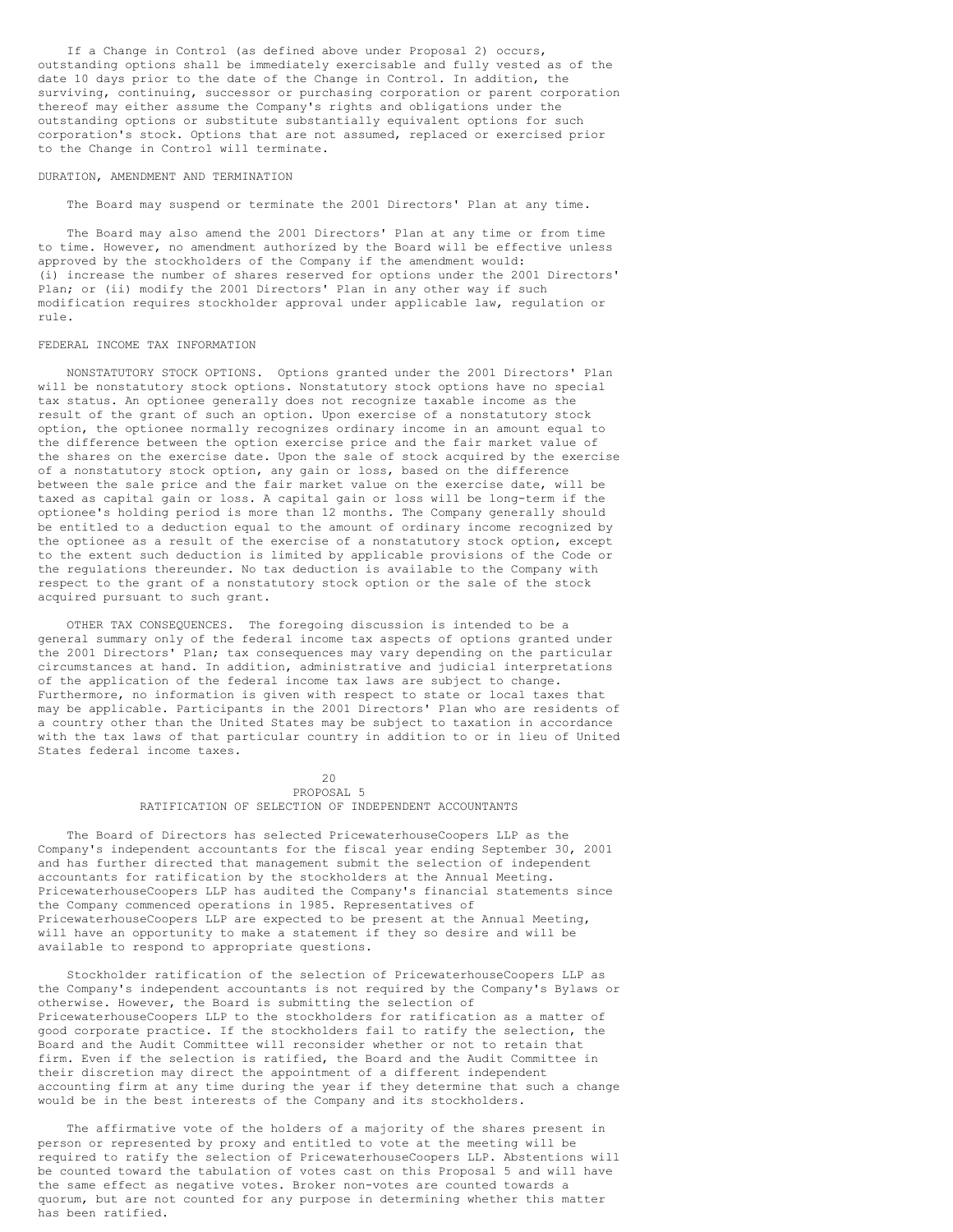If a Change in Control (as defined above under Proposal 2) occurs, outstanding options shall be immediately exercisable and fully vested as of the date 10 days prior to the date of the Change in Control. In addition, the surviving, continuing, successor or purchasing corporation or parent corporation thereof may either assume the Company's rights and obligations under the outstanding options or substitute substantially equivalent options for such corporation's stock. Options that are not assumed, replaced or exercised prior to the Change in Control will terminate.

DURATION, AMENDMENT AND TERMINATION

The Board may suspend or terminate the 2001 Directors' Plan at any time.

The Board may also amend the 2001 Directors' Plan at any time or from time to time. However, no amendment authorized by the Board will be effective unless approved by the stockholders of the Company if the amendment would: (i) increase the number of shares reserved for options under the 2001 Directors' Plan; or (ii) modify the 2001 Directors' Plan in any other way if such modification requires stockholder approval under applicable law, regulation or rule.

FEDERAL INCOME TAX INFORMATION

NONSTATUTORY STOCK OPTIONS. Options granted under the 2001 Directors' Plan will be nonstatutory stock options. Nonstatutory stock options have no special tax status. An optionee generally does not recognize taxable income as the result of the grant of such an option. Upon exercise of a nonstatutory stock option, the optionee normally recognizes ordinary income in an amount equal to the difference between the option exercise price and the fair market value of the shares on the exercise date. Upon the sale of stock acquired by the exercise of a nonstatutory stock option, any gain or loss, based on the difference between the sale price and the fair market value on the exercise date, will be taxed as capital gain or loss. A capital gain or loss will be long-term if the optionee's holding period is more than 12 months. The Company generally should be entitled to a deduction equal to the amount of ordinary income recognized by the optionee as a result of the exercise of a nonstatutory stock option, except to the extent such deduction is limited by applicable provisions of the Code or the regulations thereunder. No tax deduction is available to the Company with respect to the grant of a nonstatutory stock option or the sale of the stock acquired pursuant to such grant.

OTHER TAX CONSEQUENCES. The foregoing discussion is intended to be a general summary only of the federal income tax aspects of options granted under the 2001 Directors' Plan; tax consequences may vary depending on the particular circumstances at hand. In addition, administrative and judicial interpretations of the application of the federal income tax laws are subject to change. Furthermore, no information is given with respect to state or local taxes that may be applicable. Participants in the 2001 Directors' Plan who are residents of a country other than the United States may be subject to taxation in accordance with the tax laws of that particular country in addition to or in lieu of United States federal income taxes.

## PROPOSAL 5
## RATIFICATION OF SELECTION OF INDEPENDENT ACCOUNTANTS

The Board of Directors has selected PricewaterhouseCoopers LLP as the Company's independent accountants for the fiscal year ending September 30, 2001 and has further directed that management submit the selection of independent accountants for ratification by the stockholders at the Annual Meeting. PricewaterhouseCoopers LLP has audited the Company's financial statements since the Company commenced operations in 1985. Representatives of PricewaterhouseCoopers LLP are expected to be present at the Annual Meeting, will have an opportunity to make a statement if they so desire and will be available to respond to appropriate questions.

Stockholder ratification of the selection of PricewaterhouseCoopers LLP as the Company's independent accountants is not required by the Company's Bylaws or otherwise. However, the Board is submitting the selection of PricewaterhouseCoopers LLP to the stockholders for ratification as a matter of good corporate practice. If the stockholders fail to ratify the selection, the Board and the Audit Committee will reconsider whether or not to retain that firm. Even if the selection is ratified, the Board and the Audit Committee in their discretion may direct the appointment of a different independent accounting firm at any time during the year if they determine that such a change would be in the best interests of the Company and its stockholders.

The affirmative vote of the holders of a majority of the shares present in person or represented by proxy and entitled to vote at the meeting will be required to ratify the selection of PricewaterhouseCoopers LLP. Abstentions will be counted toward the tabulation of votes cast on this Proposal 5 and will have the same effect as negative votes. Broker non-votes are counted towards a quorum, but are not counted for any purpose in determining whether this matter has been ratified.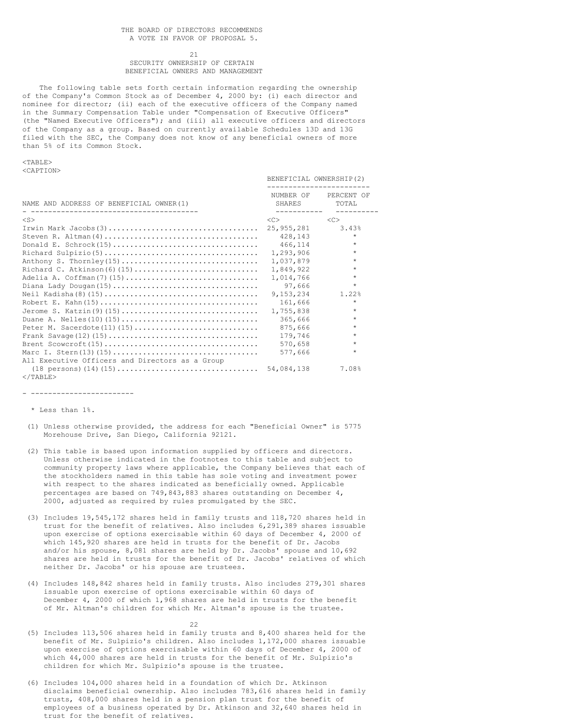THE BOARD OF DIRECTORS RECOMMENDS A VOTE IN FAVOR OF PROPOSAL 5.

## SECURITY OWNERSHIP OF CERTAIN BENEFICIAL OWNERS AND MANAGEMENT

The following table sets forth certain information regarding the ownership of the Company's Common Stock as of December 4, 2000 by: (i) each director and nominee for director; (ii) each of the executive officers of the Company named in the Summary Compensation Table under "Compensation of Executive Officers" (the "Named Executive Officers"); and (iii) all executive officers and directors of the Company as a group. Based on currently available Schedules 13D and 13G filed with the SEC, the Company does not know of any beneficial owners of more than 5% of its Common Stock.

| NAME AND ADDRESS OF BENEFICIAL OWNER(1) | BENEFICIAL OWNERSHIP(2) | |
|---|---|---|
| | NUMBER OF SHARES | PERCENT OF TOTAL |
| Irwin Mark Jacobs(3) | 25,955,281 | 3.43% |
| Steven R. Altman(4) | 428,143 | * |
| Donald E. Schrock(15) | 466,114 | * |
| Richard Sulpizio(5) | 1,293,906 | * |
| Anthony S. Thornley(15) | 1,037,879 | * |
| Richard C. Atkinson(6)(15) | 1,849,922 | * |
| Adelia A. Coffman(7)(15) | 1,014,766 | * |
| Diana Lady Dougan(15) | 97,666 | * |
| Neil Kadisha(8)(15) | 9,153,234 | 1.22% |
| Robert E. Kahn(15) | 161,666 | * |
| Jerome S. Katzin(9)(15) | 1,755,838 | * |
| Duane A. Nelles(10)(15) | 365,666 | * |
| Peter M. Sacerdote(11)(15) | 875,666 | * |
| Frank Savage(12)(15) | 179,746 | * |
| Brent Scowcroft(15) | 570,658 | * |
| Marc I. Stern(13)(15) | 577,666 | * |
| All Executive Officers and Directors as a Group (18 persons)(14)(15) | 54,084,138 | 7.08% |

* Less than 1%.

(1) Unless otherwise provided, the address for each "Beneficial Owner" is 5775 Morehouse Drive, San Diego, California 92121.

(2) This table is based upon information supplied by officers and directors. Unless otherwise indicated in the footnotes to this table and subject to community property laws where applicable, the Company believes that each of the stockholders named in this table has sole voting and investment power with respect to the shares indicated as beneficially owned. Applicable percentages are based on 749,843,883 shares outstanding on December 4, 2000, adjusted as required by rules promulgated by the SEC.

(3) Includes 19,545,172 shares held in family trusts and 118,720 shares held in trust for the benefit of relatives. Also includes 6,291,389 shares issuable upon exercise of options exercisable within 60 days of December 4, 2000 of which 145,920 shares are held in trusts for the benefit of Dr. Jacobs and/or his spouse, 8,081 shares are held by Dr. Jacobs' spouse and 10,692 shares are held in trusts for the benefit of Dr. Jacobs' relatives of which neither Dr. Jacobs' or his spouse are trustees.

(4) Includes 148,842 shares held in family trusts. Also includes 279,301 shares issuable upon exercise of options exercisable within 60 days of December 4, 2000 of which 1,968 shares are held in trusts for the benefit of Mr. Altman's children for which Mr. Altman's spouse is the trustee.

(5) Includes 113,506 shares held in family trusts and 8,400 shares held for the benefit of Mr. Sulpizio's children. Also includes 1,172,000 shares issuable upon exercise of options exercisable within 60 days of December 4, 2000 of which 44,000 shares are held in trusts for the benefit of Mr. Sulpizio's children for which Mr. Sulpizio's spouse is the trustee.

(6) Includes 104,000 shares held in a foundation of which Dr. Atkinson disclaims beneficial ownership. Also includes 783,616 shares held in family trusts, 408,000 shares held in a pension plan trust for the benefit of employees of a business operated by Dr. Atkinson and 32,640 shares held in trust for the benefit of relatives.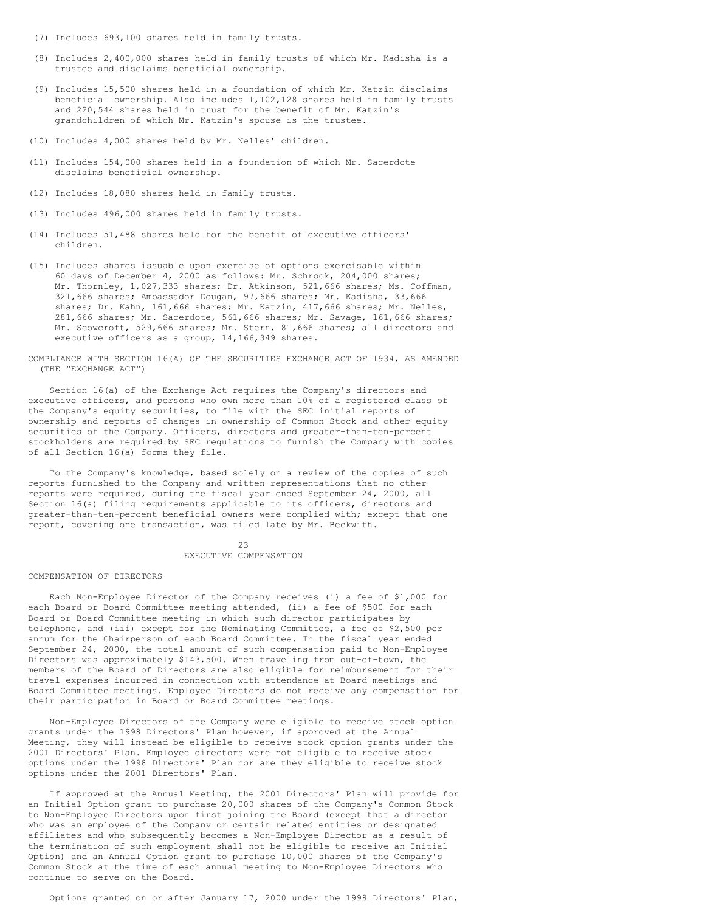(7) Includes 693,100 shares held in family trusts.

(8) Includes 2,400,000 shares held in family trusts of which Mr. Kadisha is a trustee and disclaims beneficial ownership.

(9) Includes 15,500 shares held in a foundation of which Mr. Katzin disclaims beneficial ownership. Also includes 1,102,128 shares held in family trusts and 220,544 shares held in trust for the benefit of Mr. Katzin's grandchildren of which Mr. Katzin's spouse is the trustee.

(10) Includes 4,000 shares held by Mr. Nelles' children.

(11) Includes 154,000 shares held in a foundation of which Mr. Sacerdote disclaims beneficial ownership.

(12) Includes 18,080 shares held in family trusts.

(13) Includes 496,000 shares held in family trusts.

(14) Includes 51,488 shares held for the benefit of executive officers' children.

(15) Includes shares issuable upon exercise of options exercisable within 60 days of December 4, 2000 as follows: Mr. Schrock, 204,000 shares; Mr. Thornley, 1,027,333 shares; Dr. Atkinson, 521,666 shares; Ms. Coffman, 321,666 shares; Ambassador Dougan, 97,666 shares; Mr. Kadisha, 33,666 shares; Dr. Kahn, 161,666 shares; Mr. Katzin, 417,666 shares; Mr. Nelles, 281,666 shares; Mr. Sacerdote, 561,666 shares; Mr. Savage, 161,666 shares; Mr. Scowcroft, 529,666 shares; Mr. Stern, 81,666 shares; all directors and executive officers as a group, 14,166,349 shares.

## COMPLIANCE WITH SECTION 16(A) OF THE SECURITIES EXCHANGE ACT OF 1934, AS AMENDED (THE "EXCHANGE ACT")

Section 16(a) of the Exchange Act requires the Company's directors and executive officers, and persons who own more than 10% of a registered class of the Company's equity securities, to file with the SEC initial reports of ownership and reports of changes in ownership of Common Stock and other equity securities of the Company. Officers, directors and greater-than-ten-percent stockholders are required by SEC regulations to furnish the Company with copies of all Section 16(a) forms they file.

To the Company's knowledge, based solely on a review of the copies of such reports furnished to the Company and written representations that no other reports were required, during the fiscal year ended September 24, 2000, all Section 16(a) filing requirements applicable to its officers, directors and greater-than-ten-percent beneficial owners were complied with; except that one report, covering one transaction, was filed late by Mr. Beckwith.

# EXECUTIVE COMPENSATION

## COMPENSATION OF DIRECTORS

Each Non-Employee Director of the Company receives (i) a fee of $1,000 for each Board or Board Committee meeting attended, (ii) a fee of $500 for each Board or Board Committee meeting in which such director participates by telephone, and (iii) except for the Nominating Committee, a fee of $2,500 per annum for the Chairperson of each Board Committee. In the fiscal year ended September 24, 2000, the total amount of such compensation paid to Non-Employee Directors was approximately $143,500. When traveling from out-of-town, the members of the Board of Directors are also eligible for reimbursement for their travel expenses incurred in connection with attendance at Board meetings and Board Committee meetings. Employee Directors do not receive any compensation for their participation in Board or Board Committee meetings.

Non-Employee Directors of the Company were eligible to receive stock option grants under the 1998 Directors' Plan however, if approved at the Annual Meeting, they will instead be eligible to receive stock option grants under the 2001 Directors' Plan. Employee directors were not eligible to receive stock options under the 1998 Directors' Plan nor are they eligible to receive stock options under the 2001 Directors' Plan.

If approved at the Annual Meeting, the 2001 Directors' Plan will provide for an Initial Option grant to purchase 20,000 shares of the Company's Common Stock to Non-Employee Directors upon first joining the Board (except that a director who was an employee of the Company or certain related entities or designated affiliates and who subsequently becomes a Non-Employee Director as a result of the termination of such employment shall not be eligible to receive an Initial Option) and an Annual Option grant to purchase 10,000 shares of the Company's Common Stock at the time of each annual meeting to Non-Employee Directors who continue to serve on the Board.

Options granted on or after January 17, 2000 under the 1998 Directors' Plan,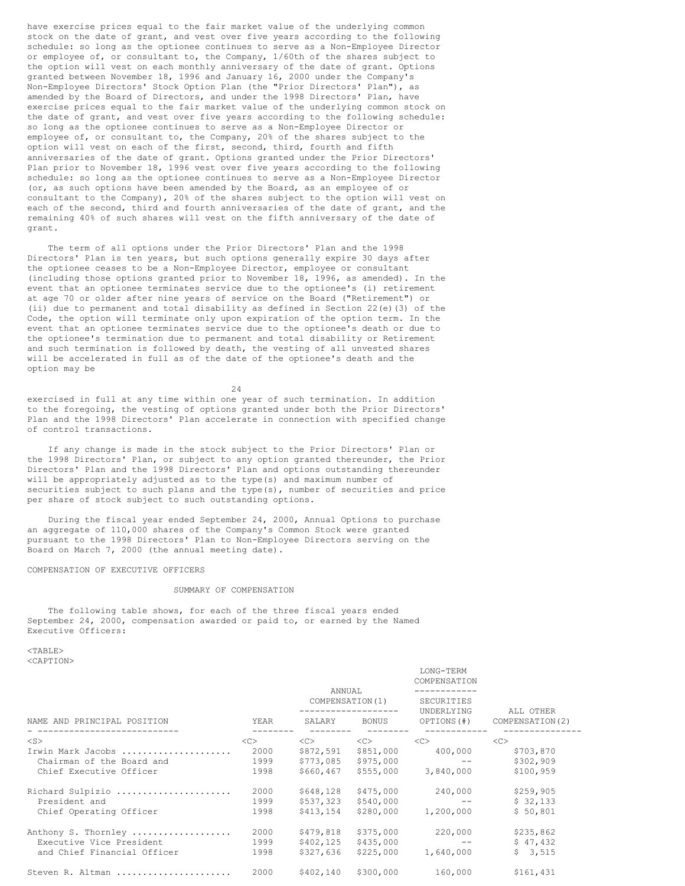have exercise prices equal to the fair market value of the underlying common stock on the date of grant, and vest over five years according to the following schedule: so long as the optionee continues to serve as a Non-Employee Director or employee of, or consultant to, the Company, 1/60th of the shares subject to the option will vest on each monthly anniversary of the date of grant. Options granted between November 18, 1996 and January 16, 2000 under the Company's Non-Employee Directors' Stock Option Plan (the "Prior Directors' Plan"), as amended by the Board of Directors, and under the 1998 Directors' Plan, have exercise prices equal to the fair market value of the underlying common stock on the date of grant, and vest over five years according to the following schedule: so long as the optionee continues to serve as a Non-Employee Director or employee of, or consultant to, the Company, 20% of the shares subject to the option will vest on each of the first, second, third, fourth and fifth anniversaries of the date of grant. Options granted under the Prior Directors' Plan prior to November 18, 1996 vest over five years according to the following schedule: so long as the optionee continues to serve as a Non-Employee Director (or, as such options have been amended by the Board, as an employee of or consultant to the Company), 20% of the shares subject to the option will vest on each of the second, third and fourth anniversaries of the date of grant, and the remaining 40% of such shares will vest on the fifth anniversary of the date of grant.

The term of all options under the Prior Directors' Plan and the 1998 Directors' Plan is ten years, but such options generally expire 30 days after the optionee ceases to be a Non-Employee Director, employee or consultant (including those options granted prior to November 18, 1996, as amended). In the event that an optionee terminates service due to the optionee's (i) retirement at age 70 or older after nine years of service on the Board ("Retirement") or (ii) due to permanent and total disability as defined in Section 22(e)(3) of the Code, the option will terminate only upon expiration of the option term. In the event that an optionee terminates service due to the optionee's death or due to the optionee's termination due to permanent and total disability or Retirement and such termination is followed by death, the vesting of all unvested shares will be accelerated in full as of the date of the optionee's death and the option may be exercised in full at any time within one year of such termination. In addition to the foregoing, the vesting of options granted under both the Prior Directors' Plan and the 1998 Directors' Plan accelerate in connection with specified change of control transactions.

If any change is made in the stock subject to the Prior Directors' Plan or the 1998 Directors' Plan, or subject to any option granted thereunder, the Prior Directors' Plan and the 1998 Directors' Plan and options outstanding thereunder will be appropriately adjusted as to the type(s) and maximum number of securities subject to such plans and the type(s), number of securities and price per share of stock subject to such outstanding options.

During the fiscal year ended September 24, 2000, Annual Options to purchase an aggregate of 110,000 shares of the Company's Common Stock were granted pursuant to the 1998 Directors' Plan to Non-Employee Directors serving on the Board on March 7, 2000 (the annual meeting date).

## COMPENSATION OF EXECUTIVE OFFICERS

### SUMMARY OF COMPENSATION

The following table shows, for each of the three fiscal years ended September 24, 2000, compensation awarded or paid to, or earned by the Named Executive Officers:

| | | ANNUAL COMPENSATION(1) | | LONG-TERM COMPENSATION | |
|---|---|---|---|---|---|
| NAME AND PRINCIPAL POSITION | YEAR | SALARY | BONUS | SECURITIES UNDERLYING OPTIONS(#) | ALL OTHER COMPENSATION(2) |
| Irwin Mark Jacobs .................... | 2000 | $872,591 | $851,000 | 400,000 | $703,870 |
| Chairman of the Board and | 1999 | $773,085 | $975,000 | -- | $302,909 |
| Chief Executive Officer | 1998 | $660,467 | $555,000 | 3,840,000 | $100,959 |
| Richard Sulpizio ..................... | 2000 | $648,128 | $475,000 | 240,000 | $259,905 |
| President and | 1999 | $537,323 | $540,000 | -- | $ 32,133 |
| Chief Operating Officer | 1998 | $413,154 | $280,000 | 1,200,000 | $ 50,801 |
| Anthony S. Thornley .................. | 2000 | $479,818 | $375,000 | 220,000 | $235,862 |
| Executive Vice President | 1999 | $402,125 | $435,000 | -- | $ 47,432 |
| and Chief Financial Officer | 1998 | $327,636 | $225,000 | 1,640,000 | $ 3,515 |
| Steven R. Altman ..................... | 2000 | $402,140 | $300,000 | 160,000 | $161,431 |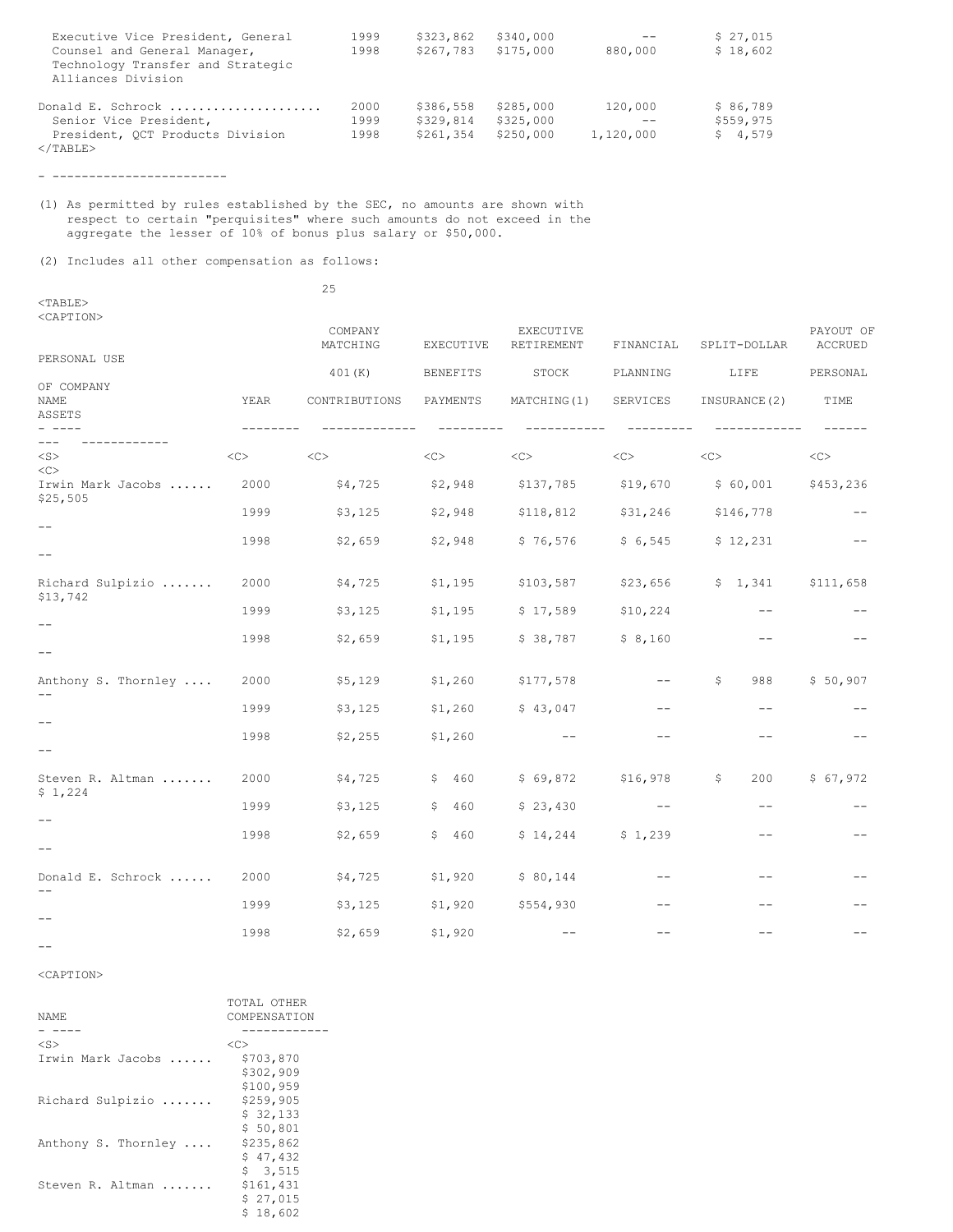| | | | | | |
|---|---|---|---|---|---|
| Executive Vice President, General Counsel and General Manager, Technology Transfer and Strategic Alliances Division | 1999 | $323,862 | $340,000 | -- | $ 27,015 |
| | 1998 | $267,783 | $175,000 | 880,000 | $ 18,602 |
| Donald E. Schrock .................... | 2000 | $386,558 | $285,000 | 120,000 | $ 86,789 |
| Senior Vice President, | 1999 | $329,814 | $325,000 | -- | $559,975 |
| President, QCT Products Division | 1998 | $261,354 | $250,000 | 1,120,000 | $ 4,579 |

- ------------------------

(1) As permitted by rules established by the SEC, no amounts are shown with respect to certain "perquisites" where such amounts do not exceed in the aggregate the lesser of 10% of bonus plus salary or $50,000.

(2) Includes all other compensation as follows:

| NAME | YEAR | COMPANY MATCHING 401(K) CONTRIBUTIONS | EXECUTIVE BENEFITS PAYMENTS | EXECUTIVE RETIREMENT STOCK MATCHING(1) | FINANCIAL PLANNING SERVICES | SPLIT-DOLLAR LIFE INSURANCE(2) | PAYOUT OF ACCRUED PERSONAL TIME | PERSONAL USE OF COMPANY ASSETS | TOTAL OTHER COMPENSATION |
|---|---|---|---|---|---|---|---|---|---|
| Irwin Mark Jacobs ...... | 2000 | $4,725 | $2,948 | $137,785 | $19,670 | $ 60,001 | $453,236 | $25,505 | $703,870 |
| | 1999 | $3,125 | $2,948 | $118,812 | $31,246 | $146,778 | -- | -- | $302,909 |
| | 1998 | $2,659 | $2,948 | $ 76,576 | $ 6,545 | $ 12,231 | -- | -- | $100,959 |
| Richard Sulpizio ....... | 2000 | $4,725 | $1,195 | $103,587 | $23,656 | $ 1,341 | $111,658 | $13,742 | $259,905 |
| | 1999 | $3,125 | $1,195 | $ 17,589 | $10,224 | -- | -- | -- | $ 32,133 |
| | 1998 | $2,659 | $1,195 | $ 38,787 | $ 8,160 | -- | -- | -- | $ 50,801 |
| Anthony S. Thornley .... | 2000 | $5,129 | $1,260 | $177,578 | -- | $ 988 | $ 50,907 | -- | $235,862 |
| | 1999 | $3,125 | $1,260 | $ 43,047 | -- | -- | -- | -- | $ 47,432 |
| | 1998 | $2,255 | $1,260 | -- | -- | -- | -- | -- | $ 3,515 |
| Steven R. Altman ....... | 2000 | $4,725 | $ 460 | $ 69,872 | $16,978 | $ 200 | $ 67,972 | $ 1,224 | $161,431 |
| | 1999 | $3,125 | $ 460 | $ 23,430 | -- | -- | -- | -- | $ 27,015 |
| | 1998 | $2,659 | $ 460 | $ 14,244 | $ 1,239 | -- | -- | -- | $ 18,602 |
| Donald E. Schrock ...... | 2000 | $4,725 | $1,920 | $ 80,144 | -- | -- | -- | -- | |
| | 1999 | $3,125 | $1,920 | $554,930 | -- | -- | -- | -- | |
| | 1998 | $2,659 | $1,920 | -- | -- | -- | -- | -- | |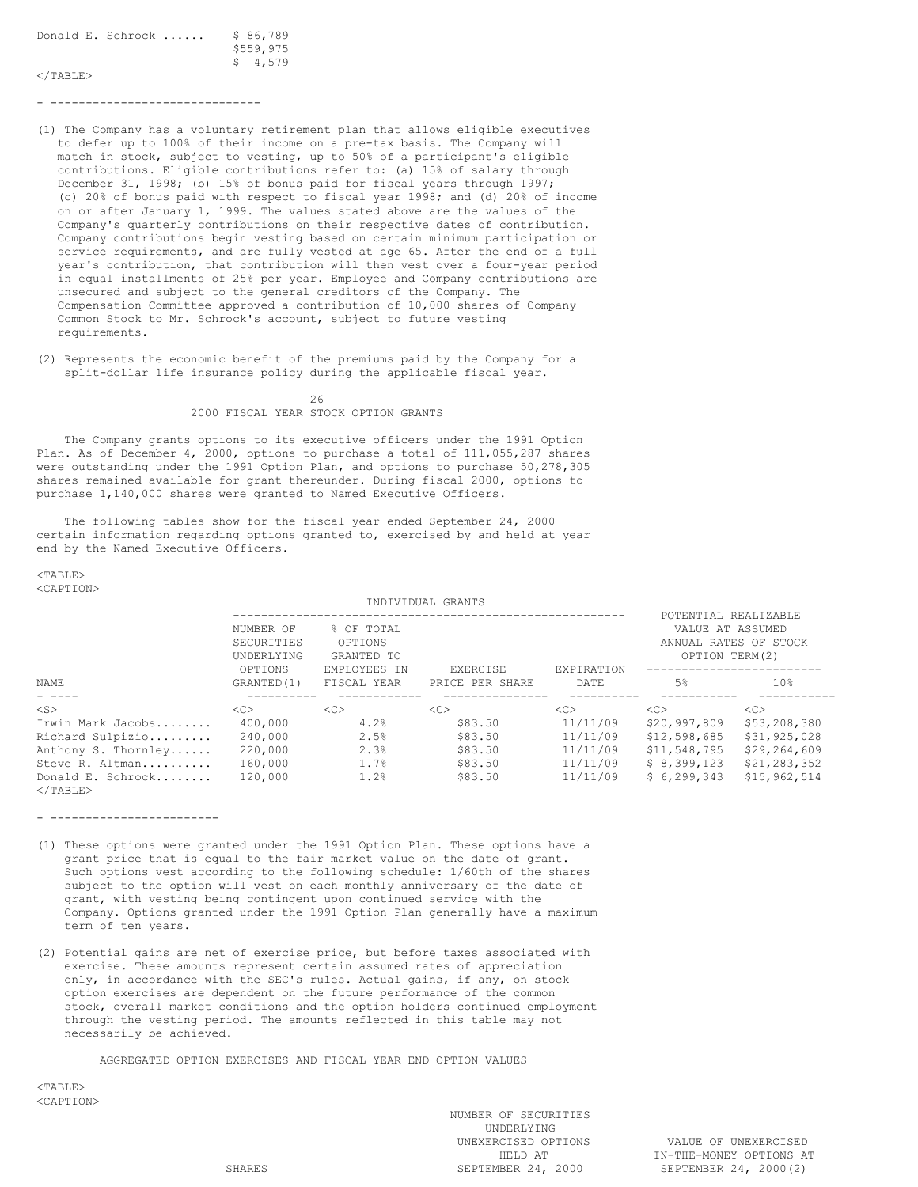| | |
|---|---|
| Donald E. Schrock ...... | $ 86,789 |
| | $559,975 |
| | $ 4,579 |

- ------------------------------

(1) The Company has a voluntary retirement plan that allows eligible executives to defer up to 100% of their income on a pre-tax basis. The Company will match in stock, subject to vesting, up to 50% of a participant's eligible contributions. Eligible contributions refer to: (a) 15% of salary through December 31, 1998; (b) 15% of bonus paid for fiscal years through 1997; (c) 20% of bonus paid with respect to fiscal year 1998; and (d) 20% of income on or after January 1, 1999. The values stated above are the values of the Company's quarterly contributions on their respective dates of contribution. Company contributions begin vesting based on certain minimum participation or service requirements, and are fully vested at age 65. After the end of a full year's contribution, that contribution will then vest over a four-year period in equal installments of 25% per year. Employee and Company contributions are unsecured and subject to the general creditors of the Company. The Compensation Committee approved a contribution of 10,000 shares of Company Common Stock to Mr. Schrock's account, subject to future vesting requirements.

(2) Represents the economic benefit of the premiums paid by the Company for a split-dollar life insurance policy during the applicable fiscal year.

## 2000 FISCAL YEAR STOCK OPTION GRANTS

The Company grants options to its executive officers under the 1991 Option Plan. As of December 4, 2000, options to purchase a total of 111,055,287 shares were outstanding under the 1991 Option Plan, and options to purchase 50,278,305 shares remained available for grant thereunder. During fiscal 2000, options to purchase 1,140,000 shares were granted to Named Executive Officers.

The following tables show for the fiscal year ended September 24, 2000 certain information regarding options granted to, exercised by and held at year end by the Named Executive Officers.

| | INDIVIDUAL GRANTS | | | | POTENTIAL REALIZABLE VALUE AT ASSUMED ANNUAL RATES OF STOCK OPTION TERM(2) | |
|---|---|---|---|---|---|---|
| NAME | NUMBER OF SECURITIES UNDERLYING OPTIONS GRANTED(1) | % OF TOTAL OPTIONS GRANTED TO EMPLOYEES IN FISCAL YEAR | EXERCISE PRICE PER SHARE | EXPIRATION DATE | 5% | 10% |
| Irwin Mark Jacobs........ | 400,000 | 4.2% | $83.50 | 11/11/09 | $20,997,809 | $53,208,380 |
| Richard Sulpizio......... | 240,000 | 2.5% | $83.50 | 11/11/09 | $12,598,685 | $31,925,028 |
| Anthony S. Thornley...... | 220,000 | 2.3% | $83.50 | 11/11/09 | $11,548,795 | $29,264,609 |
| Steve R. Altman.......... | 160,000 | 1.7% | $83.50 | 11/11/09 | $ 8,399,123 | $21,283,352 |
| Donald E. Schrock........ | 120,000 | 1.2% | $83.50 | 11/11/09 | $ 6,299,343 | $15,962,514 |

- ------------------------

(1) These options were granted under the 1991 Option Plan. These options have a grant price that is equal to the fair market value on the date of grant. Such options vest according to the following schedule: 1/60th of the shares subject to the option will vest on each monthly anniversary of the date of grant, with vesting being contingent upon continued service with the Company. Options granted under the 1991 Option Plan generally have a maximum term of ten years.

(2) Potential gains are net of exercise price, but before taxes associated with exercise. These amounts represent certain assumed rates of appreciation only, in accordance with the SEC's rules. Actual gains, if any, on stock option exercises are dependent on the future performance of the common stock, overall market conditions and the option holders continued employment through the vesting period. The amounts reflected in this table may not necessarily be achieved.

## AGGREGATED OPTION EXERCISES AND FISCAL YEAR END OPTION VALUES

| SHARES | NUMBER OF SECURITIES UNDERLYING UNEXERCISED OPTIONS HELD AT SEPTEMBER 24, 2000 | VALUE OF UNEXERCISED IN-THE-MONEY OPTIONS AT SEPTEMBER 24, 2000(2) |
|---|---|---|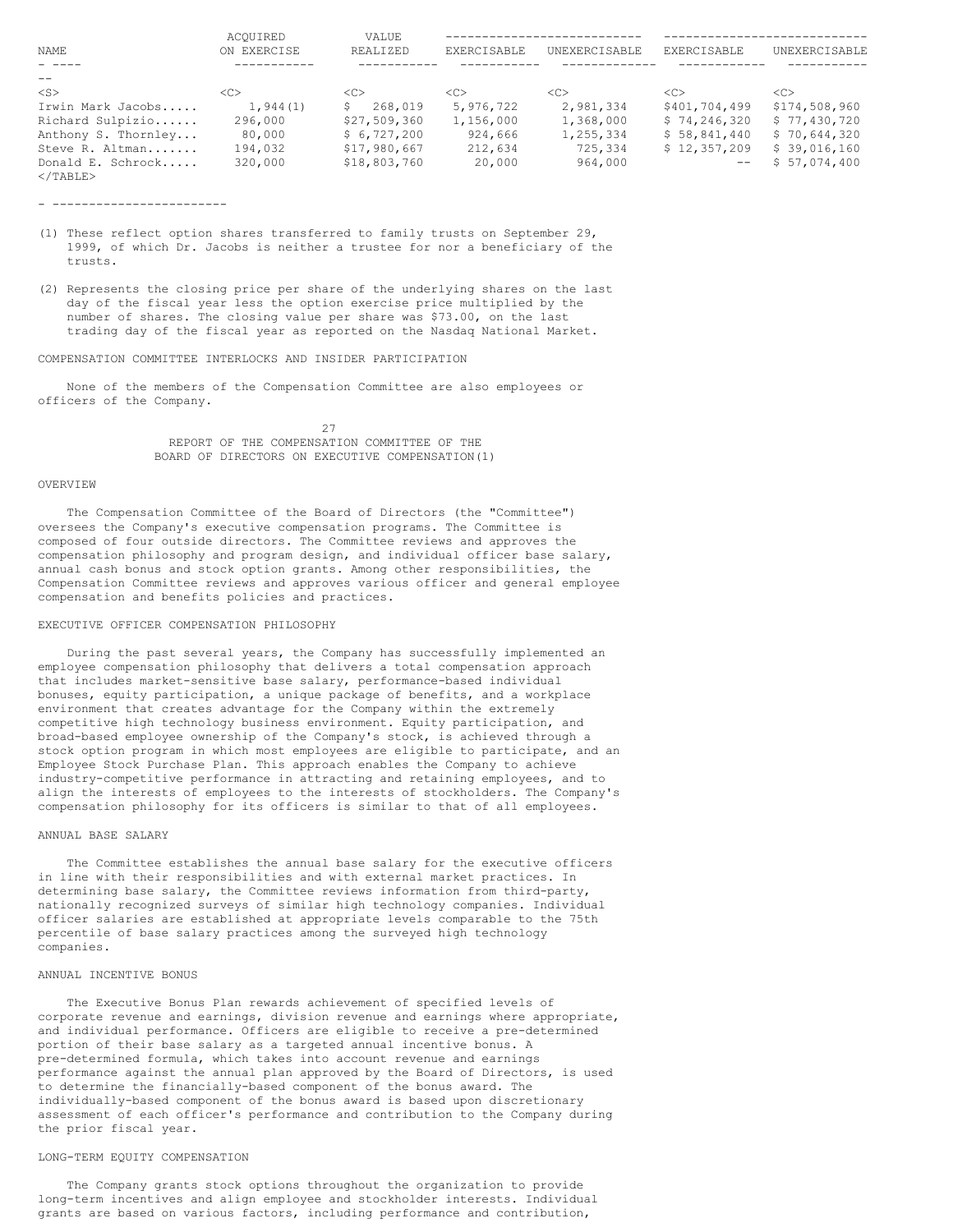| NAME | ACQUIRED ON EXERCISE | VALUE REALIZED | EXERCISABLE | UNEXERCISABLE | EXERCISABLE | UNEXERCISABLE |
|---|---|---|---|---|---|---|
| Irwin Mark Jacobs..... | 1,944(1) | $ 268,019 | 5,976,722 | 2,981,334 | $401,704,499 | $174,508,960 |
| Richard Sulpizio...... | 296,000 | $27,509,360 | 1,156,000 | 1,368,000 | $ 74,246,320 | $ 77,430,720 |
| Anthony S. Thornley... | 80,000 | $ 6,727,200 | 924,666 | 1,255,334 | $ 58,841,440 | $ 70,644,320 |
| Steve R. Altman....... | 194,032 | $17,980,667 | 212,634 | 725,334 | $ 12,357,209 | $ 39,016,160 |
| Donald E. Schrock..... | 320,000 | $18,803,760 | 20,000 | 964,000 | -- | $ 57,074,400 |

- ------------------------

(1) These reflect option shares transferred to family trusts on September 29, 1999, of which Dr. Jacobs is neither a trustee for nor a beneficiary of the trusts.

(2) Represents the closing price per share of the underlying shares on the last day of the fiscal year less the option exercise price multiplied by the number of shares. The closing value per share was $73.00, on the last trading day of the fiscal year as reported on the Nasdaq National Market.

COMPENSATION COMMITTEE INTERLOCKS AND INSIDER PARTICIPATION

None of the members of the Compensation Committee are also employees or officers of the Company.

## REPORT OF THE COMPENSATION COMMITTEE OF THE BOARD OF DIRECTORS ON EXECUTIVE COMPENSATION(1)

### OVERVIEW

The Compensation Committee of the Board of Directors (the "Committee") oversees the Company's executive compensation programs. The Committee is composed of four outside directors. The Committee reviews and approves the compensation philosophy and program design, and individual officer base salary, annual cash bonus and stock option grants. Among other responsibilities, the Compensation Committee reviews and approves various officer and general employee compensation and benefits policies and practices.

### EXECUTIVE OFFICER COMPENSATION PHILOSOPHY

During the past several years, the Company has successfully implemented an employee compensation philosophy that delivers a total compensation approach that includes market-sensitive base salary, performance-based individual bonuses, equity participation, a unique package of benefits, and a workplace environment that creates advantage for the Company within the extremely competitive high technology business environment. Equity participation, and broad-based employee ownership of the Company's stock, is achieved through a stock option program in which most employees are eligible to participate, and an Employee Stock Purchase Plan. This approach enables the Company to achieve industry-competitive performance in attracting and retaining employees, and to align the interests of employees to the interests of stockholders. The Company's compensation philosophy for its officers is similar to that of all employees.

### ANNUAL BASE SALARY

The Committee establishes the annual base salary for the executive officers in line with their responsibilities and with external market practices. In determining base salary, the Committee reviews information from third-party, nationally recognized surveys of similar high technology companies. Individual officer salaries are established at appropriate levels comparable to the 75th percentile of base salary practices among the surveyed high technology companies.

### ANNUAL INCENTIVE BONUS

The Executive Bonus Plan rewards achievement of specified levels of corporate revenue and earnings, division revenue and earnings where appropriate, and individual performance. Officers are eligible to receive a pre-determined portion of their base salary as a targeted annual incentive bonus. A pre-determined formula, which takes into account revenue and earnings performance against the annual plan approved by the Board of Directors, is used to determine the financially-based component of the bonus award. The individually-based component of the bonus award is based upon discretionary assessment of each officer's performance and contribution to the Company during the prior fiscal year.

### LONG-TERM EQUITY COMPENSATION

The Company grants stock options throughout the organization to provide long-term incentives and align employee and stockholder interests. Individual grants are based on various factors, including performance and contribution,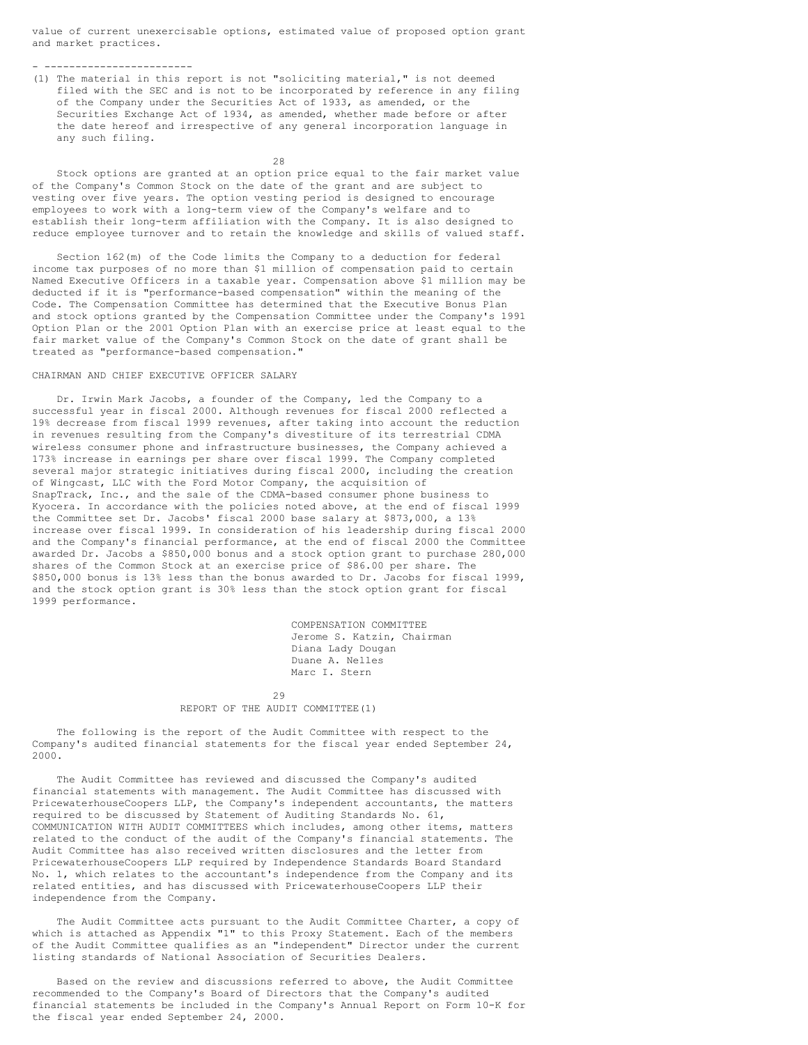value of current unexercisable options, estimated value of proposed option grant and market practices.

- ------------------------

(1) The material in this report is not "soliciting material," is not deemed filed with the SEC and is not to be incorporated by reference in any filing of the Company under the Securities Act of 1933, as amended, or the Securities Exchange Act of 1934, as amended, whether made before or after the date hereof and irrespective of any general incorporation language in any such filing.

Stock options are granted at an option price equal to the fair market value of the Company's Common Stock on the date of the grant and are subject to vesting over five years. The option vesting period is designed to encourage employees to work with a long-term view of the Company's welfare and to establish their long-term affiliation with the Company. It is also designed to reduce employee turnover and to retain the knowledge and skills of valued staff.

Section 162(m) of the Code limits the Company to a deduction for federal income tax purposes of no more than $1 million of compensation paid to certain Named Executive Officers in a taxable year. Compensation above $1 million may be deducted if it is "performance-based compensation" within the meaning of the Code. The Compensation Committee has determined that the Executive Bonus Plan and stock options granted by the Compensation Committee under the Company's 1991 Option Plan or the 2001 Option Plan with an exercise price at least equal to the fair market value of the Company's Common Stock on the date of grant shall be treated as "performance-based compensation."

CHAIRMAN AND CHIEF EXECUTIVE OFFICER SALARY

Dr. Irwin Mark Jacobs, a founder of the Company, led the Company to a successful year in fiscal 2000. Although revenues for fiscal 2000 reflected a 19% decrease from fiscal 1999 revenues, after taking into account the reduction in revenues resulting from the Company's divestiture of its terrestrial CDMA wireless consumer phone and infrastructure businesses, the Company achieved a 173% increase in earnings per share over fiscal 1999. The Company completed several major strategic initiatives during fiscal 2000, including the creation of Wingcast, LLC with the Ford Motor Company, the acquisition of SnapTrack, Inc., and the sale of the CDMA-based consumer phone business to Kyocera. In accordance with the policies noted above, at the end of fiscal 1999 the Committee set Dr. Jacobs' fiscal 2000 base salary at $873,000, a 13% increase over fiscal 1999. In consideration of his leadership during fiscal 2000 and the Company's financial performance, at the end of fiscal 2000 the Committee awarded Dr. Jacobs a $850,000 bonus and a stock option grant to purchase 280,000 shares of the Common Stock at an exercise price of $86.00 per share. The $850,000 bonus is 13% less than the bonus awarded to Dr. Jacobs for fiscal 1999, and the stock option grant is 30% less than the stock option grant for fiscal 1999 performance.

COMPENSATION COMMITTEE
Jerome S. Katzin, Chairman
Diana Lady Dougan
Duane A. Nelles
Marc I. Stern

REPORT OF THE AUDIT COMMITTEE(1)

The following is the report of the Audit Committee with respect to the Company's audited financial statements for the fiscal year ended September 24, 2000.

The Audit Committee has reviewed and discussed the Company's audited financial statements with management. The Audit Committee has discussed with PricewaterhouseCoopers LLP, the Company's independent accountants, the matters required to be discussed by Statement of Auditing Standards No. 61, COMMUNICATION WITH AUDIT COMMITTEES which includes, among other items, matters related to the conduct of the audit of the Company's financial statements. The Audit Committee has also received written disclosures and the letter from PricewaterhouseCoopers LLP required by Independence Standards Board Standard No. 1, which relates to the accountant's independence from the Company and its related entities, and has discussed with PricewaterhouseCoopers LLP their independence from the Company.

The Audit Committee acts pursuant to the Audit Committee Charter, a copy of which is attached as Appendix "1" to this Proxy Statement. Each of the members of the Audit Committee qualifies as an "independent" Director under the current listing standards of National Association of Securities Dealers.

Based on the review and discussions referred to above, the Audit Committee recommended to the Company's Board of Directors that the Company's audited financial statements be included in the Company's Annual Report on Form 10-K for the fiscal year ended September 24, 2000.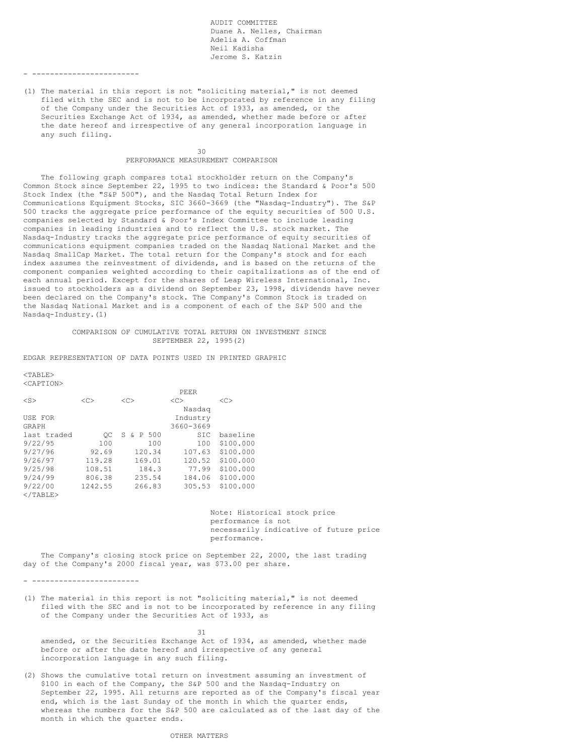AUDIT COMMITTEE
Duane A. Nelles, Chairman
Adelia A. Coffman
Neil Kadisha
Jerome S. Katzin

---

(1) The material in this report is not "soliciting material," is not deemed filed with the SEC and is not to be incorporated by reference in any filing of the Company under the Securities Act of 1933, as amended, or the Securities Exchange Act of 1934, as amended, whether made before or after the date hereof and irrespective of any general incorporation language in any such filing.

## PERFORMANCE MEASUREMENT COMPARISON

The following graph compares total stockholder return on the Company's Common Stock since September 22, 1995 to two indices: the Standard & Poor's 500 Stock Index (the "S&P 500"), and the Nasdaq Total Return Index for Communications Equipment Stocks, SIC 3660-3669 (the "Nasdaq-Industry"). The S&P 500 tracks the aggregate price performance of the equity securities of 500 U.S. companies selected by Standard & Poor's Index Committee to include leading companies in leading industries and to reflect the U.S. stock market. The Nasdaq-Industry tracks the aggregate price performance of equity securities of communications equipment companies traded on the Nasdaq National Market and the Nasdaq SmallCap Market. The total return for the Company's stock and for each index assumes the reinvestment of dividends, and is based on the returns of the component companies weighted according to their capitalizations as of the end of each annual period. Except for the shares of Leap Wireless International, Inc. issued to stockholders as a dividend on September 23, 1998, dividends have never been declared on the Company's stock. The Company's Common Stock is traded on the Nasdaq National Market and is a component of each of the S&P 500 and the Nasdaq-Industry.(1)

COMPARISON OF CUMULATIVE TOTAL RETURN ON INVESTMENT SINCE SEPTEMBER 22, 1995(2)

EDGAR REPRESENTATION OF DATA POINTS USED IN PRINTED GRAPHIC

| USE FOR GRAPH last traded | QC | S & P 500 | PEER Nasdaq Industry 3660-3669 SIC | baseline |
|---|---|---|---|---|
| 9/22/95 | 100 | 100 | 100 | $100.000 |
| 9/27/96 | 92.69 | 120.34 | 107.63 | $100.000 |
| 9/26/97 | 119.28 | 169.01 | 120.52 | $100.000 |
| 9/25/98 | 108.51 | 184.3 | 77.99 | $100.000 |
| 9/24/99 | 806.38 | 235.54 | 184.06 | $100.000 |
| 9/22/00 | 1242.55 | 266.83 | 305.53 | $100.000 |

Note: Historical stock price performance is not necessarily indicative of future price performance.

The Company's closing stock price on September 22, 2000, the last trading day of the Company's 2000 fiscal year, was $73.00 per share.

---

(1) The material in this report is not "soliciting material," is not deemed filed with the SEC and is not to be incorporated by reference in any filing of the Company under the Securities Act of 1933, as amended, or the Securities Exchange Act of 1934, as amended, whether made before or after the date hereof and irrespective of any general incorporation language in any such filing.

(2) Shows the cumulative total return on investment assuming an investment of $100 in each of the Company, the S&P 500 and the Nasdaq-Industry on September 22, 1995. All returns are reported as of the Company's fiscal year end, which is the last Sunday of the month in which the quarter ends, whereas the numbers for the S&P 500 are calculated as of the last day of the month in which the quarter ends.

## OTHER MATTERS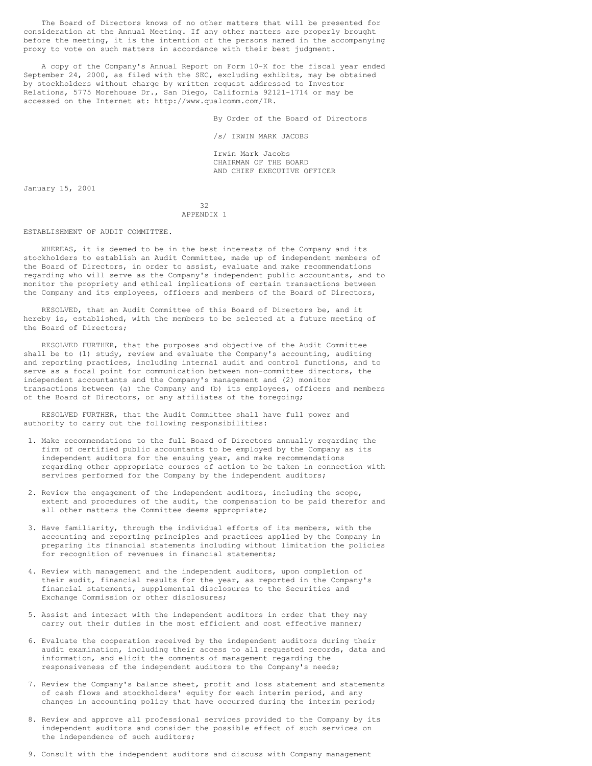The Board of Directors knows of no other matters that will be presented for consideration at the Annual Meeting. If any other matters are properly brought before the meeting, it is the intention of the persons named in the accompanying proxy to vote on such matters in accordance with their best judgment.

A copy of the Company's Annual Report on Form 10-K for the fiscal year ended September 24, 2000, as filed with the SEC, excluding exhibits, may be obtained by stockholders without charge by written request addressed to Investor Relations, 5775 Morehouse Dr., San Diego, California 92121-1714 or may be accessed on the Internet at: http://www.qualcomm.com/IR.

By Order of the Board of Directors

/s/ IRWIN MARK JACOBS

Irwin Mark Jacobs
CHAIRMAN OF THE BOARD
AND CHIEF EXECUTIVE OFFICER

January 15, 2001

APPENDIX 1

ESTABLISHMENT OF AUDIT COMMITTEE.

WHEREAS, it is deemed to be in the best interests of the Company and its stockholders to establish an Audit Committee, made up of independent members of the Board of Directors, in order to assist, evaluate and make recommendations regarding who will serve as the Company's independent public accountants, and to monitor the propriety and ethical implications of certain transactions between the Company and its employees, officers and members of the Board of Directors,

RESOLVED, that an Audit Committee of this Board of Directors be, and it hereby is, established, with the members to be selected at a future meeting of the Board of Directors;

RESOLVED FURTHER, that the purposes and objective of the Audit Committee shall be to (1) study, review and evaluate the Company's accounting, auditing and reporting practices, including internal audit and control functions, and to serve as a focal point for communication between non-committee directors, the independent accountants and the Company's management and (2) monitor transactions between (a) the Company and (b) its employees, officers and members of the Board of Directors, or any affiliates of the foregoing;

RESOLVED FURTHER, that the Audit Committee shall have full power and authority to carry out the following responsibilities:

1. Make recommendations to the full Board of Directors annually regarding the firm of certified public accountants to be employed by the Company as its independent auditors for the ensuing year, and make recommendations regarding other appropriate courses of action to be taken in connection with services performed for the Company by the independent auditors;

2. Review the engagement of the independent auditors, including the scope, extent and procedures of the audit, the compensation to be paid therefor and all other matters the Committee deems appropriate;

3. Have familiarity, through the individual efforts of its members, with the accounting and reporting principles and practices applied by the Company in preparing its financial statements including without limitation the policies for recognition of revenues in financial statements;

4. Review with management and the independent auditors, upon completion of their audit, financial results for the year, as reported in the Company's financial statements, supplemental disclosures to the Securities and Exchange Commission or other disclosures;

5. Assist and interact with the independent auditors in order that they may carry out their duties in the most efficient and cost effective manner;

6. Evaluate the cooperation received by the independent auditors during their audit examination, including their access to all requested records, data and information, and elicit the comments of management regarding the responsiveness of the independent auditors to the Company's needs;

7. Review the Company's balance sheet, profit and loss statement and statements of cash flows and stockholders' equity for each interim period, and any changes in accounting policy that have occurred during the interim period;

8. Review and approve all professional services provided to the Company by its independent auditors and consider the possible effect of such services on the independence of such auditors;

9. Consult with the independent auditors and discuss with Company management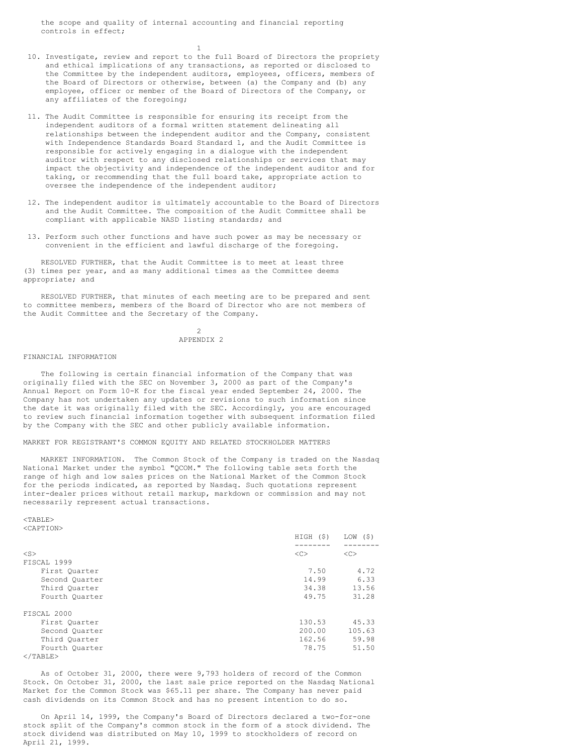the scope and quality of internal accounting and financial reporting controls in effect;

10. Investigate, review and report to the full Board of Directors the propriety and ethical implications of any transactions, as reported or disclosed to the Committee by the independent auditors, employees, officers, members of the Board of Directors or otherwise, between (a) the Company and (b) any employee, officer or member of the Board of Directors of the Company, or any affiliates of the foregoing;

11. The Audit Committee is responsible for ensuring its receipt from the independent auditors of a formal written statement delineating all relationships between the independent auditor and the Company, consistent with Independence Standards Board Standard 1, and the Audit Committee is responsible for actively engaging in a dialogue with the independent auditor with respect to any disclosed relationships or services that may impact the objectivity and independence of the independent auditor and for taking, or recommending that the full board take, appropriate action to oversee the independence of the independent auditor;

12. The independent auditor is ultimately accountable to the Board of Directors and the Audit Committee. The composition of the Audit Committee shall be compliant with applicable NASD listing standards; and

13. Perform such other functions and have such power as may be necessary or convenient in the efficient and lawful discharge of the foregoing.

RESOLVED FURTHER, that the Audit Committee is to meet at least three (3) times per year, and as many additional times as the Committee deems appropriate; and

RESOLVED FURTHER, that minutes of each meeting are to be prepared and sent to committee members, members of the Board of Director who are not members of the Audit Committee and the Secretary of the Company.

## APPENDIX 2

### FINANCIAL INFORMATION

The following is certain financial information of the Company that was originally filed with the SEC on November 3, 2000 as part of the Company's Annual Report on Form 10-K for the fiscal year ended September 24, 2000. The Company has not undertaken any updates or revisions to such information since the date it was originally filed with the SEC. Accordingly, you are encouraged to review such financial information together with subsequent information filed by the Company with the SEC and other publicly available information.

### MARKET FOR REGISTRANT'S COMMON EQUITY AND RELATED STOCKHOLDER MATTERS

MARKET INFORMATION. The Common Stock of the Company is traded on the Nasdaq National Market under the symbol "QCOM." The following table sets forth the range of high and low sales prices on the National Market of the Common Stock for the periods indicated, as reported by Nasdaq. Such quotations represent inter-dealer prices without retail markup, markdown or commission and may not necessarily represent actual transactions.

| | HIGH ($) | LOW ($) |
|---|---|---|
| FISCAL 1999 | | |
| First Quarter | 7.50 | 4.72 |
| Second Quarter | 14.99 | 6.33 |
| Third Quarter | 34.38 | 13.56 |
| Fourth Quarter | 49.75 | 31.28 |
| FISCAL 2000 | | |
| First Quarter | 130.53 | 45.33 |
| Second Quarter | 200.00 | 105.63 |
| Third Quarter | 162.56 | 59.98 |
| Fourth Quarter | 78.75 | 51.50 |

As of October 31, 2000, there were 9,793 holders of record of the Common Stock. On October 31, 2000, the last sale price reported on the Nasdaq National Market for the Common Stock was $65.11 per share. The Company has never paid cash dividends on its Common Stock and has no present intention to do so.

On April 14, 1999, the Company's Board of Directors declared a two-for-one stock split of the Company's common stock in the form of a stock dividend. The stock dividend was distributed on May 10, 1999 to stockholders of record on April 21, 1999.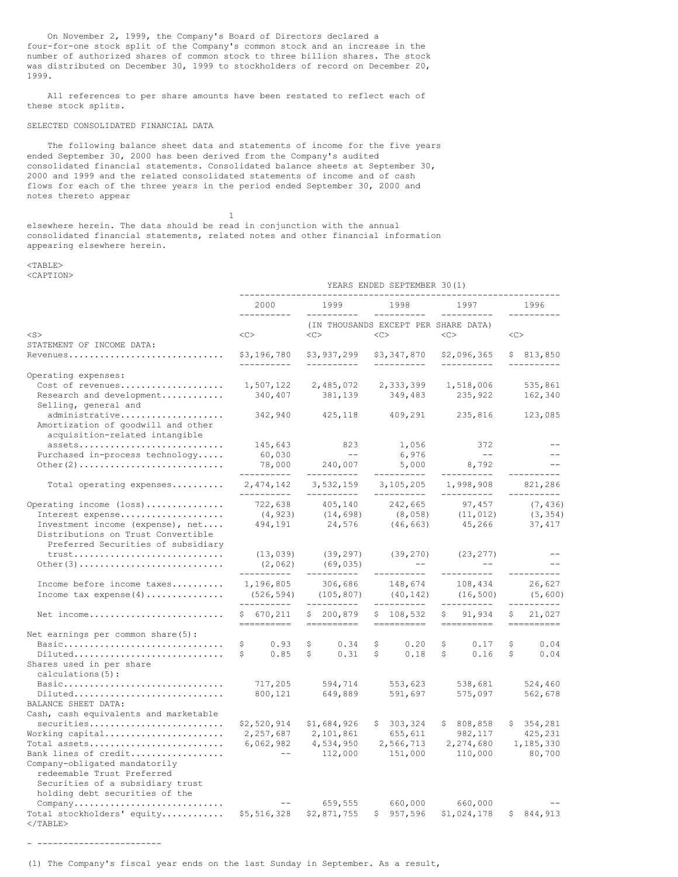On November 2, 1999, the Company's Board of Directors declared a four-for-one stock split of the Company's common stock and an increase in the number of authorized shares of common stock to three billion shares. The stock was distributed on December 30, 1999 to stockholders of record on December 20, 1999.

All references to per share amounts have been restated to reflect each of these stock splits.

SELECTED CONSOLIDATED FINANCIAL DATA

The following balance sheet data and statements of income for the five years ended September 30, 2000 has been derived from the Company's audited consolidated financial statements. Consolidated balance sheets at September 30, 2000 and 1999 and the related consolidated statements of income and of cash flows for each of the three years in the period ended September 30, 2000 and notes thereto appear elsewhere herein. The data should be read in conjunction with the annual consolidated financial statements, related notes and other financial information appearing elsewhere herein.

| | YEARS ENDED SEPTEMBER 30(1) | | | | |
|---|---|---|---|---|---|
| | 2000 | 1999 | 1998 | 1997 | 1996 |
| | (IN THOUSANDS EXCEPT PER SHARE DATA) | | | | |
| STATEMENT OF INCOME DATA: | | | | | |
| Revenues | $3,196,780 | $3,937,299 | $3,347,870 | $2,096,365 | $ 813,850 |
| Operating expenses: | | | | | |
| Cost of revenues | 1,507,122 | 2,485,072 | 2,333,399 | 1,518,006 | 535,861 |
| Research and development | 340,407 | 381,139 | 349,483 | 235,922 | 162,340 |
| Selling, general and administrative | 342,940 | 425,118 | 409,291 | 235,816 | 123,085 |
| Amortization of goodwill and other acquisition-related intangible assets | 145,643 | 823 | 1,056 | 372 | -- |
| Purchased in-process technology | 60,030 | -- | 6,976 | -- | -- |
| Other(2) | 78,000 | 240,007 | 5,000 | 8,792 | -- |
| Total operating expenses | 2,474,142 | 3,532,159 | 3,105,205 | 1,998,908 | 821,286 |
| Operating income (loss) | 722,638 | 405,140 | 242,665 | 97,457 | (7,436) |
| Interest expense | (4,923) | (14,698) | (8,058) | (11,012) | (3,354) |
| Investment income (expense), net | 494,191 | 24,576 | (46,663) | 45,266 | 37,417 |
| Distributions on Trust Convertible Preferred Securities of subsidiary trust | (13,039) | (39,297) | (39,270) | (23,277) | -- |
| Other(3) | (2,062) | (69,035) | -- | -- | -- |
| Income before income taxes | 1,196,805 | 306,686 | 148,674 | 108,434 | 26,627 |
| Income tax expense(4) | (526,594) | (105,807) | (40,142) | (16,500) | (5,600) |
| Net income | $ 670,211 | $ 200,879 | $ 108,532 | $ 91,934 | $ 21,027 |
| Net earnings per common share(5): | | | | | |
| Basic | $ 0.93 | $ 0.34 | $ 0.20 | $ 0.17 | $ 0.04 |
| Diluted | $ 0.85 | $ 0.31 | $ 0.18 | $ 0.16 | $ 0.04 |
| Shares used in per share calculations(5): | | | | | |
| Basic | 717,205 | 594,714 | 553,623 | 538,681 | 524,460 |
| Diluted | 800,121 | 649,889 | 591,697 | 575,097 | 562,678 |
| BALANCE SHEET DATA: | | | | | |
| Cash, cash equivalents and marketable securities | $2,520,914 | $1,684,926 | $ 303,324 | $ 808,858 | $ 354,281 |
| Working capital | 2,257,687 | 2,101,861 | 655,611 | 982,117 | 425,231 |
| Total assets | 6,062,982 | 4,534,950 | 2,566,713 | 2,274,680 | 1,185,330 |
| Bank lines of credit | -- | 112,000 | 151,000 | 110,000 | 80,700 |
| Company-obligated mandatorily redeemable Trust Preferred Securities of a subsidiary trust holding debt securities of the Company | -- | 659,555 | 660,000 | 660,000 | -- |
| Total stockholders' equity | $5,516,328 | $2,871,755 | $ 957,596 | $1,024,178 | $ 844,913 |

---

(1) The Company's fiscal year ends on the last Sunday in September. As a result,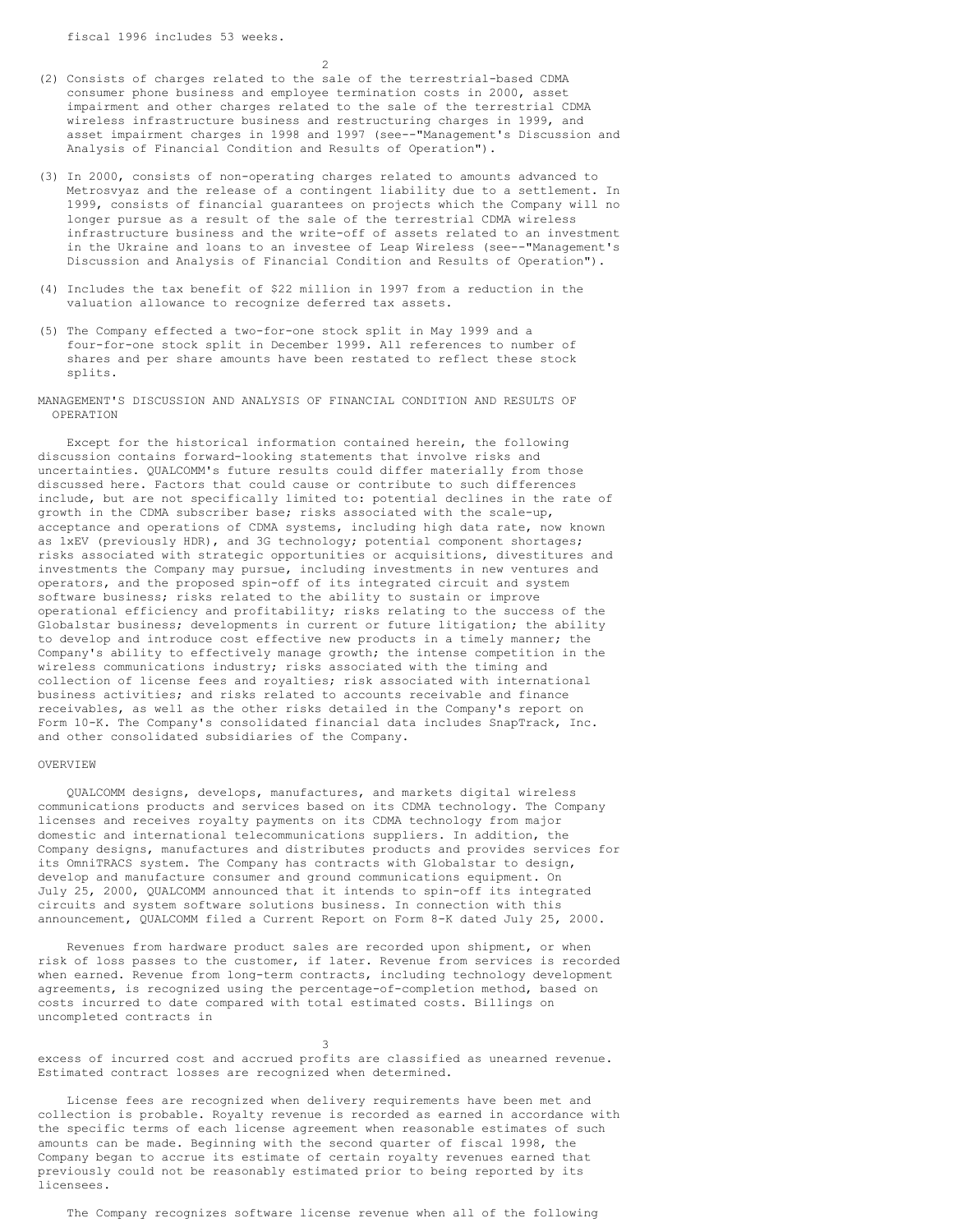fiscal 1996 includes 53 weeks.

(2) Consists of charges related to the sale of the terrestrial-based CDMA consumer phone business and employee termination costs in 2000, asset impairment and other charges related to the sale of the terrestrial CDMA wireless infrastructure business and restructuring charges in 1999, and asset impairment charges in 1998 and 1997 (see--"Management's Discussion and Analysis of Financial Condition and Results of Operation").

(3) In 2000, consists of non-operating charges related to amounts advanced to Metrosvyaz and the release of a contingent liability due to a settlement. In 1999, consists of financial guarantees on projects which the Company will no longer pursue as a result of the sale of the terrestrial CDMA wireless infrastructure business and the write-off of assets related to an investment in the Ukraine and loans to an investee of Leap Wireless (see--"Management's Discussion and Analysis of Financial Condition and Results of Operation").

(4) Includes the tax benefit of $22 million in 1997 from a reduction in the valuation allowance to recognize deferred tax assets.

(5) The Company effected a two-for-one stock split in May 1999 and a four-for-one stock split in December 1999. All references to number of shares and per share amounts have been restated to reflect these stock splits.

## MANAGEMENT'S DISCUSSION AND ANALYSIS OF FINANCIAL CONDITION AND RESULTS OF OPERATION

Except for the historical information contained herein, the following discussion contains forward-looking statements that involve risks and uncertainties. QUALCOMM's future results could differ materially from those discussed here. Factors that could cause or contribute to such differences include, but are not specifically limited to: potential declines in the rate of growth in the CDMA subscriber base; risks associated with the scale-up, acceptance and operations of CDMA systems, including high data rate, now known as 1xEV (previously HDR), and 3G technology; potential component shortages; risks associated with strategic opportunities or acquisitions, divestitures and investments the Company may pursue, including investments in new ventures and operators, and the proposed spin-off of its integrated circuit and system software business; risks related to the ability to sustain or improve operational efficiency and profitability; risks relating to the success of the Globalstar business; developments in current or future litigation; the ability to develop and introduce cost effective new products in a timely manner; the Company's ability to effectively manage growth; the intense competition in the wireless communications industry; risks associated with the timing and collection of license fees and royalties; risk associated with international business activities; and risks related to accounts receivable and finance receivables, as well as the other risks detailed in the Company's report on Form 10-K. The Company's consolidated financial data includes SnapTrack, Inc. and other consolidated subsidiaries of the Company.

### OVERVIEW

QUALCOMM designs, develops, manufactures, and markets digital wireless communications products and services based on its CDMA technology. The Company licenses and receives royalty payments on its CDMA technology from major domestic and international telecommunications suppliers. In addition, the Company designs, manufactures and distributes products and provides services for its OmniTRACS system. The Company has contracts with Globalstar to design, develop and manufacture consumer and ground communications equipment. On July 25, 2000, QUALCOMM announced that it intends to spin-off its integrated circuits and system software solutions business. In connection with this announcement, QUALCOMM filed a Current Report on Form 8-K dated July 25, 2000.

Revenues from hardware product sales are recorded upon shipment, or when risk of loss passes to the customer, if later. Revenue from services is recorded when earned. Revenue from long-term contracts, including technology development agreements, is recognized using the percentage-of-completion method, based on costs incurred to date compared with total estimated costs. Billings on uncompleted contracts in excess of incurred cost and accrued profits are classified as unearned revenue. Estimated contract losses are recognized when determined.

License fees are recognized when delivery requirements have been met and collection is probable. Royalty revenue is recorded as earned in accordance with the specific terms of each license agreement when reasonable estimates of such amounts can be made. Beginning with the second quarter of fiscal 1998, the Company began to accrue its estimate of certain royalty revenues earned that previously could not be reasonably estimated prior to being reported by its licensees.

The Company recognizes software license revenue when all of the following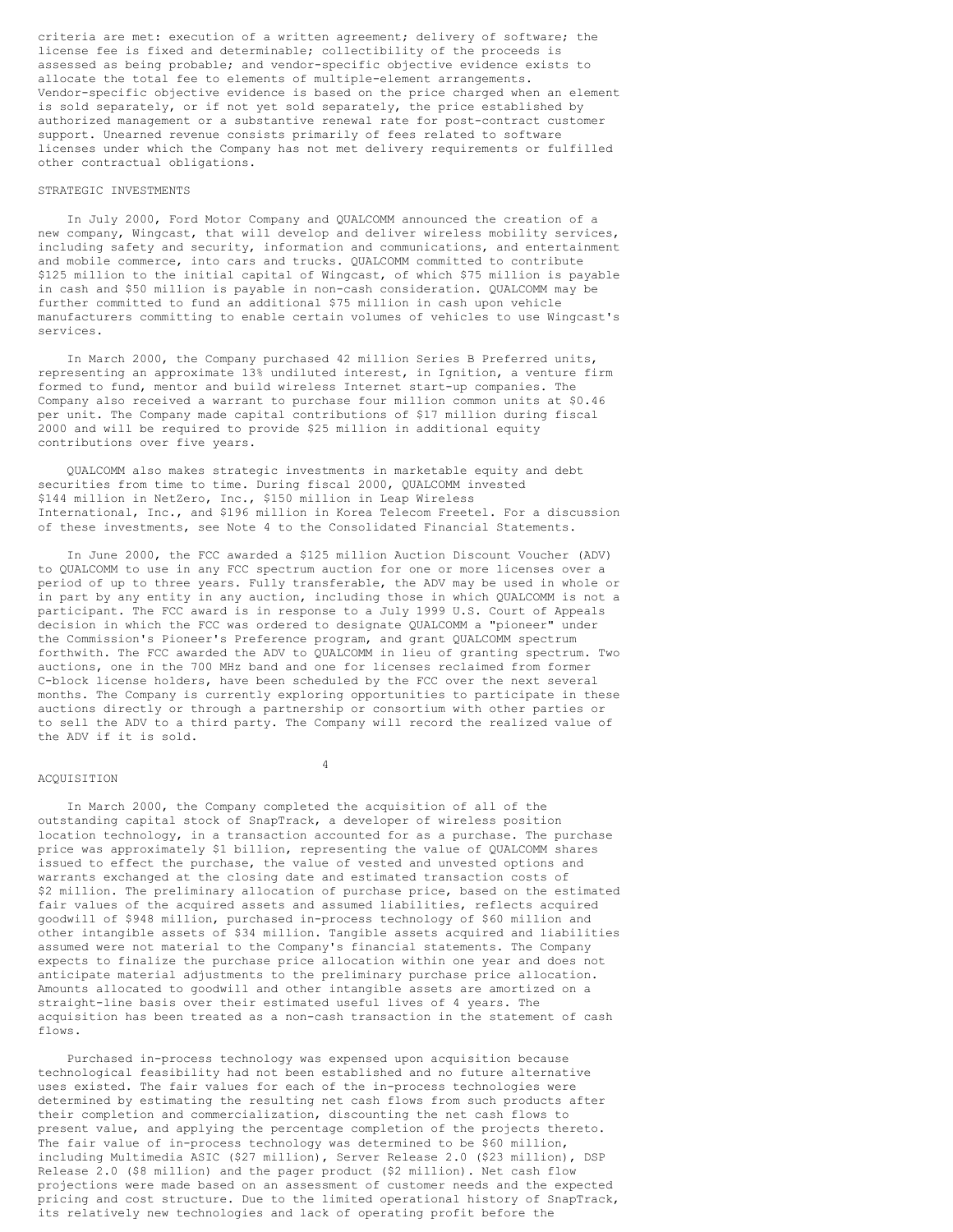criteria are met: execution of a written agreement; delivery of software; the license fee is fixed and determinable; collectibility of the proceeds is assessed as being probable; and vendor-specific objective evidence exists to allocate the total fee to elements of multiple-element arrangements. Vendor-specific objective evidence is based on the price charged when an element is sold separately, or if not yet sold separately, the price established by authorized management or a substantive renewal rate for post-contract customer support. Unearned revenue consists primarily of fees related to software licenses under which the Company has not met delivery requirements or fulfilled other contractual obligations.

## STRATEGIC INVESTMENTS

In July 2000, Ford Motor Company and QUALCOMM announced the creation of a new company, Wingcast, that will develop and deliver wireless mobility services, including safety and security, information and communications, and entertainment and mobile commerce, into cars and trucks. QUALCOMM committed to contribute $125 million to the initial capital of Wingcast, of which $75 million is payable in cash and $50 million is payable in non-cash consideration. QUALCOMM may be further committed to fund an additional $75 million in cash upon vehicle manufacturers committing to enable certain volumes of vehicles to use Wingcast's services.

In March 2000, the Company purchased 42 million Series B Preferred units, representing an approximate 13% undiluted interest, in Ignition, a venture firm formed to fund, mentor and build wireless Internet start-up companies. The Company also received a warrant to purchase four million common units at $0.46 per unit. The Company made capital contributions of $17 million during fiscal 2000 and will be required to provide $25 million in additional equity contributions over five years.

QUALCOMM also makes strategic investments in marketable equity and debt securities from time to time. During fiscal 2000, QUALCOMM invested $144 million in NetZero, Inc., $150 million in Leap Wireless International, Inc., and $196 million in Korea Telecom Freetel. For a discussion of these investments, see Note 4 to the Consolidated Financial Statements.

In June 2000, the FCC awarded a $125 million Auction Discount Voucher (ADV) to QUALCOMM to use in any FCC spectrum auction for one or more licenses over a period of up to three years. Fully transferable, the ADV may be used in whole or in part by any entity in any auction, including those in which QUALCOMM is not a participant. The FCC award is in response to a July 1999 U.S. Court of Appeals decision in which the FCC was ordered to designate QUALCOMM a "pioneer" under the Commission's Pioneer's Preference program, and grant QUALCOMM spectrum forthwith. The FCC awarded the ADV to QUALCOMM in lieu of granting spectrum. Two auctions, one in the 700 MHz band and one for licenses reclaimed from former C-block license holders, have been scheduled by the FCC over the next several months. The Company is currently exploring opportunities to participate in these auctions directly or through a partnership or consortium with other parties or to sell the ADV to a third party. The Company will record the realized value of the ADV if it is sold.

## ACQUISITION

In March 2000, the Company completed the acquisition of all of the outstanding capital stock of SnapTrack, a developer of wireless position location technology, in a transaction accounted for as a purchase. The purchase price was approximately $1 billion, representing the value of QUALCOMM shares issued to effect the purchase, the value of vested and unvested options and warrants exchanged at the closing date and estimated transaction costs of $2 million. The preliminary allocation of purchase price, based on the estimated fair values of the acquired assets and assumed liabilities, reflects acquired goodwill of $948 million, purchased in-process technology of $60 million and other intangible assets of $34 million. Tangible assets acquired and liabilities assumed were not material to the Company's financial statements. The Company expects to finalize the purchase price allocation within one year and does not anticipate material adjustments to the preliminary purchase price allocation. Amounts allocated to goodwill and other intangible assets are amortized on a straight-line basis over their estimated useful lives of 4 years. The acquisition has been treated as a non-cash transaction in the statement of cash flows.

Purchased in-process technology was expensed upon acquisition because technological feasibility had not been established and no future alternative uses existed. The fair values for each of the in-process technologies were determined by estimating the resulting net cash flows from such products after their completion and commercialization, discounting the net cash flows to present value, and applying the percentage completion of the projects thereto. The fair value of in-process technology was determined to be $60 million, including Multimedia ASIC ($27 million), Server Release 2.0 ($23 million), DSP Release 2.0 ($8 million) and the pager product ($2 million). Net cash flow projections were made based on an assessment of customer needs and the expected pricing and cost structure. Due to the limited operational history of SnapTrack, its relatively new technologies and lack of operating profit before the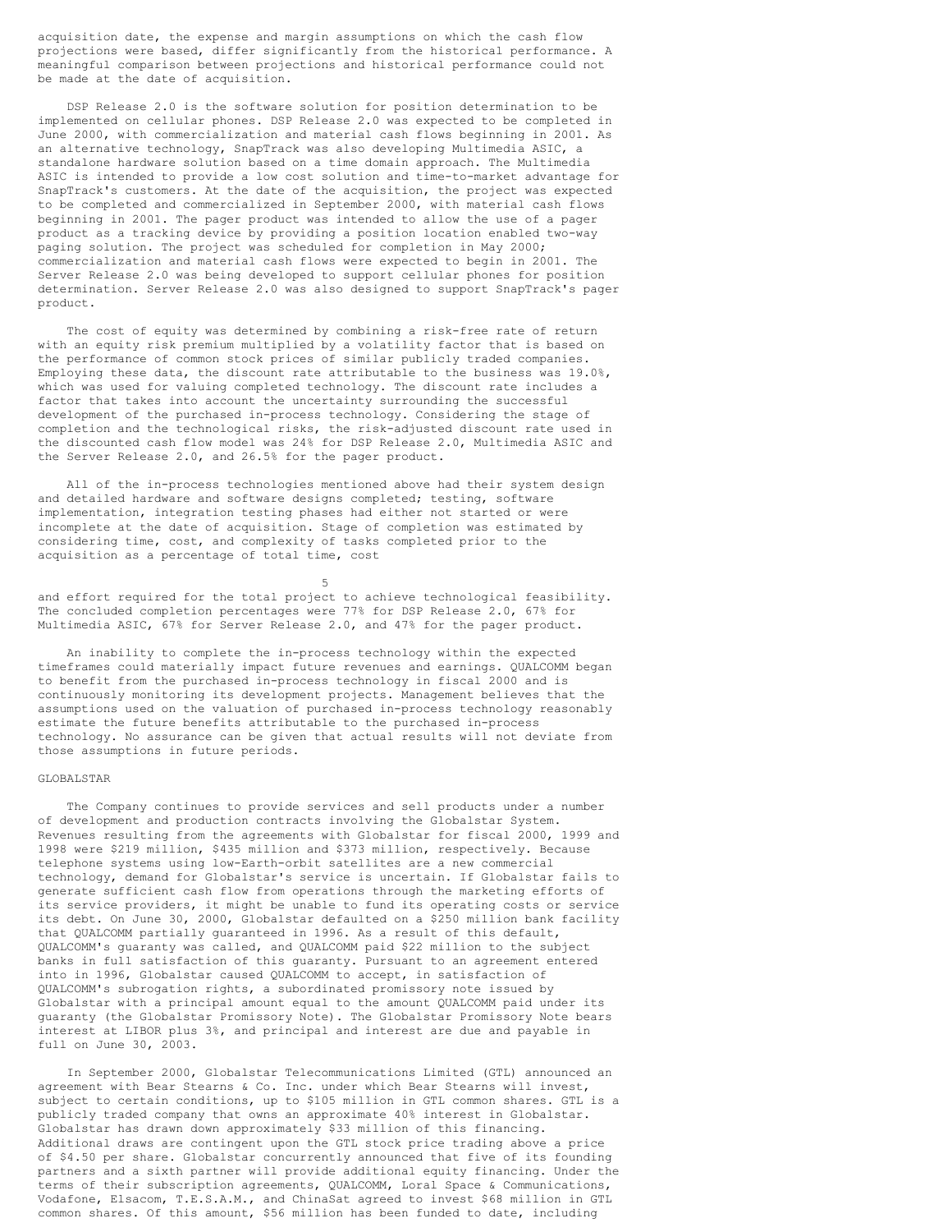acquisition date, the expense and margin assumptions on which the cash flow projections were based, differ significantly from the historical performance. A meaningful comparison between projections and historical performance could not be made at the date of acquisition.

DSP Release 2.0 is the software solution for position determination to be implemented on cellular phones. DSP Release 2.0 was expected to be completed in June 2000, with commercialization and material cash flows beginning in 2001. As an alternative technology, SnapTrack was also developing Multimedia ASIC, a standalone hardware solution based on a time domain approach. The Multimedia ASIC is intended to provide a low cost solution and time-to-market advantage for SnapTrack's customers. At the date of the acquisition, the project was expected to be completed and commercialized in September 2000, with material cash flows beginning in 2001. The pager product was intended to allow the use of a pager product as a tracking device by providing a position location enabled two-way paging solution. The project was scheduled for completion in May 2000; commercialization and material cash flows were expected to begin in 2001. The Server Release 2.0 was being developed to support cellular phones for position determination. Server Release 2.0 was also designed to support SnapTrack's pager product.

The cost of equity was determined by combining a risk-free rate of return with an equity risk premium multiplied by a volatility factor that is based on the performance of common stock prices of similar publicly traded companies. Employing these data, the discount rate attributable to the business was 19.0%, which was used for valuing completed technology. The discount rate includes a factor that takes into account the uncertainty surrounding the successful development of the purchased in-process technology. Considering the stage of completion and the technological risks, the risk-adjusted discount rate used in the discounted cash flow model was 24% for DSP Release 2.0, Multimedia ASIC and the Server Release 2.0, and 26.5% for the pager product.

All of the in-process technologies mentioned above had their system design and detailed hardware and software designs completed; testing, software implementation, integration testing phases had either not started or were incomplete at the date of acquisition. Stage of completion was estimated by considering time, cost, and complexity of tasks completed prior to the acquisition as a percentage of total time, cost and effort required for the total project to achieve technological feasibility. The concluded completion percentages were 77% for DSP Release 2.0, 67% for Multimedia ASIC, 67% for Server Release 2.0, and 47% for the pager product.

An inability to complete the in-process technology within the expected timeframes could materially impact future revenues and earnings. QUALCOMM began to benefit from the purchased in-process technology in fiscal 2000 and is continuously monitoring its development projects. Management believes that the assumptions used on the valuation of purchased in-process technology reasonably estimate the future benefits attributable to the purchased in-process technology. No assurance can be given that actual results will not deviate from those assumptions in future periods.

GLOBALSTAR

The Company continues to provide services and sell products under a number of development and production contracts involving the Globalstar System. Revenues resulting from the agreements with Globalstar for fiscal 2000, 1999 and 1998 were $219 million, $435 million and $373 million, respectively. Because telephone systems using low-Earth-orbit satellites are a new commercial technology, demand for Globalstar's service is uncertain. If Globalstar fails to generate sufficient cash flow from operations through the marketing efforts of its service providers, it might be unable to fund its operating costs or service its debt. On June 30, 2000, Globalstar defaulted on a $250 million bank facility that QUALCOMM partially guaranteed in 1996. As a result of this default, QUALCOMM's guaranty was called, and QUALCOMM paid $22 million to the subject banks in full satisfaction of this guaranty. Pursuant to an agreement entered into in 1996, Globalstar caused QUALCOMM to accept, in satisfaction of QUALCOMM's subrogation rights, a subordinated promissory note issued by Globalstar with a principal amount equal to the amount QUALCOMM paid under its guaranty (the Globalstar Promissory Note). The Globalstar Promissory Note bears interest at LIBOR plus 3%, and principal and interest are due and payable in full on June 30, 2003.

In September 2000, Globalstar Telecommunications Limited (GTL) announced an agreement with Bear Stearns & Co. Inc. under which Bear Stearns will invest, subject to certain conditions, up to $105 million in GTL common shares. GTL is a publicly traded company that owns an approximate 40% interest in Globalstar. Globalstar has drawn down approximately $33 million of this financing. Additional draws are contingent upon the GTL stock price trading above a price of $4.50 per share. Globalstar concurrently announced that five of its founding partners and a sixth partner will provide additional equity financing. Under the terms of their subscription agreements, QUALCOMM, Loral Space & Communications, Vodafone, Elsacom, T.E.S.A.M., and ChinaSat agreed to invest $68 million in GTL common shares. Of this amount, $56 million has been funded to date, including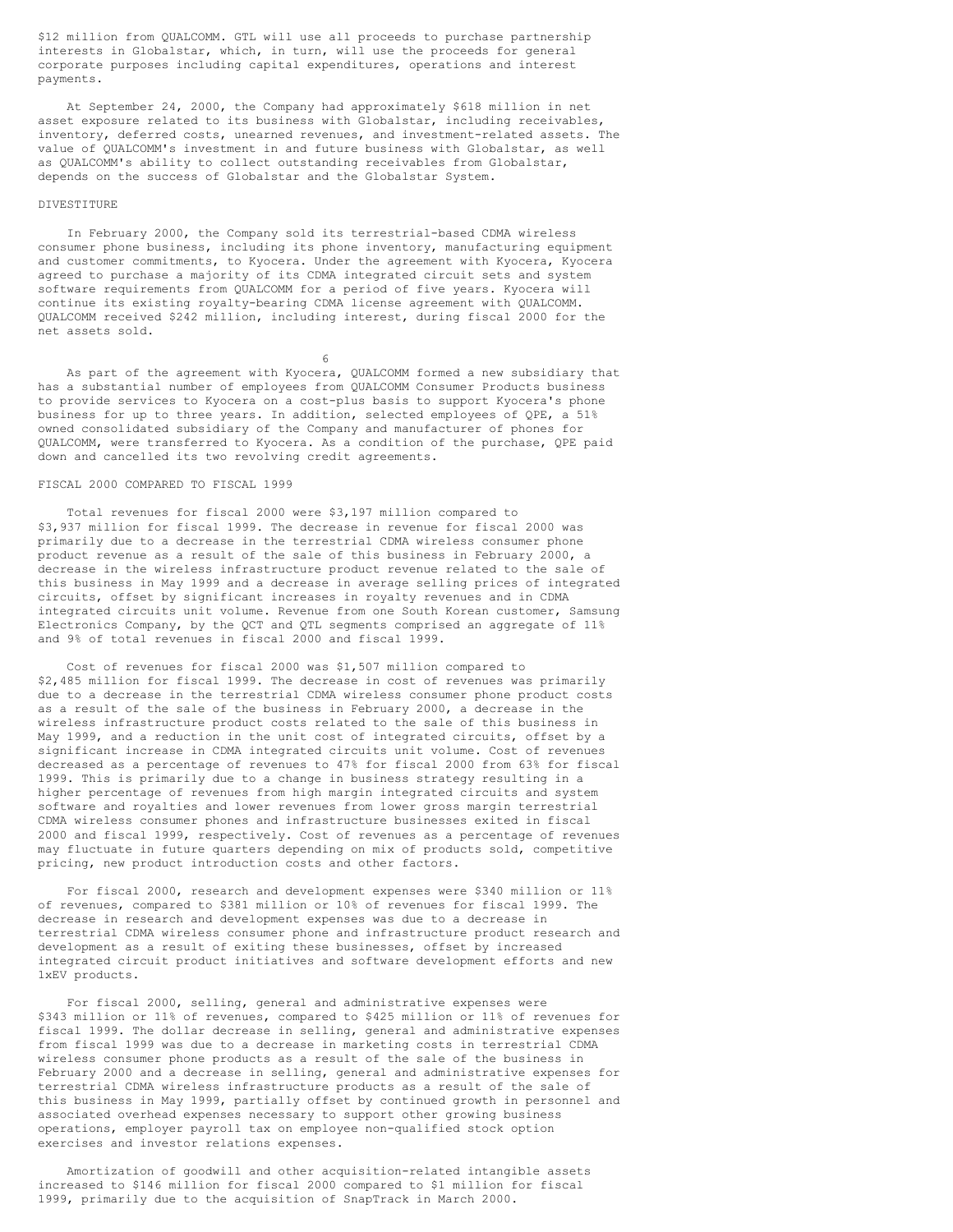$12 million from QUALCOMM. GTL will use all proceeds to purchase partnership interests in Globalstar, which, in turn, will use the proceeds for general corporate purposes including capital expenditures, operations and interest payments.

At September 24, 2000, the Company had approximately $618 million in net asset exposure related to its business with Globalstar, including receivables, inventory, deferred costs, unearned revenues, and investment-related assets. The value of QUALCOMM's investment in and future business with Globalstar, as well as QUALCOMM's ability to collect outstanding receivables from Globalstar, depends on the success of Globalstar and the Globalstar System.

## DIVESTITURE

In February 2000, the Company sold its terrestrial-based CDMA wireless consumer phone business, including its phone inventory, manufacturing equipment and customer commitments, to Kyocera. Under the agreement with Kyocera, Kyocera agreed to purchase a majority of its CDMA integrated circuit sets and system software requirements from QUALCOMM for a period of five years. Kyocera will continue its existing royalty-bearing CDMA license agreement with QUALCOMM. QUALCOMM received $242 million, including interest, during fiscal 2000 for the net assets sold.

As part of the agreement with Kyocera, QUALCOMM formed a new subsidiary that has a substantial number of employees from QUALCOMM Consumer Products business to provide services to Kyocera on a cost-plus basis to support Kyocera's phone business for up to three years. In addition, selected employees of QPE, a 51% owned consolidated subsidiary of the Company and manufacturer of phones for QUALCOMM, were transferred to Kyocera. As a condition of the purchase, QPE paid down and cancelled its two revolving credit agreements.

## FISCAL 2000 COMPARED TO FISCAL 1999

Total revenues for fiscal 2000 were $3,197 million compared to $3,937 million for fiscal 1999. The decrease in revenue for fiscal 2000 was primarily due to a decrease in the terrestrial CDMA wireless consumer phone product revenue as a result of the sale of this business in February 2000, a decrease in the wireless infrastructure product revenue related to the sale of this business in May 1999 and a decrease in average selling prices of integrated circuits, offset by significant increases in royalty revenues and in CDMA integrated circuits unit volume. Revenue from one South Korean customer, Samsung Electronics Company, by the QCT and QTL segments comprised an aggregate of 11% and 9% of total revenues in fiscal 2000 and fiscal 1999.

Cost of revenues for fiscal 2000 was $1,507 million compared to $2,485 million for fiscal 1999. The decrease in cost of revenues was primarily due to a decrease in the terrestrial CDMA wireless consumer phone product costs as a result of the sale of the business in February 2000, a decrease in the wireless infrastructure product costs related to the sale of this business in May 1999, and a reduction in the unit cost of integrated circuits, offset by a significant increase in CDMA integrated circuits unit volume. Cost of revenues decreased as a percentage of revenues to 47% for fiscal 2000 from 63% for fiscal 1999. This is primarily due to a change in business strategy resulting in a higher percentage of revenues from high margin integrated circuits and system software and royalties and lower revenues from lower gross margin terrestrial CDMA wireless consumer phones and infrastructure businesses exited in fiscal 2000 and fiscal 1999, respectively. Cost of revenues as a percentage of revenues may fluctuate in future quarters depending on mix of products sold, competitive pricing, new product introduction costs and other factors.

For fiscal 2000, research and development expenses were $340 million or 11% of revenues, compared to $381 million or 10% of revenues for fiscal 1999. The decrease in research and development expenses was due to a decrease in terrestrial CDMA wireless consumer phone and infrastructure product research and development as a result of exiting these businesses, offset by increased integrated circuit product initiatives and software development efforts and new 1xEV products.

For fiscal 2000, selling, general and administrative expenses were $343 million or 11% of revenues, compared to $425 million or 11% of revenues for fiscal 1999. The dollar decrease in selling, general and administrative expenses from fiscal 1999 was due to a decrease in marketing costs in terrestrial CDMA wireless consumer phone products as a result of the sale of the business in February 2000 and a decrease in selling, general and administrative expenses for terrestrial CDMA wireless infrastructure products as a result of the sale of this business in May 1999, partially offset by continued growth in personnel and associated overhead expenses necessary to support other growing business operations, employer payroll tax on employee non-qualified stock option exercises and investor relations expenses.

Amortization of goodwill and other acquisition-related intangible assets increased to $146 million for fiscal 2000 compared to $1 million for fiscal 1999, primarily due to the acquisition of SnapTrack in March 2000.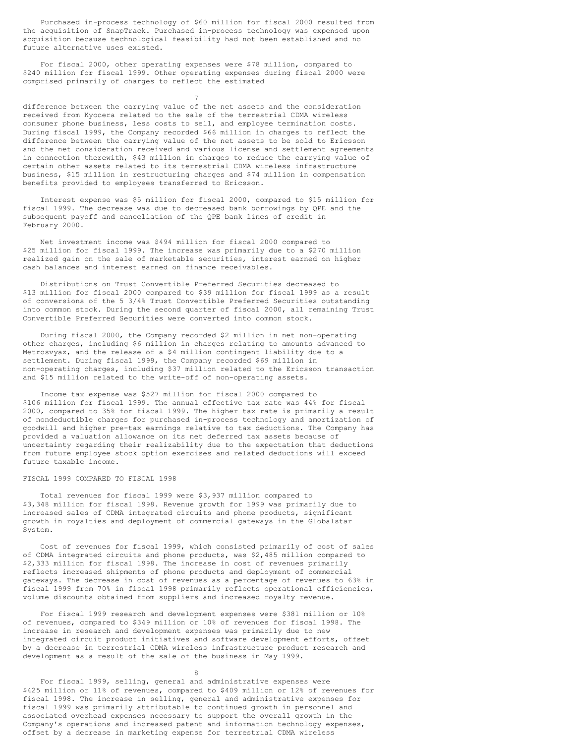Purchased in-process technology of $60 million for fiscal 2000 resulted from the acquisition of SnapTrack. Purchased in-process technology was expensed upon acquisition because technological feasibility had not been established and no future alternative uses existed.

For fiscal 2000, other operating expenses were $78 million, compared to $240 million for fiscal 1999. Other operating expenses during fiscal 2000 were comprised primarily of charges to reflect the estimated difference between the carrying value of the net assets and the consideration received from Kyocera related to the sale of the terrestrial CDMA wireless consumer phone business, less costs to sell, and employee termination costs. During fiscal 1999, the Company recorded $66 million in charges to reflect the difference between the carrying value of the net assets to be sold to Ericsson and the net consideration received and various license and settlement agreements in connection therewith, $43 million in charges to reduce the carrying value of certain other assets related to its terrestrial CDMA wireless infrastructure business, $15 million in restructuring charges and $74 million in compensation benefits provided to employees transferred to Ericsson.

Interest expense was $5 million for fiscal 2000, compared to $15 million for fiscal 1999. The decrease was due to decreased bank borrowings by QPE and the subsequent payoff and cancellation of the QPE bank lines of credit in February 2000.

Net investment income was $494 million for fiscal 2000 compared to $25 million for fiscal 1999. The increase was primarily due to a $270 million realized gain on the sale of marketable securities, interest earned on higher cash balances and interest earned on finance receivables.

Distributions on Trust Convertible Preferred Securities decreased to $13 million for fiscal 2000 compared to $39 million for fiscal 1999 as a result of conversions of the 5 3/4% Trust Convertible Preferred Securities outstanding into common stock. During the second quarter of fiscal 2000, all remaining Trust Convertible Preferred Securities were converted into common stock.

During fiscal 2000, the Company recorded $2 million in net non-operating other charges, including $6 million in charges relating to amounts advanced to Metrosvyaz, and the release of a $4 million contingent liability due to a settlement. During fiscal 1999, the Company recorded $69 million in non-operating charges, including $37 million related to the Ericsson transaction and $15 million related to the write-off of non-operating assets.

Income tax expense was $527 million for fiscal 2000 compared to $106 million for fiscal 1999. The annual effective tax rate was 44% for fiscal 2000, compared to 35% for fiscal 1999. The higher tax rate is primarily a result of nondeductible charges for purchased in-process technology and amortization of goodwill and higher pre-tax earnings relative to tax deductions. The Company has provided a valuation allowance on its net deferred tax assets because of uncertainty regarding their realizability due to the expectation that deductions from future employee stock option exercises and related deductions will exceed future taxable income.

FISCAL 1999 COMPARED TO FISCAL 1998

Total revenues for fiscal 1999 were $3,937 million compared to $3,348 million for fiscal 1998. Revenue growth for 1999 was primarily due to increased sales of CDMA integrated circuits and phone products, significant growth in royalties and deployment of commercial gateways in the Globalstar System.

Cost of revenues for fiscal 1999, which consisted primarily of cost of sales of CDMA integrated circuits and phone products, was $2,485 million compared to $2,333 million for fiscal 1998. The increase in cost of revenues primarily reflects increased shipments of phone products and deployment of commercial gateways. The decrease in cost of revenues as a percentage of revenues to 63% in fiscal 1999 from 70% in fiscal 1998 primarily reflects operational efficiencies, volume discounts obtained from suppliers and increased royalty revenue.

For fiscal 1999 research and development expenses were $381 million or 10% of revenues, compared to $349 million or 10% of revenues for fiscal 1998. The increase in research and development expenses was primarily due to new integrated circuit product initiatives and software development efforts, offset by a decrease in terrestrial CDMA wireless infrastructure product research and development as a result of the sale of the business in May 1999.

For fiscal 1999, selling, general and administrative expenses were $425 million or 11% of revenues, compared to $409 million or 12% of revenues for fiscal 1998. The increase in selling, general and administrative expenses for fiscal 1999 was primarily attributable to continued growth in personnel and associated overhead expenses necessary to support the overall growth in the Company's operations and increased patent and information technology expenses, offset by a decrease in marketing expense for terrestrial CDMA wireless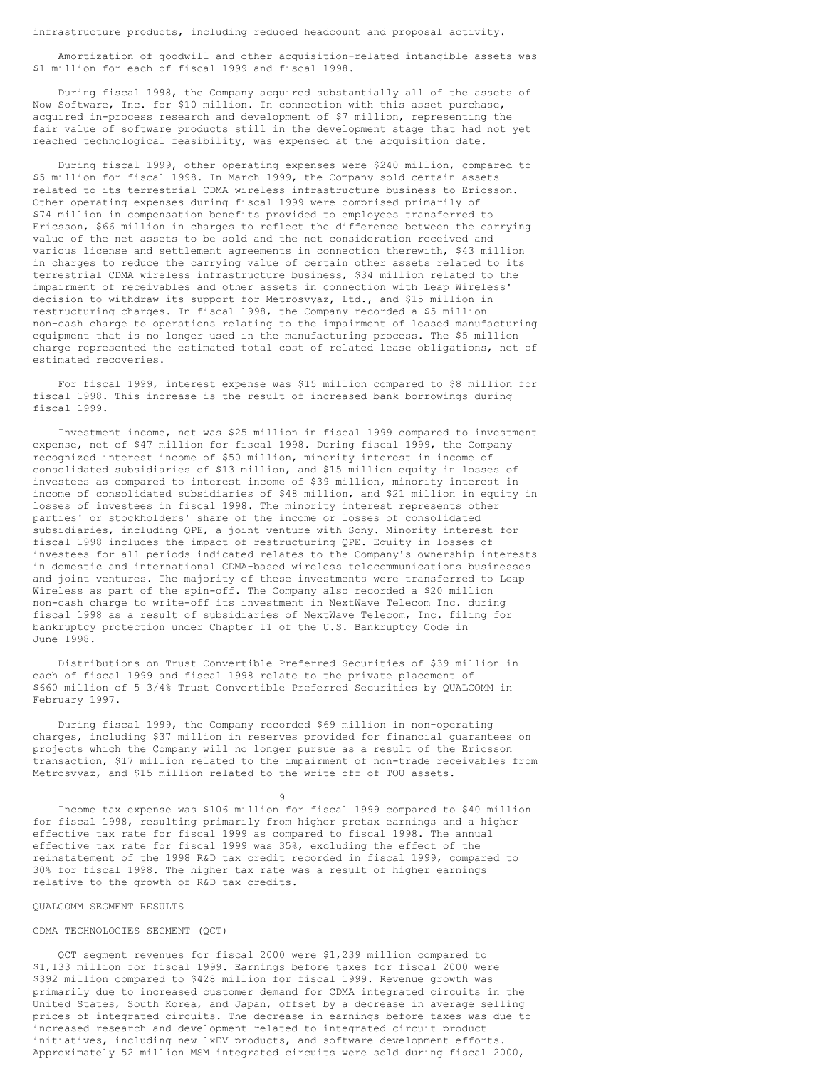infrastructure products, including reduced headcount and proposal activity.

Amortization of goodwill and other acquisition-related intangible assets was $1 million for each of fiscal 1999 and fiscal 1998.

During fiscal 1998, the Company acquired substantially all of the assets of Now Software, Inc. for $10 million. In connection with this asset purchase, acquired in-process research and development of $7 million, representing the fair value of software products still in the development stage that had not yet reached technological feasibility, was expensed at the acquisition date.

During fiscal 1999, other operating expenses were $240 million, compared to $5 million for fiscal 1998. In March 1999, the Company sold certain assets related to its terrestrial CDMA wireless infrastructure business to Ericsson. Other operating expenses during fiscal 1999 were comprised primarily of $74 million in compensation benefits provided to employees transferred to Ericsson, $66 million in charges to reflect the difference between the carrying value of the net assets to be sold and the net consideration received and various license and settlement agreements in connection therewith, $43 million in charges to reduce the carrying value of certain other assets related to its terrestrial CDMA wireless infrastructure business, $34 million related to the impairment of receivables and other assets in connection with Leap Wireless' decision to withdraw its support for Metrosvyaz, Ltd., and $15 million in restructuring charges. In fiscal 1998, the Company recorded a $5 million non-cash charge to operations relating to the impairment of leased manufacturing equipment that is no longer used in the manufacturing process. The $5 million charge represented the estimated total cost of related lease obligations, net of estimated recoveries.

For fiscal 1999, interest expense was $15 million compared to $8 million for fiscal 1998. This increase is the result of increased bank borrowings during fiscal 1999.

Investment income, net was $25 million in fiscal 1999 compared to investment expense, net of $47 million for fiscal 1998. During fiscal 1999, the Company recognized interest income of $50 million, minority interest in income of consolidated subsidiaries of $13 million, and $15 million equity in losses of investees as compared to interest income of $39 million, minority interest in income of consolidated subsidiaries of $48 million, and $21 million in equity in losses of investees in fiscal 1998. The minority interest represents other parties' or stockholders' share of the income or losses of consolidated subsidiaries, including QPE, a joint venture with Sony. Minority interest for fiscal 1998 includes the impact of restructuring QPE. Equity in losses of investees for all periods indicated relates to the Company's ownership interests in domestic and international CDMA-based wireless telecommunications businesses and joint ventures. The majority of these investments were transferred to Leap Wireless as part of the spin-off. The Company also recorded a $20 million non-cash charge to write-off its investment in NextWave Telecom Inc. during fiscal 1998 as a result of subsidiaries of NextWave Telecom, Inc. filing for bankruptcy protection under Chapter 11 of the U.S. Bankruptcy Code in June 1998.

Distributions on Trust Convertible Preferred Securities of $39 million in each of fiscal 1999 and fiscal 1998 relate to the private placement of $660 million of 5 3/4% Trust Convertible Preferred Securities by QUALCOMM in February 1997.

During fiscal 1999, the Company recorded $69 million in non-operating charges, including $37 million in reserves provided for financial guarantees on projects which the Company will no longer pursue as a result of the Ericsson transaction, $17 million related to the impairment of non-trade receivables from Metrosvyaz, and $15 million related to the write off of TOU assets.

Income tax expense was $106 million for fiscal 1999 compared to $40 million for fiscal 1998, resulting primarily from higher pretax earnings and a higher effective tax rate for fiscal 1999 as compared to fiscal 1998. The annual effective tax rate for fiscal 1999 was 35%, excluding the effect of the reinstatement of the 1998 R&D tax credit recorded in fiscal 1999, compared to 30% for fiscal 1998. The higher tax rate was a result of higher earnings relative to the growth of R&D tax credits.

## QUALCOMM SEGMENT RESULTS

### CDMA TECHNOLOGIES SEGMENT (QCT)

QCT segment revenues for fiscal 2000 were $1,239 million compared to $1,133 million for fiscal 1999. Earnings before taxes for fiscal 2000 were $392 million compared to $428 million for fiscal 1999. Revenue growth was primarily due to increased customer demand for CDMA integrated circuits in the United States, South Korea, and Japan, offset by a decrease in average selling prices of integrated circuits. The decrease in earnings before taxes was due to increased research and development related to integrated circuit product initiatives, including new 1xEV products, and software development efforts. Approximately 52 million MSM integrated circuits were sold during fiscal 2000,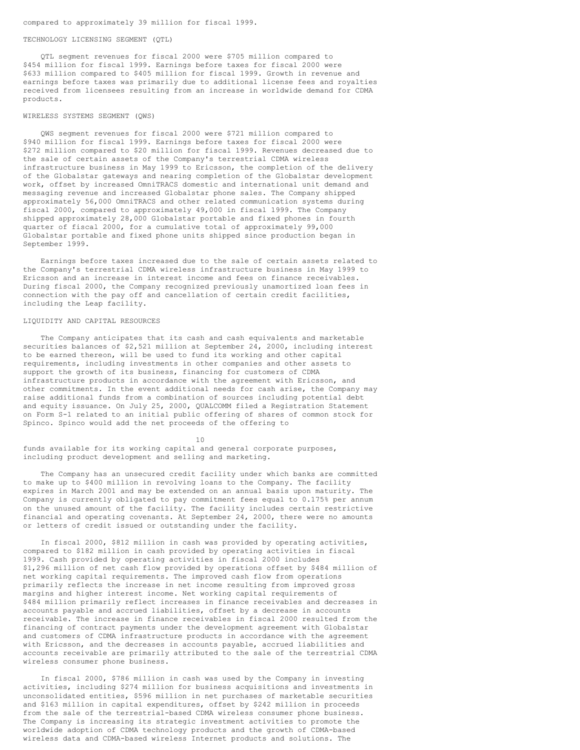compared to approximately 39 million for fiscal 1999.

## TECHNOLOGY LICENSING SEGMENT (QTL)

QTL segment revenues for fiscal 2000 were $705 million compared to $454 million for fiscal 1999. Earnings before taxes for fiscal 2000 were $633 million compared to $405 million for fiscal 1999. Growth in revenue and earnings before taxes was primarily due to additional license fees and royalties received from licensees resulting from an increase in worldwide demand for CDMA products.

## WIRELESS SYSTEMS SEGMENT (QWS)

QWS segment revenues for fiscal 2000 were $721 million compared to $940 million for fiscal 1999. Earnings before taxes for fiscal 2000 were $272 million compared to $20 million for fiscal 1999. Revenues decreased due to the sale of certain assets of the Company's terrestrial CDMA wireless infrastructure business in May 1999 to Ericsson, the completion of the delivery of the Globalstar gateways and nearing completion of the Globalstar development work, offset by increased OmniTRACS domestic and international unit demand and messaging revenue and increased Globalstar phone sales. The Company shipped approximately 56,000 OmniTRACS and other related communication systems during fiscal 2000, compared to approximately 49,000 in fiscal 1999. The Company shipped approximately 28,000 Globalstar portable and fixed phones in fourth quarter of fiscal 2000, for a cumulative total of approximately 99,000 Globalstar portable and fixed phone units shipped since production began in September 1999.

Earnings before taxes increased due to the sale of certain assets related to the Company's terrestrial CDMA wireless infrastructure business in May 1999 to Ericsson and an increase in interest income and fees on finance receivables. During fiscal 2000, the Company recognized previously unamortized loan fees in connection with the pay off and cancellation of certain credit facilities, including the Leap facility.

## LIQUIDITY AND CAPITAL RESOURCES

The Company anticipates that its cash and cash equivalents and marketable securities balances of $2,521 million at September 24, 2000, including interest to be earned thereon, will be used to fund its working and other capital requirements, including investments in other companies and other assets to support the growth of its business, financing for customers of CDMA infrastructure products in accordance with the agreement with Ericsson, and other commitments. In the event additional needs for cash arise, the Company may raise additional funds from a combination of sources including potential debt and equity issuance. On July 25, 2000, QUALCOMM filed a Registration Statement on Form S-1 related to an initial public offering of shares of common stock for Spinco. Spinco would add the net proceeds of the offering to funds available for its working capital and general corporate purposes, including product development and selling and marketing.

The Company has an unsecured credit facility under which banks are committed to make up to $400 million in revolving loans to the Company. The facility expires in March 2001 and may be extended on an annual basis upon maturity. The Company is currently obligated to pay commitment fees equal to 0.175% per annum on the unused amount of the facility. The facility includes certain restrictive financial and operating covenants. At September 24, 2000, there were no amounts or letters of credit issued or outstanding under the facility.

In fiscal 2000, $812 million in cash was provided by operating activities, compared to $182 million in cash provided by operating activities in fiscal 1999. Cash provided by operating activities in fiscal 2000 includes $1,296 million of net cash flow provided by operations offset by $484 million of net working capital requirements. The improved cash flow from operations primarily reflects the increase in net income resulting from improved gross margins and higher interest income. Net working capital requirements of $484 million primarily reflect increases in finance receivables and decreases in accounts payable and accrued liabilities, offset by a decrease in accounts receivable. The increase in finance receivables in fiscal 2000 resulted from the financing of contract payments under the development agreement with Globalstar and customers of CDMA infrastructure products in accordance with the agreement with Ericsson, and the decreases in accounts payable, accrued liabilities and accounts receivable are primarily attributed to the sale of the terrestrial CDMA wireless consumer phone business.

In fiscal 2000, $786 million in cash was used by the Company in investing activities, including $274 million for business acquisitions and investments in unconsolidated entities, $596 million in net purchases of marketable securities and $163 million in capital expenditures, offset by $242 million in proceeds from the sale of the terrestrial-based CDMA wireless consumer phone business. The Company is increasing its strategic investment activities to promote the worldwide adoption of CDMA technology products and the growth of CDMA-based wireless data and CDMA-based wireless Internet products and solutions. The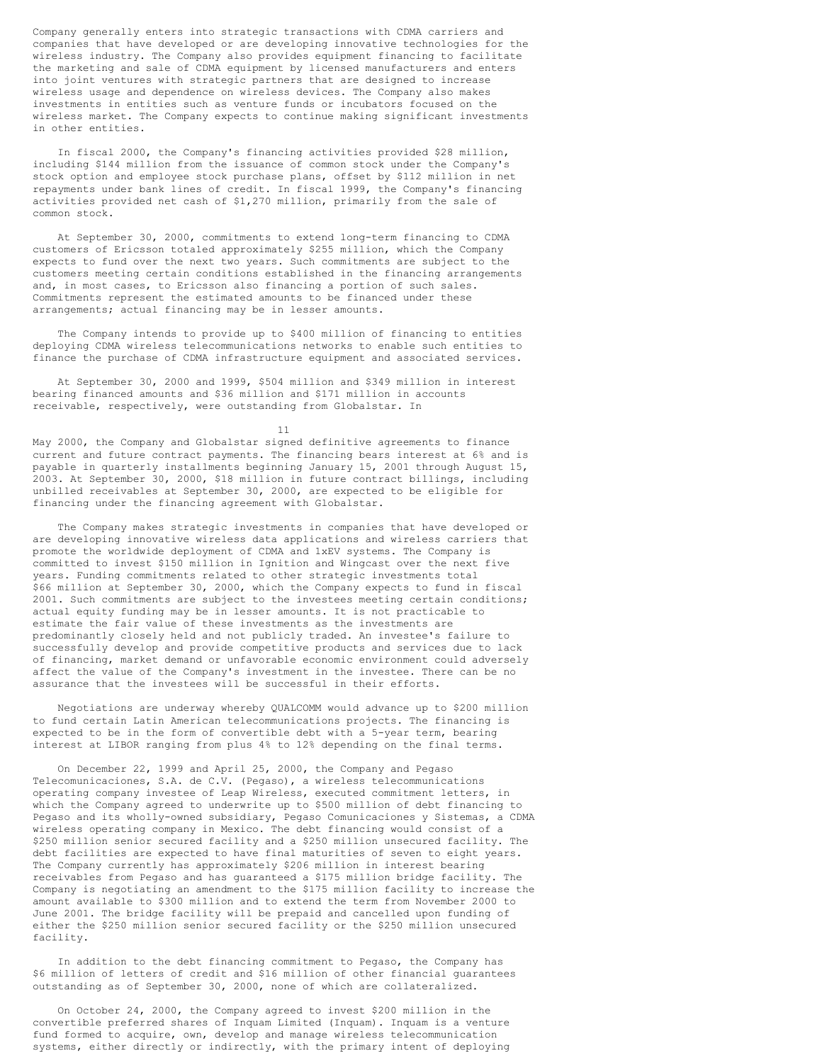Company generally enters into strategic transactions with CDMA carriers and companies that have developed or are developing innovative technologies for the wireless industry. The Company also provides equipment financing to facilitate the marketing and sale of CDMA equipment by licensed manufacturers and enters into joint ventures with strategic partners that are designed to increase wireless usage and dependence on wireless devices. The Company also makes investments in entities such as venture funds or incubators focused on the wireless market. The Company expects to continue making significant investments in other entities.

In fiscal 2000, the Company's financing activities provided $28 million, including $144 million from the issuance of common stock under the Company's stock option and employee stock purchase plans, offset by $112 million in net repayments under bank lines of credit. In fiscal 1999, the Company's financing activities provided net cash of $1,270 million, primarily from the sale of common stock.

At September 30, 2000, commitments to extend long-term financing to CDMA customers of Ericsson totaled approximately $255 million, which the Company expects to fund over the next two years. Such commitments are subject to the customers meeting certain conditions established in the financing arrangements and, in most cases, to Ericsson also financing a portion of such sales. Commitments represent the estimated amounts to be financed under these arrangements; actual financing may be in lesser amounts.

The Company intends to provide up to $400 million of financing to entities deploying CDMA wireless telecommunications networks to enable such entities to finance the purchase of CDMA infrastructure equipment and associated services.

At September 30, 2000 and 1999, $504 million and $349 million in interest bearing financed amounts and $36 million and $171 million in accounts receivable, respectively, were outstanding from Globalstar. In May 2000, the Company and Globalstar signed definitive agreements to finance current and future contract payments. The financing bears interest at 6% and is payable in quarterly installments beginning January 15, 2001 through August 15, 2003. At September 30, 2000, $18 million in future contract billings, including unbilled receivables at September 30, 2000, are expected to be eligible for financing under the financing agreement with Globalstar.

The Company makes strategic investments in companies that have developed or are developing innovative wireless data applications and wireless carriers that promote the worldwide deployment of CDMA and 1xEV systems. The Company is committed to invest $150 million in Ignition and Wingcast over the next five years. Funding commitments related to other strategic investments total $66 million at September 30, 2000, which the Company expects to fund in fiscal 2001. Such commitments are subject to the investees meeting certain conditions; actual equity funding may be in lesser amounts. It is not practicable to estimate the fair value of these investments as the investments are predominantly closely held and not publicly traded. An investee's failure to successfully develop and provide competitive products and services due to lack of financing, market demand or unfavorable economic environment could adversely affect the value of the Company's investment in the investee. There can be no assurance that the investees will be successful in their efforts.

Negotiations are underway whereby QUALCOMM would advance up to $200 million to fund certain Latin American telecommunications projects. The financing is expected to be in the form of convertible debt with a 5-year term, bearing interest at LIBOR ranging from plus 4% to 12% depending on the final terms.

On December 22, 1999 and April 25, 2000, the Company and Pegaso Telecomunicaciones, S.A. de C.V. (Pegaso), a wireless telecommunications operating company investee of Leap Wireless, executed commitment letters, in which the Company agreed to underwrite up to $500 million of debt financing to Pegaso and its wholly-owned subsidiary, Pegaso Comunicaciones y Sistemas, a CDMA wireless operating company in Mexico. The debt financing would consist of a $250 million senior secured facility and a $250 million unsecured facility. The debt facilities are expected to have final maturities of seven to eight years. The Company currently has approximately $206 million in interest bearing receivables from Pegaso and has guaranteed a $175 million bridge facility. The Company is negotiating an amendment to the $175 million facility to increase the amount available to $300 million and to extend the term from November 2000 to June 2001. The bridge facility will be prepaid and cancelled upon funding of either the $250 million senior secured facility or the $250 million unsecured facility.

In addition to the debt financing commitment to Pegaso, the Company has $6 million of letters of credit and $16 million of other financial guarantees outstanding as of September 30, 2000, none of which are collateralized.

On October 24, 2000, the Company agreed to invest $200 million in the convertible preferred shares of Inquam Limited (Inquam). Inquam is a venture fund formed to acquire, own, develop and manage wireless telecommunication systems, either directly or indirectly, with the primary intent of deploying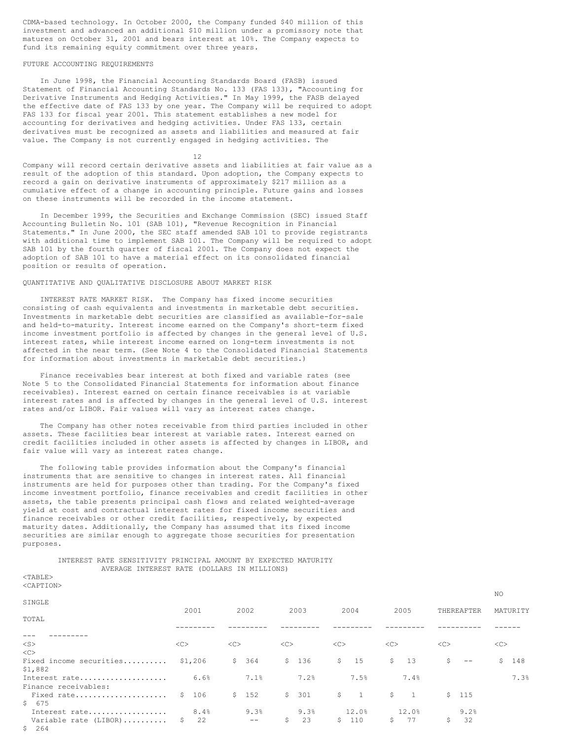CDMA-based technology. In October 2000, the Company funded $40 million of this investment and advanced an additional $10 million under a promissory note that matures on October 31, 2001 and bears interest at 10%. The Company expects to fund its remaining equity commitment over three years.

FUTURE ACCOUNTING REQUIREMENTS

In June 1998, the Financial Accounting Standards Board (FASB) issued Statement of Financial Accounting Standards No. 133 (FAS 133), "Accounting for Derivative Instruments and Hedging Activities." In May 1999, the FASB delayed the effective date of FAS 133 by one year. The Company will be required to adopt FAS 133 for fiscal year 2001. This statement establishes a new model for accounting for derivatives and hedging activities. Under FAS 133, certain derivatives must be recognized as assets and liabilities and measured at fair value. The Company is not currently engaged in hedging activities. The Company will record certain derivative assets and liabilities at fair value as a result of the adoption of this standard. Upon adoption, the Company expects to record a gain on derivative instruments of approximately $217 million as a cumulative effect of a change in accounting principle. Future gains and losses on these instruments will be recorded in the income statement.

In December 1999, the Securities and Exchange Commission (SEC) issued Staff Accounting Bulletin No. 101 (SAB 101), "Revenue Recognition in Financial Statements." In June 2000, the SEC staff amended SAB 101 to provide registrants with additional time to implement SAB 101. The Company will be required to adopt SAB 101 by the fourth quarter of fiscal 2001. The Company does not expect the adoption of SAB 101 to have a material effect on its consolidated financial position or results of operation.

QUANTITATIVE AND QUALITATIVE DISCLOSURE ABOUT MARKET RISK

INTEREST RATE MARKET RISK. The Company has fixed income securities consisting of cash equivalents and investments in marketable debt securities. Investments in marketable debt securities are classified as available-for-sale and held-to-maturity. Interest income earned on the Company's short-term fixed income investment portfolio is affected by changes in the general level of U.S. interest rates, while interest income earned on long-term investments is not affected in the near term. (See Note 4 to the Consolidated Financial Statements for information about investments in marketable debt securities.)

Finance receivables bear interest at both fixed and variable rates (see Note 5 to the Consolidated Financial Statements for information about finance receivables). Interest earned on certain finance receivables is at variable interest rates and is affected by changes in the general level of U.S. interest rates and/or LIBOR. Fair values will vary as interest rates change.

The Company has other notes receivable from third parties included in other assets. These facilities bear interest at variable rates. Interest earned on credit facilities included in other assets is affected by changes in LIBOR, and fair value will vary as interest rates change.

The following table provides information about the Company's financial instruments that are sensitive to changes in interest rates. All financial instruments are held for purposes other than trading. For the Company's fixed income investment portfolio, finance receivables and credit facilities in other assets, the table presents principal cash flows and related weighted-average yield at cost and contractual interest rates for fixed income securities and finance receivables or other credit facilities, respectively, by expected maturity dates. Additionally, the Company has assumed that its fixed income securities are similar enough to aggregate those securities for presentation purposes.

INTEREST RATE SENSITIVITY PRINCIPAL AMOUNT BY EXPECTED MATURITY
AVERAGE INTEREST RATE (DOLLARS IN MILLIONS)

| | 2001 | 2002 | 2003 | 2004 | 2005 | THEREAFTER | NO SINGLE MATURITY | TOTAL |
|---|---|---|---|---|---|---|---|---|
| Fixed income securities | $1,206 | $ 364 | $ 136 | $ 15 | $ 13 | $ -- | $ 148 | $1,882 |
| Interest rate | 6.6% | 7.1% | 7.2% | 7.5% | 7.4% | | 7.3% | |
| Finance receivables: | | | | | | | | |
| Fixed rate | $ 106 | $ 152 | $ 301 | $ 1 | $ 1 | $ 115 | | $ 675 |
| Interest rate | 8.4% | 9.3% | 9.3% | 12.0% | 12.0% | 9.2% | | |
| Variable rate (LIBOR) | $ 22 | -- | $ 23 | $ 110 | $ 77 | $ 32 | | $ 264 |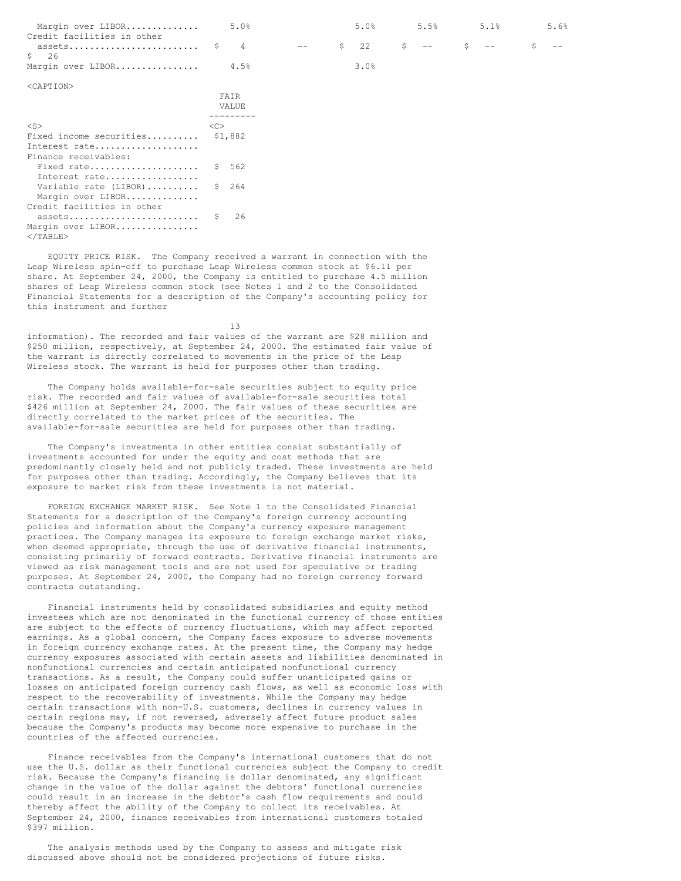| | | | | | | |
|---|---|---|---|---|---|---|
| Margin over LIBOR | 5.0% | | 5.0% | 5.5% | 5.1% | 5.6% |
| Credit facilities in other assets | $ 4 | -- | $ 22 | $ -- | $ -- | $ -- |
| | $ 26 | | | | | |
| Margin over LIBOR | 4.5% | | 3.0% | | | |

| | FAIR VALUE |
|---|---|
| Fixed income securities | $1,882 |
| Interest rate | |
| Finance receivables: | |
| Fixed rate | $ 562 |
| Interest rate | |
| Variable rate (LIBOR) | $ 264 |
| Margin over LIBOR | |
| Credit facilities in other assets | $ 26 |
| Margin over LIBOR | |

EQUITY PRICE RISK. The Company received a warrant in connection with the Leap Wireless spin-off to purchase Leap Wireless common stock at $6.11 per share. At September 24, 2000, the Company is entitled to purchase 4.5 million shares of Leap Wireless common stock (see Notes 1 and 2 to the Consolidated Financial Statements for a description of the Company's accounting policy for this instrument and further information). The recorded and fair values of the warrant are $28 million and $250 million, respectively, at September 24, 2000. The estimated fair value of the warrant is directly correlated to movements in the price of the Leap Wireless stock. The warrant is held for purposes other than trading.

The Company holds available-for-sale securities subject to equity price risk. The recorded and fair values of available-for-sale securities total $426 million at September 24, 2000. The fair values of these securities are directly correlated to the market prices of the securities. The available-for-sale securities are held for purposes other than trading.

The Company's investments in other entities consist substantially of investments accounted for under the equity and cost methods that are predominantly closely held and not publicly traded. These investments are held for purposes other than trading. Accordingly, the Company believes that its exposure to market risk from these investments is not material.

FOREIGN EXCHANGE MARKET RISK. See Note 1 to the Consolidated Financial Statements for a description of the Company's foreign currency accounting policies and information about the Company's currency exposure management practices. The Company manages its exposure to foreign exchange market risks, when deemed appropriate, through the use of derivative financial instruments, consisting primarily of forward contracts. Derivative financial instruments are viewed as risk management tools and are not used for speculative or trading purposes. At September 24, 2000, the Company had no foreign currency forward contracts outstanding.

Financial instruments held by consolidated subsidiaries and equity method investees which are not denominated in the functional currency of those entities are subject to the effects of currency fluctuations, which may affect reported earnings. As a global concern, the Company faces exposure to adverse movements in foreign currency exchange rates. At the present time, the Company may hedge currency exposures associated with certain assets and liabilities denominated in nonfunctional currencies and certain anticipated nonfunctional currency transactions. As a result, the Company could suffer unanticipated gains or losses on anticipated foreign currency cash flows, as well as economic loss with respect to the recoverability of investments. While the Company may hedge certain transactions with non-U.S. customers, declines in currency values in certain regions may, if not reversed, adversely affect future product sales because the Company's products may become more expensive to purchase in the countries of the affected currencies.

Finance receivables from the Company's international customers that do not use the U.S. dollar as their functional currencies subject the Company to credit risk. Because the Company's financing is dollar denominated, any significant change in the value of the dollar against the debtors' functional currencies could result in an increase in the debtor's cash flow requirements and could thereby affect the ability of the Company to collect its receivables. At September 24, 2000, finance receivables from international customers totaled $397 million.

The analysis methods used by the Company to assess and mitigate risk discussed above should not be considered projections of future risks.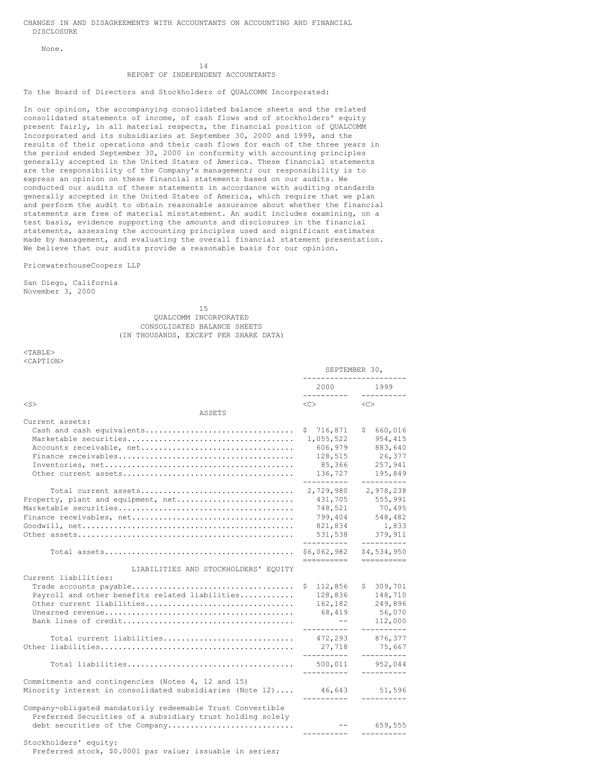CHANGES IN AND DISAGREEMENTS WITH ACCOUNTANTS ON ACCOUNTING AND FINANCIAL DISCLOSURE

None.

## REPORT OF INDEPENDENT ACCOUNTANTS

To the Board of Directors and Stockholders of QUALCOMM Incorporated:

In our opinion, the accompanying consolidated balance sheets and the related consolidated statements of income, of cash flows and of stockholders' equity present fairly, in all material respects, the financial position of QUALCOMM Incorporated and its subsidiaries at September 30, 2000 and 1999, and the results of their operations and their cash flows for each of the three years in the period ended September 30, 2000 in conformity with accounting principles generally accepted in the United States of America. These financial statements are the responsibility of the Company's management; our responsibility is to express an opinion on these financial statements based on our audits. We conducted our audits of these statements in accordance with auditing standards generally accepted in the United States of America, which require that we plan and perform the audit to obtain reasonable assurance about whether the financial statements are free of material misstatement. An audit includes examining, on a test basis, evidence supporting the amounts and disclosures in the financial statements, assessing the accounting principles used and significant estimates made by management, and evaluating the overall financial statement presentation. We believe that our audits provide a reasonable basis for our opinion.

PricewaterhouseCoopers LLP

San Diego, California
November 3, 2000

## QUALCOMM INCORPORATED
## CONSOLIDATED BALANCE SHEETS
## (IN THOUSANDS, EXCEPT PER SHARE DATA)

| | SEPTEMBER 30, 2000 | SEPTEMBER 30, 1999 |
|---|---|---|
| **ASSETS** | | |
| Current assets: | | |
| Cash and cash equivalents | $ 716,871 | $ 660,016 |
| Marketable securities | 1,055,522 | 954,415 |
| Accounts receivable, net | 606,979 | 883,640 |
| Finance receivables | 128,515 | 26,377 |
| Inventories, net | 85,366 | 257,941 |
| Other current assets | 136,727 | 195,849 |
| Total current assets | 2,729,980 | 2,978,238 |
| Property, plant and equipment, net | 431,705 | 555,991 |
| Marketable securities | 748,521 | 70,495 |
| Finance receivables, net | 799,404 | 548,482 |
| Goodwill, net | 821,834 | 1,833 |
| Other assets | 531,538 | 379,911 |
| Total assets | $6,062,982 | $4,534,950 |
| **LIABILITIES AND STOCKHOLDERS' EQUITY** | | |
| Current liabilities: | | |
| Trade accounts payable | $ 112,856 | $ 309,701 |
| Payroll and other benefits related liabilities | 128,836 | 148,710 |
| Other current liabilities | 162,182 | 249,896 |
| Unearned revenue | 68,419 | 56,070 |
| Bank lines of credit | -- | 112,000 |
| Total current liabilities | 472,293 | 876,377 |
| Other liabilities | 27,718 | 75,667 |
| Total liabilities | 500,011 | 952,044 |
| Commitments and contingencies (Notes 4, 12 and 15) | | |
| Minority interest in consolidated subsidiaries (Note 12) | 46,643 | 51,596 |
| Company-obligated mandatorily redeemable Trust Convertible Preferred Securities of a subsidiary trust holding solely debt securities of the Company | -- | 659,555 |
| Stockholders' equity: | | |
| Preferred stock, $0.0001 par value; issuable in series; | | |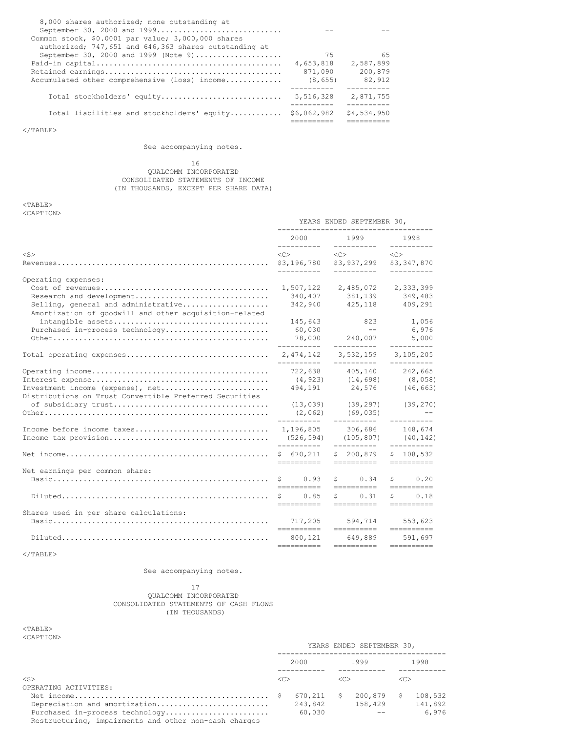| | | |
|---|---|---|
| 8,000 shares authorized; none outstanding at September 30, 2000 and 1999 | -- | -- |
| Common stock, $0.0001 par value; 3,000,000 shares authorized; 747,651 and 646,363 shares outstanding at September 30, 2000 and 1999 (Note 9) | 75 | 65 |
| Paid-in capital | 4,653,818 | 2,587,899 |
| Retained earnings | 871,090 | 200,879 |
| Accumulated other comprehensive (loss) income | (8,655) | 82,912 |
| Total stockholders' equity | 5,516,328 | 2,871,755 |
| Total liabilities and stockholders' equity | $6,062,982 | $4,534,950 |

See accompanying notes.

# QUALCOMM INCORPORATED
## CONSOLIDATED STATEMENTS OF INCOME
(IN THOUSANDS, EXCEPT PER SHARE DATA)

| | YEARS ENDED SEPTEMBER 30, | | |
|---|---|---|---|
| | 2000 | 1999 | 1998 |
| Revenues | $3,196,780 | $3,937,299 | $3,347,870 |
| Operating expenses: | | | |
| Cost of revenues | 1,507,122 | 2,485,072 | 2,333,399 |
| Research and development | 340,407 | 381,139 | 349,483 |
| Selling, general and administrative | 342,940 | 425,118 | 409,291 |
| Amortization of goodwill and other acquisition-related intangible assets | 145,643 | 823 | 1,056 |
| Purchased in-process technology | 60,030 | -- | 6,976 |
| Other | 78,000 | 240,007 | 5,000 |
| Total operating expenses | 2,474,142 | 3,532,159 | 3,105,205 |
| Operating income | 722,638 | 405,140 | 242,665 |
| Interest expense | (4,923) | (14,698) | (8,058) |
| Investment income (expense), net | 494,191 | 24,576 | (46,663) |
| Distributions on Trust Convertible Preferred Securities of subsidiary trust | (13,039) | (39,297) | (39,270) |
| Other | (2,062) | (69,035) | -- |
| Income before income taxes | 1,196,805 | 306,686 | 148,674 |
| Income tax provision | (526,594) | (105,807) | (40,142) |
| Net income | $ 670,211 | $ 200,879 | $ 108,532 |
| Net earnings per common share: | | | |
| Basic | $ 0.93 | $ 0.34 | $ 0.20 |
| Diluted | $ 0.85 | $ 0.31 | $ 0.18 |
| Shares used in per share calculations: | | | |
| Basic | 717,205 | 594,714 | 553,623 |
| Diluted | 800,121 | 649,889 | 591,697 |

See accompanying notes.

# QUALCOMM INCORPORATED
## CONSOLIDATED STATEMENTS OF CASH FLOWS
(IN THOUSANDS)

| | YEARS ENDED SEPTEMBER 30, | | |
|---|---|---|---|
| | 2000 | 1999 | 1998 |
| OPERATING ACTIVITIES: | | | |
| Net income | $ 670,211 | $ 200,879 | $ 108,532 |
| Depreciation and amortization | 243,842 | 158,429 | 141,892 |
| Purchased in-process technology | 60,030 | -- | 6,976 |
| Restructuring, impairments and other non-cash charges | | | |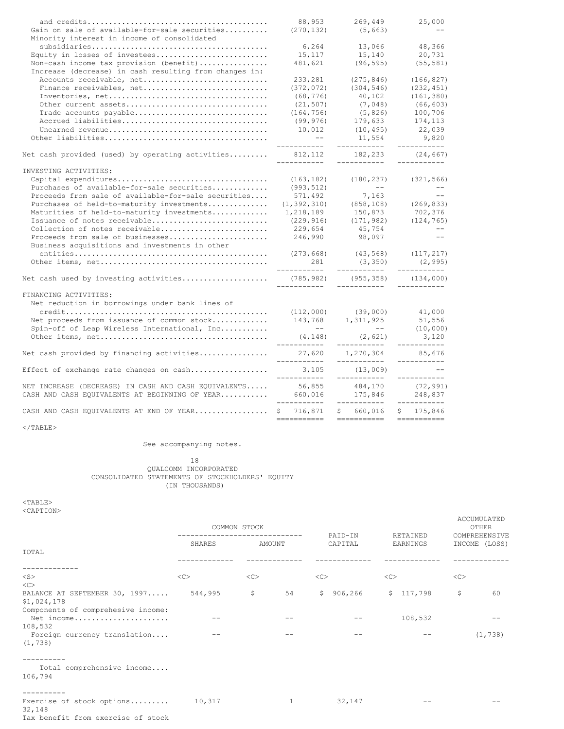| | | | |
|---|---|---|---|
| and credits | 88,953 | 269,449 | 25,000 |
| Gain on sale of available-for-sale securities | (270,132) | (5,663) | -- |
| Minority interest in income of consolidated subsidiaries | 6,264 | 13,066 | 48,366 |
| Equity in losses of investees | 15,117 | 15,140 | 20,731 |
| Non-cash income tax provision (benefit) | 481,621 | (96,595) | (55,581) |
| Increase (decrease) in cash resulting from changes in: | | | |
| Accounts receivable, net | 233,281 | (275,846) | (166,827) |
| Finance receivables, net | (372,072) | (304,546) | (232,451) |
| Inventories, net | (68,776) | 40,102 | (161,380) |
| Other current assets | (21,507) | (7,048) | (66,603) |
| Trade accounts payable | (164,756) | (5,826) | 100,706 |
| Accrued liabilities | (99,976) | 179,633 | 174,113 |
| Unearned revenue | 10,012 | (10,495) | 22,039 |
| Other liabilities | -- | 11,554 | 9,820 |
| Net cash provided (used) by operating activities | 812,112 | 182,233 | (24,667) |
| INVESTING ACTIVITIES: | | | |
| Capital expenditures | (163,182) | (180,237) | (321,566) |
| Purchases of available-for-sale securities | (993,512) | -- | -- |
| Proceeds from sale of available-for-sale securities | 571,492 | 7,163 | -- |
| Purchases of held-to-maturity investments | (1,392,310) | (858,108) | (269,833) |
| Maturities of held-to-maturity investments | 1,218,189 | 150,873 | 702,376 |
| Issuance of notes receivable | (229,916) | (171,982) | (124,765) |
| Collection of notes receivable | 229,654 | 45,754 | -- |
| Proceeds from sale of businesses | 246,990 | 98,097 | -- |
| Business acquisitions and investments in other entities | (273,668) | (43,568) | (117,217) |
| Other items, net | 281 | (3,350) | (2,995) |
| Net cash used by investing activities | (785,982) | (955,358) | (134,000) |
| FINANCING ACTIVITIES: | | | |
| Net reduction in borrowings under bank lines of credit | (112,000) | (39,000) | 41,000 |
| Net proceeds from issuance of common stock | 143,768 | 1,311,925 | 51,556 |
| Spin-off of Leap Wireless International, Inc. | -- | -- | (10,000) |
| Other items, net | (4,148) | (2,621) | 3,120 |
| Net cash provided by financing activities | 27,620 | 1,270,304 | 85,676 |
| Effect of exchange rate changes on cash | 3,105 | (13,009) | -- |
| NET INCREASE (DECREASE) IN CASH AND CASH EQUIVALENTS | 56,855 | 484,170 | (72,991) |
| CASH AND CASH EQUIVALENTS AT BEGINNING OF YEAR | 660,016 | 175,846 | 248,837 |
| CASH AND CASH EQUIVALENTS AT END OF YEAR | $ 716,871 | $ 660,016 | $ 175,846 |

See accompanying notes.

QUALCOMM INCORPORATED
CONSOLIDATED STATEMENTS OF STOCKHOLDERS' EQUITY
(IN THOUSANDS)

| | COMMON STOCK | | PAID-IN | RETAINED | ACCUMULATED OTHER COMPREHENSIVE | |
|---|---|---|---|---|---|---|
| | SHARES | AMOUNT | CAPITAL | EARNINGS | INCOME (LOSS) | TOTAL |
| BALANCE AT SEPTEMBER 30, 1997 | 544,995 | $ 54 | $ 906,266 | $ 117,798 | $ 60 | $1,024,178 |
| Components of comprehesive income: | | | | | | |
| Net income | -- | -- | -- | 108,532 | -- | 108,532 |
| Foreign currency translation | -- | -- | -- | -- | (1,738) | (1,738) |
| Total comprehensive income | | | | | | 106,794 |
| Exercise of stock options | 10,317 | 1 | 32,147 | -- | -- | 32,148 |
| Tax benefit from exercise of stock | | | | | | |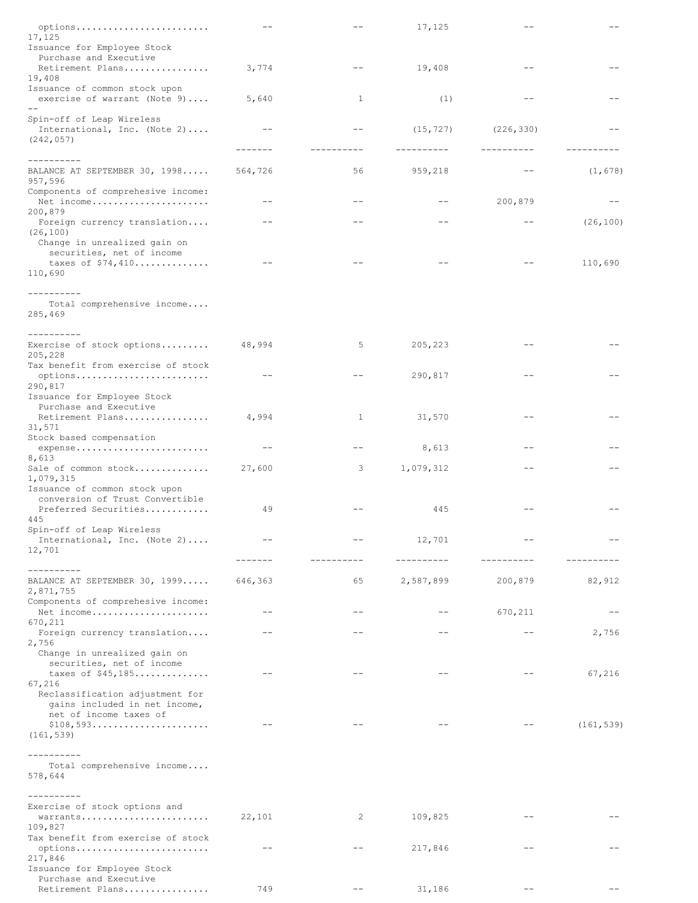| | Shares | Amount | Paid-in Capital | Retained Earnings | Accumulated Other Comprehensive Income (Loss) | Total |
|---|---|---|---|---|---|---|
| options........................ | -- | -- | 17,125 | -- | -- | 17,125 |
| Issuance for Employee Stock Purchase and Executive Retirement Plans............... | 3,774 | -- | 19,408 | -- | -- | 19,408 |
| Issuance of common stock upon exercise of warrant (Note 9).... | 5,640 | 1 | (1) | -- | -- | -- |
| Spin-off of Leap Wireless International, Inc. (Note 2).... | -- | -- | (15,727) | (226,330) | -- | (242,057) |
| BALANCE AT SEPTEMBER 30, 1998..... | 564,726 | 56 | 959,218 | -- | (1,678) | 957,596 |
| Components of comprehesive income: | | | | | | |
| Net income..................... | -- | -- | -- | 200,879 | -- | 200,879 |
| Foreign currency translation.... | -- | -- | -- | -- | (26,100) | (26,100) |
| Change in unrealized gain on securities, net of income taxes of $74,410............. | -- | -- | -- | -- | 110,690 | 110,690 |
| Total comprehensive income.... | | | | | | 285,469 |
| Exercise of stock options......... | 48,994 | 5 | 205,223 | -- | -- | 205,228 |
| Tax benefit from exercise of stock options........................ | -- | -- | 290,817 | -- | -- | 290,817 |
| Issuance for Employee Stock Purchase and Executive Retirement Plans............... | 4,994 | 1 | 31,570 | -- | -- | 31,571 |
| Stock based compensation expense........................ | -- | -- | 8,613 | -- | -- | 8,613 |
| Sale of common stock............. | 27,600 | 3 | 1,079,312 | -- | -- | 1,079,315 |
| Issuance of common stock upon conversion of Trust Convertible Preferred Securities........... | 49 | -- | 445 | -- | -- | 445 |
| Spin-off of Leap Wireless International, Inc. (Note 2).... | -- | -- | 12,701 | -- | -- | 12,701 |
| BALANCE AT SEPTEMBER 30, 1999..... | 646,363 | 65 | 2,587,899 | 200,879 | 82,912 | 2,871,755 |
| Components of comprehesive income: | | | | | | |
| Net income..................... | -- | -- | -- | 670,211 | -- | 670,211 |
| Foreign currency translation.... | -- | -- | -- | -- | 2,756 | 2,756 |
| Change in unrealized gain on securities, net of income taxes of $45,185............. | -- | -- | -- | -- | 67,216 | 67,216 |
| Reclassification adjustment for gains included in net income, net of income taxes of $108,593..................... | -- | -- | -- | -- | (161,539) | (161,539) |
| Total comprehensive income.... | | | | | | 578,644 |
| Exercise of stock options and warrants....................... | 22,101 | 2 | 109,825 | -- | -- | 109,827 |
| Tax benefit from exercise of stock options........................ | -- | -- | 217,846 | -- | -- | 217,846 |
| Issuance for Employee Stock Purchase and Executive Retirement Plans............... | 749 | -- | 31,186 | -- | -- | |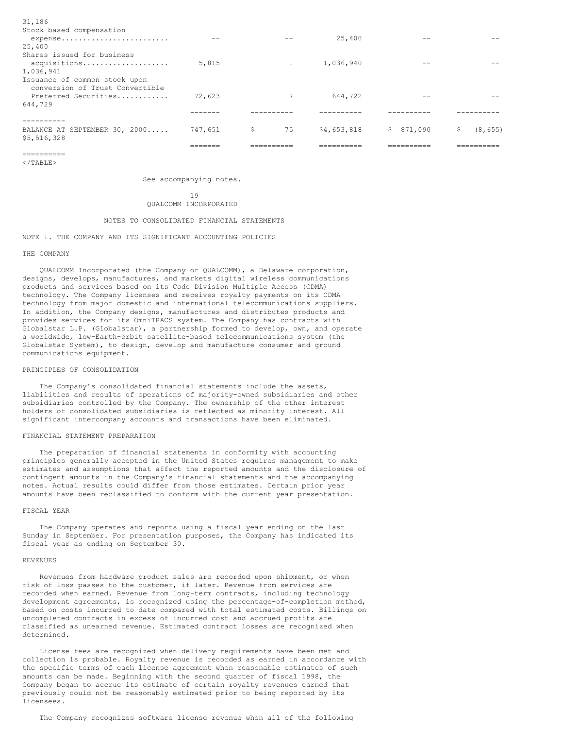| | | | | | | |
|---|---|---|---|---|---|---|
| | | | | | | 31,186 |
| Stock based compensation expense | -- | -- | 25,400 | -- | -- | 25,400 |
| Shares issued for business acquisitions | 5,815 | 1 | 1,036,940 | -- | -- | 1,036,941 |
| Issuance of common stock upon conversion of Trust Convertible Preferred Securities | 72,623 | 7 | 644,722 | -- | -- | 644,729 |
| BALANCE AT SEPTEMBER 30, 2000 | 747,651 | $ 75 | $4,653,818 | $ 871,090 | $ (8,655) | $5,516,328 |

See accompanying notes.

QUALCOMM INCORPORATED

NOTES TO CONSOLIDATED FINANCIAL STATEMENTS

## NOTE 1. THE COMPANY AND ITS SIGNIFICANT ACCOUNTING POLICIES

### THE COMPANY

QUALCOMM Incorporated (the Company or QUALCOMM), a Delaware corporation, designs, develops, manufactures, and markets digital wireless communications products and services based on its Code Division Multiple Access (CDMA) technology. The Company licenses and receives royalty payments on its CDMA technology from major domestic and international telecommunications suppliers. In addition, the Company designs, manufactures and distributes products and provides services for its OmniTRACS system. The Company has contracts with Globalstar L.P. (Globalstar), a partnership formed to develop, own, and operate a worldwide, low-Earth-orbit satellite-based telecommunications system (the Globalstar System), to design, develop and manufacture consumer and ground communications equipment.

### PRINCIPLES OF CONSOLIDATION

The Company's consolidated financial statements include the assets, liabilities and results of operations of majority-owned subsidiaries and other subsidiaries controlled by the Company. The ownership of the other interest holders of consolidated subsidiaries is reflected as minority interest. All significant intercompany accounts and transactions have been eliminated.

### FINANCIAL STATEMENT PREPARATION

The preparation of financial statements in conformity with accounting principles generally accepted in the United States requires management to make estimates and assumptions that affect the reported amounts and the disclosure of contingent amounts in the Company's financial statements and the accompanying notes. Actual results could differ from those estimates. Certain prior year amounts have been reclassified to conform with the current year presentation.

### FISCAL YEAR

The Company operates and reports using a fiscal year ending on the last Sunday in September. For presentation purposes, the Company has indicated its fiscal year as ending on September 30.

### REVENUES

Revenues from hardware product sales are recorded upon shipment, or when risk of loss passes to the customer, if later. Revenue from services are recorded when earned. Revenue from long-term contracts, including technology development agreements, is recognized using the percentage-of-completion method, based on costs incurred to date compared with total estimated costs. Billings on uncompleted contracts in excess of incurred cost and accrued profits are classified as unearned revenue. Estimated contract losses are recognized when determined.

License fees are recognized when delivery requirements have been met and collection is probable. Royalty revenue is recorded as earned in accordance with the specific terms of each license agreement when reasonable estimates of such amounts can be made. Beginning with the second quarter of fiscal 1998, the Company began to accrue its estimate of certain royalty revenues earned that previously could not be reasonably estimated prior to being reported by its licensees.

The Company recognizes software license revenue when all of the following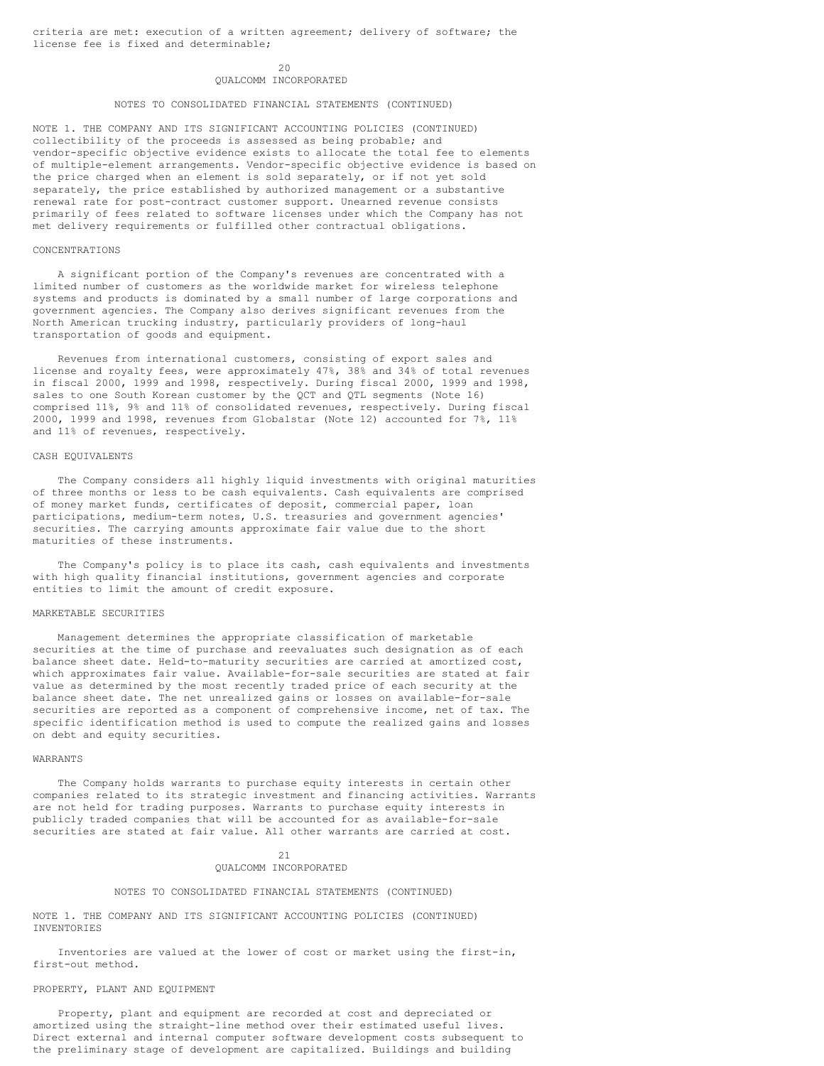criteria are met: execution of a written agreement; delivery of software; the license fee is fixed and determinable;

collectibility of the proceeds is assessed as being probable; and vendor-specific objective evidence exists to allocate the total fee to elements of multiple-element arrangements. Vendor-specific objective evidence is based on the price charged when an element is sold separately, or if not yet sold separately, the price established by authorized management or a substantive renewal rate for post-contract customer support. Unearned revenue consists primarily of fees related to software licenses under which the Company has not met delivery requirements or fulfilled other contractual obligations.

## CONCENTRATIONS

A significant portion of the Company's revenues are concentrated with a limited number of customers as the worldwide market for wireless telephone systems and products is dominated by a small number of large corporations and government agencies. The Company also derives significant revenues from the North American trucking industry, particularly providers of long-haul transportation of goods and equipment.

Revenues from international customers, consisting of export sales and license and royalty fees, were approximately 47%, 38% and 34% of total revenues in fiscal 2000, 1999 and 1998, respectively. During fiscal 2000, 1999 and 1998, sales to one South Korean customer by the QCT and QTL segments (Note 16) comprised 11%, 9% and 11% of consolidated revenues, respectively. During fiscal 2000, 1999 and 1998, revenues from Globalstar (Note 12) accounted for 7%, 11% and 11% of revenues, respectively.

## CASH EQUIVALENTS

The Company considers all highly liquid investments with original maturities of three months or less to be cash equivalents. Cash equivalents are comprised of money market funds, certificates of deposit, commercial paper, loan participations, medium-term notes, U.S. treasuries and government agencies' securities. The carrying amounts approximate fair value due to the short maturities of these instruments.

The Company's policy is to place its cash, cash equivalents and investments with high quality financial institutions, government agencies and corporate entities to limit the amount of credit exposure.

## MARKETABLE SECURITIES

Management determines the appropriate classification of marketable securities at the time of purchase and reevaluates such designation as of each balance sheet date. Held-to-maturity securities are carried at amortized cost, which approximates fair value. Available-for-sale securities are stated at fair value as determined by the most recently traded price of each security at the balance sheet date. The net unrealized gains or losses on available-for-sale securities are reported as a component of comprehensive income, net of tax. The specific identification method is used to compute the realized gains and losses on debt and equity securities.

## WARRANTS

The Company holds warrants to purchase equity interests in certain other companies related to its strategic investment and financing activities. Warrants are not held for trading purposes. Warrants to purchase equity interests in publicly traded companies that will be accounted for as available-for-sale securities are stated at fair value. All other warrants are carried at cost.

## INVENTORIES

Inventories are valued at the lower of cost or market using the first-in, first-out method.

## PROPERTY, PLANT AND EQUIPMENT

Property, plant and equipment are recorded at cost and depreciated or amortized using the straight-line method over their estimated useful lives. Direct external and internal computer software development costs subsequent to the preliminary stage of development are capitalized. Buildings and building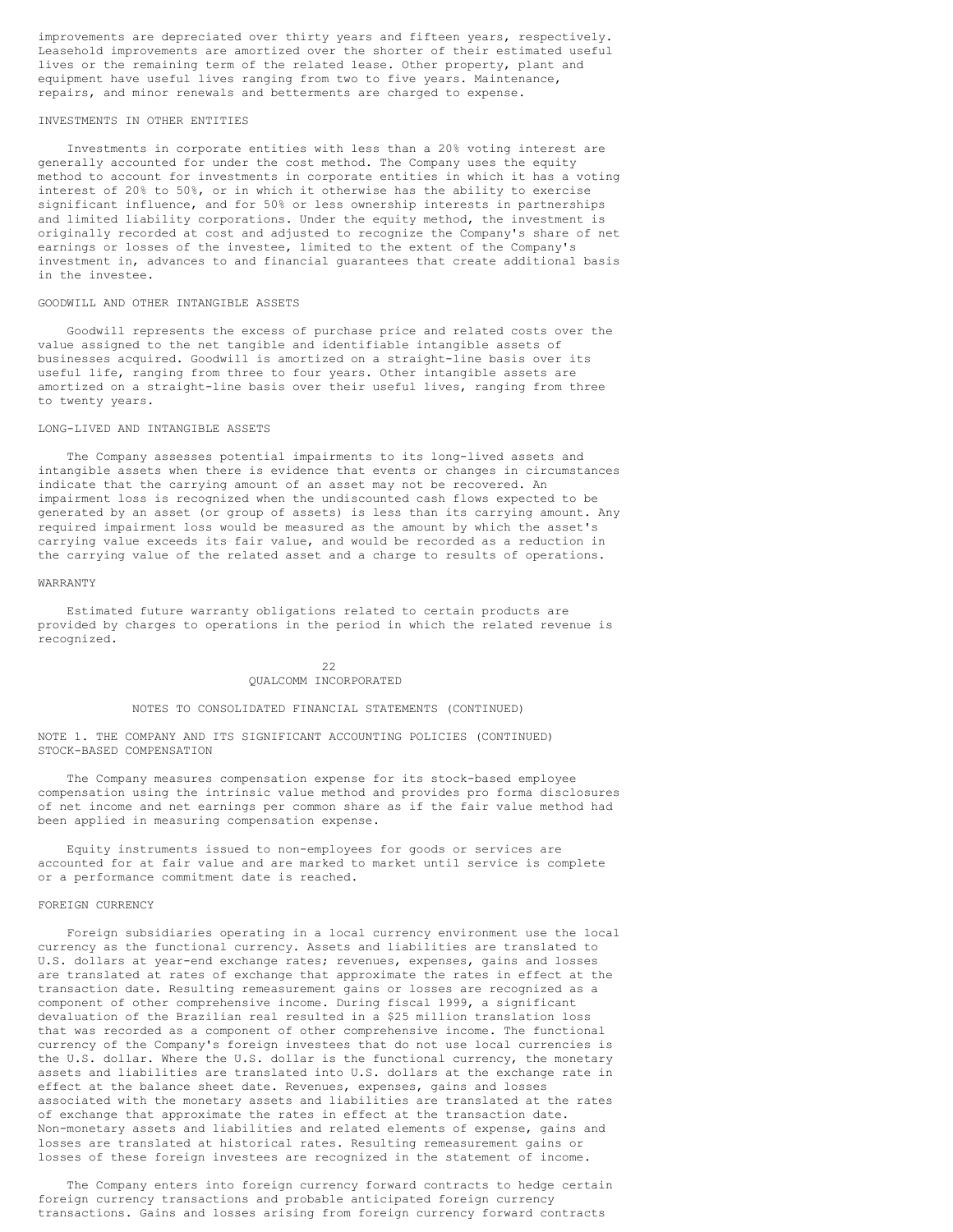improvements are depreciated over thirty years and fifteen years, respectively. Leasehold improvements are amortized over the shorter of their estimated useful lives or the remaining term of the related lease. Other property, plant and equipment have useful lives ranging from two to five years. Maintenance, repairs, and minor renewals and betterments are charged to expense.

### INVESTMENTS IN OTHER ENTITIES

Investments in corporate entities with less than a 20% voting interest are generally accounted for under the cost method. The Company uses the equity method to account for investments in corporate entities in which it has a voting interest of 20% to 50%, or in which it otherwise has the ability to exercise significant influence, and for 50% or less ownership interests in partnerships and limited liability corporations. Under the equity method, the investment is originally recorded at cost and adjusted to recognize the Company's share of net earnings or losses of the investee, limited to the extent of the Company's investment in, advances to and financial guarantees that create additional basis in the investee.

### GOODWILL AND OTHER INTANGIBLE ASSETS

Goodwill represents the excess of purchase price and related costs over the value assigned to the net tangible and identifiable intangible assets of businesses acquired. Goodwill is amortized on a straight-line basis over its useful life, ranging from three to four years. Other intangible assets are amortized on a straight-line basis over their useful lives, ranging from three to twenty years.

### LONG-LIVED AND INTANGIBLE ASSETS

The Company assesses potential impairments to its long-lived assets and intangible assets when there is evidence that events or changes in circumstances indicate that the carrying amount of an asset may not be recovered. An impairment loss is recognized when the undiscounted cash flows expected to be generated by an asset (or group of assets) is less than its carrying amount. Any required impairment loss would be measured as the amount by which the asset's carrying value exceeds its fair value, and would be recorded as a reduction in the carrying value of the related asset and a charge to results of operations.

### WARRANTY

Estimated future warranty obligations related to certain products are provided by charges to operations in the period in which the related revenue is recognized.

QUALCOMM INCORPORATED

NOTES TO CONSOLIDATED FINANCIAL STATEMENTS (CONTINUED)

NOTE 1. THE COMPANY AND ITS SIGNIFICANT ACCOUNTING POLICIES (CONTINUED)

### STOCK-BASED COMPENSATION

The Company measures compensation expense for its stock-based employee compensation using the intrinsic value method and provides pro forma disclosures of net income and net earnings per common share as if the fair value method had been applied in measuring compensation expense.

Equity instruments issued to non-employees for goods or services are accounted for at fair value and are marked to market until service is complete or a performance commitment date is reached.

### FOREIGN CURRENCY

Foreign subsidiaries operating in a local currency environment use the local currency as the functional currency. Assets and liabilities are translated to U.S. dollars at year-end exchange rates; revenues, expenses, gains and losses are translated at rates of exchange that approximate the rates in effect at the transaction date. Resulting remeasurement gains or losses are recognized as a component of other comprehensive income. During fiscal 1999, a significant devaluation of the Brazilian real resulted in a $25 million translation loss that was recorded as a component of other comprehensive income. The functional currency of the Company's foreign investees that do not use local currencies is the U.S. dollar. Where the U.S. dollar is the functional currency, the monetary assets and liabilities are translated into U.S. dollars at the exchange rate in effect at the balance sheet date. Revenues, expenses, gains and losses associated with the monetary assets and liabilities are translated at the rates of exchange that approximate the rates in effect at the transaction date. Non-monetary assets and liabilities and related elements of expense, gains and losses are translated at historical rates. Resulting remeasurement gains or losses of these foreign investees are recognized in the statement of income.

The Company enters into foreign currency forward contracts to hedge certain foreign currency transactions and probable anticipated foreign currency transactions. Gains and losses arising from foreign currency forward contracts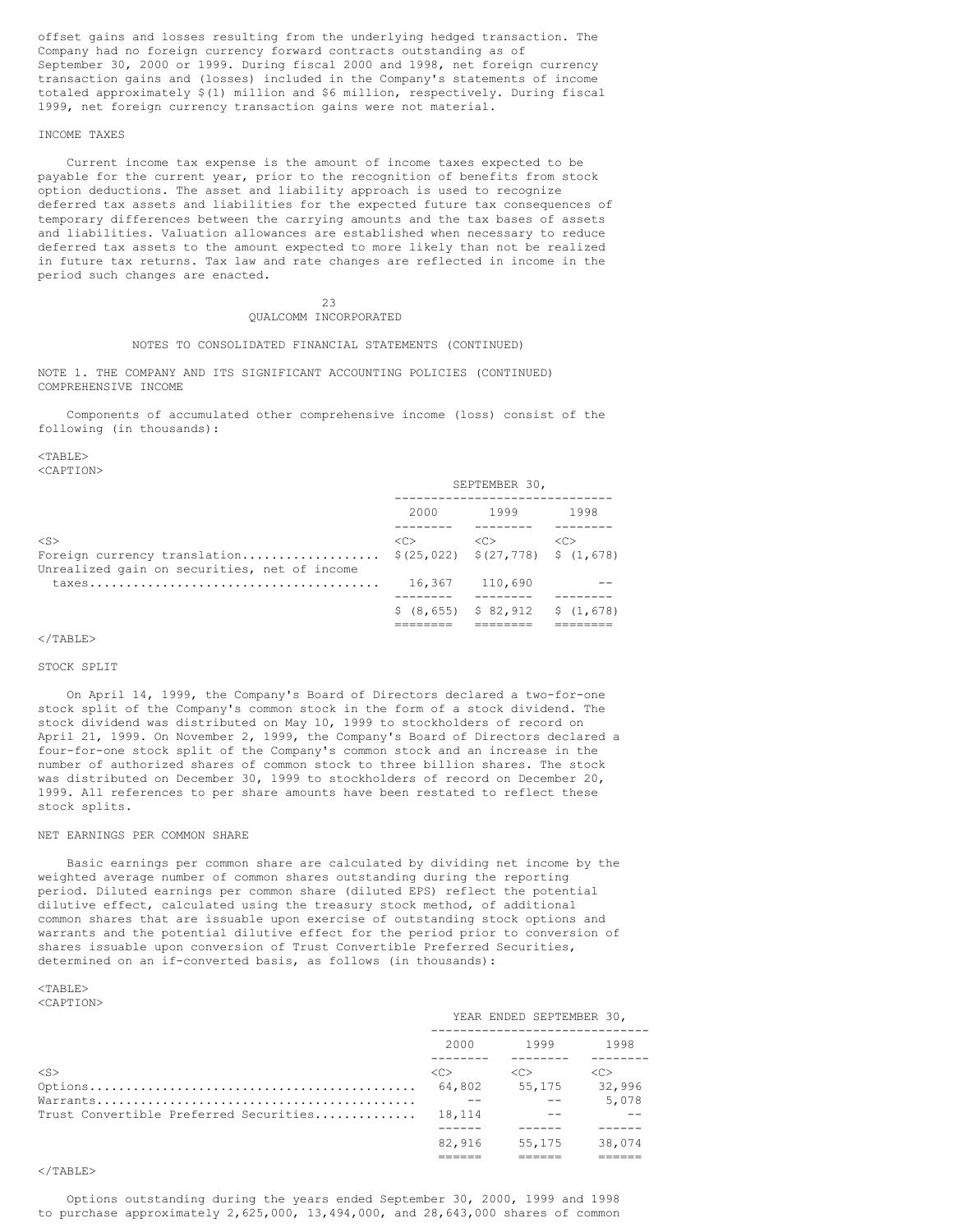offset gains and losses resulting from the underlying hedged transaction. The Company had no foreign currency forward contracts outstanding as of September 30, 2000 or 1999. During fiscal 2000 and 1998, net foreign currency transaction gains and (losses) included in the Company's statements of income totaled approximately $(1) million and $6 million, respectively. During fiscal 1999, net foreign currency transaction gains were not material.

### INCOME TAXES

Current income tax expense is the amount of income taxes expected to be payable for the current year, prior to the recognition of benefits from stock option deductions. The asset and liability approach is used to recognize deferred tax assets and liabilities for the expected future tax consequences of temporary differences between the carrying amounts and the tax bases of assets and liabilities. Valuation allowances are established when necessary to reduce deferred tax assets to the amount expected to more likely than not be realized in future tax returns. Tax law and rate changes are reflected in income in the period such changes are enacted.

QUALCOMM INCORPORATED

NOTES TO CONSOLIDATED FINANCIAL STATEMENTS (CONTINUED)

NOTE 1. THE COMPANY AND ITS SIGNIFICANT ACCOUNTING POLICIES (CONTINUED)

### COMPREHENSIVE INCOME

Components of accumulated other comprehensive income (loss) consist of the following (in thousands):

| | SEPTEMBER 30, | | |
|---|---|---|---|
| | 2000 | 1999 | 1998 |
| Foreign currency translation | $(25,022) | $(27,778) | $ (1,678) |
| Unrealized gain on securities, net of income taxes | 16,367 | 110,690 | -- |
| | $ (8,655) | $ 82,912 | $ (1,678) |

### STOCK SPLIT

On April 14, 1999, the Company's Board of Directors declared a two-for-one stock split of the Company's common stock in the form of a stock dividend. The stock dividend was distributed on May 10, 1999 to stockholders of record on April 21, 1999. On November 2, 1999, the Company's Board of Directors declared a four-for-one stock split of the Company's common stock and an increase in the number of authorized shares of common stock to three billion shares. The stock was distributed on December 30, 1999 to stockholders of record on December 20, 1999. All references to per share amounts have been restated to reflect these stock splits.

### NET EARNINGS PER COMMON SHARE

Basic earnings per common share are calculated by dividing net income by the weighted average number of common shares outstanding during the reporting period. Diluted earnings per common share (diluted EPS) reflect the potential dilutive effect, calculated using the treasury stock method, of additional common shares that are issuable upon exercise of outstanding stock options and warrants and the potential dilutive effect for the period prior to conversion of shares issuable upon conversion of Trust Convertible Preferred Securities, determined on an if-converted basis, as follows (in thousands):

| | YEAR ENDED SEPTEMBER 30, | | |
|---|---|---|---|
| | 2000 | 1999 | 1998 |
| Options | 64,802 | 55,175 | 32,996 |
| Warrants | -- | -- | 5,078 |
| Trust Convertible Preferred Securities | 18,114 | -- | -- |
| | 82,916 | 55,175 | 38,074 |

Options outstanding during the years ended September 30, 2000, 1999 and 1998 to purchase approximately 2,625,000, 13,494,000, and 28,643,000 shares of common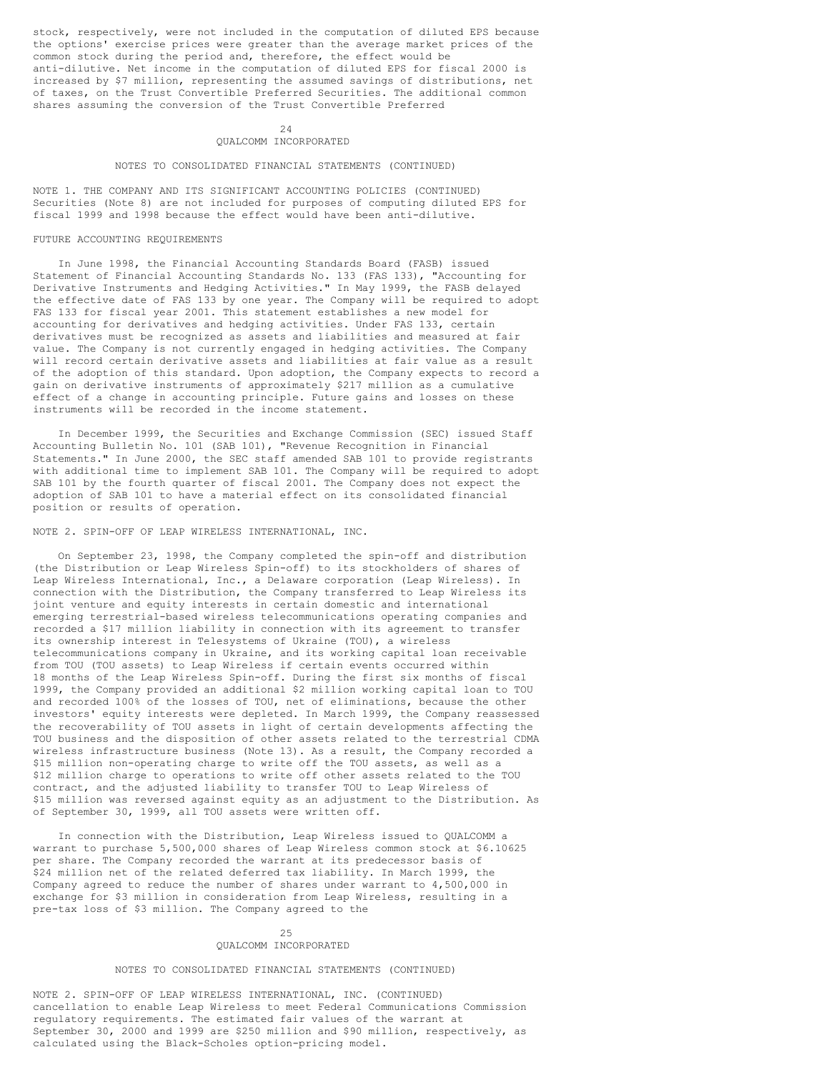stock, respectively, were not included in the computation of diluted EPS because the options' exercise prices were greater than the average market prices of the common stock during the period and, therefore, the effect would be anti-dilutive. Net income in the computation of diluted EPS for fiscal 2000 is increased by $7 million, representing the assumed savings of distributions, net of taxes, on the Trust Convertible Preferred Securities. The additional common shares assuming the conversion of the Trust Convertible Preferred Securities (Note 8) are not included for purposes of computing diluted EPS for fiscal 1999 and 1998 because the effect would have been anti-dilutive.

### FUTURE ACCOUNTING REQUIREMENTS

In June 1998, the Financial Accounting Standards Board (FASB) issued Statement of Financial Accounting Standards No. 133 (FAS 133), "Accounting for Derivative Instruments and Hedging Activities." In May 1999, the FASB delayed the effective date of FAS 133 by one year. The Company will be required to adopt FAS 133 for fiscal year 2001. This statement establishes a new model for accounting for derivatives and hedging activities. Under FAS 133, certain derivatives must be recognized as assets and liabilities and measured at fair value. The Company is not currently engaged in hedging activities. The Company will record certain derivative assets and liabilities at fair value as a result of the adoption of this standard. Upon adoption, the Company expects to record a gain on derivative instruments of approximately $217 million as a cumulative effect of a change in accounting principle. Future gains and losses on these instruments will be recorded in the income statement.

In December 1999, the Securities and Exchange Commission (SEC) issued Staff Accounting Bulletin No. 101 (SAB 101), "Revenue Recognition in Financial Statements." In June 2000, the SEC staff amended SAB 101 to provide registrants with additional time to implement SAB 101. The Company will be required to adopt SAB 101 by the fourth quarter of fiscal 2001. The Company does not expect the adoption of SAB 101 to have a material effect on its consolidated financial position or results of operation.

## NOTE 2. SPIN-OFF OF LEAP WIRELESS INTERNATIONAL, INC.

On September 23, 1998, the Company completed the spin-off and distribution (the Distribution or Leap Wireless Spin-off) to its stockholders of shares of Leap Wireless International, Inc., a Delaware corporation (Leap Wireless). In connection with the Distribution, the Company transferred to Leap Wireless its joint venture and equity interests in certain domestic and international emerging terrestrial-based wireless telecommunications operating companies and recorded a $17 million liability in connection with its agreement to transfer its ownership interest in Telesystems of Ukraine (TOU), a wireless telecommunications company in Ukraine, and its working capital loan receivable from TOU (TOU assets) to Leap Wireless if certain events occurred within 18 months of the Leap Wireless Spin-off. During the first six months of fiscal 1999, the Company provided an additional $2 million working capital loan to TOU and recorded 100% of the losses of TOU, net of eliminations, because the other investors' equity interests were depleted. In March 1999, the Company reassessed the recoverability of TOU assets in light of certain developments affecting the TOU business and the disposition of other assets related to the terrestrial CDMA wireless infrastructure business (Note 13). As a result, the Company recorded a $15 million non-operating charge to write off the TOU assets, as well as a $12 million charge to operations to write off other assets related to the TOU contract, and the adjusted liability to transfer TOU to Leap Wireless of $15 million was reversed against equity as an adjustment to the Distribution. As of September 30, 1999, all TOU assets were written off.

In connection with the Distribution, Leap Wireless issued to QUALCOMM a warrant to purchase 5,500,000 shares of Leap Wireless common stock at $6.10625 per share. The Company recorded the warrant at its predecessor basis of $24 million net of the related deferred tax liability. In March 1999, the Company agreed to reduce the number of shares under warrant to 4,500,000 in exchange for $3 million in consideration from Leap Wireless, resulting in a pre-tax loss of $3 million. The Company agreed to the cancellation to enable Leap Wireless to meet Federal Communications Commission regulatory requirements. The estimated fair values of the warrant at September 30, 2000 and 1999 are $250 million and $90 million, respectively, as calculated using the Black-Scholes option-pricing model.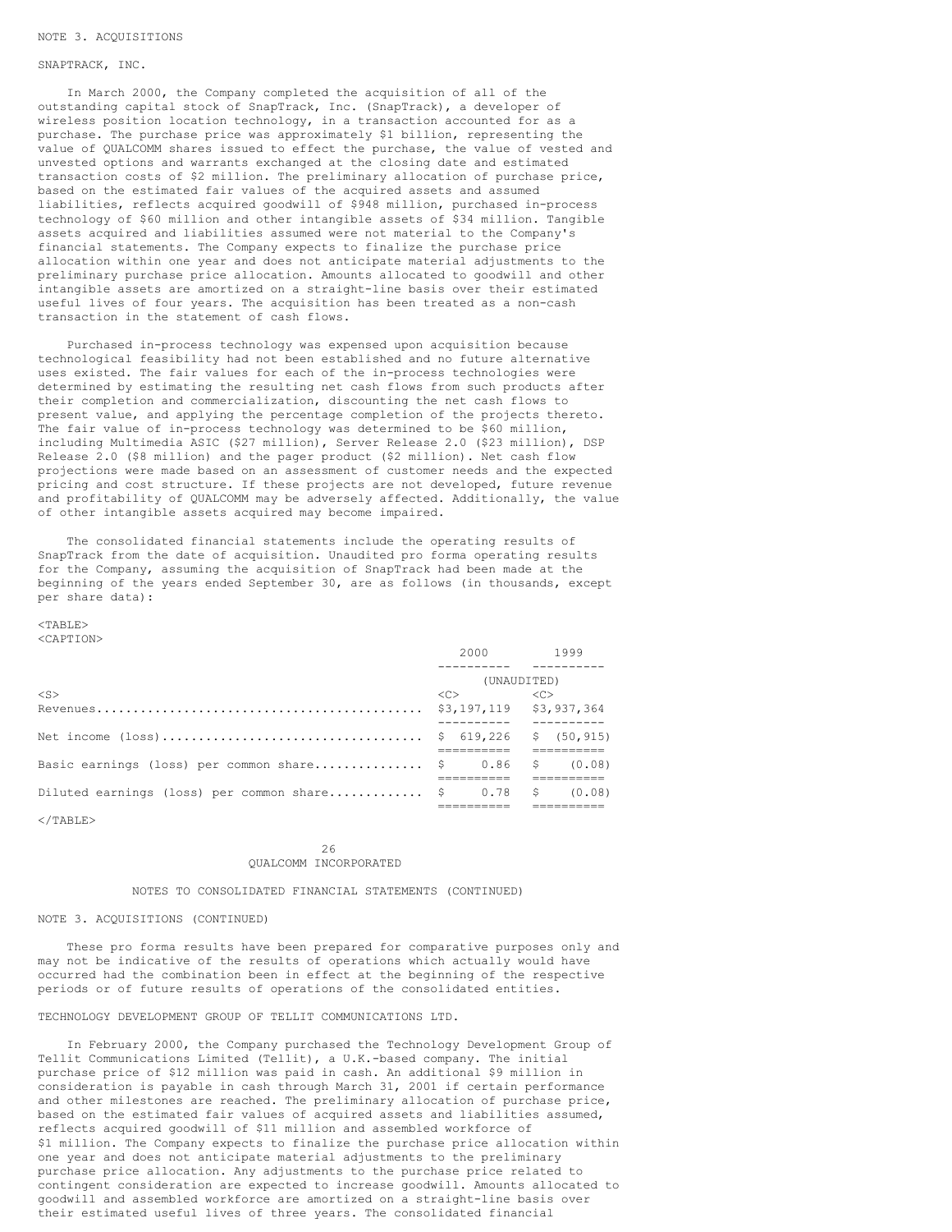NOTE 3. ACQUISITIONS

SNAPTRACK, INC.

In March 2000, the Company completed the acquisition of all of the outstanding capital stock of SnapTrack, Inc. (SnapTrack), a developer of wireless position location technology, in a transaction accounted for as a purchase. The purchase price was approximately $1 billion, representing the value of QUALCOMM shares issued to effect the purchase, the value of vested and unvested options and warrants exchanged at the closing date and estimated transaction costs of $2 million. The preliminary allocation of purchase price, based on the estimated fair values of the acquired assets and assumed liabilities, reflects acquired goodwill of $948 million, purchased in-process technology of $60 million and other intangible assets of $34 million. Tangible assets acquired and liabilities assumed were not material to the Company's financial statements. The Company expects to finalize the purchase price allocation within one year and does not anticipate material adjustments to the preliminary purchase price allocation. Amounts allocated to goodwill and other intangible assets are amortized on a straight-line basis over their estimated useful lives of four years. The acquisition has been treated as a non-cash transaction in the statement of cash flows.

Purchased in-process technology was expensed upon acquisition because technological feasibility had not been established and no future alternative uses existed. The fair values for each of the in-process technologies were determined by estimating the resulting net cash flows from such products after their completion and commercialization, discounting the net cash flows to present value, and applying the percentage completion of the projects thereto. The fair value of in-process technology was determined to be $60 million, including Multimedia ASIC ($27 million), Server Release 2.0 ($23 million), DSP Release 2.0 ($8 million) and the pager product ($2 million). Net cash flow projections were made based on an assessment of customer needs and the expected pricing and cost structure. If these projects are not developed, future revenue and profitability of QUALCOMM may be adversely affected. Additionally, the value of other intangible assets acquired may become impaired.

The consolidated financial statements include the operating results of SnapTrack from the date of acquisition. Unaudited pro forma operating results for the Company, assuming the acquisition of SnapTrack had been made at the beginning of the years ended September 30, are as follows (in thousands, except per share data):

| | 2000 | 1999 |
|---|---|---|
| | (UNAUDITED) | |
| Revenues | $3,197,119 | $3,937,364 |
| Net income (loss) | $ 619,226 | $ (50,915) |
| Basic earnings (loss) per common share | $ 0.86 | $ (0.08) |
| Diluted earnings (loss) per common share | $ 0.78 | $ (0.08) |

These pro forma results have been prepared for comparative purposes only and may not be indicative of the results of operations which actually would have occurred had the combination been in effect at the beginning of the respective periods or of future results of operations of the consolidated entities.

TECHNOLOGY DEVELOPMENT GROUP OF TELLIT COMMUNICATIONS LTD.

In February 2000, the Company purchased the Technology Development Group of Tellit Communications Limited (Tellit), a U.K.-based company. The initial purchase price of $12 million was paid in cash. An additional $9 million in consideration is payable in cash through March 31, 2001 if certain performance and other milestones are reached. The preliminary allocation of purchase price, based on the estimated fair values of acquired assets and liabilities assumed, reflects acquired goodwill of $11 million and assembled workforce of $1 million. The Company expects to finalize the purchase price allocation within one year and does not anticipate material adjustments to the preliminary purchase price allocation. Any adjustments to the purchase price related to contingent consideration are expected to increase goodwill. Amounts allocated to goodwill and assembled workforce are amortized on a straight-line basis over their estimated useful lives of three years. The consolidated financial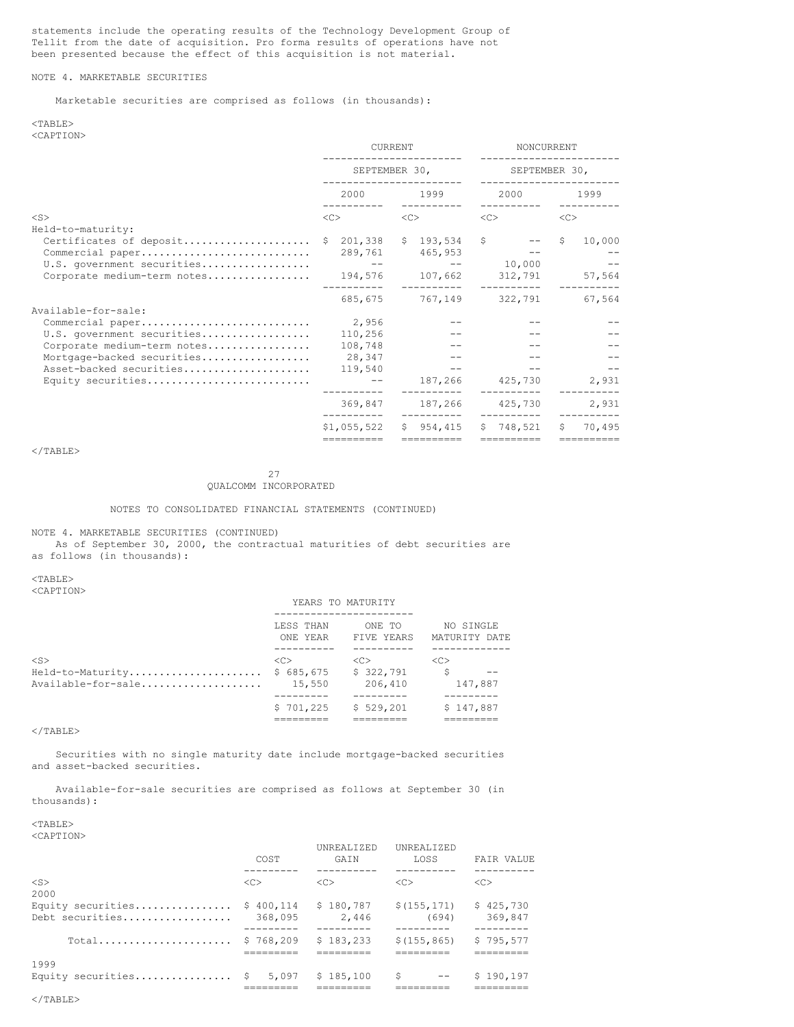statements include the operating results of the Technology Development Group of Tellit from the date of acquisition. Pro forma results of operations have not been presented because the effect of this acquisition is not material.

NOTE 4. MARKETABLE SECURITIES

Marketable securities are comprised as follows (in thousands):

| | CURRENT | | NONCURRENT | |
|---|---|---|---|---|
| | SEPTEMBER 30, | | SEPTEMBER 30, | |
| | 2000 | 1999 | 2000 | 1999 |
| Held-to-maturity: | | | | |
| Certificates of deposit | $ 201,338 | $ 193,534 | $ -- | $ 10,000 |
| Commercial paper | 289,761 | 465,953 | -- | -- |
| U.S. government securities | -- | -- | 10,000 | -- |
| Corporate medium-term notes | 194,576 | 107,662 | 312,791 | 57,564 |
| | 685,675 | 767,149 | 322,791 | 67,564 |
| Available-for-sale: | | | | |
| Commercial paper | 2,956 | -- | -- | -- |
| U.S. government securities | 110,256 | -- | -- | -- |
| Corporate medium-term notes | 108,748 | -- | -- | -- |
| Mortgage-backed securities | 28,347 | -- | -- | -- |
| Asset-backed securities | 119,540 | -- | -- | -- |
| Equity securities | -- | 187,266 | 425,730 | 2,931 |
| | 369,847 | 187,266 | 425,730 | 2,931 |
| | $1,055,522 | $ 954,415 | $ 748,521 | $ 70,495 |

QUALCOMM INCORPORATED

NOTES TO CONSOLIDATED FINANCIAL STATEMENTS (CONTINUED)

NOTE 4. MARKETABLE SECURITIES (CONTINUED)

As of September 30, 2000, the contractual maturities of debt securities are as follows (in thousands):

| | YEARS TO MATURITY | | |
|---|---|---|---|
| | LESS THAN ONE YEAR | ONE TO FIVE YEARS | NO SINGLE MATURITY DATE |
| Held-to-Maturity | $ 685,675 | $ 322,791 | $ -- |
| Available-for-sale | 15,550 | 206,410 | 147,887 |
| | $ 701,225 | $ 529,201 | $ 147,887 |

Securities with no single maturity date include mortgage-backed securities and asset-backed securities.

Available-for-sale securities are comprised as follows at September 30 (in thousands):

| | COST | UNREALIZED GAIN | UNREALIZED LOSS | FAIR VALUE |
|---|---|---|---|---|
| 2000 | | | | |
| Equity securities | $ 400,114 | $ 180,787 | $(155,171) | $ 425,730 |
| Debt securities | 368,095 | 2,446 | (694) | 369,847 |
| Total | $ 768,209 | $ 183,233 | $(155,865) | $ 795,577 |
| 1999 | | | | |
| Equity securities | $ 5,097 | $ 185,100 | $ -- | $ 190,197 |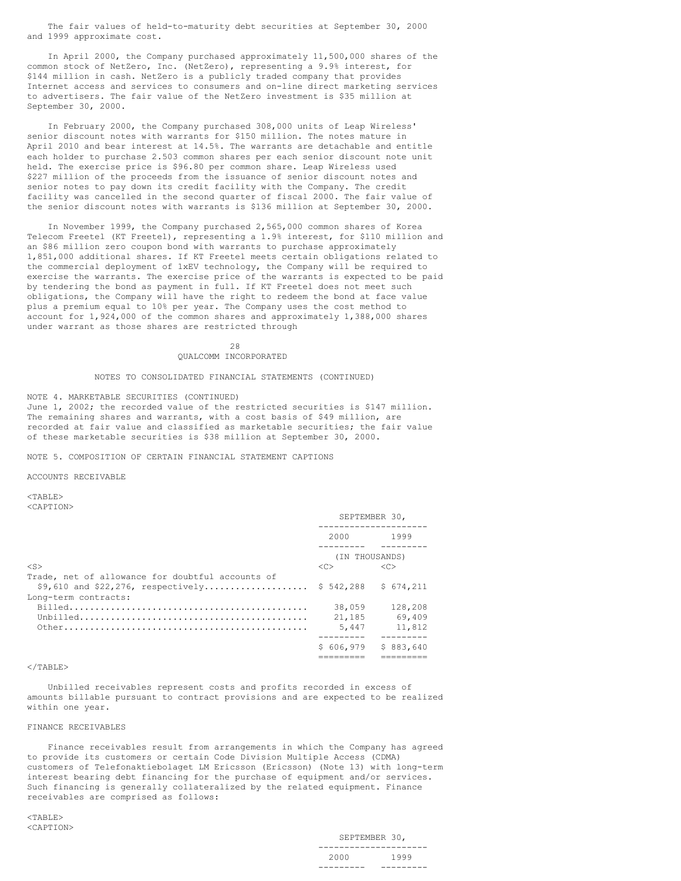The fair values of held-to-maturity debt securities at September 30, 2000 and 1999 approximate cost.

In April 2000, the Company purchased approximately 11,500,000 shares of the common stock of NetZero, Inc. (NetZero), representing a 9.9% interest, for $144 million in cash. NetZero is a publicly traded company that provides Internet access and services to consumers and on-line direct marketing services to advertisers. The fair value of the NetZero investment is $35 million at September 30, 2000.

In February 2000, the Company purchased 308,000 units of Leap Wireless' senior discount notes with warrants for $150 million. The notes mature in April 2010 and bear interest at 14.5%. The warrants are detachable and entitle each holder to purchase 2.503 common shares per each senior discount note unit held. The exercise price is $96.80 per common share. Leap Wireless used $227 million of the proceeds from the issuance of senior discount notes and senior notes to pay down its credit facility with the Company. The credit facility was cancelled in the second quarter of fiscal 2000. The fair value of the senior discount notes with warrants is $136 million at September 30, 2000.

In November 1999, the Company purchased 2,565,000 common shares of Korea Telecom Freetel (KT Freetel), representing a 1.9% interest, for $110 million and an $86 million zero coupon bond with warrants to purchase approximately 1,851,000 additional shares. If KT Freetel meets certain obligations related to the commercial deployment of 1xEV technology, the Company will be required to exercise the warrants. The exercise price of the warrants is expected to be paid by tendering the bond as payment in full. If KT Freetel does not meet such obligations, the Company will have the right to redeem the bond at face value plus a premium equal to 10% per year. The Company uses the cost method to account for 1,924,000 of the common shares and approximately 1,388,000 shares under warrant as those shares are restricted through

QUALCOMM INCORPORATED

NOTES TO CONSOLIDATED FINANCIAL STATEMENTS (CONTINUED)

NOTE 4. MARKETABLE SECURITIES (CONTINUED)

June 1, 2002; the recorded value of the restricted securities is $147 million. The remaining shares and warrants, with a cost basis of $49 million, are recorded at fair value and classified as marketable securities; the fair value of these marketable securities is $38 million at September 30, 2000.

## NOTE 5. COMPOSITION OF CERTAIN FINANCIAL STATEMENT CAPTIONS

### ACCOUNTS RECEIVABLE

| | SEPTEMBER 30, | |
|---|---|---|
| | 2000 | 1999 |
| | (IN THOUSANDS) | |
| Trade, net of allowance for doubtful accounts of $9,610 and $22,276, respectively | $ 542,288 | $ 674,211 |
| Long-term contracts: | | |
| Billed | 38,059 | 128,208 |
| Unbilled | 21,185 | 69,409 |
| Other | 5,447 | 11,812 |
| | $ 606,979 | $ 883,640 |

Unbilled receivables represent costs and profits recorded in excess of amounts billable pursuant to contract provisions and are expected to be realized within one year.

### FINANCE RECEIVABLES

Finance receivables result from arrangements in which the Company has agreed to provide its customers or certain Code Division Multiple Access (CDMA) customers of Telefonaktiebolaget LM Ericsson (Ericsson) (Note 13) with long-term interest bearing debt financing for the purchase of equipment and/or services. Such financing is generally collateralized by the related equipment. Finance receivables are comprised as follows:

| | SEPTEMBER 30, | |
|---|---|---|
| | 2000 | 1999 |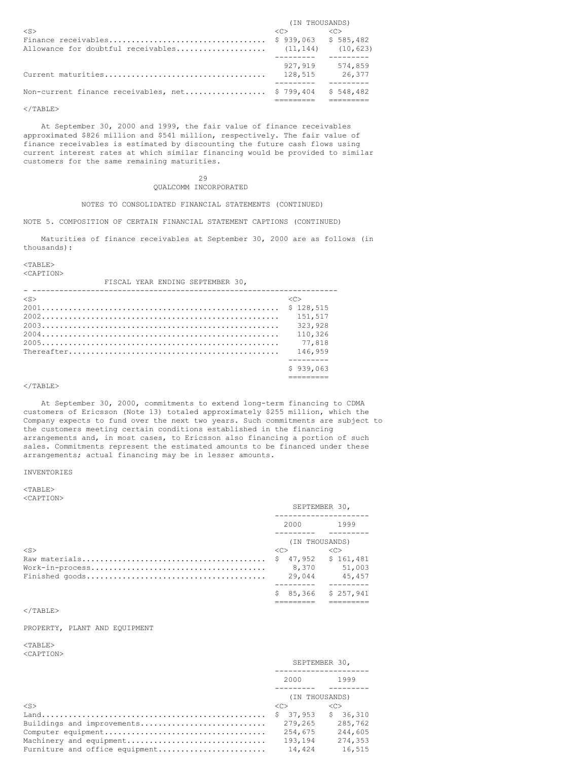| | (IN THOUSANDS) | |
|---|---|---|
| Finance receivables | $ 939,063 | $ 585,482 |
| Allowance for doubtful receivables | (11,144) | (10,623) |
| | 927,919 | 574,859 |
| Current maturities | 128,515 | 26,377 |
| Non-current finance receivables, net | $ 799,404 | $ 548,482 |

At September 30, 2000 and 1999, the fair value of finance receivables approximated $826 million and $541 million, respectively. The fair value of finance receivables is estimated by discounting the future cash flows using current interest rates at which similar financing would be provided to similar customers for the same remaining maturities.

QUALCOMM INCORPORATED

NOTES TO CONSOLIDATED FINANCIAL STATEMENTS (CONTINUED)

NOTE 5. COMPOSITION OF CERTAIN FINANCIAL STATEMENT CAPTIONS (CONTINUED)

Maturities of finance receivables at September 30, 2000 are as follows (in thousands):

| FISCAL YEAR ENDING SEPTEMBER 30, | |
|---|---|
| 2001 | $ 128,515 |
| 2002 | 151,517 |
| 2003 | 323,928 |
| 2004 | 110,326 |
| 2005 | 77,818 |
| Thereafter | 146,959 |
| | $ 939,063 |

At September 30, 2000, commitments to extend long-term financing to CDMA customers of Ericsson (Note 13) totaled approximately $255 million, which the Company expects to fund over the next two years. Such commitments are subject to the customers meeting certain conditions established in the financing arrangements and, in most cases, to Ericsson also financing a portion of such sales. Commitments represent the estimated amounts to be financed under these arrangements; actual financing may be in lesser amounts.

INVENTORIES

| | SEPTEMBER 30, | |
|---|---|---|
| | 2000 | 1999 |
| | (IN THOUSANDS) | |
| Raw materials | $ 47,952 | $ 161,481 |
| Work-in-process | 8,370 | 51,003 |
| Finished goods | 29,044 | 45,457 |
| | $ 85,366 | $ 257,941 |

PROPERTY, PLANT AND EQUIPMENT

| | SEPTEMBER 30, | |
|---|---|---|
| | 2000 | 1999 |
| | (IN THOUSANDS) | |
| Land | $ 37,953 | $ 36,310 |
| Buildings and improvements | 279,265 | 285,762 |
| Computer equipment | 254,675 | 244,605 |
| Machinery and equipment | 193,194 | 274,353 |
| Furniture and office equipment | 14,424 | 16,515 |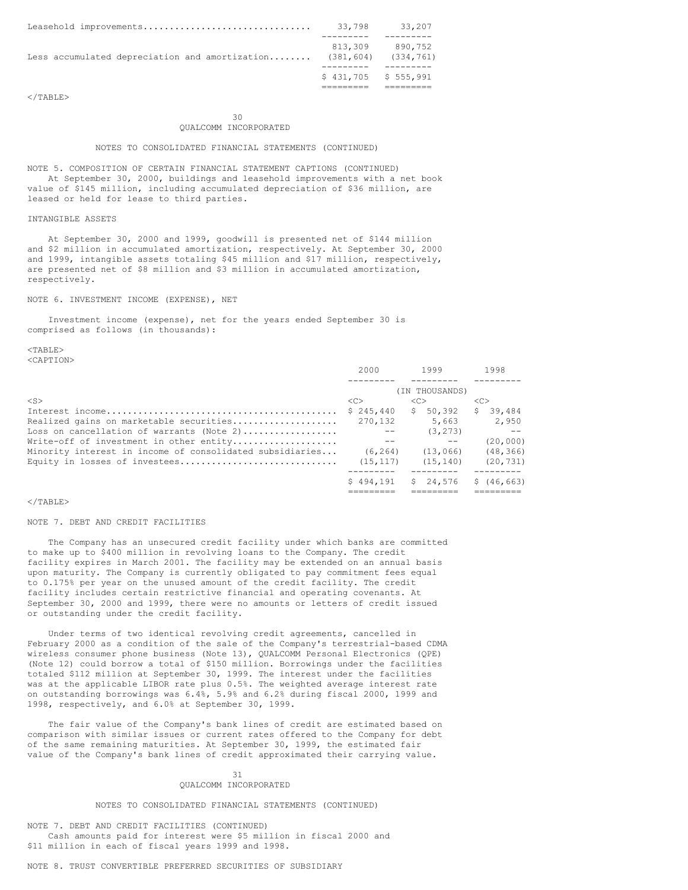| | | |
|---|---|---|
| Leasehold improvements | 33,798 | 33,207 |
| | 813,309 | 890,752 |
| Less accumulated depreciation and amortization | (381,604) | (334,761) |
| | $ 431,705 | $ 555,991 |

QUALCOMM INCORPORATED

NOTES TO CONSOLIDATED FINANCIAL STATEMENTS (CONTINUED)

NOTE 5. COMPOSITION OF CERTAIN FINANCIAL STATEMENT CAPTIONS (CONTINUED)

At September 30, 2000, buildings and leasehold improvements with a net book value of $145 million, including accumulated depreciation of $36 million, are leased or held for lease to third parties.

INTANGIBLE ASSETS

At September 30, 2000 and 1999, goodwill is presented net of $144 million and $2 million in accumulated amortization, respectively. At September 30, 2000 and 1999, intangible assets totaling $45 million and $17 million, respectively, are presented net of $8 million and $3 million in accumulated amortization, respectively.

NOTE 6. INVESTMENT INCOME (EXPENSE), NET

Investment income (expense), net for the years ended September 30 is comprised as follows (in thousands):

| | 2000 | 1999 | 1998 |
|---|---|---|---|
| | | (IN THOUSANDS) | |
| Interest income | $ 245,440 | $ 50,392 | $ 39,484 |
| Realized gains on marketable securities | 270,132 | 5,663 | 2,950 |
| Loss on cancellation of warrants (Note 2) | -- | (3,273) | -- |
| Write-off of investment in other entity | -- | -- | (20,000) |
| Minority interest in income of consolidated subsidiaries | (6,264) | (13,066) | (48,366) |
| Equity in losses of investees | (15,117) | (15,140) | (20,731) |
| | $ 494,191 | $ 24,576 | $ (46,663) |

NOTE 7. DEBT AND CREDIT FACILITIES

The Company has an unsecured credit facility under which banks are committed to make up to $400 million in revolving loans to the Company. The credit facility expires in March 2001. The facility may be extended on an annual basis upon maturity. The Company is currently obligated to pay commitment fees equal to 0.175% per year on the unused amount of the credit facility. The credit facility includes certain restrictive financial and operating covenants. At September 30, 2000 and 1999, there were no amounts or letters of credit issued or outstanding under the credit facility.

Under terms of two identical revolving credit agreements, cancelled in February 2000 as a condition of the sale of the Company's terrestrial-based CDMA wireless consumer phone business (Note 13), QUALCOMM Personal Electronics (QPE) (Note 12) could borrow a total of $150 million. Borrowings under the facilities totaled $112 million at September 30, 1999. The interest under the facilities was at the applicable LIBOR rate plus 0.5%. The weighted average interest rate on outstanding borrowings was 6.4%, 5.9% and 6.2% during fiscal 2000, 1999 and 1998, respectively, and 6.0% at September 30, 1999.

The fair value of the Company's bank lines of credit are estimated based on comparison with similar issues or current rates offered to the Company for debt of the same remaining maturities. At September 30, 1999, the estimated fair value of the Company's bank lines of credit approximated their carrying value.

QUALCOMM INCORPORATED

NOTES TO CONSOLIDATED FINANCIAL STATEMENTS (CONTINUED)

NOTE 7. DEBT AND CREDIT FACILITIES (CONTINUED)

Cash amounts paid for interest were $5 million in fiscal 2000 and $11 million in each of fiscal years 1999 and 1998.

NOTE 8. TRUST CONVERTIBLE PREFERRED SECURITIES OF SUBSIDIARY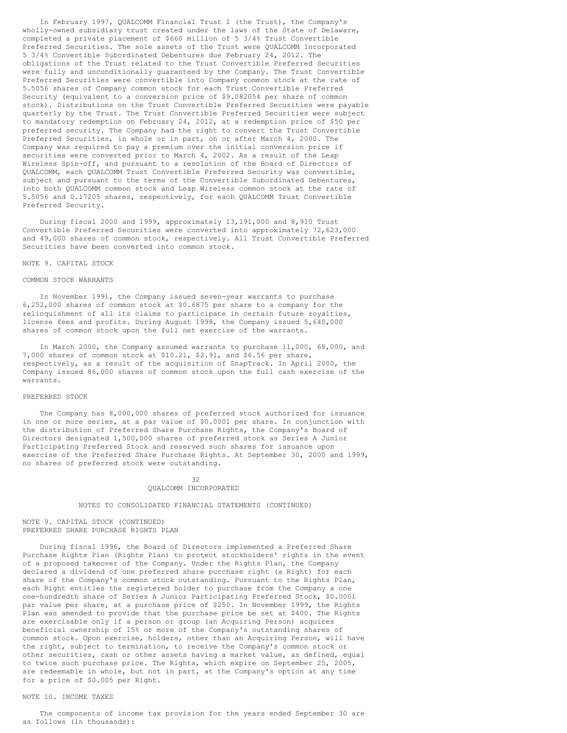In February 1997, QUALCOMM Financial Trust I (the Trust), the Company's wholly-owned subsidiary trust created under the laws of the State of Delaware, completed a private placement of $660 million of 5 3/4% Trust Convertible Preferred Securities. The sole assets of the Trust were QUALCOMM Incorporated 5 3/4% Convertible Subordinated Debentures due February 24, 2012. The obligations of the Trust related to the Trust Convertible Preferred Securities were fully and unconditionally guaranteed by the Company. The Trust Convertible Preferred Securities were convertible into Company common stock at the rate of 5.5056 shares of Company common stock for each Trust Convertible Preferred Security (equivalent to a conversion price of $9.082054 per share of common stock). Distributions on the Trust Convertible Preferred Securities were payable quarterly by the Trust. The Trust Convertible Preferred Securities were subject to mandatory redemption on February 24, 2012, at a redemption price of $50 per preferred security. The Company had the right to convert the Trust Convertible Preferred Securities, in whole or in part, on or after March 4, 2000. The Company was required to pay a premium over the initial conversion price if securities were converted prior to March 4, 2002. As a result of the Leap Wireless Spin-off, and pursuant to a resolution of the Board of Directors of QUALCOMM, each QUALCOMM Trust Convertible Preferred Security was convertible, subject and pursuant to the terms of the Convertible Subordinated Debentures, into both QUALCOMM common stock and Leap Wireless common stock at the rate of 5.5056 and 0.17205 shares, respectively, for each QUALCOMM Trust Convertible Preferred Security.

During fiscal 2000 and 1999, approximately 13,191,000 and 8,910 Trust Convertible Preferred Securities were converted into approximately 72,623,000 and 49,000 shares of common stock, respectively. All Trust Convertible Preferred Securities have been converted into common stock.

## NOTE 9. CAPITAL STOCK

### COMMON STOCK WARRANTS

In November 1991, the Company issued seven-year warrants to purchase 6,252,000 shares of common stock at $0.6875 per share to a company for the relinquishment of all its claims to participate in certain future royalties, license fees and profits. During August 1998, the Company issued 5,640,000 shares of common stock upon the full net exercise of the warrants.

In March 2000, the Company assumed warrants to purchase 11,000, 68,000, and 7,000 shares of common stock at $10.21, $2.91, and $6.56 per share, respectively, as a result of the acquisition of SnapTrack. In April 2000, the Company issued 86,000 shares of common stock upon the full cash exercise of the warrants.

### PREFERRED STOCK

The Company has 8,000,000 shares of preferred stock authorized for issuance in one or more series, at a par value of $0.0001 per share. In conjunction with the distribution of Preferred Share Purchase Rights, the Company's Board of Directors designated 1,500,000 shares of preferred stock as Series A Junior Participating Preferred Stock and reserved such shares for issuance upon exercise of the Preferred Share Purchase Rights. At September 30, 2000 and 1999, no shares of preferred stock were outstanding.

QUALCOMM INCORPORATED

NOTES TO CONSOLIDATED FINANCIAL STATEMENTS (CONTINUED)

## NOTE 9. CAPITAL STOCK (CONTINUED)

### PREFERRED SHARE PURCHASE RIGHTS PLAN

During fiscal 1996, the Board of Directors implemented a Preferred Share Purchase Rights Plan (Rights Plan) to protect stockholders' rights in the event of a proposed takeover of the Company. Under the Rights Plan, the Company declared a dividend of one preferred share purchase right (a Right) for each share of the Company's common stock outstanding. Pursuant to the Rights Plan, each Right entitles the registered holder to purchase from the Company a one one-hundredth share of Series A Junior Participating Preferred Stock, $0.0001 par value per share, at a purchase price of $250. In November 1999, the Rights Plan was amended to provide that the purchase price be set at $400. The Rights are exercisable only if a person or group (an Acquiring Person) acquires beneficial ownership of 15% or more of the Company's outstanding shares of common stock. Upon exercise, holders, other than an Acquiring Person, will have the right, subject to termination, to receive the Company's common stock or other securities, cash or other assets having a market value, as defined, equal to twice such purchase price. The Rights, which expire on September 25, 2005, are redeemable in whole, but not in part, at the Company's option at any time for a price of $0.005 per Right.

## NOTE 10. INCOME TAXES

The components of income tax provision for the years ended September 30 are as follows (in thousands):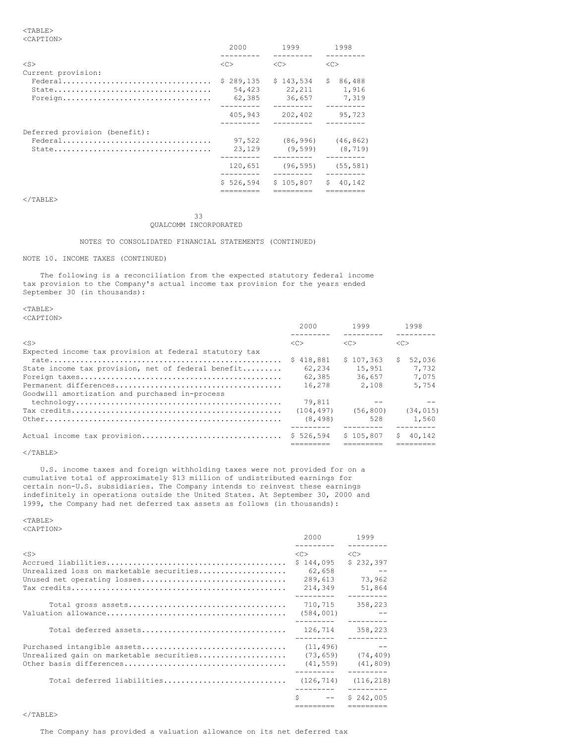| | 2000 | 1999 | 1998 |
|---|---|---|---|
| Current provision: | | | |
| Federal | $ 289,135 | $ 143,534 | $ 86,488 |
| State | 54,423 | 22,211 | 1,916 |
| Foreign | 62,385 | 36,657 | 7,319 |
| | 405,943 | 202,402 | 95,723 |
| Deferred provision (benefit): | | | |
| Federal | 97,522 | (86,996) | (46,862) |
| State | 23,129 | (9,599) | (8,719) |
| | 120,651 | (96,595) | (55,581) |
| | $ 526,594 | $ 105,807 | $ 40,142 |

QUALCOMM INCORPORATED

NOTES TO CONSOLIDATED FINANCIAL STATEMENTS (CONTINUED)

NOTE 10. INCOME TAXES (CONTINUED)

The following is a reconciliation from the expected statutory federal income tax provision to the Company's actual income tax provision for the years ended September 30 (in thousands):

| | 2000 | 1999 | 1998 |
|---|---|---|---|
| Expected income tax provision at federal statutory tax rate | $ 418,881 | $ 107,363 | $ 52,036 |
| State income tax provision, net of federal benefit | 62,234 | 15,951 | 7,732 |
| Foreign taxes | 62,385 | 36,657 | 7,075 |
| Permanent differences | 16,278 | 2,108 | 5,754 |
| Goodwill amortization and purchased in-process technology | 79,811 | -- | -- |
| Tax credits | (104,497) | (56,800) | (34,015) |
| Other | (8,498) | 528 | 1,560 |
| Actual income tax provision | $ 526,594 | $ 105,807 | $ 40,142 |

U.S. income taxes and foreign withholding taxes were not provided for on a cumulative total of approximately $13 million of undistributed earnings for certain non-U.S. subsidiaries. The Company intends to reinvest these earnings indefinitely in operations outside the United States. At September 30, 2000 and 1999, the Company had net deferred tax assets as follows (in thousands):

| | 2000 | 1999 |
|---|---|---|
| Accrued liabilities | $ 144,095 | $ 232,397 |
| Unrealized loss on marketable securities | 62,658 | -- |
| Unused net operating losses | 289,613 | 73,962 |
| Tax credits | 214,349 | 51,864 |
| Total gross assets | 710,715 | 358,223 |
| Valuation allowance | (584,001) | -- |
| Total deferred assets | 126,714 | 358,223 |
| Purchased intangible assets | (11,496) | -- |
| Unrealized gain on marketable securities | (73,659) | (74,409) |
| Other basis differences | (41,559) | (41,809) |
| Total deferred liabilities | (126,714) | (116,218) |
| | $ -- | $ 242,005 |

The Company has provided a valuation allowance on its net deferred tax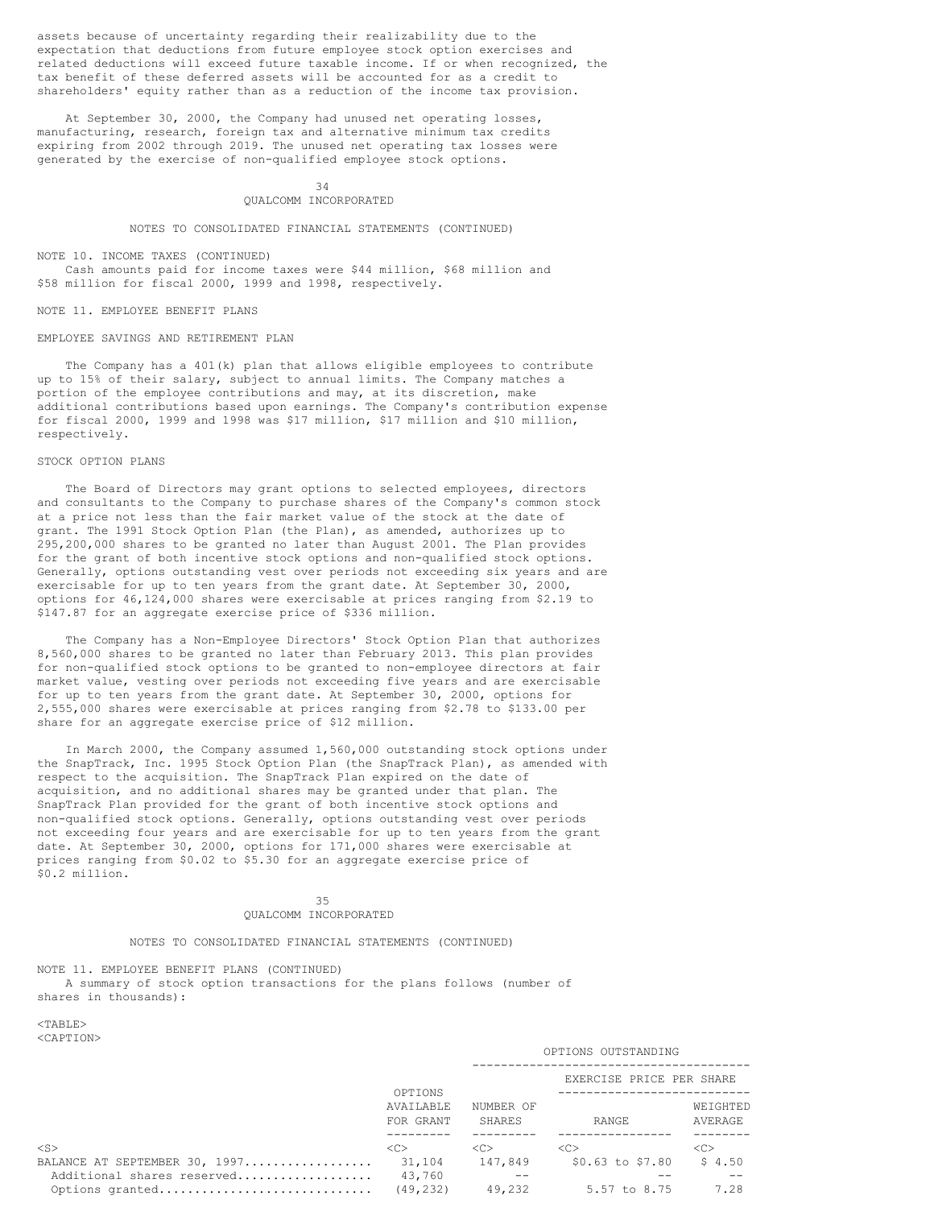assets because of uncertainty regarding their realizability due to the expectation that deductions from future employee stock option exercises and related deductions will exceed future taxable income. If or when recognized, the tax benefit of these deferred assets will be accounted for as a credit to shareholders' equity rather than as a reduction of the income tax provision.

At September 30, 2000, the Company had unused net operating losses, manufacturing, research, foreign tax and alternative minimum tax credits expiring from 2002 through 2019. The unused net operating tax losses were generated by the exercise of non-qualified employee stock options.

QUALCOMM INCORPORATED

NOTES TO CONSOLIDATED FINANCIAL STATEMENTS (CONTINUED)

NOTE 10. INCOME TAXES (CONTINUED)

Cash amounts paid for income taxes were $44 million, $68 million and $58 million for fiscal 2000, 1999 and 1998, respectively.

NOTE 11. EMPLOYEE BENEFIT PLANS

EMPLOYEE SAVINGS AND RETIREMENT PLAN

The Company has a 401(k) plan that allows eligible employees to contribute up to 15% of their salary, subject to annual limits. The Company matches a portion of the employee contributions and may, at its discretion, make additional contributions based upon earnings. The Company's contribution expense for fiscal 2000, 1999 and 1998 was $17 million, $17 million and $10 million, respectively.

STOCK OPTION PLANS

The Board of Directors may grant options to selected employees, directors and consultants to the Company to purchase shares of the Company's common stock at a price not less than the fair market value of the stock at the date of grant. The 1991 Stock Option Plan (the Plan), as amended, authorizes up to 295,200,000 shares to be granted no later than August 2001. The Plan provides for the grant of both incentive stock options and non-qualified stock options. Generally, options outstanding vest over periods not exceeding six years and are exercisable for up to ten years from the grant date. At September 30, 2000, options for 46,124,000 shares were exercisable at prices ranging from $2.19 to $147.87 for an aggregate exercise price of $336 million.

The Company has a Non-Employee Directors' Stock Option Plan that authorizes 8,560,000 shares to be granted no later than February 2013. This plan provides for non-qualified stock options to be granted to non-employee directors at fair market value, vesting over periods not exceeding five years and are exercisable for up to ten years from the grant date. At September 30, 2000, options for 2,555,000 shares were exercisable at prices ranging from $2.78 to $133.00 per share for an aggregate exercise price of $12 million.

In March 2000, the Company assumed 1,560,000 outstanding stock options under the SnapTrack, Inc. 1995 Stock Option Plan (the SnapTrack Plan), as amended with respect to the acquisition. The SnapTrack Plan expired on the date of acquisition, and no additional shares may be granted under that plan. The SnapTrack Plan provided for the grant of both incentive stock options and non-qualified stock options. Generally, options outstanding vest over periods not exceeding four years and are exercisable for up to ten years from the grant date. At September 30, 2000, options for 171,000 shares were exercisable at prices ranging from $0.02 to $5.30 for an aggregate exercise price of $0.2 million.

QUALCOMM INCORPORATED

NOTES TO CONSOLIDATED FINANCIAL STATEMENTS (CONTINUED)

NOTE 11. EMPLOYEE BENEFIT PLANS (CONTINUED)

A summary of stock option transactions for the plans follows (number of shares in thousands):

| | | OPTIONS OUTSTANDING | | |
|---|---|---|---|---|
| | | | EXERCISE PRICE PER SHARE | |
| | OPTIONS AVAILABLE FOR GRANT | NUMBER OF SHARES | RANGE | WEIGHTED AVERAGE |
| BALANCE AT SEPTEMBER 30, 1997 | 31,104 | 147,849 | $0.63 to $7.80 | $ 4.50 |
| Additional shares reserved | 43,760 | -- | -- | -- |
| Options granted | (49,232) | 49,232 | 5.57 to 8.75 | 7.28 |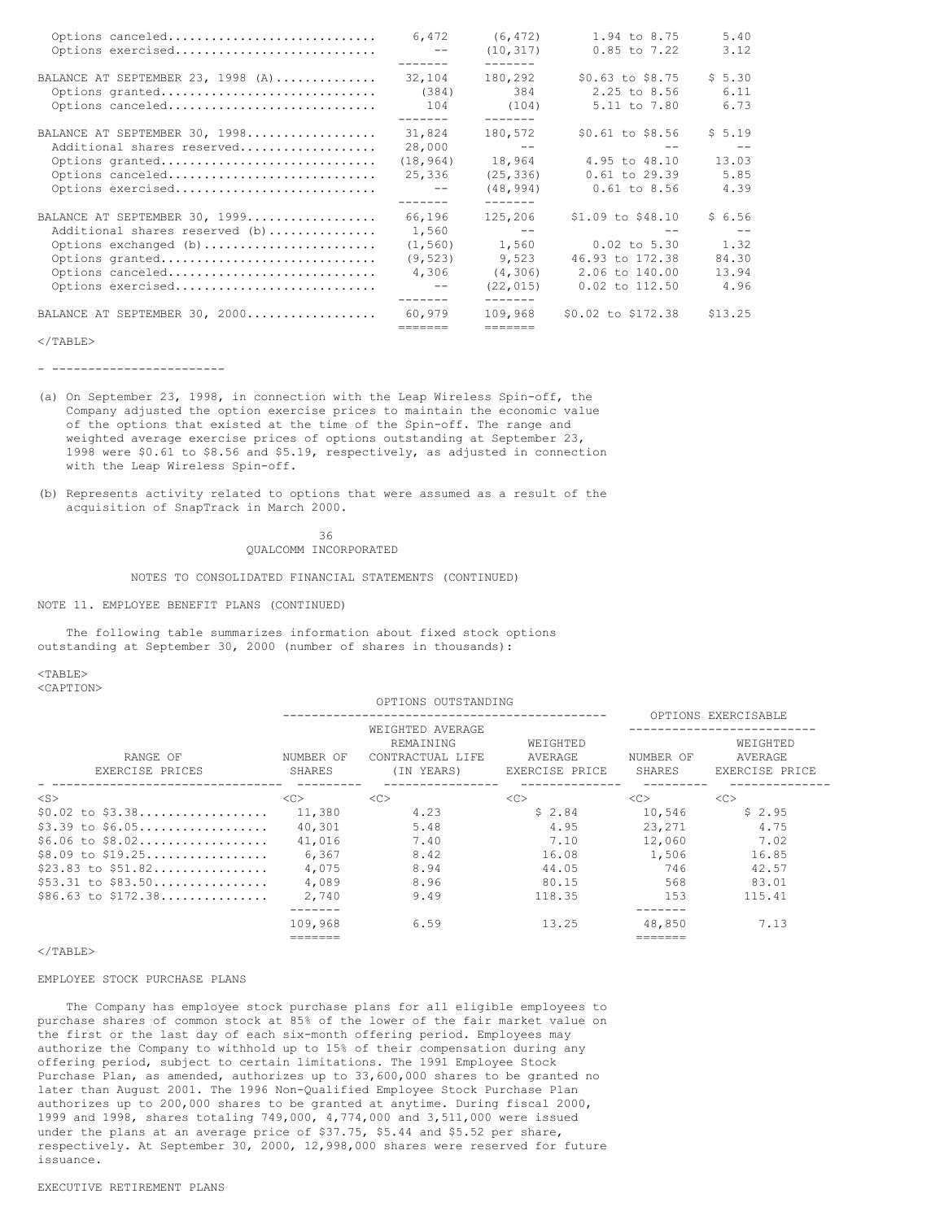| | | | | |
|---|---|---|---|---|
| Options canceled | 6,472 | (6,472) | 1.94 to 8.75 | 5.40 |
| Options exercised | -- | (10,317) | 0.85 to 7.22 | 3.12 |
| BALANCE AT SEPTEMBER 23, 1998 (A) | 32,104 | 180,292 | \$0.63 to \$8.75 | \$ 5.30 |
| Options granted | (384) | 384 | 2.25 to 8.56 | 6.11 |
| Options canceled | 104 | (104) | 5.11 to 7.80 | 6.73 |
| BALANCE AT SEPTEMBER 30, 1998 | 31,824 | 180,572 | \$0.61 to \$8.56 | \$ 5.19 |
| Additional shares reserved | 28,000 | -- | -- | -- |
| Options granted | (18,964) | 18,964 | 4.95 to 48.10 | 13.03 |
| Options canceled | 25,336 | (25,336) | 0.61 to 29.39 | 5.85 |
| Options exercised | -- | (48,994) | 0.61 to 8.56 | 4.39 |
| BALANCE AT SEPTEMBER 30, 1999 | 66,196 | 125,206 | \$1.09 to \$48.10 | \$ 6.56 |
| Additional shares reserved (b) | 1,560 | -- | -- | -- |
| Options exchanged (b) | (1,560) | 1,560 | 0.02 to 5.30 | 1.32 |
| Options granted | (9,523) | 9,523 | 46.93 to 172.38 | 84.30 |
| Options canceled | 4,306 | (4,306) | 2.06 to 140.00 | 13.94 |
| Options exercised | -- | (22,015) | 0.02 to 112.50 | 4.96 |
| BALANCE AT SEPTEMBER 30, 2000 | 60,979 | 109,968 | \$0.02 to \$172.38 | \$13.25 |

- ------------------------

(a) On September 23, 1998, in connection with the Leap Wireless Spin-off, the Company adjusted the option exercise prices to maintain the economic value of the options that existed at the time of the Spin-off. The range and weighted average exercise prices of options outstanding at September 23, 1998 were \$0.61 to \$8.56 and \$5.19, respectively, as adjusted in connection with the Leap Wireless Spin-off.

(b) Represents activity related to options that were assumed as a result of the acquisition of SnapTrack in March 2000.

QUALCOMM INCORPORATED

NOTES TO CONSOLIDATED FINANCIAL STATEMENTS (CONTINUED)

NOTE 11. EMPLOYEE BENEFIT PLANS (CONTINUED)

The following table summarizes information about fixed stock options outstanding at September 30, 2000 (number of shares in thousands):

| | OPTIONS OUTSTANDING | | | OPTIONS EXERCISABLE | |
|---|---|---|---|---|---|
| RANGE OF EXERCISE PRICES | NUMBER OF SHARES | WEIGHTED AVERAGE REMAINING CONTRACTUAL LIFE (IN YEARS) | WEIGHTED AVERAGE EXERCISE PRICE | NUMBER OF SHARES | WEIGHTED AVERAGE EXERCISE PRICE |
| \$0.02 to \$3.38 | 11,380 | 4.23 | \$ 2.84 | 10,546 | \$ 2.95 |
| \$3.39 to \$6.05 | 40,301 | 5.48 | 4.95 | 23,271 | 4.75 |
| \$6.06 to \$8.02 | 41,016 | 7.40 | 7.10 | 12,060 | 7.02 |
| \$8.09 to \$19.25 | 6,367 | 8.42 | 16.08 | 1,506 | 16.85 |
| \$23.83 to \$51.82 | 4,075 | 8.94 | 44.05 | 746 | 42.57 |
| \$53.31 to \$83.50 | 4,089 | 8.96 | 80.15 | 568 | 83.01 |
| \$86.63 to \$172.38 | 2,740 | 9.49 | 118.35 | 153 | 115.41 |
| | 109,968 | 6.59 | 13.25 | 48,850 | 7.13 |

EMPLOYEE STOCK PURCHASE PLANS

The Company has employee stock purchase plans for all eligible employees to purchase shares of common stock at 85% of the lower of the fair market value on the first or the last day of each six-month offering period. Employees may authorize the Company to withhold up to 15% of their compensation during any offering period, subject to certain limitations. The 1991 Employee Stock Purchase Plan, as amended, authorizes up to 33,600,000 shares to be granted no later than August 2001. The 1996 Non-Qualified Employee Stock Purchase Plan authorizes up to 200,000 shares to be granted at anytime. During fiscal 2000, 1999 and 1998, shares totaling 749,000, 4,774,000 and 3,511,000 were issued under the plans at an average price of \$37.75, \$5.44 and \$5.52 per share, respectively. At September 30, 2000, 12,998,000 shares were reserved for future issuance.

EXECUTIVE RETIREMENT PLANS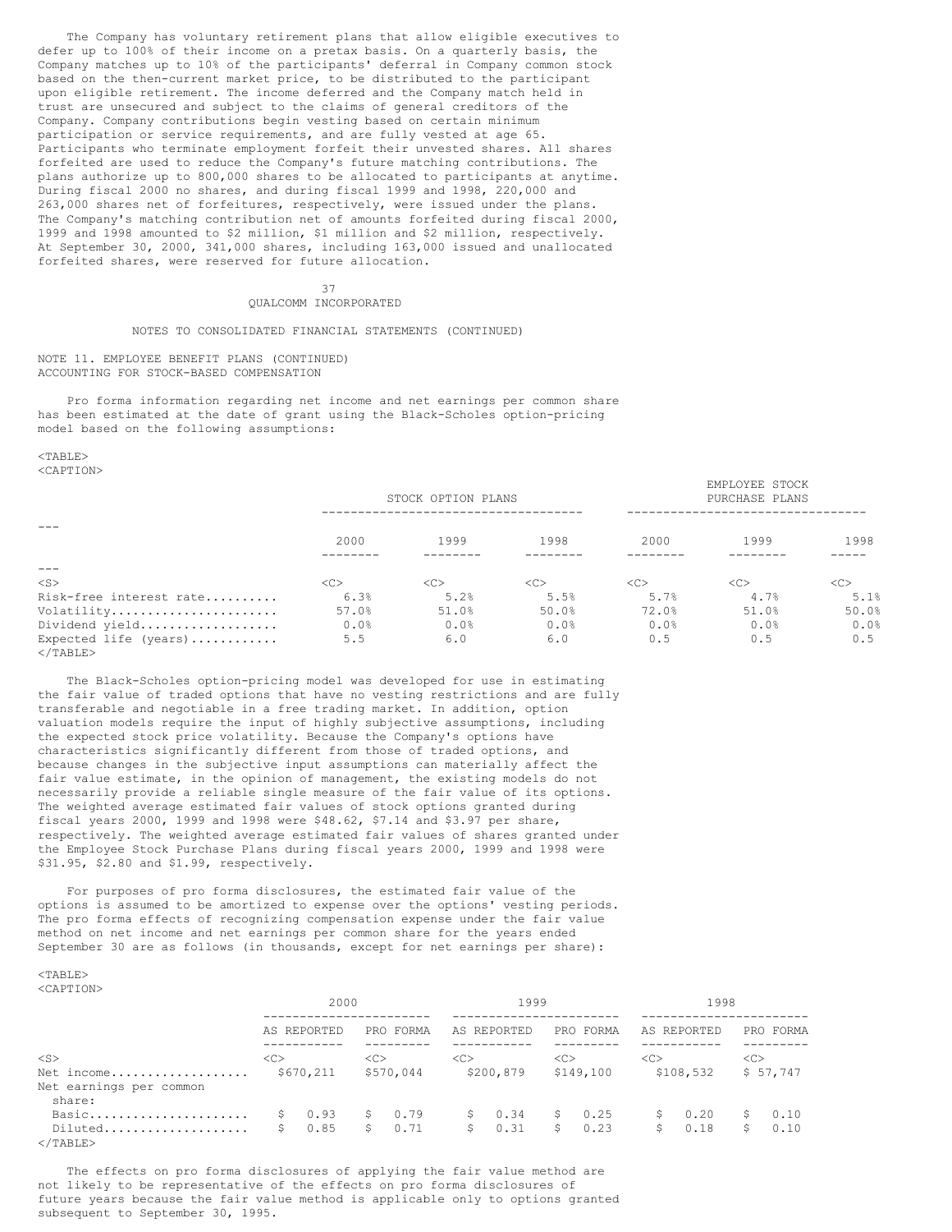The Company has voluntary retirement plans that allow eligible executives to defer up to 100% of their income on a pretax basis. On a quarterly basis, the Company matches up to 10% of the participants' deferral in Company common stock based on the then-current market price, to be distributed to the participant upon eligible retirement. The income deferred and the Company match held in trust are unsecured and subject to the claims of general creditors of the Company. Company contributions begin vesting based on certain minimum participation or service requirements, and are fully vested at age 65. Participants who terminate employment forfeit their unvested shares. All shares forfeited are used to reduce the Company's future matching contributions. The plans authorize up to 800,000 shares to be allocated to participants at anytime. During fiscal 2000 no shares, and during fiscal 1999 and 1998, 220,000 and 263,000 shares net of forfeitures, respectively, were issued under the plans. The Company's matching contribution net of amounts forfeited during fiscal 2000, 1999 and 1998 amounted to $2 million, $1 million and $2 million, respectively. At September 30, 2000, 341,000 shares, including 163,000 issued and unallocated forfeited shares, were reserved for future allocation.

QUALCOMM INCORPORATED

NOTES TO CONSOLIDATED FINANCIAL STATEMENTS (CONTINUED)

NOTE 11. EMPLOYEE BENEFIT PLANS (CONTINUED)

ACCOUNTING FOR STOCK-BASED COMPENSATION

Pro forma information regarding net income and net earnings per common share has been estimated at the date of grant using the Black-Scholes option-pricing model based on the following assumptions:

| | STOCK OPTION PLANS | | | EMPLOYEE STOCK PURCHASE PLANS | | |
|---|---|---|---|---|---|---|
| | 2000 | 1999 | 1998 | 2000 | 1999 | 1998 |
| Risk-free interest rate | 6.3% | 5.2% | 5.5% | 5.7% | 4.7% | 5.1% |
| Volatility | 57.0% | 51.0% | 50.0% | 72.0% | 51.0% | 50.0% |
| Dividend yield | 0.0% | 0.0% | 0.0% | 0.0% | 0.0% | 0.0% |
| Expected life (years) | 5.5 | 6.0 | 6.0 | 0.5 | 0.5 | 0.5 |

The Black-Scholes option-pricing model was developed for use in estimating the fair value of traded options that have no vesting restrictions and are fully transferable and negotiable in a free trading market. In addition, option valuation models require the input of highly subjective assumptions, including the expected stock price volatility. Because the Company's options have characteristics significantly different from those of traded options, and because changes in the subjective input assumptions can materially affect the fair value estimate, in the opinion of management, the existing models do not necessarily provide a reliable single measure of the fair value of its options. The weighted average estimated fair values of stock options granted during fiscal years 2000, 1999 and 1998 were $48.62, $7.14 and $3.97 per share, respectively. The weighted average estimated fair values of shares granted under the Employee Stock Purchase Plans during fiscal years 2000, 1999 and 1998 were $31.95, $2.80 and $1.99, respectively.

For purposes of pro forma disclosures, the estimated fair value of the options is assumed to be amortized to expense over the options' vesting periods. The pro forma effects of recognizing compensation expense under the fair value method on net income and net earnings per common share for the years ended September 30 are as follows (in thousands, except for net earnings per share):

| | 2000 | | 1999 | | 1998 | |
|---|---|---|---|---|---|---|
| | AS REPORTED | PRO FORMA | AS REPORTED | PRO FORMA | AS REPORTED | PRO FORMA |
| Net income | $670,211 | $570,044 | $200,879 | $149,100 | $108,532 | $ 57,747 |
| Net earnings per common share: | | | | | | |
| Basic | $ 0.93 | $ 0.79 | $ 0.34 | $ 0.25 | $ 0.20 | $ 0.10 |
| Diluted | $ 0.85 | $ 0.71 | $ 0.31 | $ 0.23 | $ 0.18 | $ 0.10 |

The effects on pro forma disclosures of applying the fair value method are not likely to be representative of the effects on pro forma disclosures of future years because the fair value method is applicable only to options granted subsequent to September 30, 1995.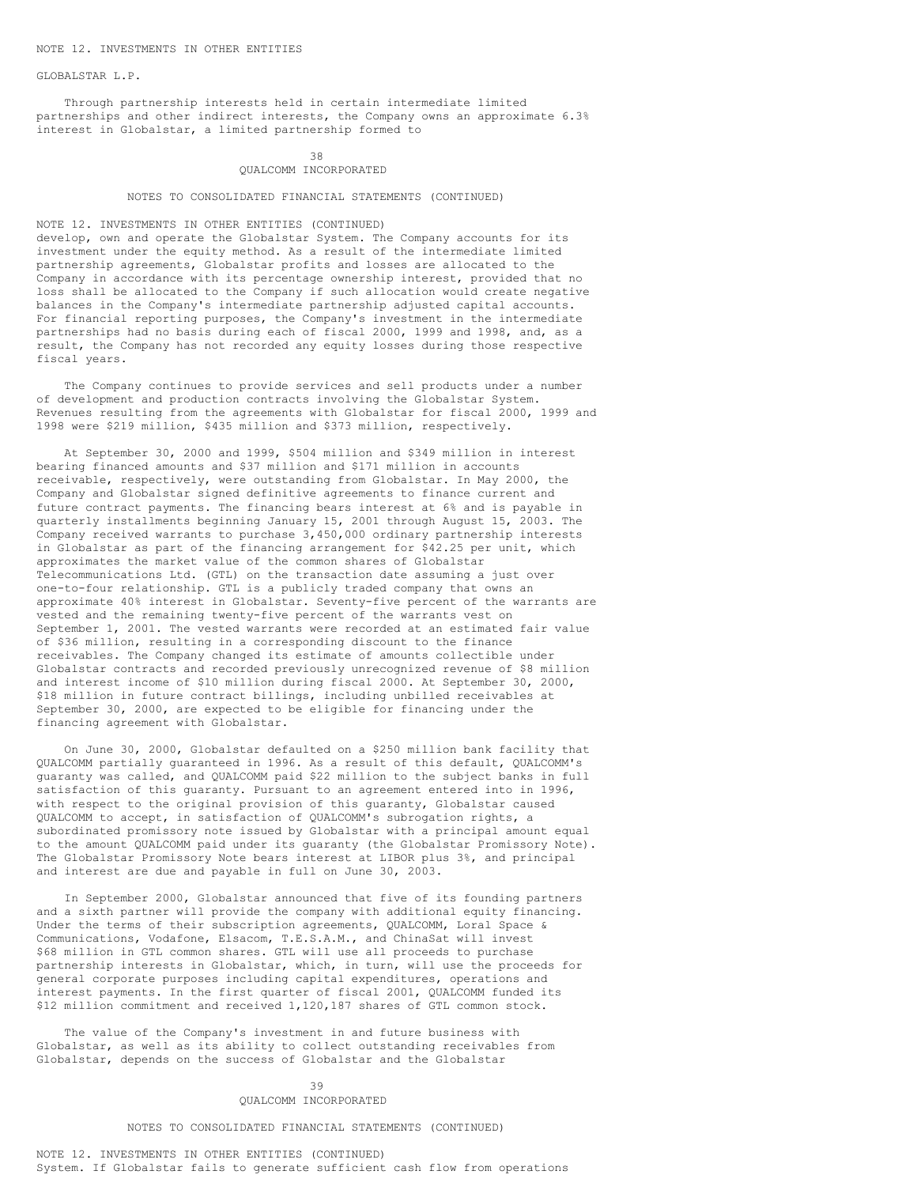NOTE 12. INVESTMENTS IN OTHER ENTITIES

GLOBALSTAR L.P.

Through partnership interests held in certain intermediate limited partnerships and other indirect interests, the Company owns an approximate 6.3% interest in Globalstar, a limited partnership formed to develop, own and operate the Globalstar System. The Company accounts for its investment under the equity method. As a result of the intermediate limited partnership agreements, Globalstar profits and losses are allocated to the Company in accordance with its percentage ownership interest, provided that no loss shall be allocated to the Company if such allocation would create negative balances in the Company's intermediate partnership adjusted capital accounts. For financial reporting purposes, the Company's investment in the intermediate partnerships had no basis during each of fiscal 2000, 1999 and 1998, and, as a result, the Company has not recorded any equity losses during those respective fiscal years.

The Company continues to provide services and sell products under a number of development and production contracts involving the Globalstar System. Revenues resulting from the agreements with Globalstar for fiscal 2000, 1999 and 1998 were $219 million, $435 million and $373 million, respectively.

At September 30, 2000 and 1999, $504 million and $349 million in interest bearing financed amounts and $37 million and $171 million in accounts receivable, respectively, were outstanding from Globalstar. In May 2000, the Company and Globalstar signed definitive agreements to finance current and future contract payments. The financing bears interest at 6% and is payable in quarterly installments beginning January 15, 2001 through August 15, 2003. The Company received warrants to purchase 3,450,000 ordinary partnership interests in Globalstar as part of the financing arrangement for $42.25 per unit, which approximates the market value of the common shares of Globalstar Telecommunications Ltd. (GTL) on the transaction date assuming a just over one-to-four relationship. GTL is a publicly traded company that owns an approximate 40% interest in Globalstar. Seventy-five percent of the warrants are vested and the remaining twenty-five percent of the warrants vest on September 1, 2001. The vested warrants were recorded at an estimated fair value of $36 million, resulting in a corresponding discount to the finance receivables. The Company changed its estimate of amounts collectible under Globalstar contracts and recorded previously unrecognized revenue of $8 million and interest income of $10 million during fiscal 2000. At September 30, 2000, $18 million in future contract billings, including unbilled receivables at September 30, 2000, are expected to be eligible for financing under the financing agreement with Globalstar.

On June 30, 2000, Globalstar defaulted on a $250 million bank facility that QUALCOMM partially guaranteed in 1996. As a result of this default, QUALCOMM's guaranty was called, and QUALCOMM paid $22 million to the subject banks in full satisfaction of this guaranty. Pursuant to an agreement entered into in 1996, with respect to the original provision of this guaranty, Globalstar caused QUALCOMM to accept, in satisfaction of QUALCOMM's subrogation rights, a subordinated promissory note issued by Globalstar with a principal amount equal to the amount QUALCOMM paid under its guaranty (the Globalstar Promissory Note). The Globalstar Promissory Note bears interest at LIBOR plus 3%, and principal and interest are due and payable in full on June 30, 2003.

In September 2000, Globalstar announced that five of its founding partners and a sixth partner will provide the company with additional equity financing. Under the terms of their subscription agreements, QUALCOMM, Loral Space & Communications, Vodafone, Elsacom, T.E.S.A.M., and ChinaSat will invest $68 million in GTL common shares. GTL will use all proceeds to purchase partnership interests in Globalstar, which, in turn, will use the proceeds for general corporate purposes including capital expenditures, operations and interest payments. In the first quarter of fiscal 2001, QUALCOMM funded its $12 million commitment and received 1,120,187 shares of GTL common stock.

The value of the Company's investment in and future business with Globalstar, as well as its ability to collect outstanding receivables from Globalstar, depends on the success of Globalstar and the Globalstar System. If Globalstar fails to generate sufficient cash flow from operations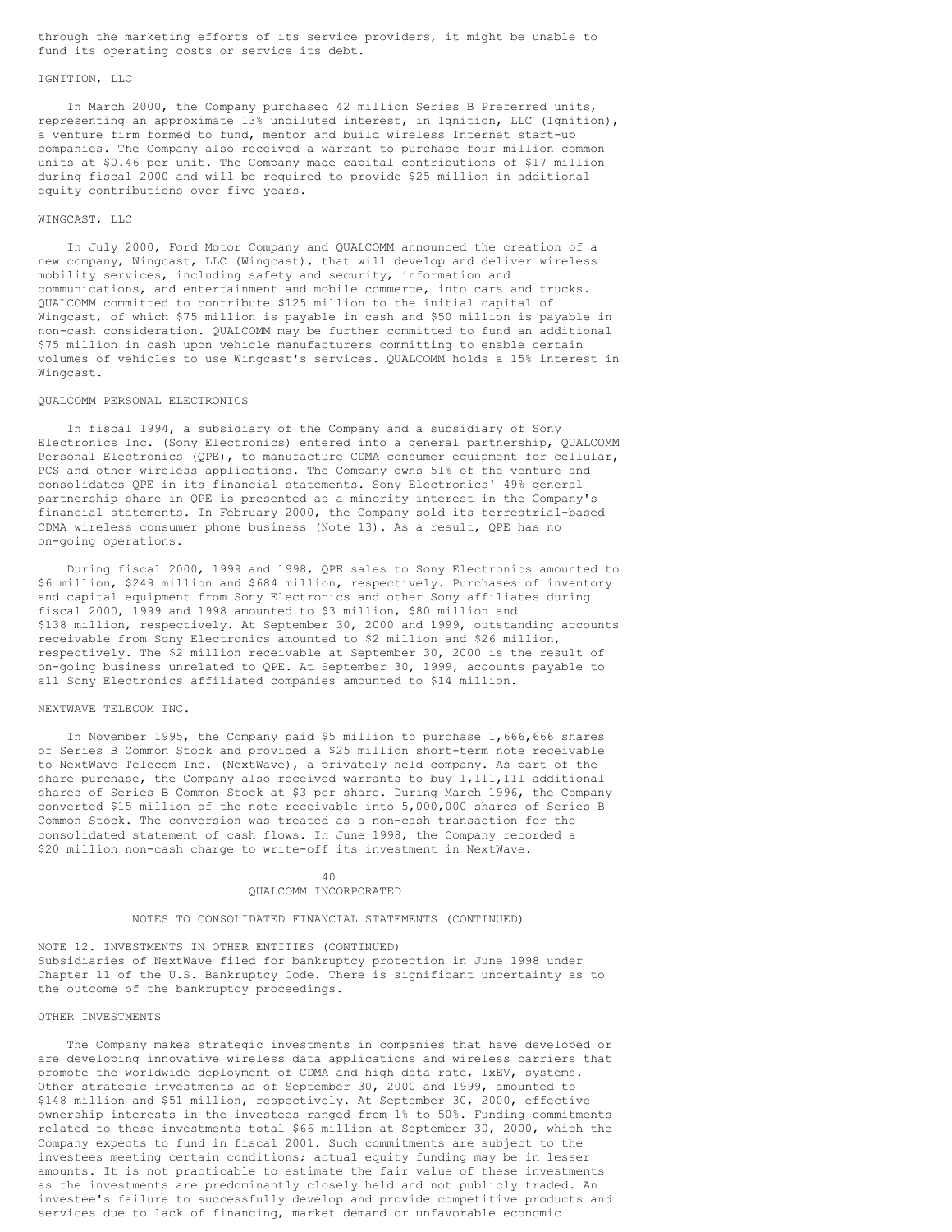through the marketing efforts of its service providers, it might be unable to fund its operating costs or service its debt.

IGNITION, LLC

In March 2000, the Company purchased 42 million Series B Preferred units, representing an approximate 13% undiluted interest, in Ignition, LLC (Ignition), a venture firm formed to fund, mentor and build wireless Internet start-up companies. The Company also received a warrant to purchase four million common units at $0.46 per unit. The Company made capital contributions of $17 million during fiscal 2000 and will be required to provide $25 million in additional equity contributions over five years.

WINGCAST, LLC

In July 2000, Ford Motor Company and QUALCOMM announced the creation of a new company, Wingcast, LLC (Wingcast), that will develop and deliver wireless mobility services, including safety and security, information and communications, and entertainment and mobile commerce, into cars and trucks. QUALCOMM committed to contribute $125 million to the initial capital of Wingcast, of which $75 million is payable in cash and $50 million is payable in non-cash consideration. QUALCOMM may be further committed to fund an additional $75 million in cash upon vehicle manufacturers committing to enable certain volumes of vehicles to use Wingcast's services. QUALCOMM holds a 15% interest in Wingcast.

QUALCOMM PERSONAL ELECTRONICS

In fiscal 1994, a subsidiary of the Company and a subsidiary of Sony Electronics Inc. (Sony Electronics) entered into a general partnership, QUALCOMM Personal Electronics (QPE), to manufacture CDMA consumer equipment for cellular, PCS and other wireless applications. The Company owns 51% of the venture and consolidates QPE in its financial statements. Sony Electronics' 49% general partnership share in QPE is presented as a minority interest in the Company's financial statements. In February 2000, the Company sold its terrestrial-based CDMA wireless consumer phone business (Note 13). As a result, QPE has no on-going operations.

During fiscal 2000, 1999 and 1998, QPE sales to Sony Electronics amounted to $6 million, $249 million and $684 million, respectively. Purchases of inventory and capital equipment from Sony Electronics and other Sony affiliates during fiscal 2000, 1999 and 1998 amounted to $3 million, $80 million and $138 million, respectively. At September 30, 2000 and 1999, outstanding accounts receivable from Sony Electronics amounted to $2 million and $26 million, respectively. The $2 million receivable at September 30, 2000 is the result of on-going business unrelated to QPE. At September 30, 1999, accounts payable to all Sony Electronics affiliated companies amounted to $14 million.

NEXTWAVE TELECOM INC.

In November 1995, the Company paid $5 million to purchase 1,666,666 shares of Series B Common Stock and provided a $25 million short-term note receivable to NextWave Telecom Inc. (NextWave), a privately held company. As part of the share purchase, the Company also received warrants to buy 1,111,111 additional shares of Series B Common Stock at $3 per share. During March 1996, the Company converted $15 million of the note receivable into 5,000,000 shares of Series B Common Stock. The conversion was treated as a non-cash transaction for the consolidated statement of cash flows. In June 1998, the Company recorded a $20 million non-cash charge to write-off its investment in NextWave.

QUALCOMM INCORPORATED

NOTES TO CONSOLIDATED FINANCIAL STATEMENTS (CONTINUED)

NOTE 12. INVESTMENTS IN OTHER ENTITIES (CONTINUED)

Subsidiaries of NextWave filed for bankruptcy protection in June 1998 under Chapter 11 of the U.S. Bankruptcy Code. There is significant uncertainty as to the outcome of the bankruptcy proceedings.

OTHER INVESTMENTS

The Company makes strategic investments in companies that have developed or are developing innovative wireless data applications and wireless carriers that promote the worldwide deployment of CDMA and high data rate, 1xEV, systems. Other strategic investments as of September 30, 2000 and 1999, amounted to $148 million and $51 million, respectively. At September 30, 2000, effective ownership interests in the investees ranged from 1% to 50%. Funding commitments related to these investments total $66 million at September 30, 2000, which the Company expects to fund in fiscal 2001. Such commitments are subject to the investees meeting certain conditions; actual equity funding may be in lesser amounts. It is not practicable to estimate the fair value of these investments as the investments are predominantly closely held and not publicly traded. An investee's failure to successfully develop and provide competitive products and services due to lack of financing, market demand or unfavorable economic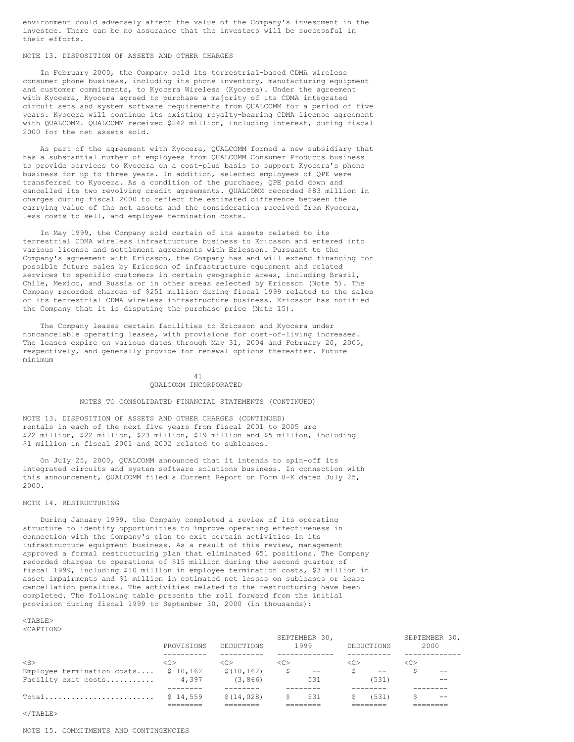environment could adversely affect the value of the Company's investment in the investee. There can be no assurance that the investees will be successful in their efforts.

NOTE 13. DISPOSITION OF ASSETS AND OTHER CHARGES

In February 2000, the Company sold its terrestrial-based CDMA wireless consumer phone business, including its phone inventory, manufacturing equipment and customer commitments, to Kyocera Wireless (Kyocera). Under the agreement with Kyocera, Kyocera agreed to purchase a majority of its CDMA integrated circuit sets and system software requirements from QUALCOMM for a period of five years. Kyocera will continue its existing royalty-bearing CDMA license agreement with QUALCOMM. QUALCOMM received $242 million, including interest, during fiscal 2000 for the net assets sold.

As part of the agreement with Kyocera, QUALCOMM formed a new subsidiary that has a substantial number of employees from QUALCOMM Consumer Products business to provide services to Kyocera on a cost-plus basis to support Kyocera's phone business for up to three years. In addition, selected employees of QPE were transferred to Kyocera. As a condition of the purchase, QPE paid down and cancelled its two revolving credit agreements. QUALCOMM recorded $83 million in charges during fiscal 2000 to reflect the estimated difference between the carrying value of the net assets and the consideration received from Kyocera, less costs to sell, and employee termination costs.

In May 1999, the Company sold certain of its assets related to its terrestrial CDMA wireless infrastructure business to Ericsson and entered into various license and settlement agreements with Ericsson. Pursuant to the Company's agreement with Ericsson, the Company has and will extend financing for possible future sales by Ericsson of infrastructure equipment and related services to specific customers in certain geographic areas, including Brazil, Chile, Mexico, and Russia or in other areas selected by Ericsson (Note 5). The Company recorded charges of $251 million during fiscal 1999 related to the sales of its terrestrial CDMA wireless infrastructure business. Ericsson has notified the Company that it is disputing the purchase price (Note 15).

The Company leases certain facilities to Ericsson and Kyocera under noncancelable operating leases, with provisions for cost-of-living increases. The leases expire on various dates through May 31, 2004 and February 20, 2005, respectively, and generally provide for renewal options thereafter. Future minimum rentals in each of the next five years from fiscal 2001 to 2005 are $22 million, $22 million, $23 million, $19 million and $5 million, including $1 million in fiscal 2001 and 2002 related to subleases.

On July 25, 2000, QUALCOMM announced that it intends to spin-off its integrated circuits and system software solutions business. In connection with this announcement, QUALCOMM filed a Current Report on Form 8-K dated July 25, 2000.

NOTE 14. RESTRUCTURING

During January 1999, the Company completed a review of its operating structure to identify opportunities to improve operating effectiveness in connection with the Company's plan to exit certain activities in its infrastructure equipment business. As a result of this review, management approved a formal restructuring plan that eliminated 651 positions. The Company recorded charges to operations of $15 million during the second quarter of fiscal 1999, including $10 million in employee termination costs, $3 million in asset impairments and $1 million in estimated net losses on subleases or lease cancellation penalties. The activities related to the restructuring have been completed. The following table presents the roll forward from the initial provision during fiscal 1999 to September 30, 2000 (in thousands):

| | PROVISIONS | DEDUCTIONS | SEPTEMBER 30, 1999 | DEDUCTIONS | SEPTEMBER 30, 2000 |
|---|---|---|---|---|---|
| Employee termination costs | $ 10,162 | $ (10,162) | $ -- | $ -- | $ -- |
| Facility exit costs | 4,397 | (3,866) | 531 | (531) | -- |
| Total | $ 14,559 | $ (14,028) | $ 531 | $ (531) | $ -- |

NOTE 15. COMMITMENTS AND CONTINGENCIES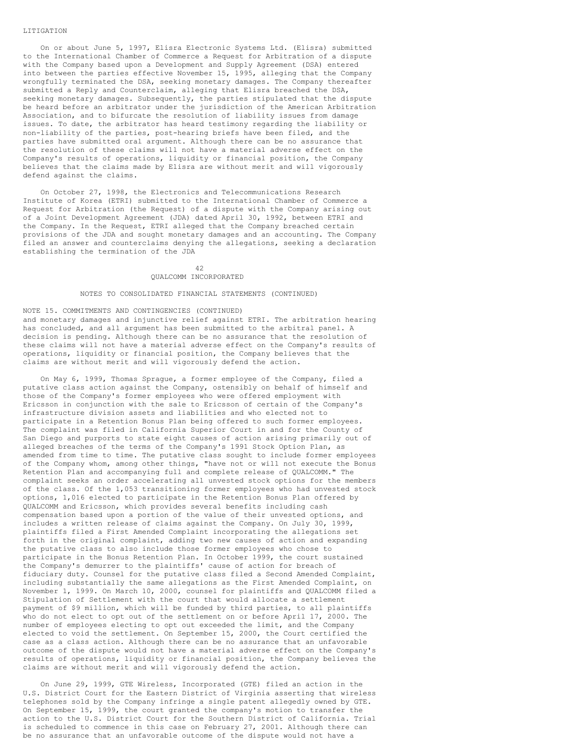LITIGATION

On or about June 5, 1997, Elisra Electronic Systems Ltd. (Elisra) submitted to the International Chamber of Commerce a Request for Arbitration of a dispute with the Company based upon a Development and Supply Agreement (DSA) entered into between the parties effective November 15, 1995, alleging that the Company wrongfully terminated the DSA, seeking monetary damages. The Company thereafter submitted a Reply and Counterclaim, alleging that Elisra breached the DSA, seeking monetary damages. Subsequently, the parties stipulated that the dispute be heard before an arbitrator under the jurisdiction of the American Arbitration Association, and to bifurcate the resolution of liability issues from damage issues. To date, the arbitrator has heard testimony regarding the liability or non-liability of the parties, post-hearing briefs have been filed, and the parties have submitted oral argument. Although there can be no assurance that the resolution of these claims will not have a material adverse effect on the Company's results of operations, liquidity or financial position, the Company believes that the claims made by Elisra are without merit and will vigorously defend against the claims.

On October 27, 1998, the Electronics and Telecommunications Research Institute of Korea (ETRI) submitted to the International Chamber of Commerce a Request for Arbitration (the Request) of a dispute with the Company arising out of a Joint Development Agreement (JDA) dated April 30, 1992, between ETRI and the Company. In the Request, ETRI alleged that the Company breached certain provisions of the JDA and sought monetary damages and an accounting. The Company filed an answer and counterclaims denying the allegations, seeking a declaration establishing the termination of the JDA

NOTES TO CONSOLIDATED FINANCIAL STATEMENTS (CONTINUED)

NOTE 15. COMMITMENTS AND CONTINGENCIES (CONTINUED)

and monetary damages and injunctive relief against ETRI. The arbitration hearing has concluded, and all argument has been submitted to the arbitral panel. A decision is pending. Although there can be no assurance that the resolution of these claims will not have a material adverse effect on the Company's results of operations, liquidity or financial position, the Company believes that the claims are without merit and will vigorously defend the action.

On May 6, 1999, Thomas Sprague, a former employee of the Company, filed a putative class action against the Company, ostensibly on behalf of himself and those of the Company's former employees who were offered employment with Ericsson in conjunction with the sale to Ericsson of certain of the Company's infrastructure division assets and liabilities and who elected not to participate in a Retention Bonus Plan being offered to such former employees. The complaint was filed in California Superior Court in and for the County of San Diego and purports to state eight causes of action arising primarily out of alleged breaches of the terms of the Company's 1991 Stock Option Plan, as amended from time to time. The putative class sought to include former employees of the Company whom, among other things, "have not or will not execute the Bonus Retention Plan and accompanying full and complete release of QUALCOMM." The complaint seeks an order accelerating all unvested stock options for the members of the class. Of the 1,053 transitioning former employees who had unvested stock options, 1,016 elected to participate in the Retention Bonus Plan offered by QUALCOMM and Ericsson, which provides several benefits including cash compensation based upon a portion of the value of their unvested options, and includes a written release of claims against the Company. On July 30, 1999, plaintiffs filed a First Amended Complaint incorporating the allegations set forth in the original complaint, adding two new causes of action and expanding the putative class to also include those former employees who chose to participate in the Bonus Retention Plan. In October 1999, the court sustained the Company's demurrer to the plaintiffs' cause of action for breach of fiduciary duty. Counsel for the putative class filed a Second Amended Complaint, including substantially the same allegations as the First Amended Complaint, on November 1, 1999. On March 10, 2000, counsel for plaintiffs and QUALCOMM filed a Stipulation of Settlement with the court that would allocate a settlement payment of $9 million, which will be funded by third parties, to all plaintiffs who do not elect to opt out of the settlement on or before April 17, 2000. The number of employees electing to opt out exceeded the limit, and the Company elected to void the settlement. On September 15, 2000, the Court certified the case as a class action. Although there can be no assurance that an unfavorable outcome of the dispute would not have a material adverse effect on the Company's results of operations, liquidity or financial position, the Company believes the claims are without merit and will vigorously defend the action.

On June 29, 1999, GTE Wireless, Incorporated (GTE) filed an action in the U.S. District Court for the Eastern District of Virginia asserting that wireless telephones sold by the Company infringe a single patent allegedly owned by GTE. On September 15, 1999, the court granted the company's motion to transfer the action to the U.S. District Court for the Southern District of California. Trial is scheduled to commence in this case on February 27, 2001. Although there can be no assurance that an unfavorable outcome of the dispute would not have a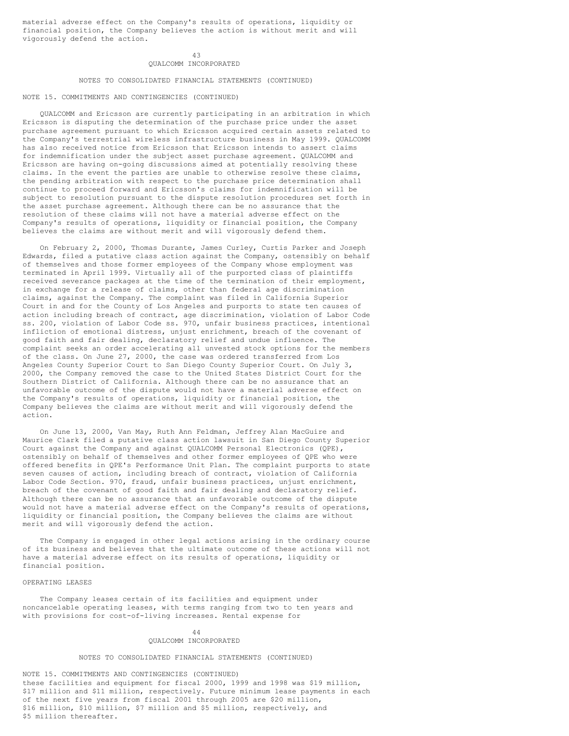material adverse effect on the Company's results of operations, liquidity or financial position, the Company believes the action is without merit and will vigorously defend the action.

QUALCOMM INCORPORATED

NOTES TO CONSOLIDATED FINANCIAL STATEMENTS (CONTINUED)

NOTE 15. COMMITMENTS AND CONTINGENCIES (CONTINUED)

QUALCOMM and Ericsson are currently participating in an arbitration in which Ericsson is disputing the determination of the purchase price under the asset purchase agreement pursuant to which Ericsson acquired certain assets related to the Company's terrestrial wireless infrastructure business in May 1999. QUALCOMM has also received notice from Ericsson that Ericsson intends to assert claims for indemnification under the subject asset purchase agreement. QUALCOMM and Ericsson are having on-going discussions aimed at potentially resolving these claims. In the event the parties are unable to otherwise resolve these claims, the pending arbitration with respect to the purchase price determination shall continue to proceed forward and Ericsson's claims for indemnification will be subject to resolution pursuant to the dispute resolution procedures set forth in the asset purchase agreement. Although there can be no assurance that the resolution of these claims will not have a material adverse effect on the Company's results of operations, liquidity or financial position, the Company believes the claims are without merit and will vigorously defend them.

On February 2, 2000, Thomas Durante, James Curley, Curtis Parker and Joseph Edwards, filed a putative class action against the Company, ostensibly on behalf of themselves and those former employees of the Company whose employment was terminated in April 1999. Virtually all of the purported class of plaintiffs received severance packages at the time of the termination of their employment, in exchange for a release of claims, other than federal age discrimination claims, against the Company. The complaint was filed in California Superior Court in and for the County of Los Angeles and purports to state ten causes of action including breach of contract, age discrimination, violation of Labor Code ss. 200, violation of Labor Code ss. 970, unfair business practices, intentional infliction of emotional distress, unjust enrichment, breach of the covenant of good faith and fair dealing, declaratory relief and undue influence. The complaint seeks an order accelerating all unvested stock options for the members of the class. On June 27, 2000, the case was ordered transferred from Los Angeles County Superior Court to San Diego County Superior Court. On July 3, 2000, the Company removed the case to the United States District Court for the Southern District of California. Although there can be no assurance that an unfavorable outcome of the dispute would not have a material adverse effect on the Company's results of operations, liquidity or financial position, the Company believes the claims are without merit and will vigorously defend the action.

On June 13, 2000, Van May, Ruth Ann Feldman, Jeffrey Alan MacGuire and Maurice Clark filed a putative class action lawsuit in San Diego County Superior Court against the Company and against QUALCOMM Personal Electronics (QPE), ostensibly on behalf of themselves and other former employees of QPE who were offered benefits in QPE's Performance Unit Plan. The complaint purports to state seven causes of action, including breach of contract, violation of California Labor Code Section. 970, fraud, unfair business practices, unjust enrichment, breach of the covenant of good faith and fair dealing and declaratory relief. Although there can be no assurance that an unfavorable outcome of the dispute would not have a material adverse effect on the Company's results of operations, liquidity or financial position, the Company believes the claims are without merit and will vigorously defend the action.

The Company is engaged in other legal actions arising in the ordinary course of its business and believes that the ultimate outcome of these actions will not have a material adverse effect on its results of operations, liquidity or financial position.

OPERATING LEASES

The Company leases certain of its facilities and equipment under noncancelable operating leases, with terms ranging from two to ten years and with provisions for cost-of-living increases. Rental expense for

QUALCOMM INCORPORATED

NOTES TO CONSOLIDATED FINANCIAL STATEMENTS (CONTINUED)

NOTE 15. COMMITMENTS AND CONTINGENCIES (CONTINUED)

these facilities and equipment for fiscal 2000, 1999 and 1998 was $19 million, $17 million and $11 million, respectively. Future minimum lease payments in each of the next five years from fiscal 2001 through 2005 are $20 million, $16 million, $10 million, $7 million and $5 million, respectively, and $5 million thereafter.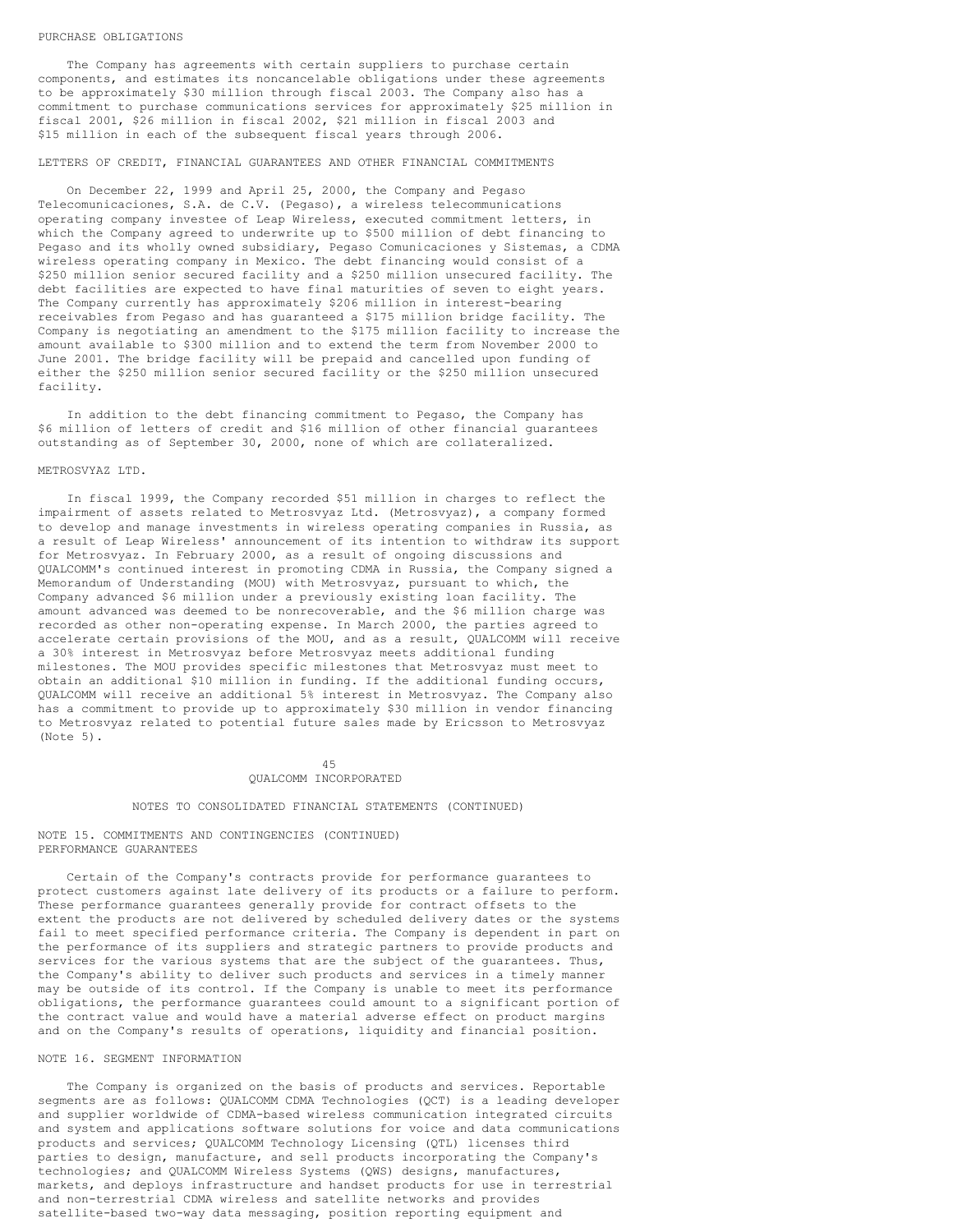PURCHASE OBLIGATIONS

The Company has agreements with certain suppliers to purchase certain components, and estimates its noncancelable obligations under these agreements to be approximately $30 million through fiscal 2003. The Company also has a commitment to purchase communications services for approximately $25 million in fiscal 2001, $26 million in fiscal 2002, $21 million in fiscal 2003 and $15 million in each of the subsequent fiscal years through 2006.

LETTERS OF CREDIT, FINANCIAL GUARANTEES AND OTHER FINANCIAL COMMITMENTS

On December 22, 1999 and April 25, 2000, the Company and Pegaso Telecomunicaciones, S.A. de C.V. (Pegaso), a wireless telecommunications operating company investee of Leap Wireless, executed commitment letters, in which the Company agreed to underwrite up to $500 million of debt financing to Pegaso and its wholly owned subsidiary, Pegaso Comunicaciones y Sistemas, a CDMA wireless operating company in Mexico. The debt financing would consist of a $250 million senior secured facility and a $250 million unsecured facility. The debt facilities are expected to have final maturities of seven to eight years. The Company currently has approximately $206 million in interest-bearing receivables from Pegaso and has guaranteed a $175 million bridge facility. The Company is negotiating an amendment to the $175 million facility to increase the amount available to $300 million and to extend the term from November 2000 to June 2001. The bridge facility will be prepaid and cancelled upon funding of either the $250 million senior secured facility or the $250 million unsecured facility.

In addition to the debt financing commitment to Pegaso, the Company has $6 million of letters of credit and $16 million of other financial guarantees outstanding as of September 30, 2000, none of which are collateralized.

METROSVYAZ LTD.

In fiscal 1999, the Company recorded $51 million in charges to reflect the impairment of assets related to Metrosvyaz Ltd. (Metrosvyaz), a company formed to develop and manage investments in wireless operating companies in Russia, as a result of Leap Wireless' announcement of its intention to withdraw its support for Metrosvyaz. In February 2000, as a result of ongoing discussions and QUALCOMM's continued interest in promoting CDMA in Russia, the Company signed a Memorandum of Understanding (MOU) with Metrosvyaz, pursuant to which, the Company advanced $6 million under a previously existing loan facility. The amount advanced was deemed to be nonrecoverable, and the $6 million charge was recorded as other non-operating expense. In March 2000, the parties agreed to accelerate certain provisions of the MOU, and as a result, QUALCOMM will receive a 30% interest in Metrosvyaz before Metrosvyaz meets additional funding milestones. The MOU provides specific milestones that Metrosvyaz must meet to obtain an additional $10 million in funding. If the additional funding occurs, QUALCOMM will receive an additional 5% interest in Metrosvyaz. The Company also has a commitment to provide up to approximately $30 million in vendor financing to Metrosvyaz related to potential future sales made by Ericsson to Metrosvyaz (Note 5).

QUALCOMM INCORPORATED

NOTES TO CONSOLIDATED FINANCIAL STATEMENTS (CONTINUED)

NOTE 15. COMMITMENTS AND CONTINGENCIES (CONTINUED)
PERFORMANCE GUARANTEES

Certain of the Company's contracts provide for performance guarantees to protect customers against late delivery of its products or a failure to perform. These performance guarantees generally provide for contract offsets to the extent the products are not delivered by scheduled delivery dates or the systems fail to meet specified performance criteria. The Company is dependent in part on the performance of its suppliers and strategic partners to provide products and services for the various systems that are the subject of the guarantees. Thus, the Company's ability to deliver such products and services in a timely manner may be outside of its control. If the Company is unable to meet its performance obligations, the performance guarantees could amount to a significant portion of the contract value and would have a material adverse effect on product margins and on the Company's results of operations, liquidity and financial position.

NOTE 16. SEGMENT INFORMATION

The Company is organized on the basis of products and services. Reportable segments are as follows: QUALCOMM CDMA Technologies (QCT) is a leading developer and supplier worldwide of CDMA-based wireless communication integrated circuits and system and applications software solutions for voice and data communications products and services; QUALCOMM Technology Licensing (QTL) licenses third parties to design, manufacture, and sell products incorporating the Company's technologies; and QUALCOMM Wireless Systems (QWS) designs, manufactures, markets, and deploys infrastructure and handset products for use in terrestrial and non-terrestrial CDMA wireless and satellite networks and provides satellite-based two-way data messaging, position reporting equipment and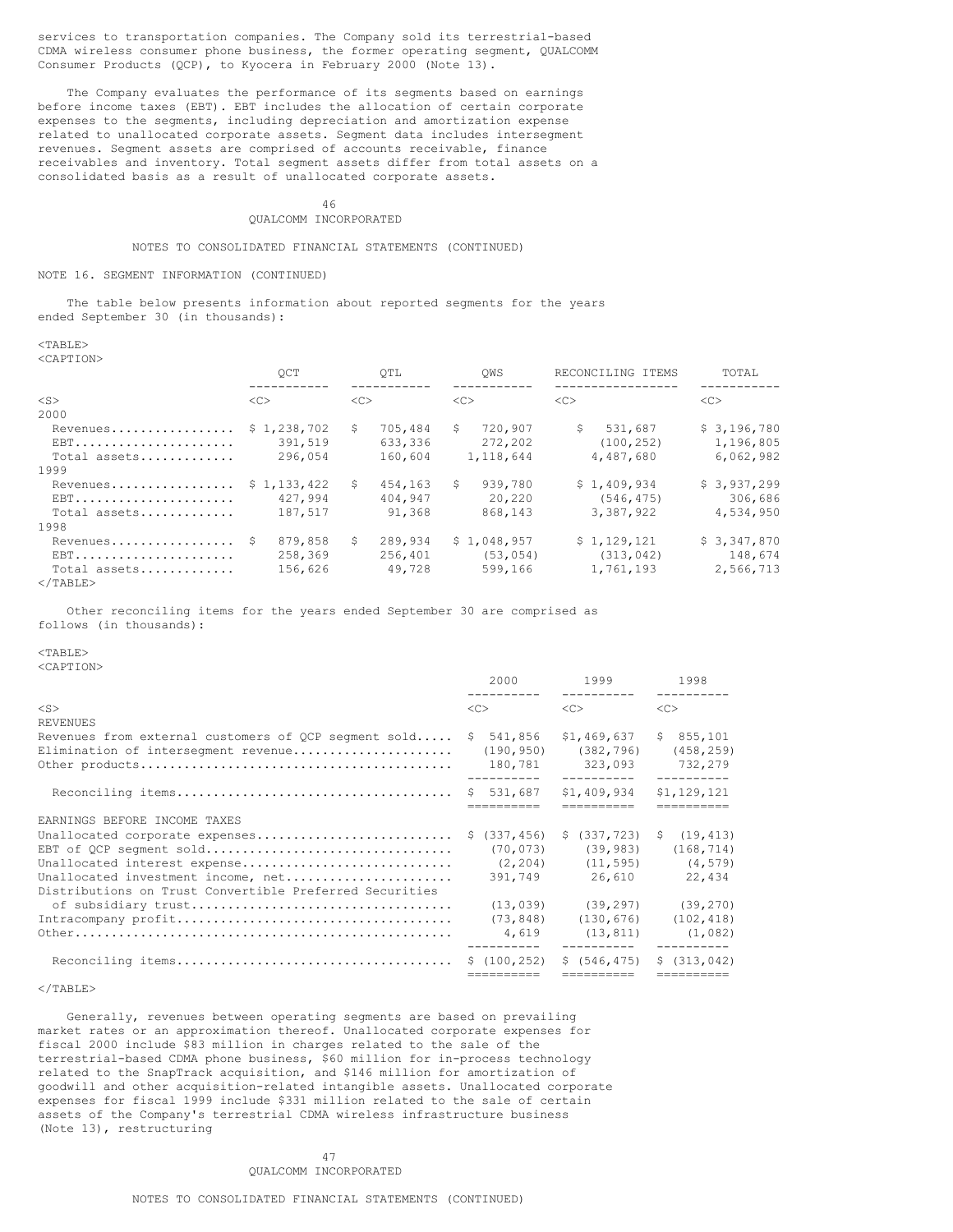services to transportation companies. The Company sold its terrestrial-based CDMA wireless consumer phone business, the former operating segment, QUALCOMM Consumer Products (QCP), to Kyocera in February 2000 (Note 13).

The Company evaluates the performance of its segments based on earnings before income taxes (EBT). EBT includes the allocation of certain corporate expenses to the segments, including depreciation and amortization expense related to unallocated corporate assets. Segment data includes intersegment revenues. Segment assets are comprised of accounts receivable, finance receivables and inventory. Total segment assets differ from total assets on a consolidated basis as a result of unallocated corporate assets.

QUALCOMM INCORPORATED

NOTES TO CONSOLIDATED FINANCIAL STATEMENTS (CONTINUED)

NOTE 16. SEGMENT INFORMATION (CONTINUED)

The table below presents information about reported segments for the years ended September 30 (in thousands):

| | QCT | QTL | QWS | RECONCILING ITEMS | TOTAL |
|---|---|---|---|---|---|
| 2000 | | | | | |
| Revenues | $ 1,238,702 | $ 705,484 | $ 720,907 | $ 531,687 | $ 3,196,780 |
| EBT | 391,519 | 633,336 | 272,202 | (100,252) | 1,196,805 |
| Total assets | 296,054 | 160,604 | 1,118,644 | 4,487,680 | 6,062,982 |
| 1999 | | | | | |
| Revenues | $ 1,133,422 | $ 454,163 | $ 939,780 | $ 1,409,934 | $ 3,937,299 |
| EBT | 427,994 | 404,947 | 20,220 | (546,475) | 306,686 |
| Total assets | 187,517 | 91,368 | 868,143 | 3,387,922 | 4,534,950 |
| 1998 | | | | | |
| Revenues | $ 879,858 | $ 289,934 | $ 1,048,957 | $ 1,129,121 | $ 3,347,870 |
| EBT | 258,369 | 256,401 | (53,054) | (313,042) | 148,674 |
| Total assets | 156,626 | 49,728 | 599,166 | 1,761,193 | 2,566,713 |

Other reconciling items for the years ended September 30 are comprised as follows (in thousands):

| | 2000 | 1999 | 1998 |
|---|---|---|---|
| REVENUES | | | |
| Revenues from external customers of QCP segment sold | $ 541,856 | $1,469,637 | $ 855,101 |
| Elimination of intersegment revenue | (190,950) | (382,796) | (458,259) |
| Other products | 180,781 | 323,093 | 732,279 |
| Reconciling items | $ 531,687 | $1,409,934 | $1,129,121 |
| EARNINGS BEFORE INCOME TAXES | | | |
| Unallocated corporate expenses | $ (337,456) | $ (337,723) | $ (19,413) |
| EBT of QCP segment sold | (70,073) | (39,983) | (168,714) |
| Unallocated interest expense | (2,204) | (11,595) | (4,579) |
| Unallocated investment income, net | 391,749 | 26,610 | 22,434 |
| Distributions on Trust Convertible Preferred Securities of subsidiary trust | (13,039) | (39,297) | (39,270) |
| Intracompany profit | (73,848) | (130,676) | (102,418) |
| Other | 4,619 | (13,811) | (1,082) |
| Reconciling items | $ (100,252) | $ (546,475) | $ (313,042) |

Generally, revenues between operating segments are based on prevailing market rates or an approximation thereof. Unallocated corporate expenses for fiscal 2000 include $83 million in charges related to the sale of the terrestrial-based CDMA phone business, $60 million for in-process technology related to the SnapTrack acquisition, and $146 million for amortization of goodwill and other acquisition-related intangible assets. Unallocated corporate expenses for fiscal 1999 include $331 million related to the sale of certain assets of the Company's terrestrial CDMA wireless infrastructure business (Note 13), restructuring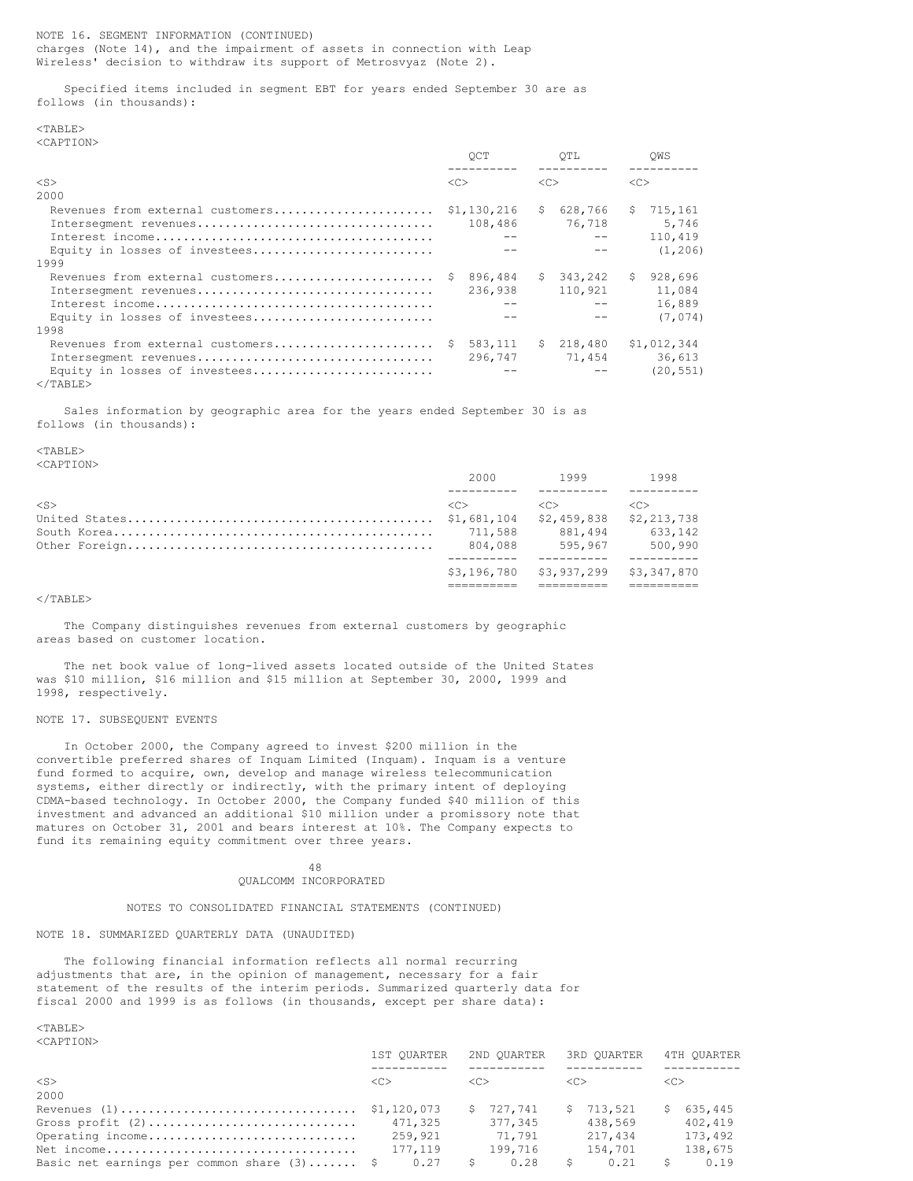NOTE 16. SEGMENT INFORMATION (CONTINUED)
charges (Note 14), and the impairment of assets in connection with Leap Wireless' decision to withdraw its support of Metrosvyaz (Note 2).

Specified items included in segment EBT for years ended September 30 are as follows (in thousands):

| | QCT | QTL | QWS |
|---|---|---|---|
| **2000** | | | |
| Revenues from external customers | $1,130,216 | $ 628,766 | $ 715,161 |
| Intersegment revenues | 108,486 | 76,718 | 5,746 |
| Interest income | -- | -- | 110,419 |
| Equity in losses of investees | -- | -- | (1,206) |
| **1999** | | | |
| Revenues from external customers | $ 896,484 | $ 343,242 | $ 928,696 |
| Intersegment revenues | 236,938 | 110,921 | 11,084 |
| Interest income | -- | -- | 16,889 |
| Equity in losses of investees | -- | -- | (7,074) |
| **1998** | | | |
| Revenues from external customers | $ 583,111 | $ 218,480 | $1,012,344 |
| Intersegment revenues | 296,747 | 71,454 | 36,613 |
| Equity in losses of investees | -- | -- | (20,551) |

Sales information by geographic area for the years ended September 30 is as follows (in thousands):

| | 2000 | 1999 | 1998 |
|---|---|---|---|
| United States | $1,681,104 | $2,459,838 | $2,213,738 |
| South Korea | 711,588 | 881,494 | 633,142 |
| Other Foreign | 804,088 | 595,967 | 500,990 |
| | $3,196,780 | $3,937,299 | $3,347,870 |

The Company distinguishes revenues from external customers by geographic areas based on customer location.

The net book value of long-lived assets located outside of the United States was $10 million, $16 million and $15 million at September 30, 2000, 1999 and 1998, respectively.

NOTE 17. SUBSEQUENT EVENTS

In October 2000, the Company agreed to invest $200 million in the convertible preferred shares of Inquam Limited (Inquam). Inquam is a venture fund formed to acquire, own, develop and manage wireless telecommunication systems, either directly or indirectly, with the primary intent of deploying CDMA-based technology. In October 2000, the Company funded $40 million of this investment and advanced an additional $10 million under a promissory note that matures on October 31, 2001 and bears interest at 10%. The Company expects to fund its remaining equity commitment over three years.

QUALCOMM INCORPORATED

NOTES TO CONSOLIDATED FINANCIAL STATEMENTS (CONTINUED)

NOTE 18. SUMMARIZED QUARTERLY DATA (UNAUDITED)

The following financial information reflects all normal recurring adjustments that are, in the opinion of management, necessary for a fair statement of the results of the interim periods. Summarized quarterly data for fiscal 2000 and 1999 is as follows (in thousands, except per share data):

| | 1ST QUARTER | 2ND QUARTER | 3RD QUARTER | 4TH QUARTER |
|---|---|---|---|---|
| **2000** | | | | |
| Revenues (1) | $1,120,073 | $ 727,741 | $ 713,521 | $ 635,445 |
| Gross profit (2) | 471,325 | 377,345 | 438,569 | 402,419 |
| Operating income | 259,921 | 71,791 | 217,434 | 173,492 |
| Net income | 177,119 | 199,716 | 154,701 | 138,675 |
| Basic net earnings per common share (3) | $ 0.27 | $ 0.28 | $ 0.21 | $ 0.19 |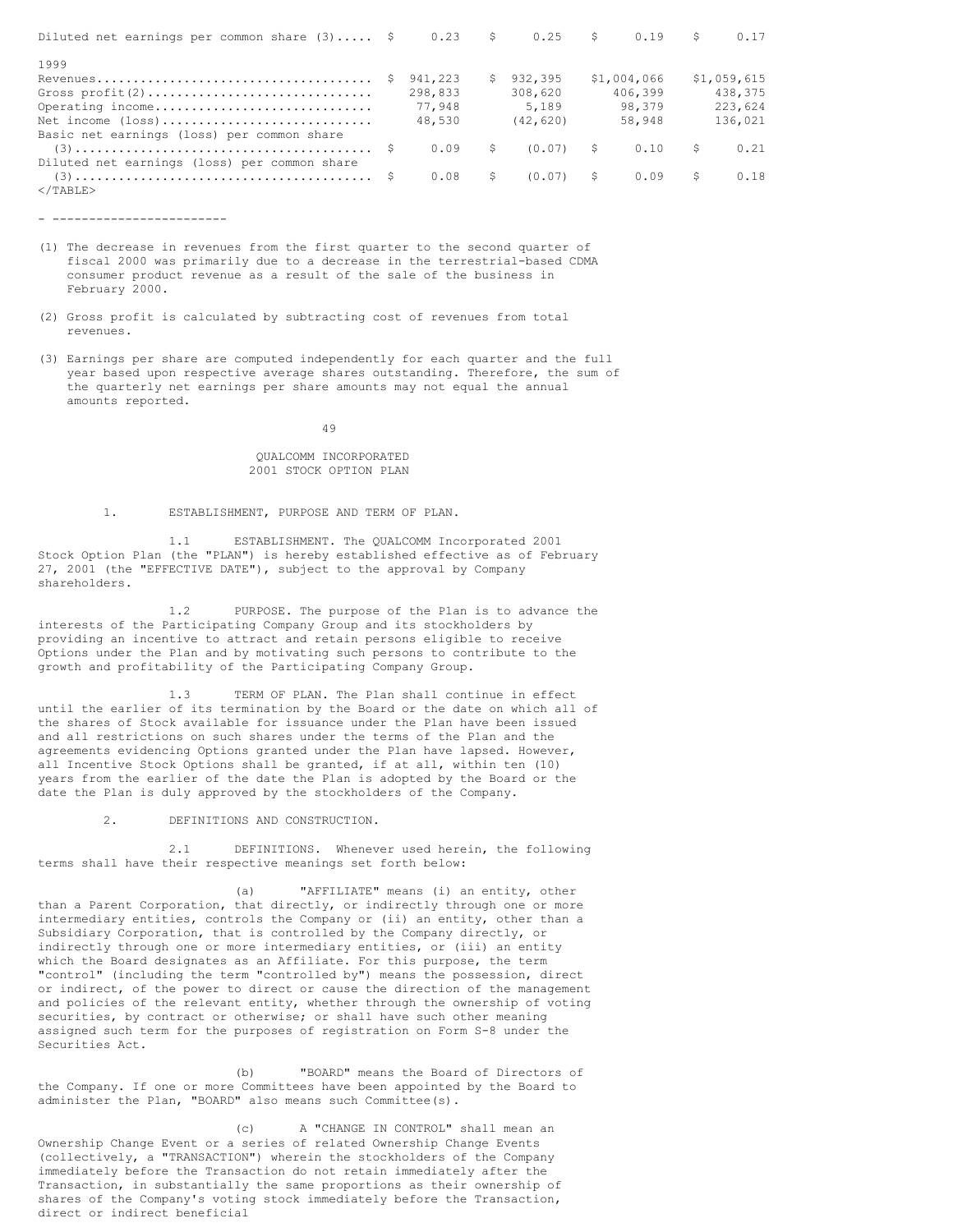| | | | | |
|---|---|---|---|---|
| Diluted net earnings per common share (3) | $ 0.23 | $ 0.25 | $ 0.19 | $ 0.17 |
| 1999 | | | | |
| Revenues | $ 941,223 | $ 932,395 | $1,004,066 | $1,059,615 |
| Gross profit(2) | 298,833 | 308,620 | 406,399 | 438,375 |
| Operating income | 77,948 | 5,189 | 98,379 | 223,624 |
| Net income (loss) | 48,530 | (42,620) | 58,948 | 136,021 |
| Basic net earnings (loss) per common share (3) | $ 0.09 | $ (0.07) | $ 0.10 | $ 0.21 |
| Diluted net earnings (loss) per common share (3) | $ 0.08 | $ (0.07) | $ 0.09 | $ 0.18 |

- ------------------------

(1) The decrease in revenues from the first quarter to the second quarter of fiscal 2000 was primarily due to a decrease in the terrestrial-based CDMA consumer product revenue as a result of the sale of the business in February 2000.

(2) Gross profit is calculated by subtracting cost of revenues from total revenues.

(3) Earnings per share are computed independently for each quarter and the full year based upon respective average shares outstanding. Therefore, the sum of the quarterly net earnings per share amounts may not equal the annual amounts reported.

# QUALCOMM INCORPORATED
# 2001 STOCK OPTION PLAN

1. ESTABLISHMENT, PURPOSE AND TERM OF PLAN.

1.1 ESTABLISHMENT. The QUALCOMM Incorporated 2001 Stock Option Plan (the "PLAN") is hereby established effective as of February 27, 2001 (the "EFFECTIVE DATE"), subject to the approval by Company shareholders.

1.2 PURPOSE. The purpose of the Plan is to advance the interests of the Participating Company Group and its stockholders by providing an incentive to attract and retain persons eligible to receive Options under the Plan and by motivating such persons to contribute to the growth and profitability of the Participating Company Group.

1.3 TERM OF PLAN. The Plan shall continue in effect until the earlier of its termination by the Board or the date on which all of the shares of Stock available for issuance under the Plan have been issued and all restrictions on such shares under the terms of the Plan and the agreements evidencing Options granted under the Plan have lapsed. However, all Incentive Stock Options shall be granted, if at all, within ten (10) years from the earlier of the date the Plan is adopted by the Board or the date the Plan is duly approved by the stockholders of the Company.

2. DEFINITIONS AND CONSTRUCTION.

2.1 DEFINITIONS. Whenever used herein, the following terms shall have their respective meanings set forth below:

(a) "AFFILIATE" means (i) an entity, other than a Parent Corporation, that directly, or indirectly through one or more intermediary entities, controls the Company or (ii) an entity, other than a Subsidiary Corporation, that is controlled by the Company directly, or indirectly through one or more intermediary entities, or (iii) an entity which the Board designates as an Affiliate. For this purpose, the term "control" (including the term "controlled by") means the possession, direct or indirect, of the power to direct or cause the direction of the management and policies of the relevant entity, whether through the ownership of voting securities, by contract or otherwise; or shall have such other meaning assigned such term for the purposes of registration on Form S-8 under the Securities Act.

(b) "BOARD" means the Board of Directors of the Company. If one or more Committees have been appointed by the Board to administer the Plan, "BOARD" also means such Committee(s).

(c) A "CHANGE IN CONTROL" shall mean an Ownership Change Event or a series of related Ownership Change Events (collectively, a "TRANSACTION") wherein the stockholders of the Company immediately before the Transaction do not retain immediately after the Transaction, in substantially the same proportions as their ownership of shares of the Company's voting stock immediately before the Transaction, direct or indirect beneficial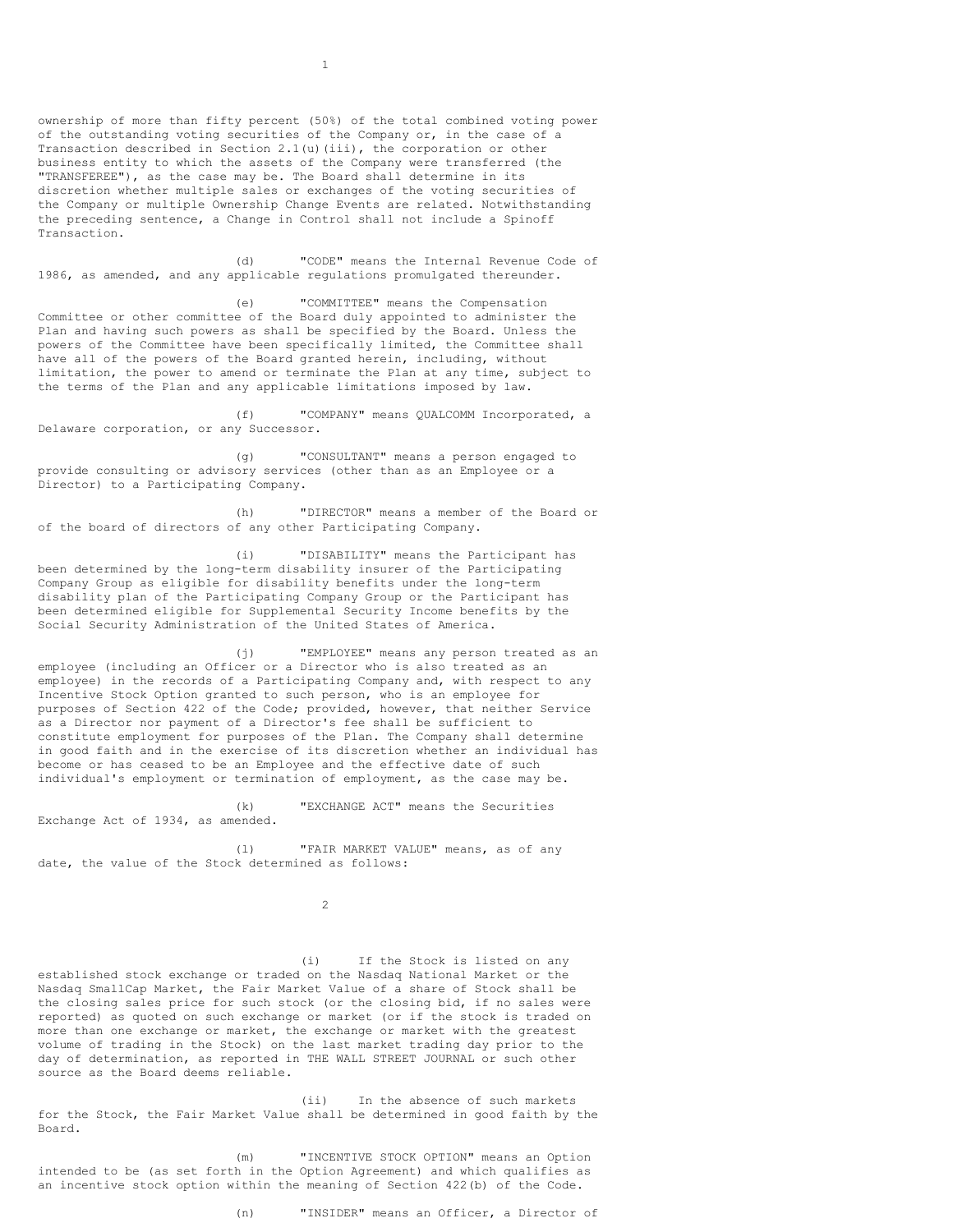ownership of more than fifty percent (50%) of the total combined voting power of the outstanding voting securities of the Company or, in the case of a Transaction described in Section 2.1(u)(iii), the corporation or other business entity to which the assets of the Company were transferred (the "TRANSFEREE"), as the case may be. The Board shall determine in its discretion whether multiple sales or exchanges of the voting securities of the Company or multiple Ownership Change Events are related. Notwithstanding the preceding sentence, a Change in Control shall not include a Spinoff Transaction.

(d) "CODE" means the Internal Revenue Code of 1986, as amended, and any applicable regulations promulgated thereunder.

(e) "COMMITTEE" means the Compensation Committee or other committee of the Board duly appointed to administer the Plan and having such powers as shall be specified by the Board. Unless the powers of the Committee have been specifically limited, the Committee shall have all of the powers of the Board granted herein, including, without limitation, the power to amend or terminate the Plan at any time, subject to the terms of the Plan and any applicable limitations imposed by law.

(f) "COMPANY" means QUALCOMM Incorporated, a Delaware corporation, or any Successor.

(g) "CONSULTANT" means a person engaged to provide consulting or advisory services (other than as an Employee or a Director) to a Participating Company.

(h) "DIRECTOR" means a member of the Board or of the board of directors of any other Participating Company.

(i) "DISABILITY" means the Participant has been determined by the long-term disability insurer of the Participating Company Group as eligible for disability benefits under the long-term disability plan of the Participating Company Group or the Participant has been determined eligible for Supplemental Security Income benefits by the Social Security Administration of the United States of America.

(j) "EMPLOYEE" means any person treated as an employee (including an Officer or a Director who is also treated as an employee) in the records of a Participating Company and, with respect to any Incentive Stock Option granted to such person, who is an employee for purposes of Section 422 of the Code; provided, however, that neither Service as a Director nor payment of a Director's fee shall be sufficient to constitute employment for purposes of the Plan. The Company shall determine in good faith and in the exercise of its discretion whether an individual has become or has ceased to be an Employee and the effective date of such individual's employment or termination of employment, as the case may be.

(k) "EXCHANGE ACT" means the Securities Exchange Act of 1934, as amended.

(l) "FAIR MARKET VALUE" means, as of any date, the value of the Stock determined as follows:

(i) If the Stock is listed on any established stock exchange or traded on the Nasdaq National Market or the Nasdaq SmallCap Market, the Fair Market Value of a share of Stock shall be the closing sales price for such stock (or the closing bid, if no sales were reported) as quoted on such exchange or market (or if the stock is traded on more than one exchange or market, the exchange or market with the greatest volume of trading in the Stock) on the last market trading day prior to the day of determination, as reported in THE WALL STREET JOURNAL or such other source as the Board deems reliable.

(ii) In the absence of such markets for the Stock, the Fair Market Value shall be determined in good faith by the Board.

(m) "INCENTIVE STOCK OPTION" means an Option intended to be (as set forth in the Option Agreement) and which qualifies as an incentive stock option within the meaning of Section 422(b) of the Code.

(n) "INSIDER" means an Officer, a Director of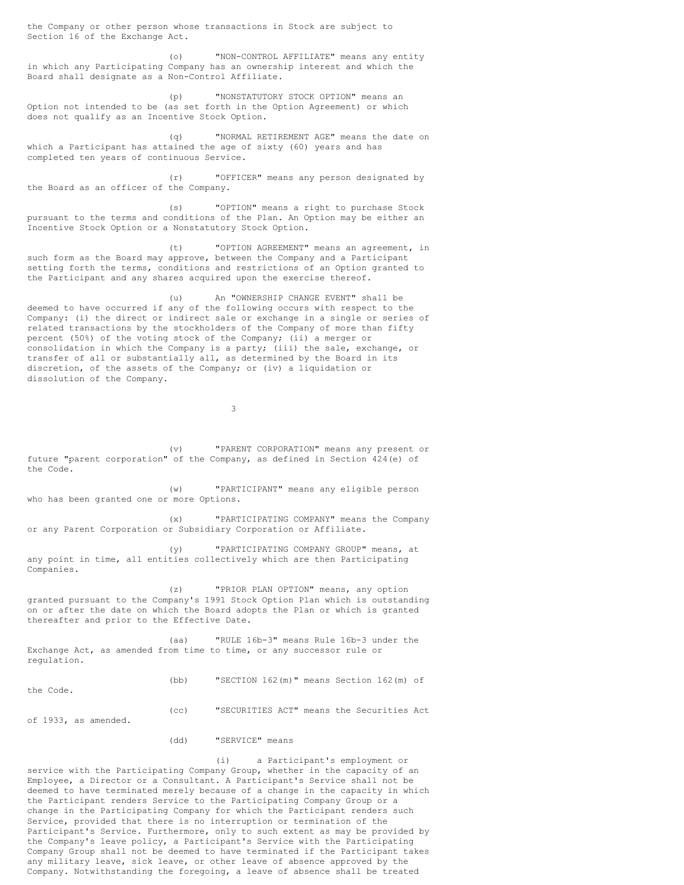the Company or other person whose transactions in Stock are subject to Section 16 of the Exchange Act.

(o) "NON-CONTROL AFFILIATE" means any entity in which any Participating Company has an ownership interest and which the Board shall designate as a Non-Control Affiliate.

(p) "NONSTATUTORY STOCK OPTION" means an Option not intended to be (as set forth in the Option Agreement) or which does not qualify as an Incentive Stock Option.

(q) "NORMAL RETIREMENT AGE" means the date on which a Participant has attained the age of sixty (60) years and has completed ten years of continuous Service.

(r) "OFFICER" means any person designated by the Board as an officer of the Company.

(s) "OPTION" means a right to purchase Stock pursuant to the terms and conditions of the Plan. An Option may be either an Incentive Stock Option or a Nonstatutory Stock Option.

(t) "OPTION AGREEMENT" means an agreement, in such form as the Board may approve, between the Company and a Participant setting forth the terms, conditions and restrictions of an Option granted to the Participant and any shares acquired upon the exercise thereof.

(u) An "OWNERSHIP CHANGE EVENT" shall be deemed to have occurred if any of the following occurs with respect to the Company: (i) the direct or indirect sale or exchange in a single or series of related transactions by the stockholders of the Company of more than fifty percent (50%) of the voting stock of the Company; (ii) a merger or consolidation in which the Company is a party; (iii) the sale, exchange, or transfer of all or substantially all, as determined by the Board in its discretion, of the assets of the Company; or (iv) a liquidation or dissolution of the Company.

(v) "PARENT CORPORATION" means any present or future "parent corporation" of the Company, as defined in Section 424(e) of the Code.

(w) "PARTICIPANT" means any eligible person who has been granted one or more Options.

(x) "PARTICIPATING COMPANY" means the Company or any Parent Corporation or Subsidiary Corporation or Affiliate.

(y) "PARTICIPATING COMPANY GROUP" means, at any point in time, all entities collectively which are then Participating Companies.

(z) "PRIOR PLAN OPTION" means, any option granted pursuant to the Company's 1991 Stock Option Plan which is outstanding on or after the date on which the Board adopts the Plan or which is granted thereafter and prior to the Effective Date.

(aa) "RULE 16b-3" means Rule 16b-3 under the Exchange Act, as amended from time to time, or any successor rule or regulation.

(bb) "SECTION 162(m)" means Section 162(m) of the Code.

(cc) "SECURITIES ACT" means the Securities Act of 1933, as amended.

(dd) "SERVICE" means

(i) a Participant's employment or service with the Participating Company Group, whether in the capacity of an Employee, a Director or a Consultant. A Participant's Service shall not be deemed to have terminated merely because of a change in the capacity in which the Participant renders Service to the Participating Company Group or a change in the Participating Company for which the Participant renders such Service, provided that there is no interruption or termination of the Participant's Service. Furthermore, only to such extent as may be provided by the Company's leave policy, a Participant's Service with the Participating Company Group shall not be deemed to have terminated if the Participant takes any military leave, sick leave, or other leave of absence approved by the Company. Notwithstanding the foregoing, a leave of absence shall be treated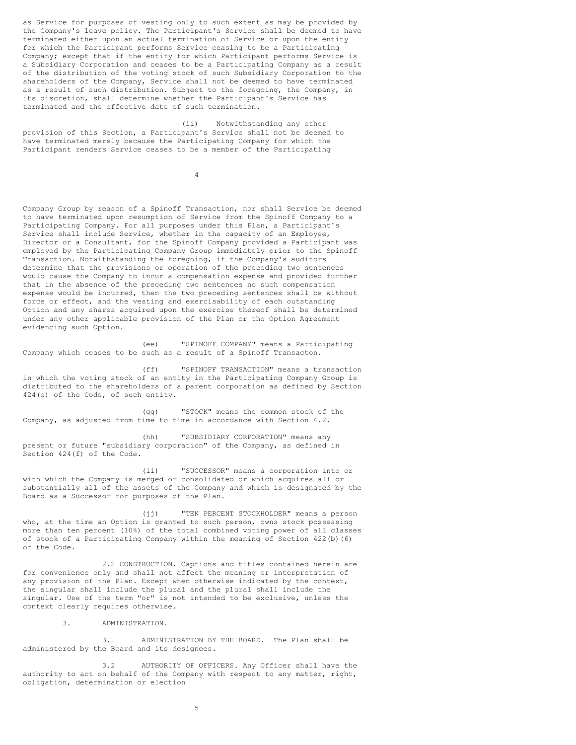as Service for purposes of vesting only to such extent as may be provided by the Company's leave policy. The Participant's Service shall be deemed to have terminated either upon an actual termination of Service or upon the entity for which the Participant performs Service ceasing to be a Participating Company; except that if the entity for which Participant performs Service is a Subsidiary Corporation and ceases to be a Participating Company as a result of the distribution of the voting stock of such Subsidiary Corporation to the shareholders of the Company, Service shall not be deemed to have terminated as a result of such distribution. Subject to the foregoing, the Company, in its discretion, shall determine whether the Participant's Service has terminated and the effective date of such termination.

(ii) Notwithstanding any other provision of this Section, a Participant's Service shall not be deemed to have terminated merely because the Participating Company for which the Participant renders Service ceases to be a member of the Participating Company Group by reason of a Spinoff Transaction, nor shall Service be deemed to have terminated upon resumption of Service from the Spinoff Company to a Participating Company. For all purposes under this Plan, a Participant's Service shall include Service, whether in the capacity of an Employee, Director or a Consultant, for the Spinoff Company provided a Participant was employed by the Participating Company Group immediately prior to the Spinoff Transaction. Notwithstanding the foregoing, if the Company's auditors determine that the provisions or operation of the preceding two sentences would cause the Company to incur a compensation expense and provided further that in the absence of the preceding two sentences no such compensation expense would be incurred, then the two preceding sentences shall be without force or effect, and the vesting and exercisability of each outstanding Option and any shares acquired upon the exercise thereof shall be determined under any other applicable provision of the Plan or the Option Agreement evidencing such Option.

(ee) "SPINOFF COMPANY" means a Participating Company which ceases to be such as a result of a Spinoff Transacton.

(ff) "SPINOFF TRANSACTION" means a transaction in which the voting stock of an entity in the Participating Company Group is distributed to the shareholders of a parent corporation as defined by Section 424(e) of the Code, of such entity.

(gg) "STOCK" means the common stock of the Company, as adjusted from time to time in accordance with Section 4.2.

(hh) "SUBSIDIARY CORPORATION" means any present or future "subsidiary corporation" of the Company, as defined in Section 424(f) of the Code.

(ii) "SUCCESSOR" means a corporation into or with which the Company is merged or consolidated or which acquires all or substantially all of the assets of the Company and which is designated by the Board as a Successor for purposes of the Plan.

(jj) "TEN PERCENT STOCKHOLDER" means a person who, at the time an Option is granted to such person, owns stock possessing more than ten percent (10%) of the total combined voting power of all classes of stock of a Participating Company within the meaning of Section 422(b)(6) of the Code.

2.2 CONSTRUCTION. Captions and titles contained herein are for convenience only and shall not affect the meaning or interpretation of any provision of the Plan. Except when otherwise indicated by the context, the singular shall include the plural and the plural shall include the singular. Use of the term "or" is not intended to be exclusive, unless the context clearly requires otherwise.

3. ADMINISTRATION.

3.1 ADMINISTRATION BY THE BOARD. The Plan shall be administered by the Board and its designees.

3.2 AUTHORITY OF OFFICERS. Any Officer shall have the authority to act on behalf of the Company with respect to any matter, right, obligation, determination or election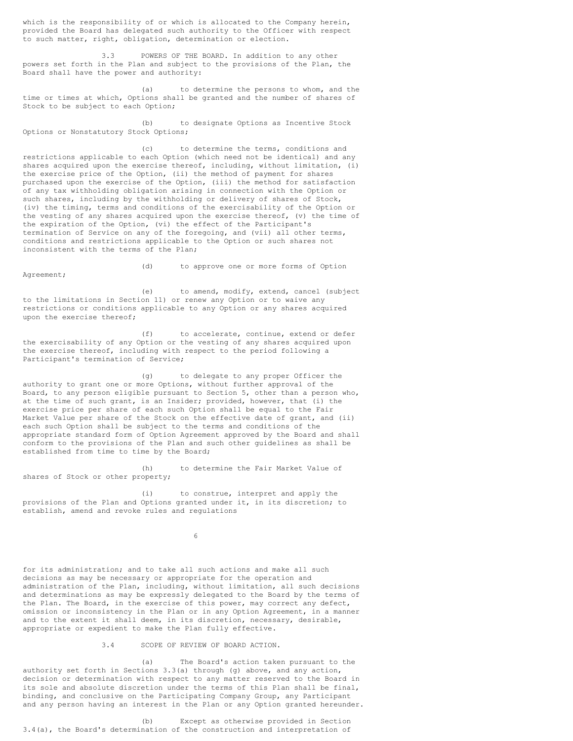which is the responsibility of or which is allocated to the Company herein, provided the Board has delegated such authority to the Officer with respect to such matter, right, obligation, determination or election.

3.3 POWERS OF THE BOARD. In addition to any other powers set forth in the Plan and subject to the provisions of the Plan, the Board shall have the power and authority:

(a) to determine the persons to whom, and the time or times at which, Options shall be granted and the number of shares of Stock to be subject to each Option;

(b) to designate Options as Incentive Stock Options or Nonstatutory Stock Options;

(c) to determine the terms, conditions and restrictions applicable to each Option (which need not be identical) and any shares acquired upon the exercise thereof, including, without limitation, (i) the exercise price of the Option, (ii) the method of payment for shares purchased upon the exercise of the Option, (iii) the method for satisfaction of any tax withholding obligation arising in connection with the Option or such shares, including by the withholding or delivery of shares of Stock, (iv) the timing, terms and conditions of the exercisability of the Option or the vesting of any shares acquired upon the exercise thereof, (v) the time of the expiration of the Option, (vi) the effect of the Participant's termination of Service on any of the foregoing, and (vii) all other terms, conditions and restrictions applicable to the Option or such shares not inconsistent with the terms of the Plan;

(d) to approve one or more forms of Option Agreement;

(e) to amend, modify, extend, cancel (subject to the limitations in Section 11) or renew any Option or to waive any restrictions or conditions applicable to any Option or any shares acquired upon the exercise thereof;

(f) to accelerate, continue, extend or defer the exercisability of any Option or the vesting of any shares acquired upon the exercise thereof, including with respect to the period following a Participant's termination of Service;

(g) to delegate to any proper Officer the authority to grant one or more Options, without further approval of the Board, to any person eligible pursuant to Section 5, other than a person who, at the time of such grant, is an Insider; provided, however, that (i) the exercise price per share of each such Option shall be equal to the Fair Market Value per share of the Stock on the effective date of grant, and (ii) each such Option shall be subject to the terms and conditions of the appropriate standard form of Option Agreement approved by the Board and shall conform to the provisions of the Plan and such other guidelines as shall be established from time to time by the Board;

(h) to determine the Fair Market Value of shares of Stock or other property;

(i) to construe, interpret and apply the provisions of the Plan and Options granted under it, in its discretion; to establish, amend and revoke rules and regulations for its administration; and to take all such actions and make all such decisions as may be necessary or appropriate for the operation and administration of the Plan, including, without limitation, all such decisions and determinations as may be expressly delegated to the Board by the terms of the Plan. The Board, in the exercise of this power, may correct any defect, omission or inconsistency in the Plan or in any Option Agreement, in a manner and to the extent it shall deem, in its discretion, necessary, desirable, appropriate or expedient to make the Plan fully effective.

3.4 SCOPE OF REVIEW OF BOARD ACTION.

(a) The Board's action taken pursuant to the authority set forth in Sections 3.3(a) through (g) above, and any action, decision or determination with respect to any matter reserved to the Board in its sole and absolute discretion under the terms of this Plan shall be final, binding, and conclusive on the Participating Company Group, any Participant and any person having an interest in the Plan or any Option granted hereunder.

(b) Except as otherwise provided in Section 3.4(a), the Board's determination of the construction and interpretation of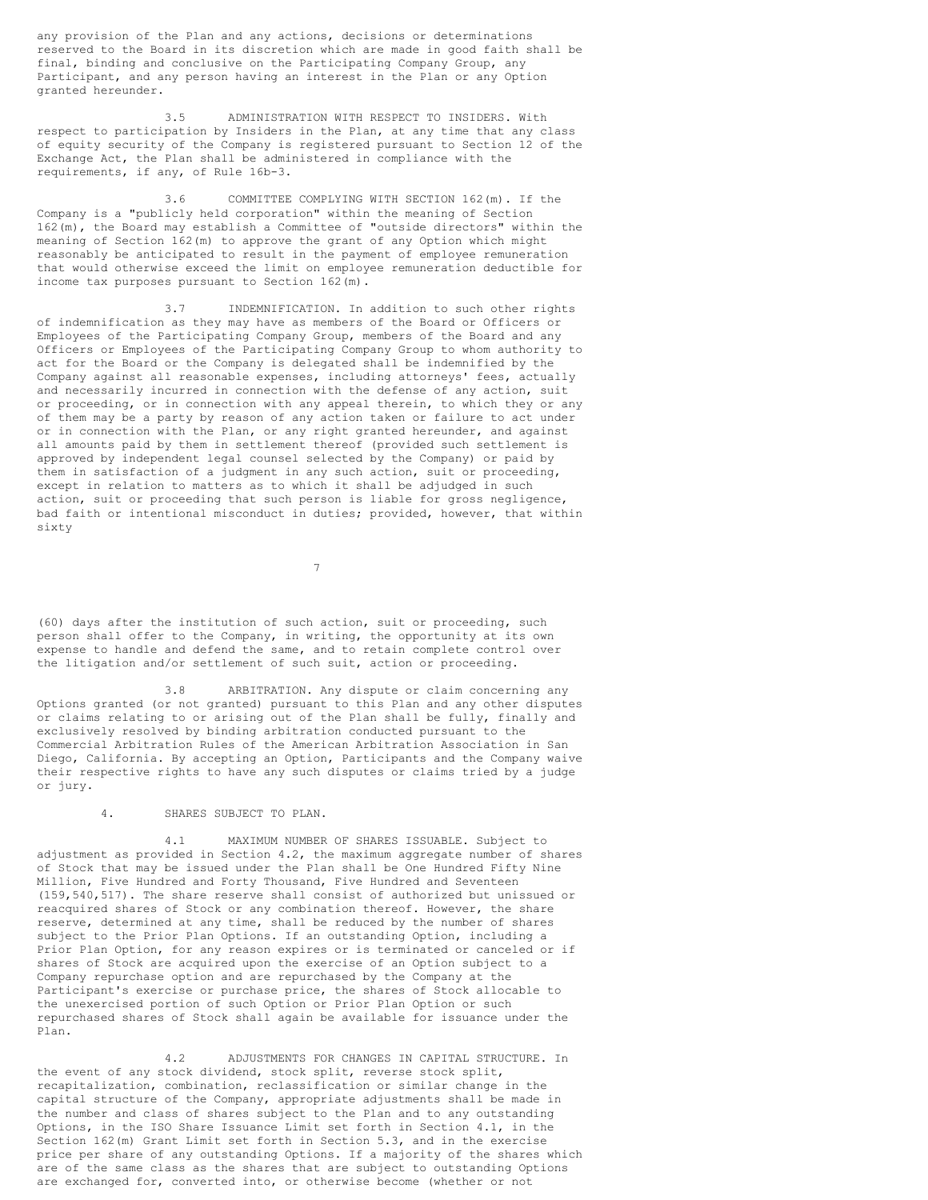any provision of the Plan and any actions, decisions or determinations reserved to the Board in its discretion which are made in good faith shall be final, binding and conclusive on the Participating Company Group, any Participant, and any person having an interest in the Plan or any Option granted hereunder.

3.5 ADMINISTRATION WITH RESPECT TO INSIDERS. With respect to participation by Insiders in the Plan, at any time that any class of equity security of the Company is registered pursuant to Section 12 of the Exchange Act, the Plan shall be administered in compliance with the requirements, if any, of Rule 16b-3.

3.6 COMMITTEE COMPLYING WITH SECTION 162(m). If the Company is a "publicly held corporation" within the meaning of Section 162(m), the Board may establish a Committee of "outside directors" within the meaning of Section 162(m) to approve the grant of any Option which might reasonably be anticipated to result in the payment of employee remuneration that would otherwise exceed the limit on employee remuneration deductible for income tax purposes pursuant to Section 162(m).

3.7 INDEMNIFICATION. In addition to such other rights of indemnification as they may have as members of the Board or Officers or Employees of the Participating Company Group, members of the Board and any Officers or Employees of the Participating Company Group to whom authority to act for the Board or the Company is delegated shall be indemnified by the Company against all reasonable expenses, including attorneys' fees, actually and necessarily incurred in connection with the defense of any action, suit or proceeding, or in connection with any appeal therein, to which they or any of them may be a party by reason of any action taken or failure to act under or in connection with the Plan, or any right granted hereunder, and against all amounts paid by them in settlement thereof (provided such settlement is approved by independent legal counsel selected by the Company) or paid by them in satisfaction of a judgment in any such action, suit or proceeding, except in relation to matters as to which it shall be adjudged in such action, suit or proceeding that such person is liable for gross negligence, bad faith or intentional misconduct in duties; provided, however, that within sixty (60) days after the institution of such action, suit or proceeding, such person shall offer to the Company, in writing, the opportunity at its own expense to handle and defend the same, and to retain complete control over the litigation and/or settlement of such suit, action or proceeding.

3.8 ARBITRATION. Any dispute or claim concerning any Options granted (or not granted) pursuant to this Plan and any other disputes or claims relating to or arising out of the Plan shall be fully, finally and exclusively resolved by binding arbitration conducted pursuant to the Commercial Arbitration Rules of the American Arbitration Association in San Diego, California. By accepting an Option, Participants and the Company waive their respective rights to have any such disputes or claims tried by a judge or jury.

4. SHARES SUBJECT TO PLAN.

4.1 MAXIMUM NUMBER OF SHARES ISSUABLE. Subject to adjustment as provided in Section 4.2, the maximum aggregate number of shares of Stock that may be issued under the Plan shall be One Hundred Fifty Nine Million, Five Hundred and Forty Thousand, Five Hundred and Seventeen (159,540,517). The share reserve shall consist of authorized but unissued or reacquired shares of Stock or any combination thereof. However, the share reserve, determined at any time, shall be reduced by the number of shares subject to the Prior Plan Options. If an outstanding Option, including a Prior Plan Option, for any reason expires or is terminated or canceled or if shares of Stock are acquired upon the exercise of an Option subject to a Company repurchase option and are repurchased by the Company at the Participant's exercise or purchase price, the shares of Stock allocable to the unexercised portion of such Option or Prior Plan Option or such repurchased shares of Stock shall again be available for issuance under the Plan.

4.2 ADJUSTMENTS FOR CHANGES IN CAPITAL STRUCTURE. In the event of any stock dividend, stock split, reverse stock split, recapitalization, combination, reclassification or similar change in the capital structure of the Company, appropriate adjustments shall be made in the number and class of shares subject to the Plan and to any outstanding Options, in the ISO Share Issuance Limit set forth in Section 4.1, in the Section 162(m) Grant Limit set forth in Section 5.3, and in the exercise price per share of any outstanding Options. If a majority of the shares which are of the same class as the shares that are subject to outstanding Options are exchanged for, converted into, or otherwise become (whether or not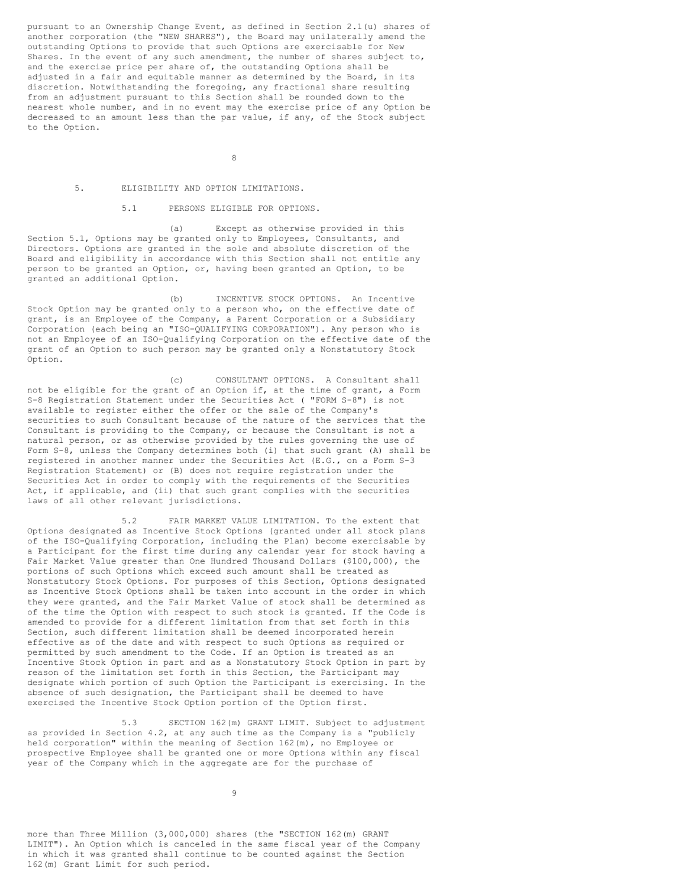pursuant to an Ownership Change Event, as defined in Section 2.1(u) shares of another corporation (the "NEW SHARES"), the Board may unilaterally amend the outstanding Options to provide that such Options are exercisable for New Shares. In the event of any such amendment, the number of shares subject to, and the exercise price per share of, the outstanding Options shall be adjusted in a fair and equitable manner as determined by the Board, in its discretion. Notwithstanding the foregoing, any fractional share resulting from an adjustment pursuant to this Section shall be rounded down to the nearest whole number, and in no event may the exercise price of any Option be decreased to an amount less than the par value, if any, of the Stock subject to the Option.

## 5. ELIGIBILITY AND OPTION LIMITATIONS.

### 5.1 PERSONS ELIGIBLE FOR OPTIONS.

(a) Except as otherwise provided in this Section 5.1, Options may be granted only to Employees, Consultants, and Directors. Options are granted in the sole and absolute discretion of the Board and eligibility in accordance with this Section shall not entitle any person to be granted an Option, or, having been granted an Option, to be granted an additional Option.

(b) INCENTIVE STOCK OPTIONS. An Incentive Stock Option may be granted only to a person who, on the effective date of grant, is an Employee of the Company, a Parent Corporation or a Subsidiary Corporation (each being an "ISO-QUALIFYING CORPORATION"). Any person who is not an Employee of an ISO-Qualifying Corporation on the effective date of the grant of an Option to such person may be granted only a Nonstatutory Stock Option.

(c) CONSULTANT OPTIONS. A Consultant shall not be eligible for the grant of an Option if, at the time of grant, a Form S-8 Registration Statement under the Securities Act ( "FORM S-8") is not available to register either the offer or the sale of the Company's securities to such Consultant because of the nature of the services that the Consultant is providing to the Company, or because the Consultant is not a natural person, or as otherwise provided by the rules governing the use of Form S-8, unless the Company determines both (i) that such grant (A) shall be registered in another manner under the Securities Act (E.G., on a Form S-3 Registration Statement) or (B) does not require registration under the Securities Act in order to comply with the requirements of the Securities Act, if applicable, and (ii) that such grant complies with the securities laws of all other relevant jurisdictions.

### 5.2 FAIR MARKET VALUE LIMITATION.

To the extent that Options designated as Incentive Stock Options (granted under all stock plans of the ISO-Qualifying Corporation, including the Plan) become exercisable by a Participant for the first time during any calendar year for stock having a Fair Market Value greater than One Hundred Thousand Dollars ($100,000), the portions of such Options which exceed such amount shall be treated as Nonstatutory Stock Options. For purposes of this Section, Options designated as Incentive Stock Options shall be taken into account in the order in which they were granted, and the Fair Market Value of stock shall be determined as of the time the Option with respect to such stock is granted. If the Code is amended to provide for a different limitation from that set forth in this Section, such different limitation shall be deemed incorporated herein effective as of the date and with respect to such Options as required or permitted by such amendment to the Code. If an Option is treated as an Incentive Stock Option in part and as a Nonstatutory Stock Option in part by reason of the limitation set forth in this Section, the Participant may designate which portion of such Option the Participant is exercising. In the absence of such designation, the Participant shall be deemed to have exercised the Incentive Stock Option portion of the Option first.

### 5.3 SECTION 162(m) GRANT LIMIT.

Subject to adjustment as provided in Section 4.2, at any such time as the Company is a "publicly held corporation" within the meaning of Section 162(m), no Employee or prospective Employee shall be granted one or more Options within any fiscal year of the Company which in the aggregate are for the purchase of more than Three Million (3,000,000) shares (the "SECTION 162(m) GRANT LIMIT"). An Option which is canceled in the same fiscal year of the Company in which it was granted shall continue to be counted against the Section 162(m) Grant Limit for such period.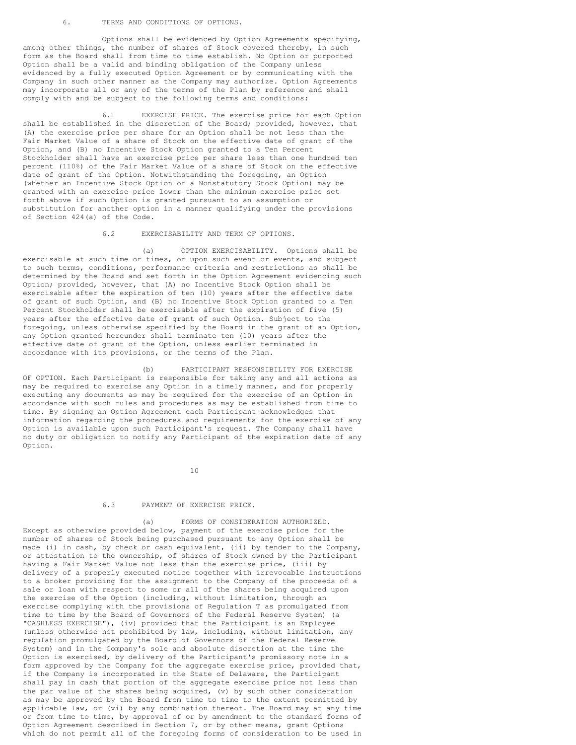6. TERMS AND CONDITIONS OF OPTIONS.

Options shall be evidenced by Option Agreements specifying, among other things, the number of shares of Stock covered thereby, in such form as the Board shall from time to time establish. No Option or purported Option shall be a valid and binding obligation of the Company unless evidenced by a fully executed Option Agreement or by communicating with the Company in such other manner as the Company may authorize. Option Agreements may incorporate all or any of the terms of the Plan by reference and shall comply with and be subject to the following terms and conditions:

6.1 EXERCISE PRICE. The exercise price for each Option shall be established in the discretion of the Board; provided, however, that (A) the exercise price per share for an Option shall be not less than the Fair Market Value of a share of Stock on the effective date of grant of the Option, and (B) no Incentive Stock Option granted to a Ten Percent Stockholder shall have an exercise price per share less than one hundred ten percent (110%) of the Fair Market Value of a share of Stock on the effective date of grant of the Option. Notwithstanding the foregoing, an Option (whether an Incentive Stock Option or a Nonstatutory Stock Option) may be granted with an exercise price lower than the minimum exercise price set forth above if such Option is granted pursuant to an assumption or substitution for another option in a manner qualifying under the provisions of Section 424(a) of the Code.

6.2 EXERCISABILITY AND TERM OF OPTIONS.

(a) OPTION EXERCISABILITY. Options shall be exercisable at such time or times, or upon such event or events, and subject to such terms, conditions, performance criteria and restrictions as shall be determined by the Board and set forth in the Option Agreement evidencing such Option; provided, however, that (A) no Incentive Stock Option shall be exercisable after the expiration of ten (10) years after the effective date of grant of such Option, and (B) no Incentive Stock Option granted to a Ten Percent Stockholder shall be exercisable after the expiration of five (5) years after the effective date of grant of such Option. Subject to the foregoing, unless otherwise specified by the Board in the grant of an Option, any Option granted hereunder shall terminate ten (10) years after the effective date of grant of the Option, unless earlier terminated in accordance with its provisions, or the terms of the Plan.

(b) PARTICIPANT RESPONSIBILITY FOR EXERCISE OF OPTION. Each Participant is responsible for taking any and all actions as may be required to exercise any Option in a timely manner, and for properly executing any documents as may be required for the exercise of an Option in accordance with such rules and procedures as may be established from time to time. By signing an Option Agreement each Participant acknowledges that information regarding the procedures and requirements for the exercise of any Option is available upon such Participant's request. The Company shall have no duty or obligation to notify any Participant of the expiration date of any Option.

6.3 PAYMENT OF EXERCISE PRICE.

(a) FORMS OF CONSIDERATION AUTHORIZED. Except as otherwise provided below, payment of the exercise price for the number of shares of Stock being purchased pursuant to any Option shall be made (i) in cash, by check or cash equivalent, (ii) by tender to the Company, or attestation to the ownership, of shares of Stock owned by the Participant having a Fair Market Value not less than the exercise price, (iii) by delivery of a properly executed notice together with irrevocable instructions to a broker providing for the assignment to the Company of the proceeds of a sale or loan with respect to some or all of the shares being acquired upon the exercise of the Option (including, without limitation, through an exercise complying with the provisions of Regulation T as promulgated from time to time by the Board of Governors of the Federal Reserve System) (a "CASHLESS EXERCISE"), (iv) provided that the Participant is an Employee (unless otherwise not prohibited by law, including, without limitation, any regulation promulgated by the Board of Governors of the Federal Reserve System) and in the Company's sole and absolute discretion at the time the Option is exercised, by delivery of the Participant's promissory note in a form approved by the Company for the aggregate exercise price, provided that, if the Company is incorporated in the State of Delaware, the Participant shall pay in cash that portion of the aggregate exercise price not less than the par value of the shares being acquired, (v) by such other consideration as may be approved by the Board from time to time to the extent permitted by applicable law, or (vi) by any combination thereof. The Board may at any time or from time to time, by approval of or by amendment to the standard forms of Option Agreement described in Section 7, or by other means, grant Options which do not permit all of the foregoing forms of consideration to be used in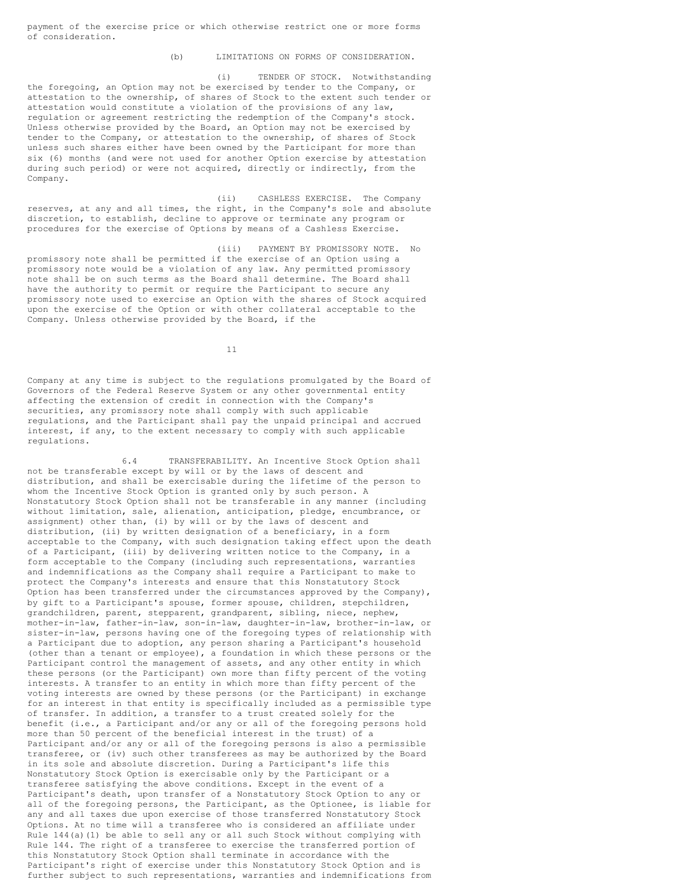payment of the exercise price or which otherwise restrict one or more forms of consideration.

(b) LIMITATIONS ON FORMS OF CONSIDERATION.

(i) TENDER OF STOCK. Notwithstanding the foregoing, an Option may not be exercised by tender to the Company, or attestation to the ownership, of shares of Stock to the extent such tender or attestation would constitute a violation of the provisions of any law, regulation or agreement restricting the redemption of the Company's stock. Unless otherwise provided by the Board, an Option may not be exercised by tender to the Company, or attestation to the ownership, of shares of Stock unless such shares either have been owned by the Participant for more than six (6) months (and were not used for another Option exercise by attestation during such period) or were not acquired, directly or indirectly, from the Company.

(ii) CASHLESS EXERCISE. The Company reserves, at any and all times, the right, in the Company's sole and absolute discretion, to establish, decline to approve or terminate any program or procedures for the exercise of Options by means of a Cashless Exercise.

(iii) PAYMENT BY PROMISSORY NOTE. No promissory note shall be permitted if the exercise of an Option using a promissory note would be a violation of any law. Any permitted promissory note shall be on such terms as the Board shall determine. The Board shall have the authority to permit or require the Participant to secure any promissory note used to exercise an Option with the shares of Stock acquired upon the exercise of the Option or with other collateral acceptable to the Company. Unless otherwise provided by the Board, if the Company at any time is subject to the regulations promulgated by the Board of Governors of the Federal Reserve System or any other governmental entity affecting the extension of credit in connection with the Company's securities, any promissory note shall comply with such applicable regulations, and the Participant shall pay the unpaid principal and accrued interest, if any, to the extent necessary to comply with such applicable regulations.

6.4 TRANSFERABILITY. An Incentive Stock Option shall not be transferable except by will or by the laws of descent and distribution, and shall be exercisable during the lifetime of the person to whom the Incentive Stock Option is granted only by such person. A Nonstatutory Stock Option shall not be transferable in any manner (including without limitation, sale, alienation, anticipation, pledge, encumbrance, or assignment) other than, (i) by will or by the laws of descent and distribution, (ii) by written designation of a beneficiary, in a form acceptable to the Company, with such designation taking effect upon the death of a Participant, (iii) by delivering written notice to the Company, in a form acceptable to the Company (including such representations, warranties and indemnifications as the Company shall require a Participant to make to protect the Company's interests and ensure that this Nonstatutory Stock Option has been transferred under the circumstances approved by the Company), by gift to a Participant's spouse, former spouse, children, stepchildren, grandchildren, parent, stepparent, grandparent, sibling, niece, nephew, mother-in-law, father-in-law, son-in-law, daughter-in-law, brother-in-law, or sister-in-law, persons having one of the foregoing types of relationship with a Participant due to adoption, any person sharing a Participant's household (other than a tenant or employee), a foundation in which these persons or the Participant control the management of assets, and any other entity in which these persons (or the Participant) own more than fifty percent of the voting interests. A transfer to an entity in which more than fifty percent of the voting interests are owned by these persons (or the Participant) in exchange for an interest in that entity is specifically included as a permissible type of transfer. In addition, a transfer to a trust created solely for the benefit (i.e., a Participant and/or any or all of the foregoing persons hold more than 50 percent of the beneficial interest in the trust) of a Participant and/or any or all of the foregoing persons is also a permissible transferee, or (iv) such other transferees as may be authorized by the Board in its sole and absolute discretion. During a Participant's life this Nonstatutory Stock Option is exercisable only by the Participant or a transferee satisfying the above conditions. Except in the event of a Participant's death, upon transfer of a Nonstatutory Stock Option to any or all of the foregoing persons, the Participant, as the Optionee, is liable for any and all taxes due upon exercise of those transferred Nonstatutory Stock Options. At no time will a transferee who is considered an affiliate under Rule 144(a)(1) be able to sell any or all such Stock without complying with Rule 144. The right of a transferee to exercise the transferred portion of this Nonstatutory Stock Option shall terminate in accordance with the Participant's right of exercise under this Nonstatutory Stock Option and is further subject to such representations, warranties and indemnifications from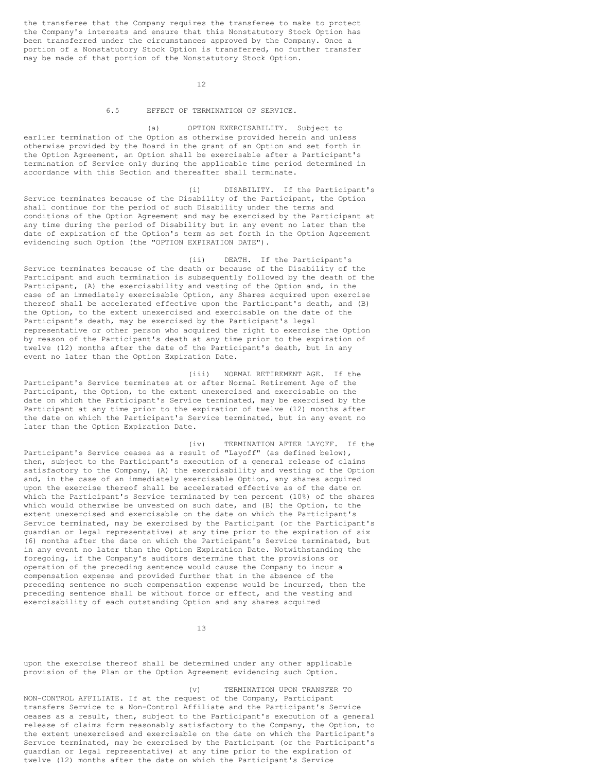the transferee that the Company requires the transferee to make to protect the Company's interests and ensure that this Nonstatutory Stock Option has been transferred under the circumstances approved by the Company. Once a portion of a Nonstatutory Stock Option is transferred, no further transfer may be made of that portion of the Nonstatutory Stock Option.

6.5 EFFECT OF TERMINATION OF SERVICE.

(a) OPTION EXERCISABILITY. Subject to earlier termination of the Option as otherwise provided herein and unless otherwise provided by the Board in the grant of an Option and set forth in the Option Agreement, an Option shall be exercisable after a Participant's termination of Service only during the applicable time period determined in accordance with this Section and thereafter shall terminate.

(i) DISABILITY. If the Participant's Service terminates because of the Disability of the Participant, the Option shall continue for the period of such Disability under the terms and conditions of the Option Agreement and may be exercised by the Participant at any time during the period of Disability but in any event no later than the date of expiration of the Option's term as set forth in the Option Agreement evidencing such Option (the "OPTION EXPIRATION DATE").

(ii) DEATH. If the Participant's Service terminates because of the death or because of the Disability of the Participant and such termination is subsequently followed by the death of the Participant, (A) the exercisability and vesting of the Option and, in the case of an immediately exercisable Option, any Shares acquired upon exercise thereof shall be accelerated effective upon the Participant's death, and (B) the Option, to the extent unexercised and exercisable on the date of the Participant's death, may be exercised by the Participant's legal representative or other person who acquired the right to exercise the Option by reason of the Participant's death at any time prior to the expiration of twelve (12) months after the date of the Participant's death, but in any event no later than the Option Expiration Date.

(iii) NORMAL RETIREMENT AGE. If the Participant's Service terminates at or after Normal Retirement Age of the Participant, the Option, to the extent unexercised and exercisable on the date on which the Participant's Service terminated, may be exercised by the Participant at any time prior to the expiration of twelve (12) months after the date on which the Participant's Service terminated, but in any event no later than the Option Expiration Date.

(iv) TERMINATION AFTER LAYOFF. If the Participant's Service ceases as a result of "Layoff" (as defined below), then, subject to the Participant's execution of a general release of claims satisfactory to the Company, (A) the exercisability and vesting of the Option and, in the case of an immediately exercisable Option, any shares acquired upon the exercise thereof shall be accelerated effective as of the date on which the Participant's Service terminated by ten percent (10%) of the shares which would otherwise be unvested on such date, and (B) the Option, to the extent unexercised and exercisable on the date on which the Participant's Service terminated, may be exercised by the Participant (or the Participant's guardian or legal representative) at any time prior to the expiration of six (6) months after the date on which the Participant's Service terminated, but in any event no later than the Option Expiration Date. Notwithstanding the foregoing, if the Company's auditors determine that the provisions or operation of the preceding sentence would cause the Company to incur a compensation expense and provided further that in the absence of the preceding sentence no such compensation expense would be incurred, then the preceding sentence shall be without force or effect, and the vesting and exercisability of each outstanding Option and any shares acquired upon the exercise thereof shall be determined under any other applicable provision of the Plan or the Option Agreement evidencing such Option.

(v) TERMINATION UPON TRANSFER TO NON-CONTROL AFFILIATE. If at the request of the Company, Participant transfers Service to a Non-Control Affiliate and the Participant's Service ceases as a result, then, subject to the Participant's execution of a general release of claims form reasonably satisfactory to the Company, the Option, to the extent unexercised and exercisable on the date on which the Participant's Service terminated, may be exercised by the Participant (or the Participant's guardian or legal representative) at any time prior to the expiration of twelve (12) months after the date on which the Participant's Service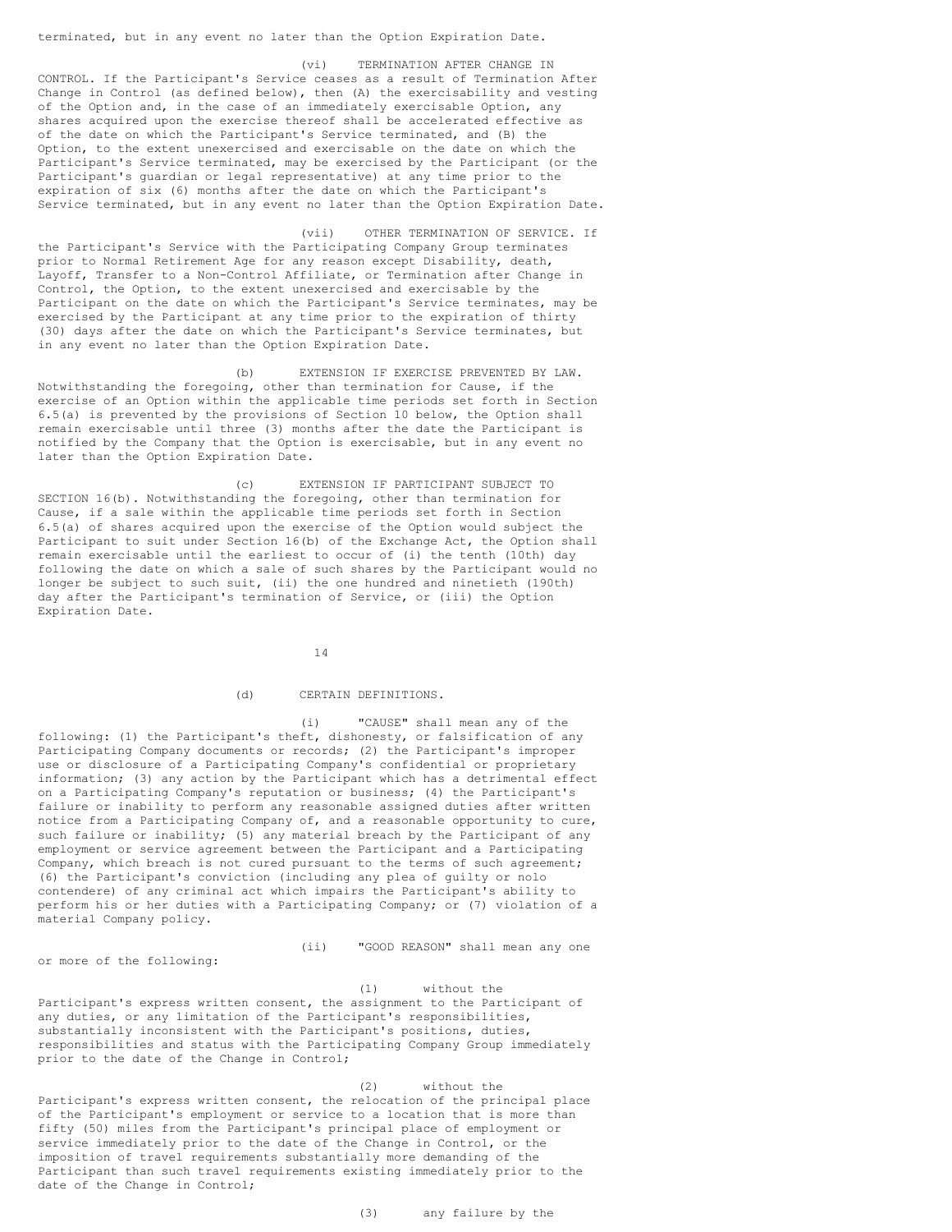terminated, but in any event no later than the Option Expiration Date.

(vi) TERMINATION AFTER CHANGE IN CONTROL. If the Participant's Service ceases as a result of Termination After Change in Control (as defined below), then (A) the exercisability and vesting of the Option and, in the case of an immediately exercisable Option, any shares acquired upon the exercise thereof shall be accelerated effective as of the date on which the Participant's Service terminated, and (B) the Option, to the extent unexercised and exercisable on the date on which the Participant's Service terminated, may be exercised by the Participant (or the Participant's guardian or legal representative) at any time prior to the expiration of six (6) months after the date on which the Participant's Service terminated, but in any event no later than the Option Expiration Date.

(vii) OTHER TERMINATION OF SERVICE. If the Participant's Service with the Participating Company Group terminates prior to Normal Retirement Age for any reason except Disability, death, Layoff, Transfer to a Non-Control Affiliate, or Termination after Change in Control, the Option, to the extent unexercised and exercisable by the Participant on the date on which the Participant's Service terminates, may be exercised by the Participant at any time prior to the expiration of thirty (30) days after the date on which the Participant's Service terminates, but in any event no later than the Option Expiration Date.

(b) EXTENSION IF EXERCISE PREVENTED BY LAW. Notwithstanding the foregoing, other than termination for Cause, if the exercise of an Option within the applicable time periods set forth in Section 6.5(a) is prevented by the provisions of Section 10 below, the Option shall remain exercisable until three (3) months after the date the Participant is notified by the Company that the Option is exercisable, but in any event no later than the Option Expiration Date.

(c) EXTENSION IF PARTICIPANT SUBJECT TO SECTION 16(b). Notwithstanding the foregoing, other than termination for Cause, if a sale within the applicable time periods set forth in Section 6.5(a) of shares acquired upon the exercise of the Option would subject the Participant to suit under Section 16(b) of the Exchange Act, the Option shall remain exercisable until the earliest to occur of (i) the tenth (10th) day following the date on which a sale of such shares by the Participant would no longer be subject to such suit, (ii) the one hundred and ninetieth (190th) day after the Participant's termination of Service, or (iii) the Option Expiration Date.

(d) CERTAIN DEFINITIONS.

(i) "CAUSE" shall mean any of the following: (1) the Participant's theft, dishonesty, or falsification of any Participating Company documents or records; (2) the Participant's improper use or disclosure of a Participating Company's confidential or proprietary information; (3) any action by the Participant which has a detrimental effect on a Participating Company's reputation or business; (4) the Participant's failure or inability to perform any reasonable assigned duties after written notice from a Participating Company of, and a reasonable opportunity to cure, such failure or inability; (5) any material breach by the Participant of any employment or service agreement between the Participant and a Participating Company, which breach is not cured pursuant to the terms of such agreement; (6) the Participant's conviction (including any plea of guilty or nolo contendere) of any criminal act which impairs the Participant's ability to perform his or her duties with a Participating Company; or (7) violation of a material Company policy.

(ii) "GOOD REASON" shall mean any one or more of the following:

(1) without the Participant's express written consent, the assignment to the Participant of any duties, or any limitation of the Participant's responsibilities, substantially inconsistent with the Participant's positions, duties, responsibilities and status with the Participating Company Group immediately prior to the date of the Change in Control;

(2) without the Participant's express written consent, the relocation of the principal place of the Participant's employment or service to a location that is more than fifty (50) miles from the Participant's principal place of employment or service immediately prior to the date of the Change in Control, or the imposition of travel requirements substantially more demanding of the Participant than such travel requirements existing immediately prior to the date of the Change in Control;

(3) any failure by the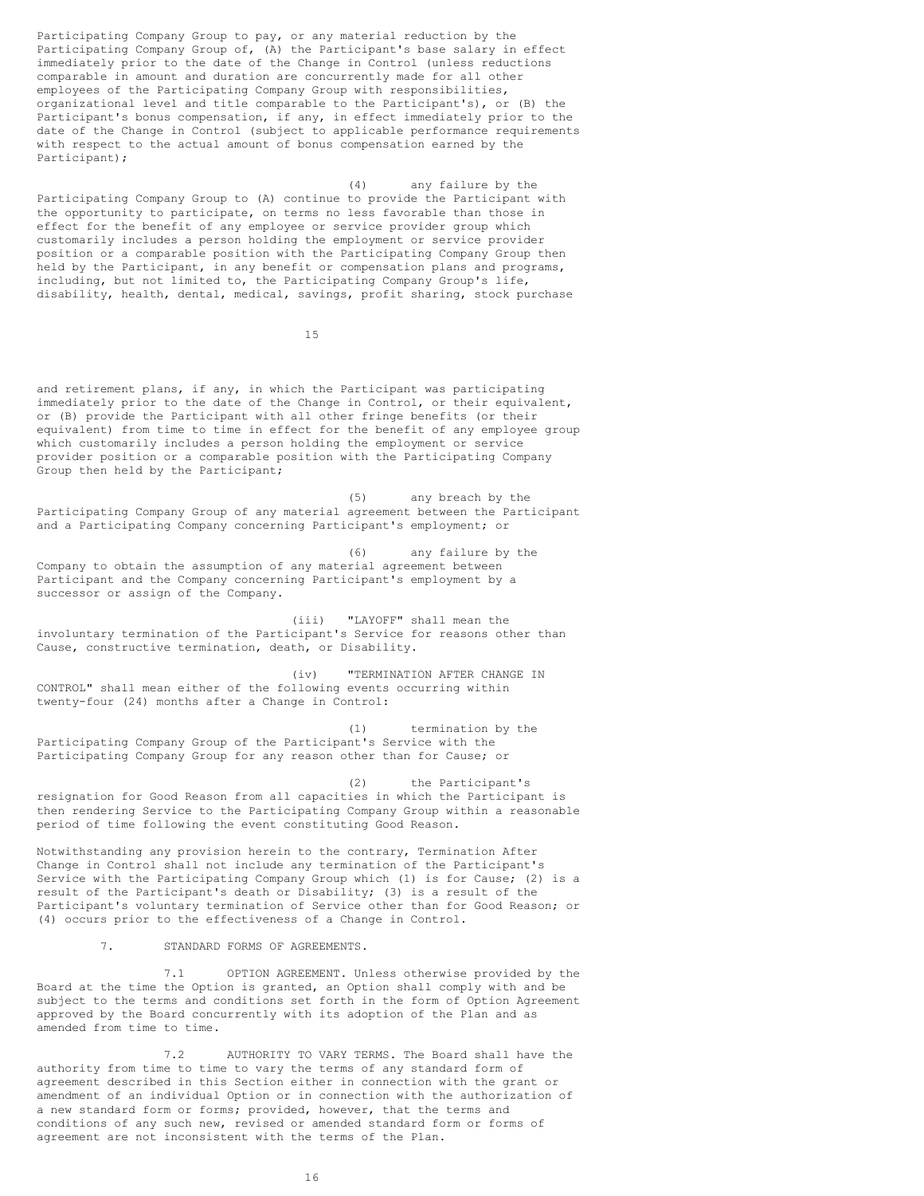Participating Company Group to pay, or any material reduction by the Participating Company Group of, (A) the Participant's base salary in effect immediately prior to the date of the Change in Control (unless reductions comparable in amount and duration are concurrently made for all other employees of the Participating Company Group with responsibilities, organizational level and title comparable to the Participant's), or (B) the Participant's bonus compensation, if any, in effect immediately prior to the date of the Change in Control (subject to applicable performance requirements with respect to the actual amount of bonus compensation earned by the Participant);

(4) any failure by the Participating Company Group to (A) continue to provide the Participant with the opportunity to participate, on terms no less favorable than those in effect for the benefit of any employee or service provider group which customarily includes a person holding the employment or service provider position or a comparable position with the Participating Company Group then held by the Participant, in any benefit or compensation plans and programs, including, but not limited to, the Participating Company Group's life, disability, health, dental, medical, savings, profit sharing, stock purchase and retirement plans, if any, in which the Participant was participating immediately prior to the date of the Change in Control, or their equivalent, or (B) provide the Participant with all other fringe benefits (or their equivalent) from time to time in effect for the benefit of any employee group which customarily includes a person holding the employment or service provider position or a comparable position with the Participating Company Group then held by the Participant;

(5) any breach by the Participating Company Group of any material agreement between the Participant and a Participating Company concerning Participant's employment; or

(6) any failure by the Company to obtain the assumption of any material agreement between Participant and the Company concerning Participant's employment by a successor or assign of the Company.

(iii) "LAYOFF" shall mean the involuntary termination of the Participant's Service for reasons other than Cause, constructive termination, death, or Disability.

(iv) "TERMINATION AFTER CHANGE IN CONTROL" shall mean either of the following events occurring within twenty-four (24) months after a Change in Control:

(1) termination by the Participating Company Group of the Participant's Service with the Participating Company Group for any reason other than for Cause; or

(2) the Participant's resignation for Good Reason from all capacities in which the Participant is then rendering Service to the Participating Company Group within a reasonable period of time following the event constituting Good Reason.

Notwithstanding any provision herein to the contrary, Termination After Change in Control shall not include any termination of the Participant's Service with the Participating Company Group which (1) is for Cause; (2) is a result of the Participant's death or Disability; (3) is a result of the Participant's voluntary termination of Service other than for Good Reason; or (4) occurs prior to the effectiveness of a Change in Control.

7. STANDARD FORMS OF AGREEMENTS.

7.1 OPTION AGREEMENT. Unless otherwise provided by the Board at the time the Option is granted, an Option shall comply with and be subject to the terms and conditions set forth in the form of Option Agreement approved by the Board concurrently with its adoption of the Plan and as amended from time to time.

7.2 AUTHORITY TO VARY TERMS. The Board shall have the authority from time to time to vary the terms of any standard form of agreement described in this Section either in connection with the grant or amendment of an individual Option or in connection with the authorization of a new standard form or forms; provided, however, that the terms and conditions of any such new, revised or amended standard form or forms of agreement are not inconsistent with the terms of the Plan.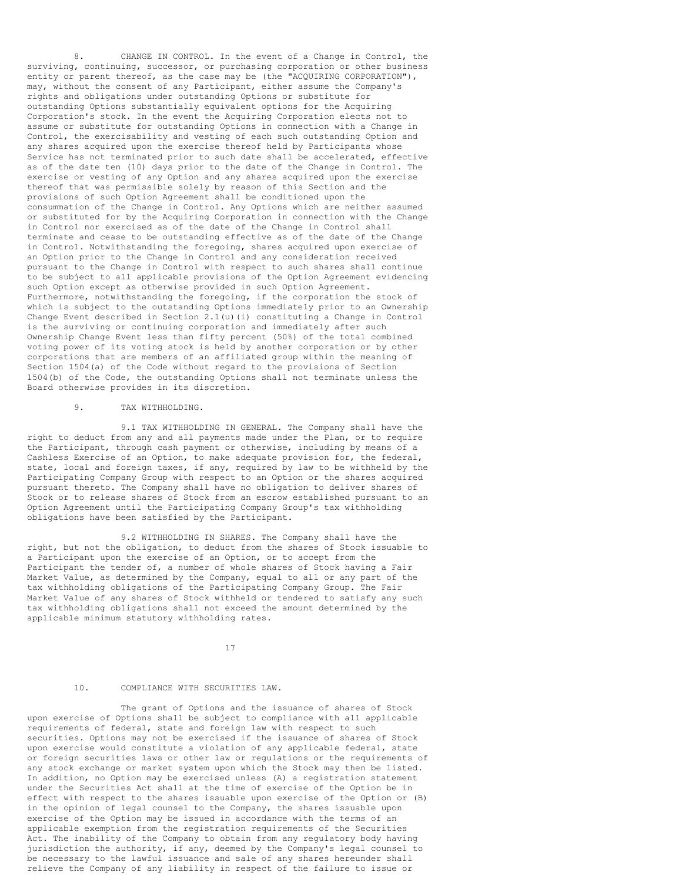8. CHANGE IN CONTROL. In the event of a Change in Control, the surviving, continuing, successor, or purchasing corporation or other business entity or parent thereof, as the case may be (the "ACQUIRING CORPORATION"), may, without the consent of any Participant, either assume the Company's rights and obligations under outstanding Options or substitute for outstanding Options substantially equivalent options for the Acquiring Corporation's stock. In the event the Acquiring Corporation elects not to assume or substitute for outstanding Options in connection with a Change in Control, the exercisability and vesting of each such outstanding Option and any shares acquired upon the exercise thereof held by Participants whose Service has not terminated prior to such date shall be accelerated, effective as of the date ten (10) days prior to the date of the Change in Control. The exercise or vesting of any Option and any shares acquired upon the exercise thereof that was permissible solely by reason of this Section and the provisions of such Option Agreement shall be conditioned upon the consummation of the Change in Control. Any Options which are neither assumed or substituted for by the Acquiring Corporation in connection with the Change in Control nor exercised as of the date of the Change in Control shall terminate and cease to be outstanding effective as of the date of the Change in Control. Notwithstanding the foregoing, shares acquired upon exercise of an Option prior to the Change in Control and any consideration received pursuant to the Change in Control with respect to such shares shall continue to be subject to all applicable provisions of the Option Agreement evidencing such Option except as otherwise provided in such Option Agreement. Furthermore, notwithstanding the foregoing, if the corporation the stock of which is subject to the outstanding Options immediately prior to an Ownership Change Event described in Section 2.1(u)(i) constituting a Change in Control is the surviving or continuing corporation and immediately after such Ownership Change Event less than fifty percent (50%) of the total combined voting power of its voting stock is held by another corporation or by other corporations that are members of an affiliated group within the meaning of Section 1504(a) of the Code without regard to the provisions of Section 1504(b) of the Code, the outstanding Options shall not terminate unless the Board otherwise provides in its discretion.

9. TAX WITHHOLDING.

9.1 TAX WITHHOLDING IN GENERAL. The Company shall have the right to deduct from any and all payments made under the Plan, or to require the Participant, through cash payment or otherwise, including by means of a Cashless Exercise of an Option, to make adequate provision for, the federal, state, local and foreign taxes, if any, required by law to be withheld by the Participating Company Group with respect to an Option or the shares acquired pursuant thereto. The Company shall have no obligation to deliver shares of Stock or to release shares of Stock from an escrow established pursuant to an Option Agreement until the Participating Company Group's tax withholding obligations have been satisfied by the Participant.

9.2 WITHHOLDING IN SHARES. The Company shall have the right, but not the obligation, to deduct from the shares of Stock issuable to a Participant upon the exercise of an Option, or to accept from the Participant the tender of, a number of whole shares of Stock having a Fair Market Value, as determined by the Company, equal to all or any part of the tax withholding obligations of the Participating Company Group. The Fair Market Value of any shares of Stock withheld or tendered to satisfy any such tax withholding obligations shall not exceed the amount determined by the applicable minimum statutory withholding rates.

10. COMPLIANCE WITH SECURITIES LAW.

The grant of Options and the issuance of shares of Stock upon exercise of Options shall be subject to compliance with all applicable requirements of federal, state and foreign law with respect to such securities. Options may not be exercised if the issuance of shares of Stock upon exercise would constitute a violation of any applicable federal, state or foreign securities laws or other law or regulations or the requirements of any stock exchange or market system upon which the Stock may then be listed. In addition, no Option may be exercised unless (A) a registration statement under the Securities Act shall at the time of exercise of the Option be in effect with respect to the shares issuable upon exercise of the Option or (B) in the opinion of legal counsel to the Company, the shares issuable upon exercise of the Option may be issued in accordance with the terms of an applicable exemption from the registration requirements of the Securities Act. The inability of the Company to obtain from any regulatory body having jurisdiction the authority, if any, deemed by the Company's legal counsel to be necessary to the lawful issuance and sale of any shares hereunder shall relieve the Company of any liability in respect of the failure to issue or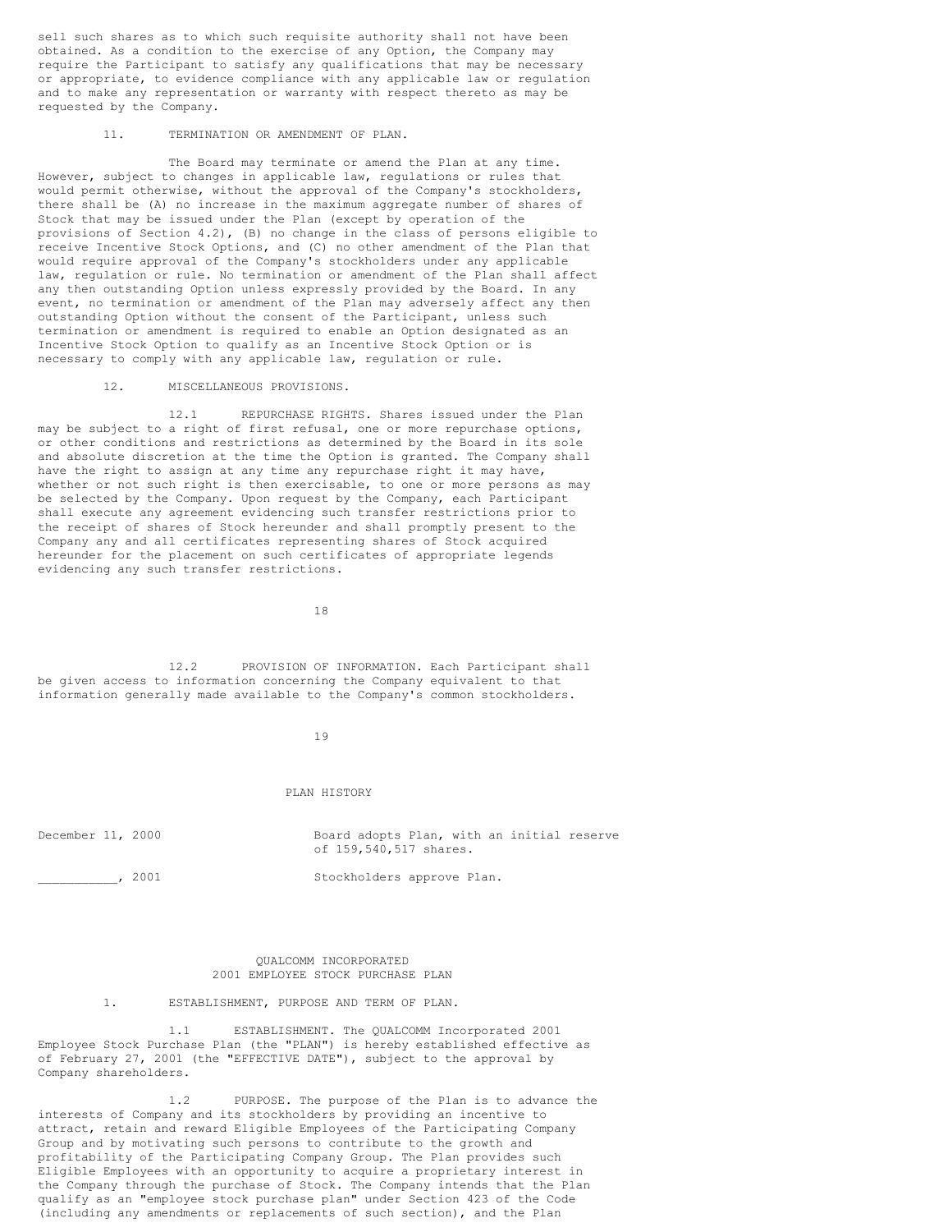sell such shares as to which such requisite authority shall not have been obtained. As a condition to the exercise of any Option, the Company may require the Participant to satisfy any qualifications that may be necessary or appropriate, to evidence compliance with any applicable law or regulation and to make any representation or warranty with respect thereto as may be requested by the Company.

## 11. TERMINATION OR AMENDMENT OF PLAN.

The Board may terminate or amend the Plan at any time. However, subject to changes in applicable law, regulations or rules that would permit otherwise, without the approval of the Company's stockholders, there shall be (A) no increase in the maximum aggregate number of shares of Stock that may be issued under the Plan (except by operation of the provisions of Section 4.2), (B) no change in the class of persons eligible to receive Incentive Stock Options, and (C) no other amendment of the Plan that would require approval of the Company's stockholders under any applicable law, regulation or rule. No termination or amendment of the Plan shall affect any then outstanding Option unless expressly provided by the Board. In any event, no termination or amendment of the Plan may adversely affect any then outstanding Option without the consent of the Participant, unless such termination or amendment is required to enable an Option designated as an Incentive Stock Option to qualify as an Incentive Stock Option or is necessary to comply with any applicable law, regulation or rule.

## 12. MISCELLANEOUS PROVISIONS.

12.1 REPURCHASE RIGHTS. Shares issued under the Plan may be subject to a right of first refusal, one or more repurchase options, or other conditions and restrictions as determined by the Board in its sole and absolute discretion at the time the Option is granted. The Company shall have the right to assign at any time any repurchase right it may have, whether or not such right is then exercisable, to one or more persons as may be selected by the Company. Upon request by the Company, each Participant shall execute any agreement evidencing such transfer restrictions prior to the receipt of shares of Stock hereunder and shall promptly present to the Company any and all certificates representing shares of Stock acquired hereunder for the placement on such certificates of appropriate legends evidencing any such transfer restrictions.

12.2 PROVISION OF INFORMATION. Each Participant shall be given access to information concerning the Company equivalent to that information generally made available to the Company's common stockholders.

## PLAN HISTORY

| | |
|---|---|
| December 11, 2000 | Board adopts Plan, with an initial reserve of 159,540,517 shares. |
| __________, 2001 | Stockholders approve Plan. |

# QUALCOMM INCORPORATED
# 2001 EMPLOYEE STOCK PURCHASE PLAN

## 1. ESTABLISHMENT, PURPOSE AND TERM OF PLAN.

1.1 ESTABLISHMENT. The QUALCOMM Incorporated 2001 Employee Stock Purchase Plan (the "PLAN") is hereby established effective as of February 27, 2001 (the "EFFECTIVE DATE"), subject to the approval by Company shareholders.

1.2 PURPOSE. The purpose of the Plan is to advance the interests of Company and its stockholders by providing an incentive to attract, retain and reward Eligible Employees of the Participating Company Group and by motivating such persons to contribute to the growth and profitability of the Participating Company Group. The Plan provides such Eligible Employees with an opportunity to acquire a proprietary interest in the Company through the purchase of Stock. The Company intends that the Plan qualify as an "employee stock purchase plan" under Section 423 of the Code (including any amendments or replacements of such section), and the Plan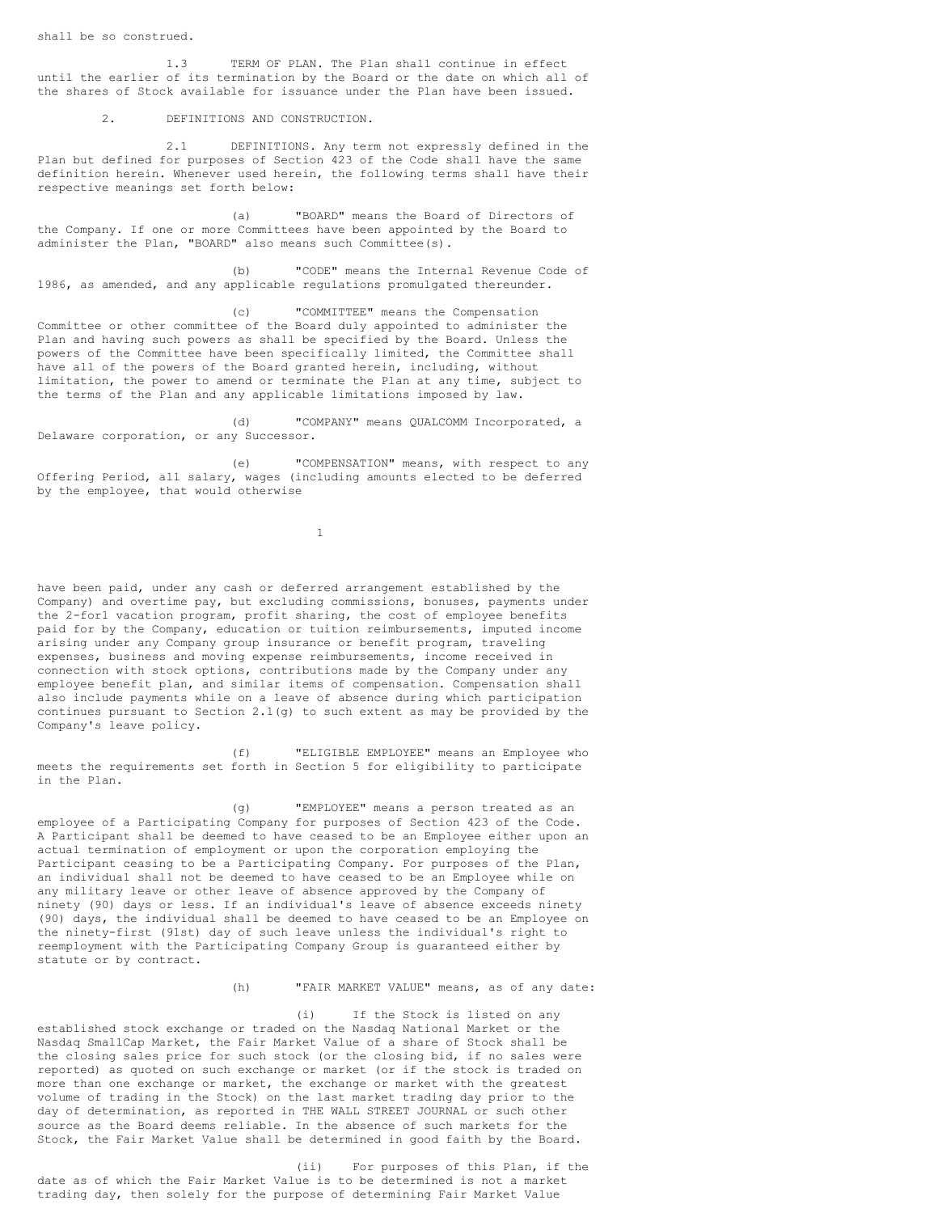shall be so construed.

1.3 TERM OF PLAN. The Plan shall continue in effect until the earlier of its termination by the Board or the date on which all of the shares of Stock available for issuance under the Plan have been issued.

2. DEFINITIONS AND CONSTRUCTION.

2.1 DEFINITIONS. Any term not expressly defined in the Plan but defined for purposes of Section 423 of the Code shall have the same definition herein. Whenever used herein, the following terms shall have their respective meanings set forth below:

(a) "BOARD" means the Board of Directors of the Company. If one or more Committees have been appointed by the Board to administer the Plan, "BOARD" also means such Committee(s).

(b) "CODE" means the Internal Revenue Code of 1986, as amended, and any applicable regulations promulgated thereunder.

(c) "COMMITTEE" means the Compensation Committee or other committee of the Board duly appointed to administer the Plan and having such powers as shall be specified by the Board. Unless the powers of the Committee have been specifically limited, the Committee shall have all of the powers of the Board granted herein, including, without limitation, the power to amend or terminate the Plan at any time, subject to the terms of the Plan and any applicable limitations imposed by law.

(d) "COMPANY" means QUALCOMM Incorporated, a Delaware corporation, or any Successor.

(e) "COMPENSATION" means, with respect to any Offering Period, all salary, wages (including amounts elected to be deferred by the employee, that would otherwise have been paid, under any cash or deferred arrangement established by the Company) and overtime pay, but excluding commissions, bonuses, payments under the 2-for1 vacation program, profit sharing, the cost of employee benefits paid for by the Company, education or tuition reimbursements, imputed income arising under any Company group insurance or benefit program, traveling expenses, business and moving expense reimbursements, income received in connection with stock options, contributions made by the Company under any employee benefit plan, and similar items of compensation. Compensation shall also include payments while on a leave of absence during which participation continues pursuant to Section 2.1(g) to such extent as may be provided by the Company's leave policy.

(f) "ELIGIBLE EMPLOYEE" means an Employee who meets the requirements set forth in Section 5 for eligibility to participate in the Plan.

(g) "EMPLOYEE" means a person treated as an employee of a Participating Company for purposes of Section 423 of the Code. A Participant shall be deemed to have ceased to be an Employee either upon an actual termination of employment or upon the corporation employing the Participant ceasing to be a Participating Company. For purposes of the Plan, an individual shall not be deemed to have ceased to be an Employee while on any military leave or other leave of absence approved by the Company of ninety (90) days or less. If an individual's leave of absence exceeds ninety (90) days, the individual shall be deemed to have ceased to be an Employee on the ninety-first (91st) day of such leave unless the individual's right to reemployment with the Participating Company Group is guaranteed either by statute or by contract.

(h) "FAIR MARKET VALUE" means, as of any date:

(i) If the Stock is listed on any established stock exchange or traded on the Nasdaq National Market or the Nasdaq SmallCap Market, the Fair Market Value of a share of Stock shall be the closing sales price for such stock (or the closing bid, if no sales were reported) as quoted on such exchange or market (or if the stock is traded on more than one exchange or market, the exchange or market with the greatest volume of trading in the Stock) on the last market trading day prior to the day of determination, as reported in THE WALL STREET JOURNAL or such other source as the Board deems reliable. In the absence of such markets for the Stock, the Fair Market Value shall be determined in good faith by the Board.

(ii) For purposes of this Plan, if the date as of which the Fair Market Value is to be determined is not a market trading day, then solely for the purpose of determining Fair Market Value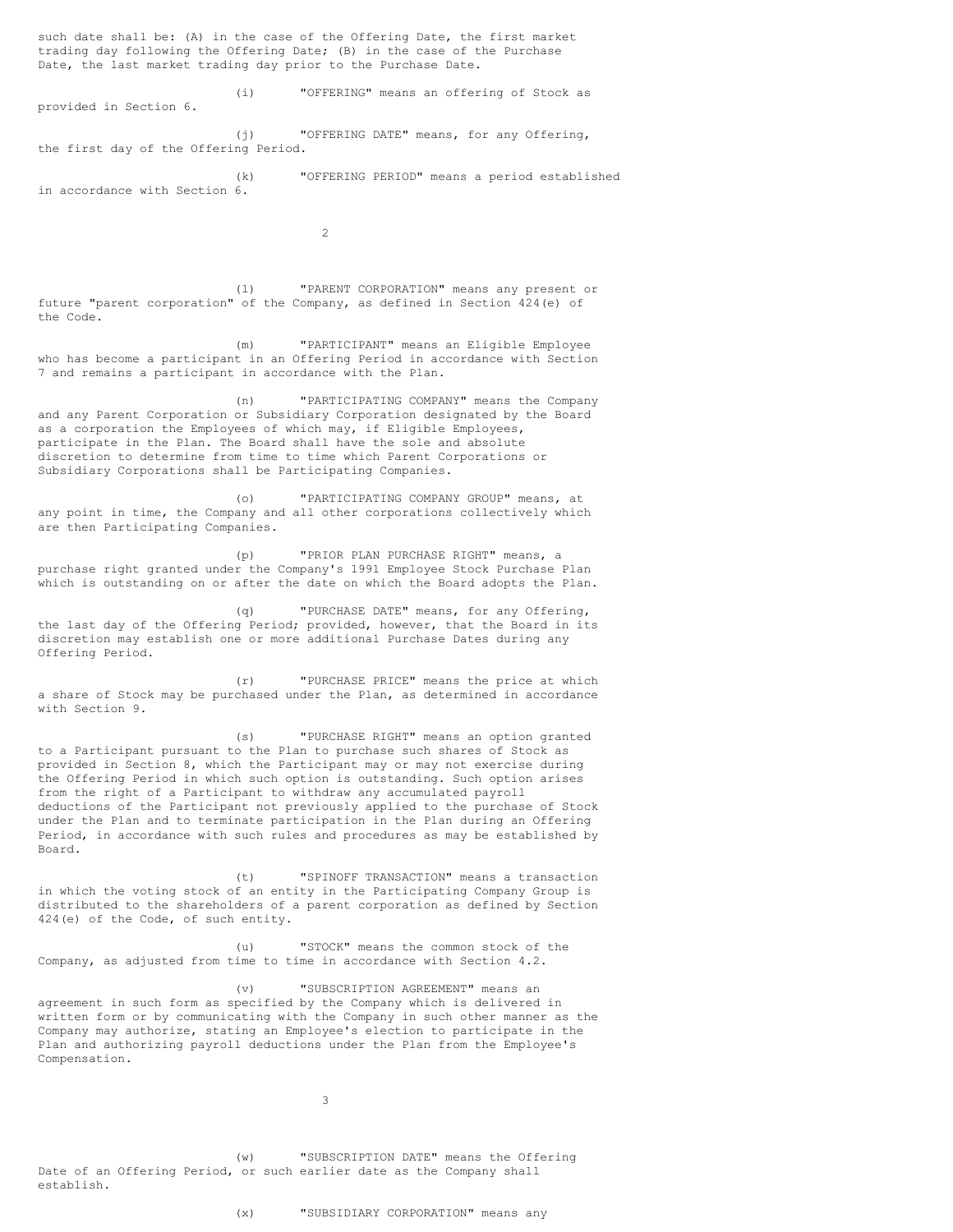such date shall be: (A) in the case of the Offering Date, the first market trading day following the Offering Date; (B) in the case of the Purchase Date, the last market trading day prior to the Purchase Date.

(i) "OFFERING" means an offering of Stock as provided in Section 6.

(j) "OFFERING DATE" means, for any Offering, the first day of the Offering Period.

(k) "OFFERING PERIOD" means a period established in accordance with Section 6.

(l) "PARENT CORPORATION" means any present or future "parent corporation" of the Company, as defined in Section 424(e) of the Code.

(m) "PARTICIPANT" means an Eligible Employee who has become a participant in an Offering Period in accordance with Section 7 and remains a participant in accordance with the Plan.

(n) "PARTICIPATING COMPANY" means the Company and any Parent Corporation or Subsidiary Corporation designated by the Board as a corporation the Employees of which may, if Eligible Employees, participate in the Plan. The Board shall have the sole and absolute discretion to determine from time to time which Parent Corporations or Subsidiary Corporations shall be Participating Companies.

(o) "PARTICIPATING COMPANY GROUP" means, at any point in time, the Company and all other corporations collectively which are then Participating Companies.

(p) "PRIOR PLAN PURCHASE RIGHT" means, a purchase right granted under the Company's 1991 Employee Stock Purchase Plan which is outstanding on or after the date on which the Board adopts the Plan.

(q) "PURCHASE DATE" means, for any Offering, the last day of the Offering Period; provided, however, that the Board in its discretion may establish one or more additional Purchase Dates during any Offering Period.

(r) "PURCHASE PRICE" means the price at which a share of Stock may be purchased under the Plan, as determined in accordance with Section 9.

(s) "PURCHASE RIGHT" means an option granted to a Participant pursuant to the Plan to purchase such shares of Stock as provided in Section 8, which the Participant may or may not exercise during the Offering Period in which such option is outstanding. Such option arises from the right of a Participant to withdraw any accumulated payroll deductions of the Participant not previously applied to the purchase of Stock under the Plan and to terminate participation in the Plan during an Offering Period, in accordance with such rules and procedures as may be established by Board.

(t) "SPINOFF TRANSACTION" means a transaction in which the voting stock of an entity in the Participating Company Group is distributed to the shareholders of a parent corporation as defined by Section 424(e) of the Code, of such entity.

(u) "STOCK" means the common stock of the Company, as adjusted from time to time in accordance with Section 4.2.

(v) "SUBSCRIPTION AGREEMENT" means an agreement in such form as specified by the Company which is delivered in written form or by communicating with the Company in such other manner as the Company may authorize, stating an Employee's election to participate in the Plan and authorizing payroll deductions under the Plan from the Employee's Compensation.

(w) "SUBSCRIPTION DATE" means the Offering Date of an Offering Period, or such earlier date as the Company shall establish.

(x) "SUBSIDIARY CORPORATION" means any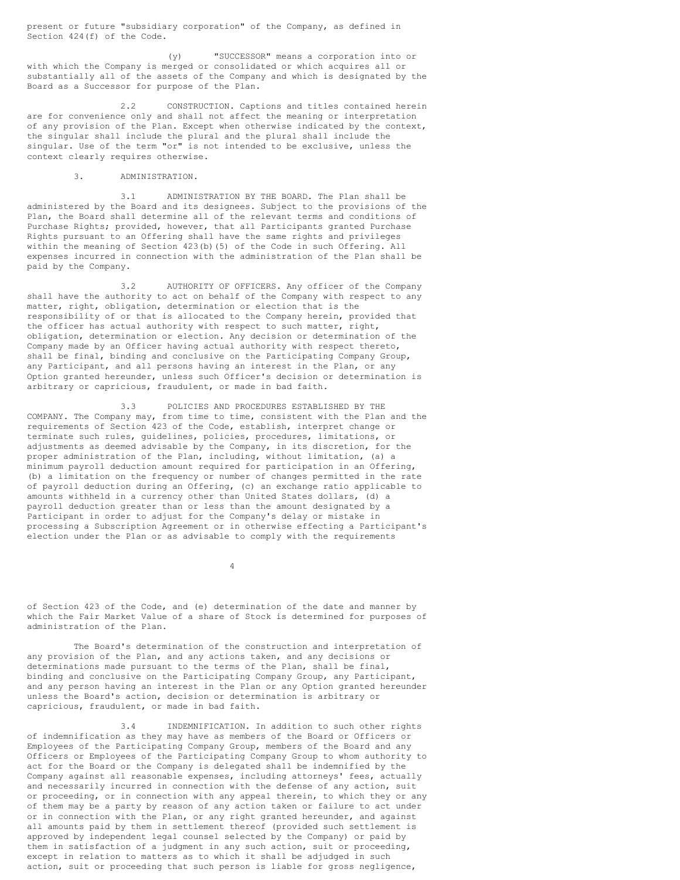present or future "subsidiary corporation" of the Company, as defined in Section 424(f) of the Code.

(y) "SUCCESSOR" means a corporation into or with which the Company is merged or consolidated or which acquires all or substantially all of the assets of the Company and which is designated by the Board as a Successor for purpose of the Plan.

2.2 CONSTRUCTION. Captions and titles contained herein are for convenience only and shall not affect the meaning or interpretation of any provision of the Plan. Except when otherwise indicated by the context, the singular shall include the plural and the plural shall include the singular. Use of the term "or" is not intended to be exclusive, unless the context clearly requires otherwise.

3. ADMINISTRATION.

3.1 ADMINISTRATION BY THE BOARD. The Plan shall be administered by the Board and its designees. Subject to the provisions of the Plan, the Board shall determine all of the relevant terms and conditions of Purchase Rights; provided, however, that all Participants granted Purchase Rights pursuant to an Offering shall have the same rights and privileges within the meaning of Section 423(b)(5) of the Code in such Offering. All expenses incurred in connection with the administration of the Plan shall be paid by the Company.

3.2 AUTHORITY OF OFFICERS. Any officer of the Company shall have the authority to act on behalf of the Company with respect to any matter, right, obligation, determination or election that is the responsibility of or that is allocated to the Company herein, provided that the officer has actual authority with respect to such matter, right, obligation, determination or election. Any decision or determination of the Company made by an Officer having actual authority with respect thereto, shall be final, binding and conclusive on the Participating Company Group, any Participant, and all persons having an interest in the Plan, or any Option granted hereunder, unless such Officer's decision or determination is arbitrary or capricious, fraudulent, or made in bad faith.

3.3 POLICIES AND PROCEDURES ESTABLISHED BY THE COMPANY. The Company may, from time to time, consistent with the Plan and the requirements of Section 423 of the Code, establish, interpret change or terminate such rules, guidelines, policies, procedures, limitations, or adjustments as deemed advisable by the Company, in its discretion, for the proper administration of the Plan, including, without limitation, (a) a minimum payroll deduction amount required for participation in an Offering, (b) a limitation on the frequency or number of changes permitted in the rate of payroll deduction during an Offering, (c) an exchange ratio applicable to amounts withheld in a currency other than United States dollars, (d) a payroll deduction greater than or less than the amount designated by a Participant in order to adjust for the Company's delay or mistake in processing a Subscription Agreement or in otherwise effecting a Participant's election under the Plan or as advisable to comply with the requirements of Section 423 of the Code, and (e) determination of the date and manner by which the Fair Market Value of a share of Stock is determined for purposes of administration of the Plan.

The Board's determination of the construction and interpretation of any provision of the Plan, and any actions taken, and any decisions or determinations made pursuant to the terms of the Plan, shall be final, binding and conclusive on the Participating Company Group, any Participant, and any person having an interest in the Plan or any Option granted hereunder unless the Board's action, decision or determination is arbitrary or capricious, fraudulent, or made in bad faith.

3.4 INDEMNIFICATION. In addition to such other rights of indemnification as they may have as members of the Board or Officers or Employees of the Participating Company Group, members of the Board and any Officers or Employees of the Participating Company Group to whom authority to act for the Board or the Company is delegated shall be indemnified by the Company against all reasonable expenses, including attorneys' fees, actually and necessarily incurred in connection with the defense of any action, suit or proceeding, or in connection with any appeal therein, to which they or any of them may be a party by reason of any action taken or failure to act under or in connection with the Plan, or any right granted hereunder, and against all amounts paid by them in settlement thereof (provided such settlement is approved by independent legal counsel selected by the Company) or paid by them in satisfaction of a judgment in any such action, suit or proceeding, except in relation to matters as to which it shall be adjudged in such action, suit or proceeding that such person is liable for gross negligence,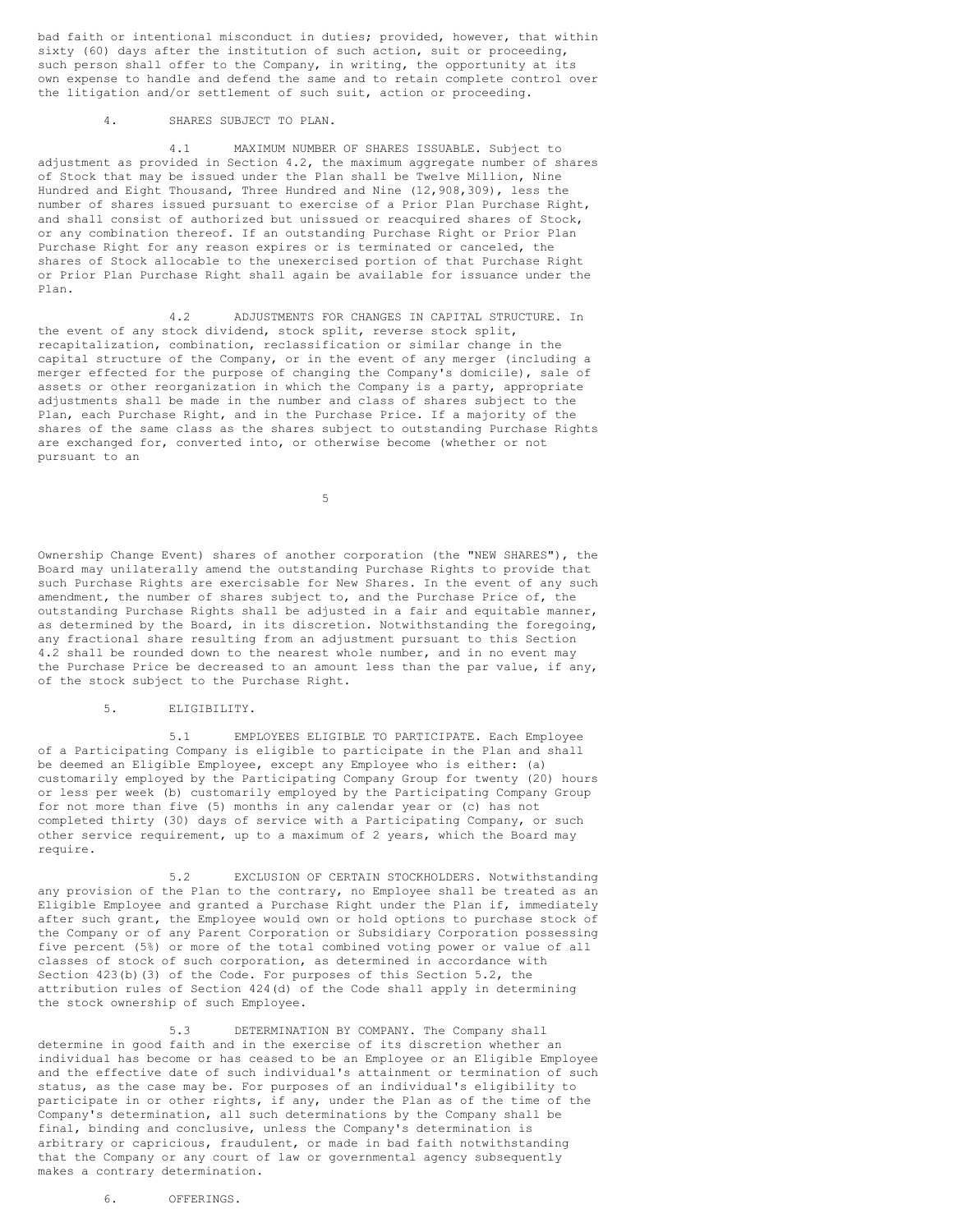bad faith or intentional misconduct in duties; provided, however, that within sixty (60) days after the institution of such action, suit or proceeding, such person shall offer to the Company, in writing, the opportunity at its own expense to handle and defend the same and to retain complete control over the litigation and/or settlement of such suit, action or proceeding.

## 4. SHARES SUBJECT TO PLAN.

4.1 MAXIMUM NUMBER OF SHARES ISSUABLE. Subject to adjustment as provided in Section 4.2, the maximum aggregate number of shares of Stock that may be issued under the Plan shall be Twelve Million, Nine Hundred and Eight Thousand, Three Hundred and Nine (12,908,309), less the number of shares issued pursuant to exercise of a Prior Plan Purchase Right, and shall consist of authorized but unissued or reacquired shares of Stock, or any combination thereof. If an outstanding Purchase Right or Prior Plan Purchase Right for any reason expires or is terminated or canceled, the shares of Stock allocable to the unexercised portion of that Purchase Right or Prior Plan Purchase Right shall again be available for issuance under the Plan.

4.2 ADJUSTMENTS FOR CHANGES IN CAPITAL STRUCTURE. In the event of any stock dividend, stock split, reverse stock split, recapitalization, combination, reclassification or similar change in the capital structure of the Company, or in the event of any merger (including a merger effected for the purpose of changing the Company's domicile), sale of assets or other reorganization in which the Company is a party, appropriate adjustments shall be made in the number and class of shares subject to the Plan, each Purchase Right, and in the Purchase Price. If a majority of the shares of the same class as the shares subject to outstanding Purchase Rights are exchanged for, converted into, or otherwise become (whether or not pursuant to an Ownership Change Event) shares of another corporation (the "NEW SHARES"), the Board may unilaterally amend the outstanding Purchase Rights to provide that such Purchase Rights are exercisable for New Shares. In the event of any such amendment, the number of shares subject to, and the Purchase Price of, the outstanding Purchase Rights shall be adjusted in a fair and equitable manner, as determined by the Board, in its discretion. Notwithstanding the foregoing, any fractional share resulting from an adjustment pursuant to this Section 4.2 shall be rounded down to the nearest whole number, and in no event may the Purchase Price be decreased to an amount less than the par value, if any, of the stock subject to the Purchase Right.

## 5. ELIGIBILITY.

5.1 EMPLOYEES ELIGIBLE TO PARTICIPATE. Each Employee of a Participating Company is eligible to participate in the Plan and shall be deemed an Eligible Employee, except any Employee who is either: (a) customarily employed by the Participating Company Group for twenty (20) hours or less per week (b) customarily employed by the Participating Company Group for not more than five (5) months in any calendar year or (c) has not completed thirty (30) days of service with a Participating Company, or such other service requirement, up to a maximum of 2 years, which the Board may require.

5.2 EXCLUSION OF CERTAIN STOCKHOLDERS. Notwithstanding any provision of the Plan to the contrary, no Employee shall be treated as an Eligible Employee and granted a Purchase Right under the Plan if, immediately after such grant, the Employee would own or hold options to purchase stock of the Company or of any Parent Corporation or Subsidiary Corporation possessing five percent (5%) or more of the total combined voting power or value of all classes of stock of such corporation, as determined in accordance with Section 423(b)(3) of the Code. For purposes of this Section 5.2, the attribution rules of Section 424(d) of the Code shall apply in determining the stock ownership of such Employee.

5.3 DETERMINATION BY COMPANY. The Company shall determine in good faith and in the exercise of its discretion whether an individual has become or has ceased to be an Employee or an Eligible Employee and the effective date of such individual's attainment or termination of such status, as the case may be. For purposes of an individual's eligibility to participate in or other rights, if any, under the Plan as of the time of the Company's determination, all such determinations by the Company shall be final, binding and conclusive, unless the Company's determination is arbitrary or capricious, fraudulent, or made in bad faith notwithstanding that the Company or any court of law or governmental agency subsequently makes a contrary determination.

## 6. OFFERINGS.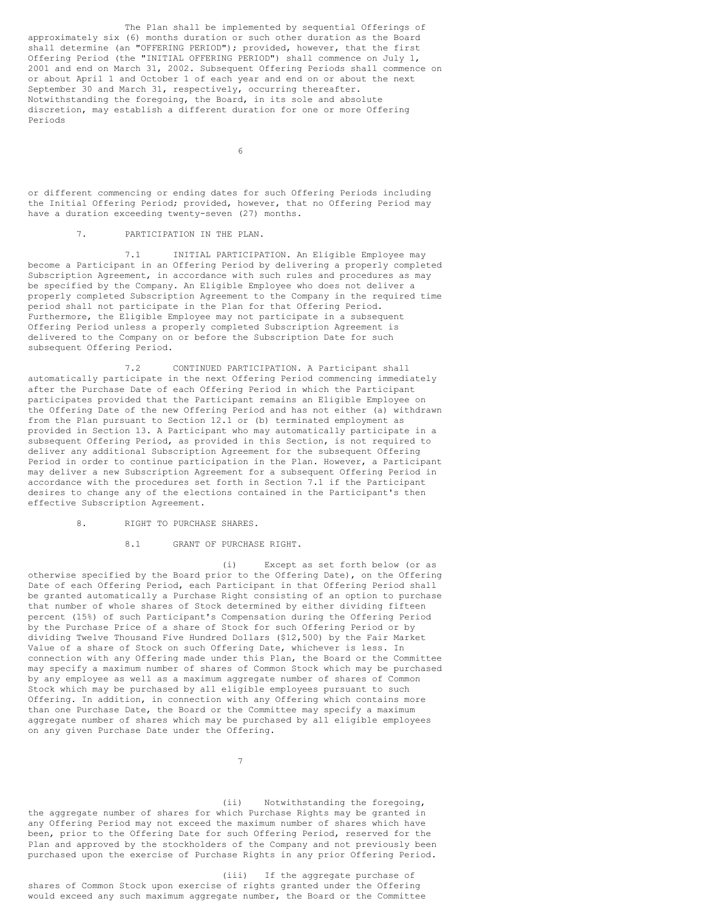The Plan shall be implemented by sequential Offerings of approximately six (6) months duration or such other duration as the Board shall determine (an "OFFERING PERIOD"); provided, however, that the first Offering Period (the "INITIAL OFFERING PERIOD") shall commence on July 1, 2001 and end on March 31, 2002. Subsequent Offering Periods shall commence on or about April 1 and October 1 of each year and end on or about the next September 30 and March 31, respectively, occurring thereafter. Notwithstanding the foregoing, the Board, in its sole and absolute discretion, may establish a different duration for one or more Offering Periods or different commencing or ending dates for such Offering Periods including the Initial Offering Period; provided, however, that no Offering Period may have a duration exceeding twenty-seven (27) months.

## 7. PARTICIPATION IN THE PLAN.

7.1 INITIAL PARTICIPATION. An Eligible Employee may become a Participant in an Offering Period by delivering a properly completed Subscription Agreement, in accordance with such rules and procedures as may be specified by the Company. An Eligible Employee who does not deliver a properly completed Subscription Agreement to the Company in the required time period shall not participate in the Plan for that Offering Period. Furthermore, the Eligible Employee may not participate in a subsequent Offering Period unless a properly completed Subscription Agreement is delivered to the Company on or before the Subscription Date for such subsequent Offering Period.

7.2 CONTINUED PARTICIPATION. A Participant shall automatically participate in the next Offering Period commencing immediately after the Purchase Date of each Offering Period in which the Participant participates provided that the Participant remains an Eligible Employee on the Offering Date of the new Offering Period and has not either (a) withdrawn from the Plan pursuant to Section 12.1 or (b) terminated employment as provided in Section 13. A Participant who may automatically participate in a subsequent Offering Period, as provided in this Section, is not required to deliver any additional Subscription Agreement for the subsequent Offering Period in order to continue participation in the Plan. However, a Participant may deliver a new Subscription Agreement for a subsequent Offering Period in accordance with the procedures set forth in Section 7.1 if the Participant desires to change any of the elections contained in the Participant's then effective Subscription Agreement.

## 8. RIGHT TO PURCHASE SHARES.

8.1 GRANT OF PURCHASE RIGHT.

(i) Except as set forth below (or as otherwise specified by the Board prior to the Offering Date), on the Offering Date of each Offering Period, each Participant in that Offering Period shall be granted automatically a Purchase Right consisting of an option to purchase that number of whole shares of Stock determined by either dividing fifteen percent (15%) of such Participant's Compensation during the Offering Period by the Purchase Price of a share of Stock for such Offering Period or by dividing Twelve Thousand Five Hundred Dollars ($12,500) by the Fair Market Value of a share of Stock on such Offering Date, whichever is less. In connection with any Offering made under this Plan, the Board or the Committee may specify a maximum number of shares of Common Stock which may be purchased by any employee as well as a maximum aggregate number of shares of Common Stock which may be purchased by all eligible employees pursuant to such Offering. In addition, in connection with any Offering which contains more than one Purchase Date, the Board or the Committee may specify a maximum aggregate number of shares which may be purchased by all eligible employees on any given Purchase Date under the Offering.

(ii) Notwithstanding the foregoing, the aggregate number of shares for which Purchase Rights may be granted in any Offering Period may not exceed the maximum number of shares which have been, prior to the Offering Date for such Offering Period, reserved for the Plan and approved by the stockholders of the Company and not previously been purchased upon the exercise of Purchase Rights in any prior Offering Period.

(iii) If the aggregate purchase of shares of Common Stock upon exercise of rights granted under the Offering would exceed any such maximum aggregate number, the Board or the Committee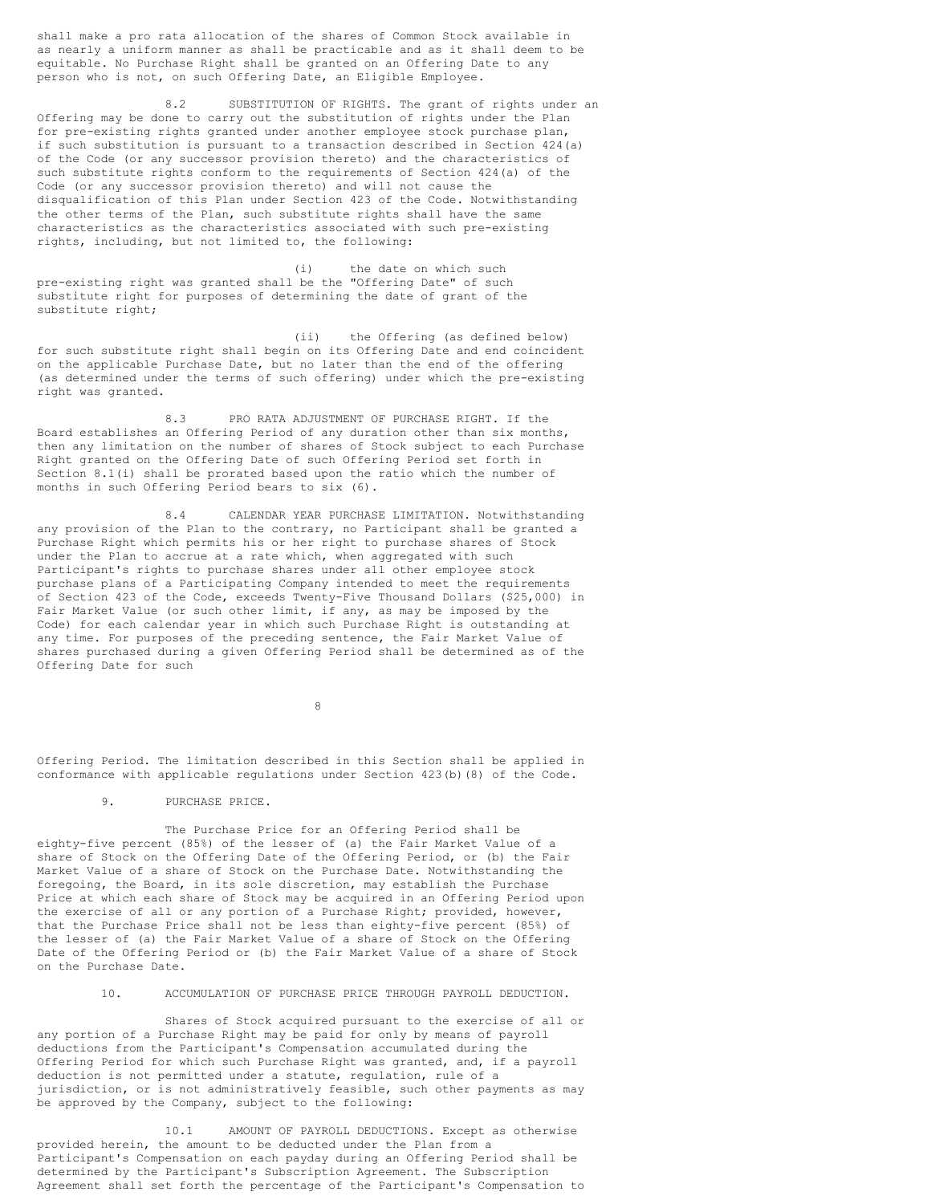shall make a pro rata allocation of the shares of Common Stock available in as nearly a uniform manner as shall be practicable and as it shall deem to be equitable. No Purchase Right shall be granted on an Offering Date to any person who is not, on such Offering Date, an Eligible Employee.

8.2 SUBSTITUTION OF RIGHTS. The grant of rights under an Offering may be done to carry out the substitution of rights under the Plan for pre-existing rights granted under another employee stock purchase plan, if such substitution is pursuant to a transaction described in Section 424(a) of the Code (or any successor provision thereto) and the characteristics of such substitute rights conform to the requirements of Section 424(a) of the Code (or any successor provision thereto) and will not cause the disqualification of this Plan under Section 423 of the Code. Notwithstanding the other terms of the Plan, such substitute rights shall have the same characteristics as the characteristics associated with such pre-existing rights, including, but not limited to, the following:

(i) the date on which such pre-existing right was granted shall be the "Offering Date" of such substitute right for purposes of determining the date of grant of the substitute right;

(ii) the Offering (as defined below) for such substitute right shall begin on its Offering Date and end coincident on the applicable Purchase Date, but no later than the end of the offering (as determined under the terms of such offering) under which the pre-existing right was granted.

8.3 PRO RATA ADJUSTMENT OF PURCHASE RIGHT. If the Board establishes an Offering Period of any duration other than six months, then any limitation on the number of shares of Stock subject to each Purchase Right granted on the Offering Date of such Offering Period set forth in Section 8.1(i) shall be prorated based upon the ratio which the number of months in such Offering Period bears to six (6).

8.4 CALENDAR YEAR PURCHASE LIMITATION. Notwithstanding any provision of the Plan to the contrary, no Participant shall be granted a Purchase Right which permits his or her right to purchase shares of Stock under the Plan to accrue at a rate which, when aggregated with such Participant's rights to purchase shares under all other employee stock purchase plans of a Participating Company intended to meet the requirements of Section 423 of the Code, exceeds Twenty-Five Thousand Dollars ($25,000) in Fair Market Value (or such other limit, if any, as may be imposed by the Code) for each calendar year in which such Purchase Right is outstanding at any time. For purposes of the preceding sentence, the Fair Market Value of shares purchased during a given Offering Period shall be determined as of the Offering Date for such Offering Period. The limitation described in this Section shall be applied in conformance with applicable regulations under Section 423(b)(8) of the Code.

9. PURCHASE PRICE.

The Purchase Price for an Offering Period shall be eighty-five percent (85%) of the lesser of (a) the Fair Market Value of a share of Stock on the Offering Date of the Offering Period, or (b) the Fair Market Value of a share of Stock on the Purchase Date. Notwithstanding the foregoing, the Board, in its sole discretion, may establish the Purchase Price at which each share of Stock may be acquired in an Offering Period upon the exercise of all or any portion of a Purchase Right; provided, however, that the Purchase Price shall not be less than eighty-five percent (85%) of the lesser of (a) the Fair Market Value of a share of Stock on the Offering Date of the Offering Period or (b) the Fair Market Value of a share of Stock on the Purchase Date.

10. ACCUMULATION OF PURCHASE PRICE THROUGH PAYROLL DEDUCTION.

Shares of Stock acquired pursuant to the exercise of all or any portion of a Purchase Right may be paid for only by means of payroll deductions from the Participant's Compensation accumulated during the Offering Period for which such Purchase Right was granted, and, if a payroll deduction is not permitted under a statute, regulation, rule of a jurisdiction, or is not administratively feasible, such other payments as may be approved by the Company, subject to the following:

10.1 AMOUNT OF PAYROLL DEDUCTIONS. Except as otherwise provided herein, the amount to be deducted under the Plan from a Participant's Compensation on each payday during an Offering Period shall be determined by the Participant's Subscription Agreement. The Subscription Agreement shall set forth the percentage of the Participant's Compensation to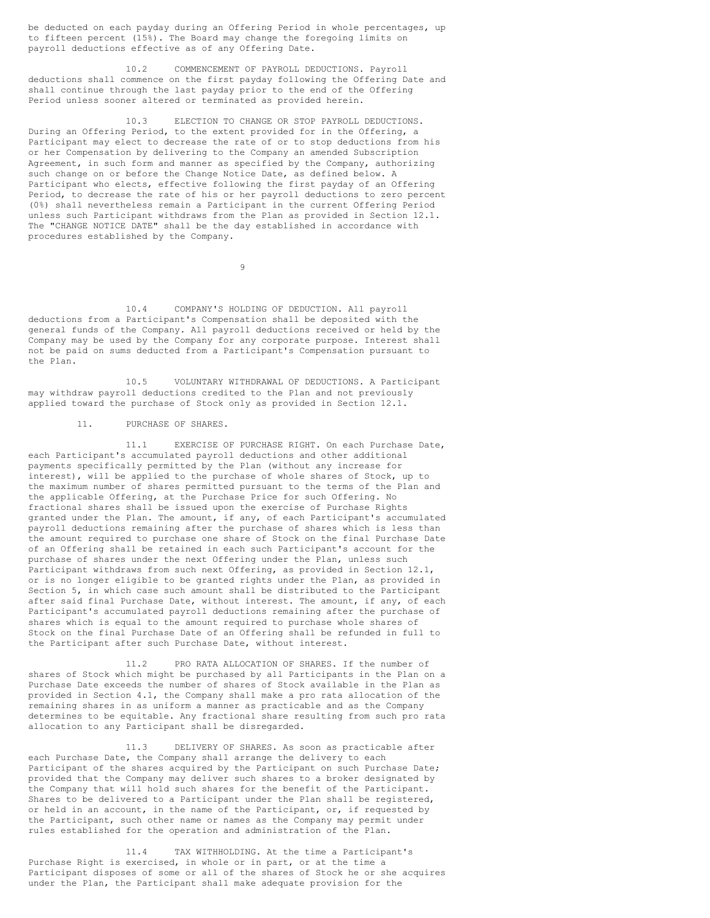be deducted on each payday during an Offering Period in whole percentages, up to fifteen percent (15%). The Board may change the foregoing limits on payroll deductions effective as of any Offering Date.

10.2 COMMENCEMENT OF PAYROLL DEDUCTIONS. Payroll deductions shall commence on the first payday following the Offering Date and shall continue through the last payday prior to the end of the Offering Period unless sooner altered or terminated as provided herein.

10.3 ELECTION TO CHANGE OR STOP PAYROLL DEDUCTIONS. During an Offering Period, to the extent provided for in the Offering, a Participant may elect to decrease the rate of or to stop deductions from his or her Compensation by delivering to the Company an amended Subscription Agreement, in such form and manner as specified by the Company, authorizing such change on or before the Change Notice Date, as defined below. A Participant who elects, effective following the first payday of an Offering Period, to decrease the rate of his or her payroll deductions to zero percent (0%) shall nevertheless remain a Participant in the current Offering Period unless such Participant withdraws from the Plan as provided in Section 12.1. The "CHANGE NOTICE DATE" shall be the day established in accordance with procedures established by the Company.

10.4 COMPANY'S HOLDING OF DEDUCTION. All payroll deductions from a Participant's Compensation shall be deposited with the general funds of the Company. All payroll deductions received or held by the Company may be used by the Company for any corporate purpose. Interest shall not be paid on sums deducted from a Participant's Compensation pursuant to the Plan.

10.5 VOLUNTARY WITHDRAWAL OF DEDUCTIONS. A Participant may withdraw payroll deductions credited to the Plan and not previously applied toward the purchase of Stock only as provided in Section 12.1.

11. PURCHASE OF SHARES.

11.1 EXERCISE OF PURCHASE RIGHT. On each Purchase Date, each Participant's accumulated payroll deductions and other additional payments specifically permitted by the Plan (without any increase for interest), will be applied to the purchase of whole shares of Stock, up to the maximum number of shares permitted pursuant to the terms of the Plan and the applicable Offering, at the Purchase Price for such Offering. No fractional shares shall be issued upon the exercise of Purchase Rights granted under the Plan. The amount, if any, of each Participant's accumulated payroll deductions remaining after the purchase of shares which is less than the amount required to purchase one share of Stock on the final Purchase Date of an Offering shall be retained in each such Participant's account for the purchase of shares under the next Offering under the Plan, unless such Participant withdraws from such next Offering, as provided in Section 12.1, or is no longer eligible to be granted rights under the Plan, as provided in Section 5, in which case such amount shall be distributed to the Participant after said final Purchase Date, without interest. The amount, if any, of each Participant's accumulated payroll deductions remaining after the purchase of shares which is equal to the amount required to purchase whole shares of Stock on the final Purchase Date of an Offering shall be refunded in full to the Participant after such Purchase Date, without interest.

11.2 PRO RATA ALLOCATION OF SHARES. If the number of shares of Stock which might be purchased by all Participants in the Plan on a Purchase Date exceeds the number of shares of Stock available in the Plan as provided in Section 4.1, the Company shall make a pro rata allocation of the remaining shares in as uniform a manner as practicable and as the Company determines to be equitable. Any fractional share resulting from such pro rata allocation to any Participant shall be disregarded.

11.3 DELIVERY OF SHARES. As soon as practicable after each Purchase Date, the Company shall arrange the delivery to each Participant of the shares acquired by the Participant on such Purchase Date; provided that the Company may deliver such shares to a broker designated by the Company that will hold such shares for the benefit of the Participant. Shares to be delivered to a Participant under the Plan shall be registered, or held in an account, in the name of the Participant, or, if requested by the Participant, such other name or names as the Company may permit under rules established for the operation and administration of the Plan.

11.4 TAX WITHHOLDING. At the time a Participant's Purchase Right is exercised, in whole or in part, or at the time a Participant disposes of some or all of the shares of Stock he or she acquires under the Plan, the Participant shall make adequate provision for the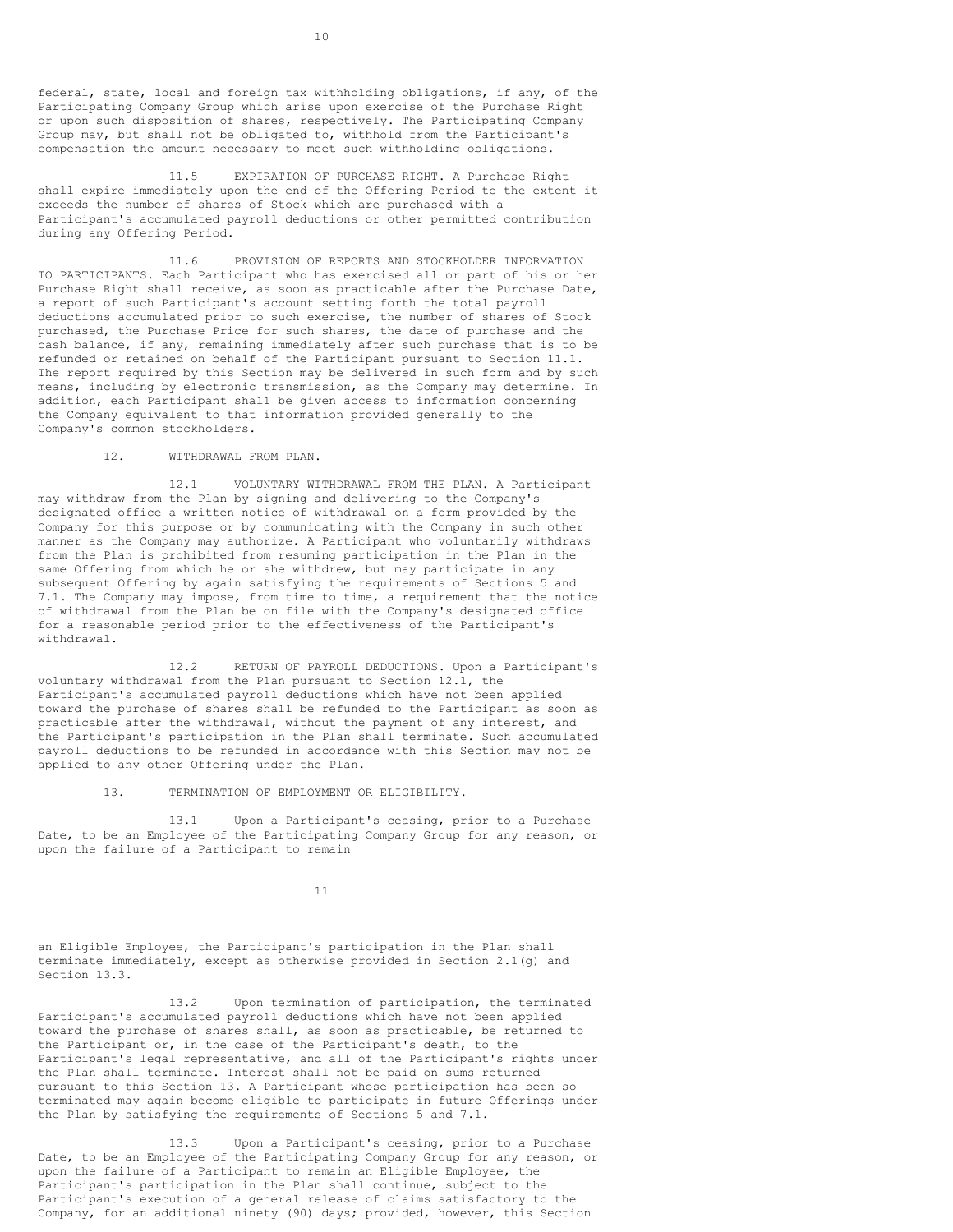federal, state, local and foreign tax withholding obligations, if any, of the Participating Company Group which arise upon exercise of the Purchase Right or upon such disposition of shares, respectively. The Participating Company Group may, but shall not be obligated to, withhold from the Participant's compensation the amount necessary to meet such withholding obligations.

11.5 EXPIRATION OF PURCHASE RIGHT. A Purchase Right shall expire immediately upon the end of the Offering Period to the extent it exceeds the number of shares of Stock which are purchased with a Participant's accumulated payroll deductions or other permitted contribution during any Offering Period.

11.6 PROVISION OF REPORTS AND STOCKHOLDER INFORMATION TO PARTICIPANTS. Each Participant who has exercised all or part of his or her Purchase Right shall receive, as soon as practicable after the Purchase Date, a report of such Participant's account setting forth the total payroll deductions accumulated prior to such exercise, the number of shares of Stock purchased, the Purchase Price for such shares, the date of purchase and the cash balance, if any, remaining immediately after such purchase that is to be refunded or retained on behalf of the Participant pursuant to Section 11.1. The report required by this Section may be delivered in such form and by such means, including by electronic transmission, as the Company may determine. In addition, each Participant shall be given access to information concerning the Company equivalent to that information provided generally to the Company's common stockholders.

12. WITHDRAWAL FROM PLAN.

12.1 VOLUNTARY WITHDRAWAL FROM THE PLAN. A Participant may withdraw from the Plan by signing and delivering to the Company's designated office a written notice of withdrawal on a form provided by the Company for this purpose or by communicating with the Company in such other manner as the Company may authorize. A Participant who voluntarily withdraws from the Plan is prohibited from resuming participation in the Plan in the same Offering from which he or she withdrew, but may participate in any subsequent Offering by again satisfying the requirements of Sections 5 and 7.1. The Company may impose, from time to time, a requirement that the notice of withdrawal from the Plan be on file with the Company's designated office for a reasonable period prior to the effectiveness of the Participant's withdrawal.

12.2 RETURN OF PAYROLL DEDUCTIONS. Upon a Participant's voluntary withdrawal from the Plan pursuant to Section 12.1, the Participant's accumulated payroll deductions which have not been applied toward the purchase of shares shall be refunded to the Participant as soon as practicable after the withdrawal, without the payment of any interest, and the Participant's participation in the Plan shall terminate. Such accumulated payroll deductions to be refunded in accordance with this Section may not be applied to any other Offering under the Plan.

13. TERMINATION OF EMPLOYMENT OR ELIGIBILITY.

13.1 Upon a Participant's ceasing, prior to a Purchase Date, to be an Employee of the Participating Company Group for any reason, or upon the failure of a Participant to remain an Eligible Employee, the Participant's participation in the Plan shall terminate immediately, except as otherwise provided in Section 2.1(g) and Section 13.3.

13.2 Upon termination of participation, the terminated Participant's accumulated payroll deductions which have not been applied toward the purchase of shares shall, as soon as practicable, be returned to the Participant or, in the case of the Participant's death, to the Participant's legal representative, and all of the Participant's rights under the Plan shall terminate. Interest shall not be paid on sums returned pursuant to this Section 13. A Participant whose participation has been so terminated may again become eligible to participate in future Offerings under the Plan by satisfying the requirements of Sections 5 and 7.1.

13.3 Upon a Participant's ceasing, prior to a Purchase Date, to be an Employee of the Participating Company Group for any reason, or upon the failure of a Participant to remain an Eligible Employee, the Participant's participation in the Plan shall continue, subject to the Participant's execution of a general release of claims satisfactory to the Company, for an additional ninety (90) days; provided, however, this Section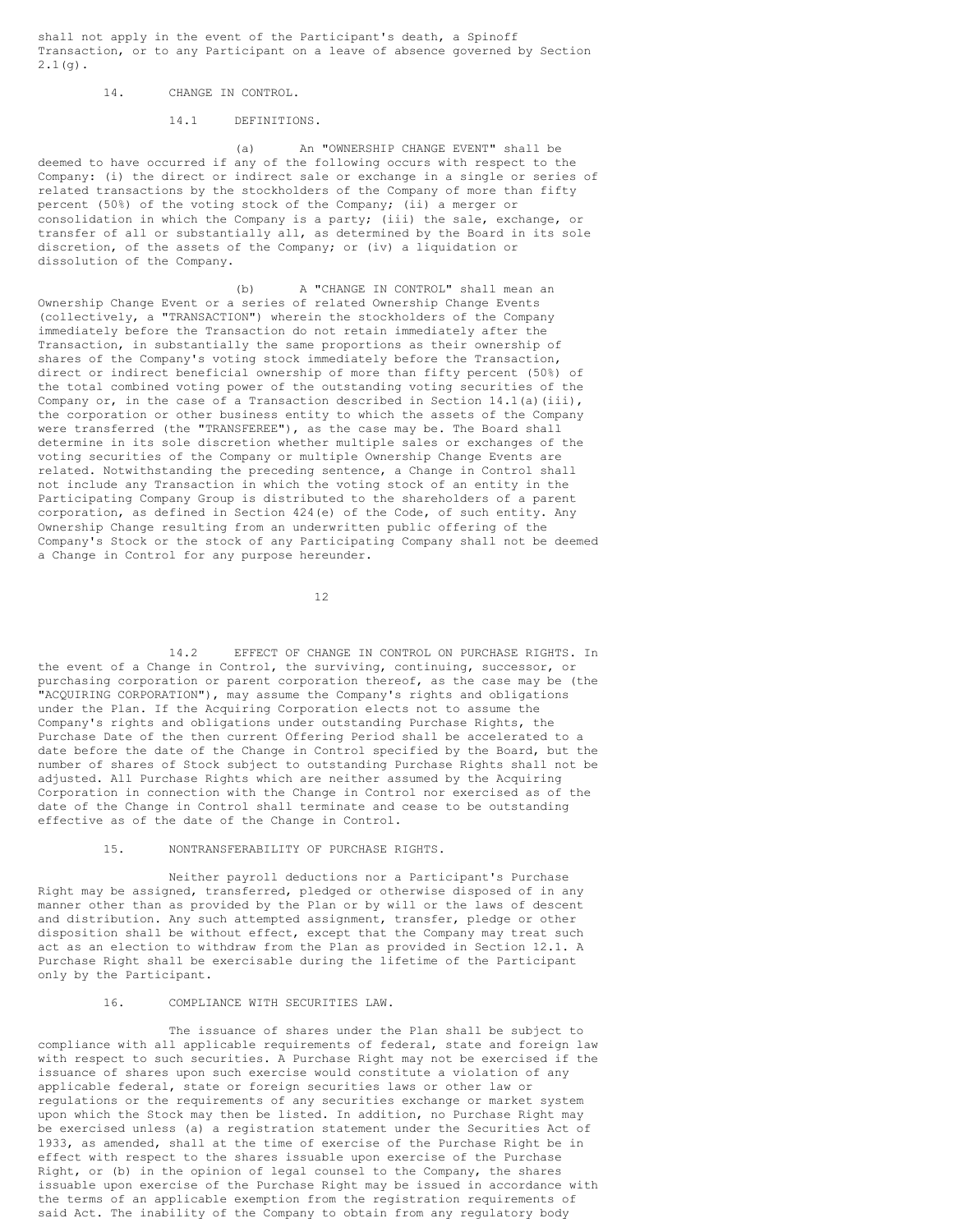shall not apply in the event of the Participant's death, a Spinoff Transaction, or to any Participant on a leave of absence governed by Section 2.1(g).

## 14. CHANGE IN CONTROL.

### 14.1 DEFINITIONS.

(a) An "OWNERSHIP CHANGE EVENT" shall be deemed to have occurred if any of the following occurs with respect to the Company: (i) the direct or indirect sale or exchange in a single or series of related transactions by the stockholders of the Company of more than fifty percent (50%) of the voting stock of the Company; (ii) a merger or consolidation in which the Company is a party; (iii) the sale, exchange, or transfer of all or substantially all, as determined by the Board in its sole discretion, of the assets of the Company; or (iv) a liquidation or dissolution of the Company.

(b) A "CHANGE IN CONTROL" shall mean an Ownership Change Event or a series of related Ownership Change Events (collectively, a "TRANSACTION") wherein the stockholders of the Company immediately before the Transaction do not retain immediately after the Transaction, in substantially the same proportions as their ownership of shares of the Company's voting stock immediately before the Transaction, direct or indirect beneficial ownership of more than fifty percent (50%) of the total combined voting power of the outstanding voting securities of the Company or, in the case of a Transaction described in Section 14.1(a)(iii), the corporation or other business entity to which the assets of the Company were transferred (the "TRANSFEREE"), as the case may be. The Board shall determine in its sole discretion whether multiple sales or exchanges of the voting securities of the Company or multiple Ownership Change Events are related. Notwithstanding the preceding sentence, a Change in Control shall not include any Transaction in which the voting stock of an entity in the Participating Company Group is distributed to the shareholders of a parent corporation, as defined in Section 424(e) of the Code, of such entity. Any Ownership Change resulting from an underwritten public offering of the Company's Stock or the stock of any Participating Company shall not be deemed a Change in Control for any purpose hereunder.

### 14.2 EFFECT OF CHANGE IN CONTROL ON PURCHASE RIGHTS.

In the event of a Change in Control, the surviving, continuing, successor, or purchasing corporation or parent corporation thereof, as the case may be (the "ACQUIRING CORPORATION"), may assume the Company's rights and obligations under the Plan. If the Acquiring Corporation elects not to assume the Company's rights and obligations under outstanding Purchase Rights, the Purchase Date of the then current Offering Period shall be accelerated to a date before the date of the Change in Control specified by the Board, but the number of shares of Stock subject to outstanding Purchase Rights shall not be adjusted. All Purchase Rights which are neither assumed by the Acquiring Corporation in connection with the Change in Control nor exercised as of the date of the Change in Control shall terminate and cease to be outstanding effective as of the date of the Change in Control.

## 15. NONTRANSFERABILITY OF PURCHASE RIGHTS.

Neither payroll deductions nor a Participant's Purchase Right may be assigned, transferred, pledged or otherwise disposed of in any manner other than as provided by the Plan or by will or the laws of descent and distribution. Any such attempted assignment, transfer, pledge or other disposition shall be without effect, except that the Company may treat such act as an election to withdraw from the Plan as provided in Section 12.1. A Purchase Right shall be exercisable during the lifetime of the Participant only by the Participant.

## 16. COMPLIANCE WITH SECURITIES LAW.

The issuance of shares under the Plan shall be subject to compliance with all applicable requirements of federal, state and foreign law with respect to such securities. A Purchase Right may not be exercised if the issuance of shares upon such exercise would constitute a violation of any applicable federal, state or foreign securities laws or other law or regulations or the requirements of any securities exchange or market system upon which the Stock may then be listed. In addition, no Purchase Right may be exercised unless (a) a registration statement under the Securities Act of 1933, as amended, shall at the time of exercise of the Purchase Right be in effect with respect to the shares issuable upon exercise of the Purchase Right, or (b) in the opinion of legal counsel to the Company, the shares issuable upon exercise of the Purchase Right may be issued in accordance with the terms of an applicable exemption from the registration requirements of said Act. The inability of the Company to obtain from any regulatory body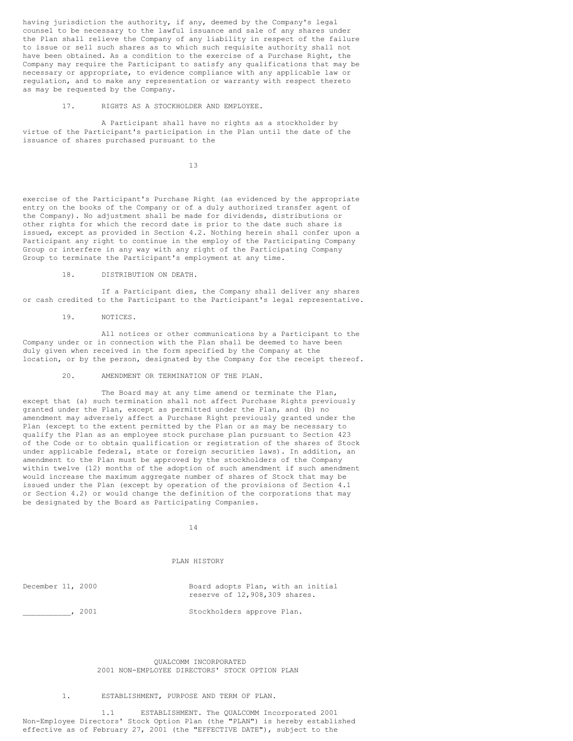having jurisdiction the authority, if any, deemed by the Company's legal counsel to be necessary to the lawful issuance and sale of any shares under the Plan shall relieve the Company of any liability in respect of the failure to issue or sell such shares as to which such requisite authority shall not have been obtained. As a condition to the exercise of a Purchase Right, the Company may require the Participant to satisfy any qualifications that may be necessary or appropriate, to evidence compliance with any applicable law or regulation, and to make any representation or warranty with respect thereto as may be requested by the Company.

17. RIGHTS AS A STOCKHOLDER AND EMPLOYEE.

A Participant shall have no rights as a stockholder by virtue of the Participant's participation in the Plan until the date of the issuance of shares purchased pursuant to the exercise of the Participant's Purchase Right (as evidenced by the appropriate entry on the books of the Company or of a duly authorized transfer agent of the Company). No adjustment shall be made for dividends, distributions or other rights for which the record date is prior to the date such share is issued, except as provided in Section 4.2. Nothing herein shall confer upon a Participant any right to continue in the employ of the Participating Company Group or interfere in any way with any right of the Participating Company Group to terminate the Participant's employment at any time.

18. DISTRIBUTION ON DEATH.

If a Participant dies, the Company shall deliver any shares or cash credited to the Participant to the Participant's legal representative.

19. NOTICES.

All notices or other communications by a Participant to the Company under or in connection with the Plan shall be deemed to have been duly given when received in the form specified by the Company at the location, or by the person, designated by the Company for the receipt thereof.

20. AMENDMENT OR TERMINATION OF THE PLAN.

The Board may at any time amend or terminate the Plan, except that (a) such termination shall not affect Purchase Rights previously granted under the Plan, except as permitted under the Plan, and (b) no amendment may adversely affect a Purchase Right previously granted under the Plan (except to the extent permitted by the Plan or as may be necessary to qualify the Plan as an employee stock purchase plan pursuant to Section 423 of the Code or to obtain qualification or registration of the shares of Stock under applicable federal, state or foreign securities laws). In addition, an amendment to the Plan must be approved by the stockholders of the Company within twelve (12) months of the adoption of such amendment if such amendment would increase the maximum aggregate number of shares of Stock that may be issued under the Plan (except by operation of the provisions of Section 4.1 or Section 4.2) or would change the definition of the corporations that may be designated by the Board as Participating Companies.

PLAN HISTORY

| | |
|---|---|
| December 11, 2000 | Board adopts Plan, with an initial reserve of 12,908,309 shares. |
| ___________, 2001 | Stockholders approve Plan. |

# QUALCOMM INCORPORATED
# 2001 NON-EMPLOYEE DIRECTORS' STOCK OPTION PLAN

1. ESTABLISHMENT, PURPOSE AND TERM OF PLAN.

1.1 ESTABLISHMENT. The QUALCOMM Incorporated 2001 Non-Employee Directors' Stock Option Plan (the "PLAN") is hereby established effective as of February 27, 2001 (the "EFFECTIVE DATE"), subject to the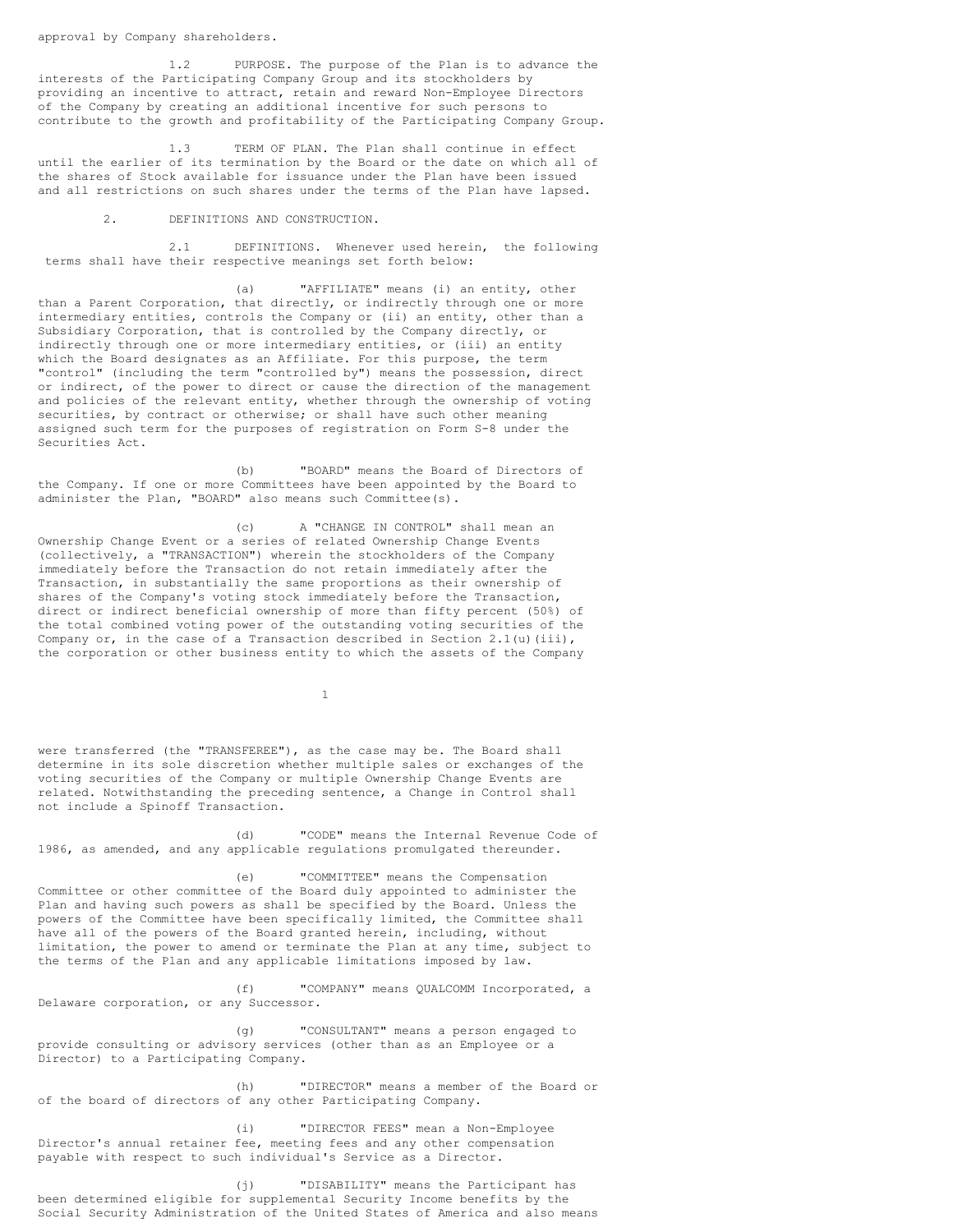approval by Company shareholders.

1.2 PURPOSE. The purpose of the Plan is to advance the interests of the Participating Company Group and its stockholders by providing an incentive to attract, retain and reward Non-Employee Directors of the Company by creating an additional incentive for such persons to contribute to the growth and profitability of the Participating Company Group.

1.3 TERM OF PLAN. The Plan shall continue in effect until the earlier of its termination by the Board or the date on which all of the shares of Stock available for issuance under the Plan have been issued and all restrictions on such shares under the terms of the Plan have lapsed.

2. DEFINITIONS AND CONSTRUCTION.

2.1 DEFINITIONS. Whenever used herein, the following terms shall have their respective meanings set forth below:

(a) "AFFILIATE" means (i) an entity, other than a Parent Corporation, that directly, or indirectly through one or more intermediary entities, controls the Company or (ii) an entity, other than a Subsidiary Corporation, that is controlled by the Company directly, or indirectly through one or more intermediary entities, or (iii) an entity which the Board designates as an Affiliate. For this purpose, the term "control" (including the term "controlled by") means the possession, direct or indirect, of the power to direct or cause the direction of the management and policies of the relevant entity, whether through the ownership of voting securities, by contract or otherwise; or shall have such other meaning assigned such term for the purposes of registration on Form S-8 under the Securities Act.

(b) "BOARD" means the Board of Directors of the Company. If one or more Committees have been appointed by the Board to administer the Plan, "BOARD" also means such Committee(s).

(c) A "CHANGE IN CONTROL" shall mean an Ownership Change Event or a series of related Ownership Change Events (collectively, a "TRANSACTION") wherein the stockholders of the Company immediately before the Transaction do not retain immediately after the Transaction, in substantially the same proportions as their ownership of shares of the Company's voting stock immediately before the Transaction, direct or indirect beneficial ownership of more than fifty percent (50%) of the total combined voting power of the outstanding voting securities of the Company or, in the case of a Transaction described in Section 2.1(u)(iii), the corporation or other business entity to which the assets of the Company were transferred (the "TRANSFEREE"), as the case may be. The Board shall determine in its sole discretion whether multiple sales or exchanges of the voting securities of the Company or multiple Ownership Change Events are related. Notwithstanding the preceding sentence, a Change in Control shall not include a Spinoff Transaction.

(d) "CODE" means the Internal Revenue Code of 1986, as amended, and any applicable regulations promulgated thereunder.

(e) "COMMITTEE" means the Compensation Committee or other committee of the Board duly appointed to administer the Plan and having such powers as shall be specified by the Board. Unless the powers of the Committee have been specifically limited, the Committee shall have all of the powers of the Board granted herein, including, without limitation, the power to amend or terminate the Plan at any time, subject to the terms of the Plan and any applicable limitations imposed by law.

(f) "COMPANY" means QUALCOMM Incorporated, a Delaware corporation, or any Successor.

(g) "CONSULTANT" means a person engaged to provide consulting or advisory services (other than as an Employee or a Director) to a Participating Company.

(h) "DIRECTOR" means a member of the Board or of the board of directors of any other Participating Company.

(i) "DIRECTOR FEES" mean a Non-Employee Director's annual retainer fee, meeting fees and any other compensation payable with respect to such individual's Service as a Director.

(j) "DISABILITY" means the Participant has been determined eligible for supplemental Security Income benefits by the Social Security Administration of the United States of America and also means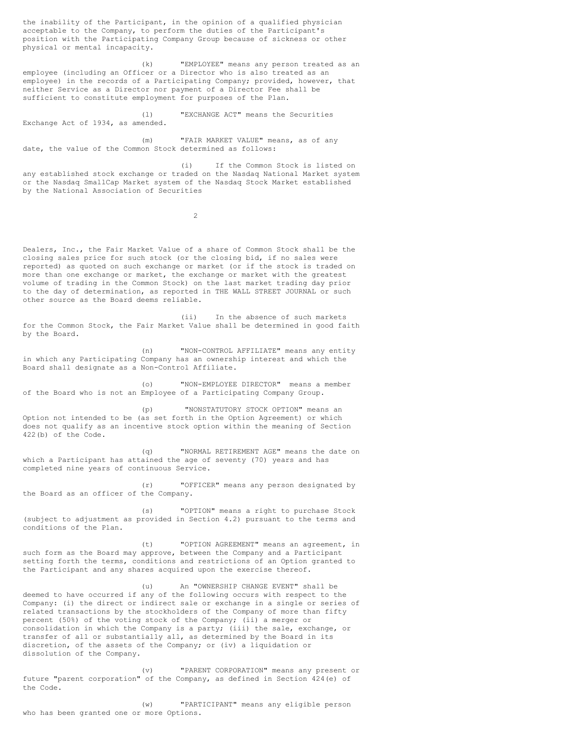the inability of the Participant, in the opinion of a qualified physician acceptable to the Company, to perform the duties of the Participant's position with the Participating Company Group because of sickness or other physical or mental incapacity.

(k) "EMPLOYEE" means any person treated as an employee (including an Officer or a Director who is also treated as an employee) in the records of a Participating Company; provided, however, that neither Service as a Director nor payment of a Director Fee shall be sufficient to constitute employment for purposes of the Plan.

(l) "EXCHANGE ACT" means the Securities Exchange Act of 1934, as amended.

(m) "FAIR MARKET VALUE" means, as of any date, the value of the Common Stock determined as follows:

(i) If the Common Stock is listed on any established stock exchange or traded on the Nasdaq National Market system or the Nasdaq SmallCap Market system of the Nasdaq Stock Market established by the National Association of Securities Dealers, Inc., the Fair Market Value of a share of Common Stock shall be the closing sales price for such stock (or the closing bid, if no sales were reported) as quoted on such exchange or market (or if the stock is traded on more than one exchange or market, the exchange or market with the greatest volume of trading in the Common Stock) on the last market trading day prior to the day of determination, as reported in THE WALL STREET JOURNAL or such other source as the Board deems reliable.

(ii) In the absence of such markets for the Common Stock, the Fair Market Value shall be determined in good faith by the Board.

(n) "NON-CONTROL AFFILIATE" means any entity in which any Participating Company has an ownership interest and which the Board shall designate as a Non-Control Affiliate.

(o) "NON-EMPLOYEE DIRECTOR" means a member of the Board who is not an Employee of a Participating Company Group.

(p) "NONSTATUTORY STOCK OPTION" means an Option not intended to be (as set forth in the Option Agreement) or which does not qualify as an incentive stock option within the meaning of Section 422(b) of the Code.

(q) "NORMAL RETIREMENT AGE" means the date on which a Participant has attained the age of seventy (70) years and has completed nine years of continuous Service.

(r) "OFFICER" means any person designated by the Board as an officer of the Company.

(s) "OPTION" means a right to purchase Stock (subject to adjustment as provided in Section 4.2) pursuant to the terms and conditions of the Plan.

(t) "OPTION AGREEMENT" means an agreement, in such form as the Board may approve, between the Company and a Participant setting forth the terms, conditions and restrictions of an Option granted to the Participant and any shares acquired upon the exercise thereof.

(u) An "OWNERSHIP CHANGE EVENT" shall be deemed to have occurred if any of the following occurs with respect to the Company: (i) the direct or indirect sale or exchange in a single or series of related transactions by the stockholders of the Company of more than fifty percent (50%) of the voting stock of the Company; (ii) a merger or consolidation in which the Company is a party; (iii) the sale, exchange, or transfer of all or substantially all, as determined by the Board in its discretion, of the assets of the Company; or (iv) a liquidation or dissolution of the Company.

(v) "PARENT CORPORATION" means any present or future "parent corporation" of the Company, as defined in Section 424(e) of the Code.

(w) "PARTICIPANT" means any eligible person who has been granted one or more Options.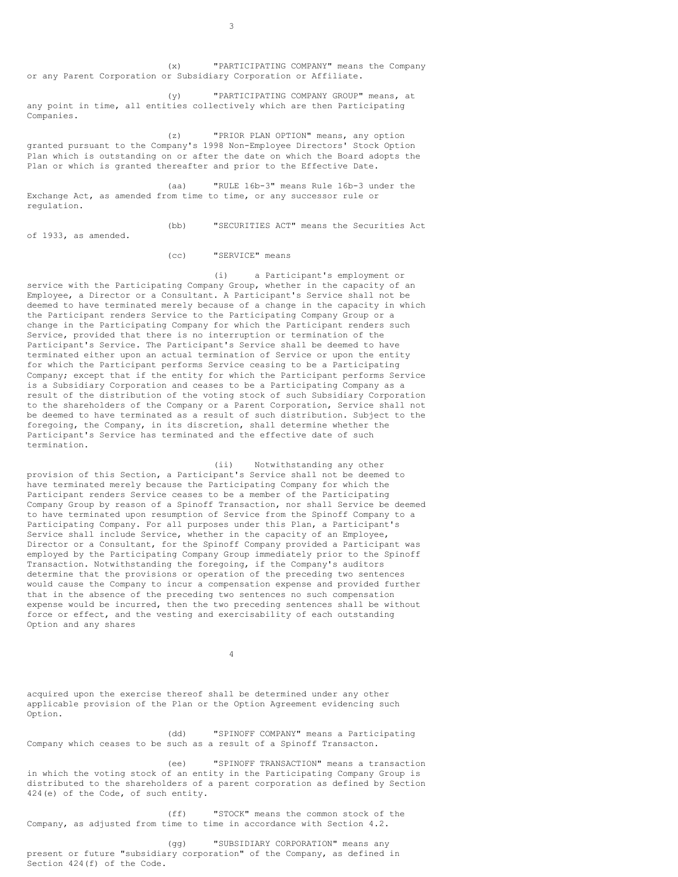(x) "PARTICIPATING COMPANY" means the Company or any Parent Corporation or Subsidiary Corporation or Affiliate.

(y) "PARTICIPATING COMPANY GROUP" means, at any point in time, all entities collectively which are then Participating Companies.

(z) "PRIOR PLAN OPTION" means, any option granted pursuant to the Company's 1998 Non-Employee Directors' Stock Option Plan which is outstanding on or after the date on which the Board adopts the Plan or which is granted thereafter and prior to the Effective Date.

(aa) "RULE 16b-3" means Rule 16b-3 under the Exchange Act, as amended from time to time, or any successor rule or regulation.

(bb) "SECURITIES ACT" means the Securities Act of 1933, as amended.

(cc) "SERVICE" means

(i) a Participant's employment or service with the Participating Company Group, whether in the capacity of an Employee, a Director or a Consultant. A Participant's Service shall not be deemed to have terminated merely because of a change in the capacity in which the Participant renders Service to the Participating Company Group or a change in the Participating Company for which the Participant renders such Service, provided that there is no interruption or termination of the Participant's Service. The Participant's Service shall be deemed to have terminated either upon an actual termination of Service or upon the entity for which the Participant performs Service ceasing to be a Participating Company; except that if the entity for which the Participant performs Service is a Subsidiary Corporation and ceases to be a Participating Company as a result of the distribution of the voting stock of such Subsidiary Corporation to the shareholders of the Company or a Parent Corporation, Service shall not be deemed to have terminated as a result of such distribution. Subject to the foregoing, the Company, in its discretion, shall determine whether the Participant's Service has terminated and the effective date of such termination.

(ii) Notwithstanding any other provision of this Section, a Participant's Service shall not be deemed to have terminated merely because the Participating Company for which the Participant renders Service ceases to be a member of the Participating Company Group by reason of a Spinoff Transaction, nor shall Service be deemed to have terminated upon resumption of Service from the Spinoff Company to a Participating Company. For all purposes under this Plan, a Participant's Service shall include Service, whether in the capacity of an Employee, Director or a Consultant, for the Spinoff Company provided a Participant was employed by the Participating Company Group immediately prior to the Spinoff Transaction. Notwithstanding the foregoing, if the Company's auditors determine that the provisions or operation of the preceding two sentences would cause the Company to incur a compensation expense and provided further that in the absence of the preceding two sentences no such compensation expense would be incurred, then the two preceding sentences shall be without force or effect, and the vesting and exercisability of each outstanding Option and any shares acquired upon the exercise thereof shall be determined under any other applicable provision of the Plan or the Option Agreement evidencing such Option.

(dd) "SPINOFF COMPANY" means a Participating Company which ceases to be such as a result of a Spinoff Transacton.

(ee) "SPINOFF TRANSACTION" means a transaction in which the voting stock of an entity in the Participating Company Group is distributed to the shareholders of a parent corporation as defined by Section 424(e) of the Code, of such entity.

(ff) "STOCK" means the common stock of the Company, as adjusted from time to time in accordance with Section 4.2.

(gg) "SUBSIDIARY CORPORATION" means any present or future "subsidiary corporation" of the Company, as defined in Section 424(f) of the Code.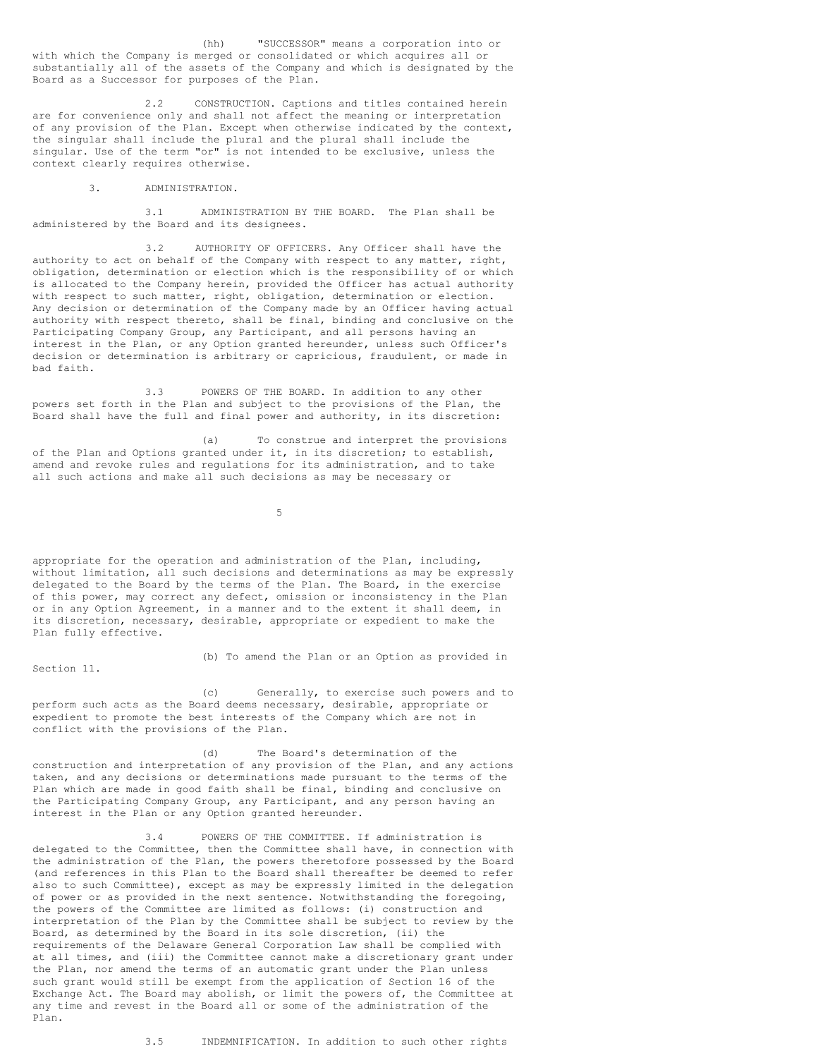(hh) "SUCCESSOR" means a corporation into or with which the Company is merged or consolidated or which acquires all or substantially all of the assets of the Company and which is designated by the Board as a Successor for purposes of the Plan.

2.2 CONSTRUCTION. Captions and titles contained herein are for convenience only and shall not affect the meaning or interpretation of any provision of the Plan. Except when otherwise indicated by the context, the singular shall include the plural and the plural shall include the singular. Use of the term "or" is not intended to be exclusive, unless the context clearly requires otherwise.

3. ADMINISTRATION.

3.1 ADMINISTRATION BY THE BOARD. The Plan shall be administered by the Board and its designees.

3.2 AUTHORITY OF OFFICERS. Any Officer shall have the authority to act on behalf of the Company with respect to any matter, right, obligation, determination or election which is the responsibility of or which is allocated to the Company herein, provided the Officer has actual authority with respect to such matter, right, obligation, determination or election. Any decision or determination of the Company made by an Officer having actual authority with respect thereto, shall be final, binding and conclusive on the Participating Company Group, any Participant, and all persons having an interest in the Plan, or any Option granted hereunder, unless such Officer's decision or determination is arbitrary or capricious, fraudulent, or made in bad faith.

3.3 POWERS OF THE BOARD. In addition to any other powers set forth in the Plan and subject to the provisions of the Plan, the Board shall have the full and final power and authority, in its discretion:

(a) To construe and interpret the provisions of the Plan and Options granted under it, in its discretion; to establish, amend and revoke rules and regulations for its administration, and to take all such actions and make all such decisions as may be necessary or appropriate for the operation and administration of the Plan, including, without limitation, all such decisions and determinations as may be expressly delegated to the Board by the terms of the Plan. The Board, in the exercise of this power, may correct any defect, omission or inconsistency in the Plan or in any Option Agreement, in a manner and to the extent it shall deem, in its discretion, necessary, desirable, appropriate or expedient to make the Plan fully effective.

(b) To amend the Plan or an Option as provided in Section 11.

(c) Generally, to exercise such powers and to perform such acts as the Board deems necessary, desirable, appropriate or expedient to promote the best interests of the Company which are not in conflict with the provisions of the Plan.

(d) The Board's determination of the construction and interpretation of any provision of the Plan, and any actions taken, and any decisions or determinations made pursuant to the terms of the Plan which are made in good faith shall be final, binding and conclusive on the Participating Company Group, any Participant, and any person having an interest in the Plan or any Option granted hereunder.

3.4 POWERS OF THE COMMITTEE. If administration is delegated to the Committee, then the Committee shall have, in connection with the administration of the Plan, the powers theretofore possessed by the Board (and references in this Plan to the Board shall thereafter be deemed to refer also to such Committee), except as may be expressly limited in the delegation of power or as provided in the next sentence. Notwithstanding the foregoing, the powers of the Committee are limited as follows: (i) construction and interpretation of the Plan by the Committee shall be subject to review by the Board, as determined by the Board in its sole discretion, (ii) the requirements of the Delaware General Corporation Law shall be complied with at all times, and (iii) the Committee cannot make a discretionary grant under the Plan, nor amend the terms of an automatic grant under the Plan unless such grant would still be exempt from the application of Section 16 of the Exchange Act. The Board may abolish, or limit the powers of, the Committee at any time and revest in the Board all or some of the administration of the Plan.

3.5 INDEMNIFICATION. In addition to such other rights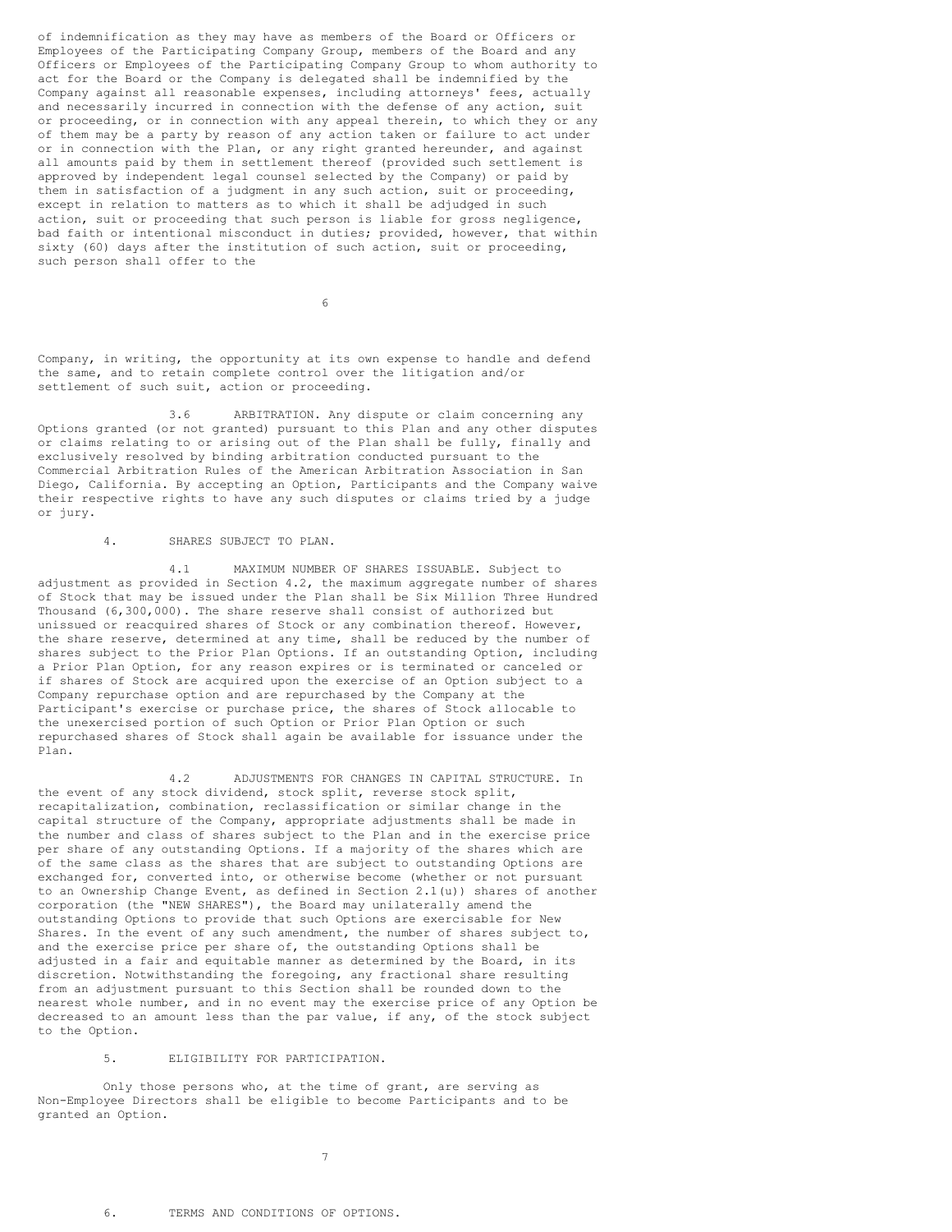of indemnification as they may have as members of the Board or Officers or Employees of the Participating Company Group, members of the Board and any Officers or Employees of the Participating Company Group to whom authority to act for the Board or the Company is delegated shall be indemnified by the Company against all reasonable expenses, including attorneys' fees, actually and necessarily incurred in connection with the defense of any action, suit or proceeding, or in connection with any appeal therein, to which they or any of them may be a party by reason of any action taken or failure to act under or in connection with the Plan, or any right granted hereunder, and against all amounts paid by them in settlement thereof (provided such settlement is approved by independent legal counsel selected by the Company) or paid by them in satisfaction of a judgment in any such action, suit or proceeding, except in relation to matters as to which it shall be adjudged in such action, suit or proceeding that such person is liable for gross negligence, bad faith or intentional misconduct in duties; provided, however, that within sixty (60) days after the institution of such action, suit or proceeding, such person shall offer to the Company, in writing, the opportunity at its own expense to handle and defend the same, and to retain complete control over the litigation and/or settlement of such suit, action or proceeding.

3.6 ARBITRATION. Any dispute or claim concerning any Options granted (or not granted) pursuant to this Plan and any other disputes or claims relating to or arising out of the Plan shall be fully, finally and exclusively resolved by binding arbitration conducted pursuant to the Commercial Arbitration Rules of the American Arbitration Association in San Diego, California. By accepting an Option, Participants and the Company waive their respective rights to have any such disputes or claims tried by a judge or jury.

4. SHARES SUBJECT TO PLAN.

4.1 MAXIMUM NUMBER OF SHARES ISSUABLE. Subject to adjustment as provided in Section 4.2, the maximum aggregate number of shares of Stock that may be issued under the Plan shall be Six Million Three Hundred Thousand (6,300,000). The share reserve shall consist of authorized but unissued or reacquired shares of Stock or any combination thereof. However, the share reserve, determined at any time, shall be reduced by the number of shares subject to the Prior Plan Options. If an outstanding Option, including a Prior Plan Option, for any reason expires or is terminated or canceled or if shares of Stock are acquired upon the exercise of an Option subject to a Company repurchase option and are repurchased by the Company at the Participant's exercise or purchase price, the shares of Stock allocable to the unexercised portion of such Option or Prior Plan Option or such repurchased shares of Stock shall again be available for issuance under the Plan.

4.2 ADJUSTMENTS FOR CHANGES IN CAPITAL STRUCTURE. In the event of any stock dividend, stock split, reverse stock split, recapitalization, combination, reclassification or similar change in the capital structure of the Company, appropriate adjustments shall be made in the number and class of shares subject to the Plan and in the exercise price per share of any outstanding Options. If a majority of the shares which are of the same class as the shares that are subject to outstanding Options are exchanged for, converted into, or otherwise become (whether or not pursuant to an Ownership Change Event, as defined in Section 2.1(u)) shares of another corporation (the "NEW SHARES"), the Board may unilaterally amend the outstanding Options to provide that such Options are exercisable for New Shares. In the event of any such amendment, the number of shares subject to, and the exercise price per share of, the outstanding Options shall be adjusted in a fair and equitable manner as determined by the Board, in its discretion. Notwithstanding the foregoing, any fractional share resulting from an adjustment pursuant to this Section shall be rounded down to the nearest whole number, and in no event may the exercise price of any Option be decreased to an amount less than the par value, if any, of the stock subject to the Option.

5. ELIGIBILITY FOR PARTICIPATION.

Only those persons who, at the time of grant, are serving as Non-Employee Directors shall be eligible to become Participants and to be granted an Option.

6. TERMS AND CONDITIONS OF OPTIONS.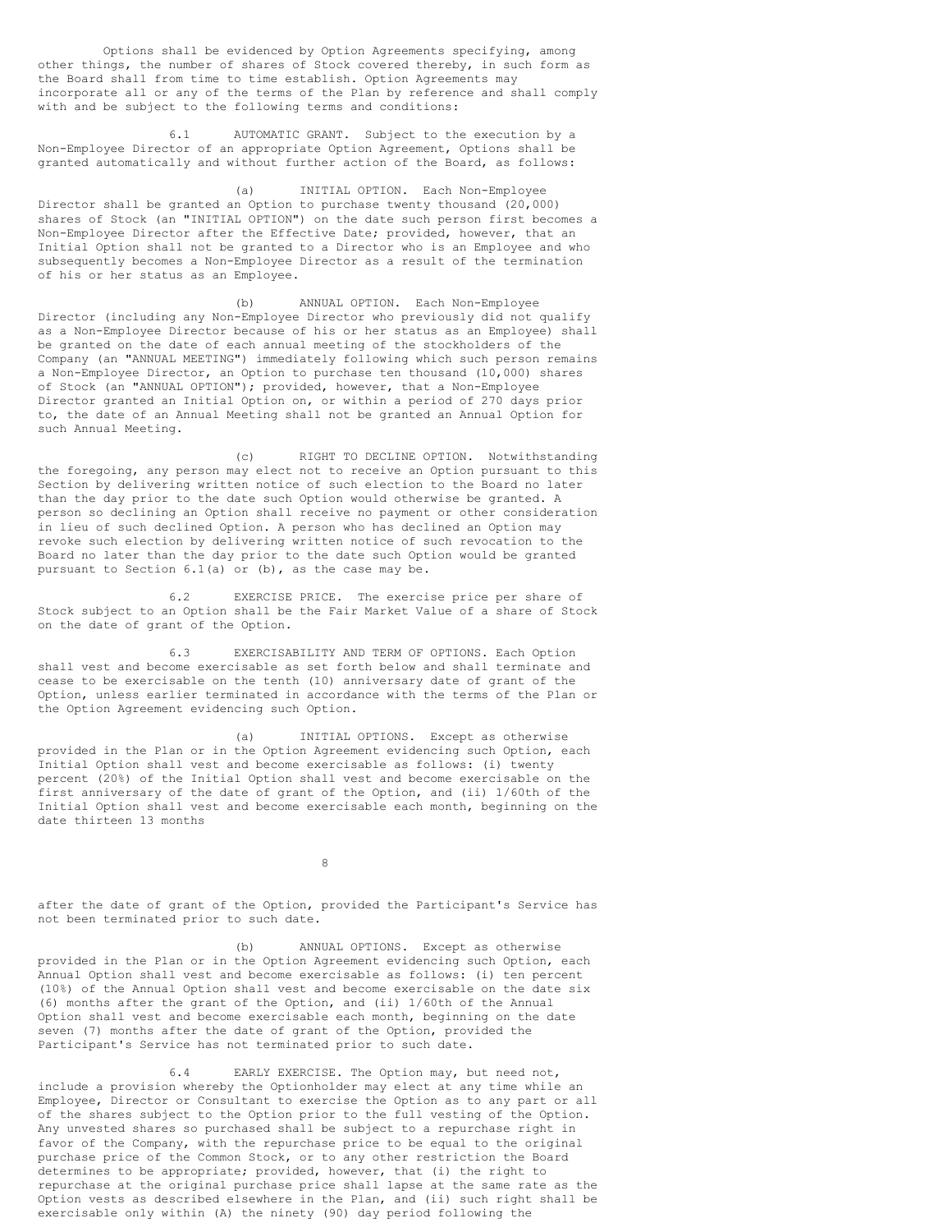Options shall be evidenced by Option Agreements specifying, among other things, the number of shares of Stock covered thereby, in such form as the Board shall from time to time establish. Option Agreements may incorporate all or any of the terms of the Plan by reference and shall comply with and be subject to the following terms and conditions:

6.1 AUTOMATIC GRANT. Subject to the execution by a Non-Employee Director of an appropriate Option Agreement, Options shall be granted automatically and without further action of the Board, as follows:

(a) INITIAL OPTION. Each Non-Employee Director shall be granted an Option to purchase twenty thousand (20,000) shares of Stock (an "INITIAL OPTION") on the date such person first becomes a Non-Employee Director after the Effective Date; provided, however, that an Initial Option shall not be granted to a Director who is an Employee and who subsequently becomes a Non-Employee Director as a result of the termination of his or her status as an Employee.

(b) ANNUAL OPTION. Each Non-Employee Director (including any Non-Employee Director who previously did not qualify as a Non-Employee Director because of his or her status as an Employee) shall be granted on the date of each annual meeting of the stockholders of the Company (an "ANNUAL MEETING") immediately following which such person remains a Non-Employee Director, an Option to purchase ten thousand (10,000) shares of Stock (an "ANNUAL OPTION"); provided, however, that a Non-Employee Director granted an Initial Option on, or within a period of 270 days prior to, the date of an Annual Meeting shall not be granted an Annual Option for such Annual Meeting.

(c) RIGHT TO DECLINE OPTION. Notwithstanding the foregoing, any person may elect not to receive an Option pursuant to this Section by delivering written notice of such election to the Board no later than the day prior to the date such Option would otherwise be granted. A person so declining an Option shall receive no payment or other consideration in lieu of such declined Option. A person who has declined an Option may revoke such election by delivering written notice of such revocation to the Board no later than the day prior to the date such Option would be granted pursuant to Section 6.1(a) or (b), as the case may be.

6.2 EXERCISE PRICE. The exercise price per share of Stock subject to an Option shall be the Fair Market Value of a share of Stock on the date of grant of the Option.

6.3 EXERCISABILITY AND TERM OF OPTIONS. Each Option shall vest and become exercisable as set forth below and shall terminate and cease to be exercisable on the tenth (10) anniversary date of grant of the Option, unless earlier terminated in accordance with the terms of the Plan or the Option Agreement evidencing such Option.

(a) INITIAL OPTIONS. Except as otherwise provided in the Plan or in the Option Agreement evidencing such Option, each Initial Option shall vest and become exercisable as follows: (i) twenty percent (20%) of the Initial Option shall vest and become exercisable on the first anniversary of the date of grant of the Option, and (ii) 1/60th of the Initial Option shall vest and become exercisable each month, beginning on the date thirteen 13 months after the date of grant of the Option, provided the Participant's Service has not been terminated prior to such date.

(b) ANNUAL OPTIONS. Except as otherwise provided in the Plan or in the Option Agreement evidencing such Option, each Annual Option shall vest and become exercisable as follows: (i) ten percent (10%) of the Annual Option shall vest and become exercisable on the date six (6) months after the grant of the Option, and (ii) 1/60th of the Annual Option shall vest and become exercisable each month, beginning on the date seven (7) months after the date of grant of the Option, provided the Participant's Service has not terminated prior to such date.

6.4 EARLY EXERCISE. The Option may, but need not, include a provision whereby the Optionholder may elect at any time while an Employee, Director or Consultant to exercise the Option as to any part or all of the shares subject to the Option prior to the full vesting of the Option. Any unvested shares so purchased shall be subject to a repurchase right in favor of the Company, with the repurchase price to be equal to the original purchase price of the Common Stock, or to any other restriction the Board determines to be appropriate; provided, however, that (i) the right to repurchase at the original purchase price shall lapse at the same rate as the Option vests as described elsewhere in the Plan, and (ii) such right shall be exercisable only within (A) the ninety (90) day period following the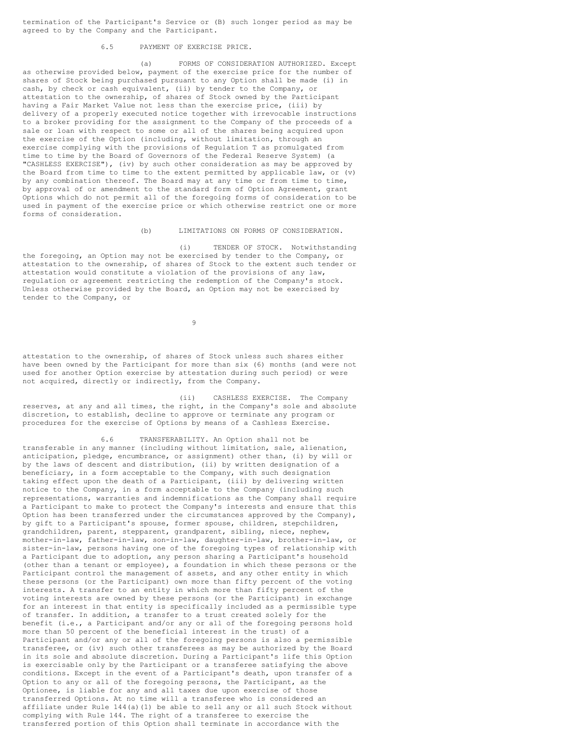termination of the Participant's Service or (B) such longer period as may be agreed to by the Company and the Participant.

6.5 PAYMENT OF EXERCISE PRICE.

(a) FORMS OF CONSIDERATION AUTHORIZED. Except as otherwise provided below, payment of the exercise price for the number of shares of Stock being purchased pursuant to any Option shall be made (i) in cash, by check or cash equivalent, (ii) by tender to the Company, or attestation to the ownership, of shares of Stock owned by the Participant having a Fair Market Value not less than the exercise price, (iii) by delivery of a properly executed notice together with irrevocable instructions to a broker providing for the assignment to the Company of the proceeds of a sale or loan with respect to some or all of the shares being acquired upon the exercise of the Option (including, without limitation, through an exercise complying with the provisions of Regulation T as promulgated from time to time by the Board of Governors of the Federal Reserve System) (a "CASHLESS EXERCISE"), (iv) by such other consideration as may be approved by the Board from time to time to the extent permitted by applicable law, or (v) by any combination thereof. The Board may at any time or from time to time, by approval of or amendment to the standard form of Option Agreement, grant Options which do not permit all of the foregoing forms of consideration to be used in payment of the exercise price or which otherwise restrict one or more forms of consideration.

(b) LIMITATIONS ON FORMS OF CONSIDERATION.

(i) TENDER OF STOCK. Notwithstanding the foregoing, an Option may not be exercised by tender to the Company, or attestation to the ownership, of shares of Stock to the extent such tender or attestation would constitute a violation of the provisions of any law, regulation or agreement restricting the redemption of the Company's stock. Unless otherwise provided by the Board, an Option may not be exercised by tender to the Company, or attestation to the ownership, of shares of Stock unless such shares either have been owned by the Participant for more than six (6) months (and were not used for another Option exercise by attestation during such period) or were not acquired, directly or indirectly, from the Company.

(ii) CASHLESS EXERCISE. The Company reserves, at any and all times, the right, in the Company's sole and absolute discretion, to establish, decline to approve or terminate any program or procedures for the exercise of Options by means of a Cashless Exercise.

6.6 TRANSFERABILITY. An Option shall not be transferable in any manner (including without limitation, sale, alienation, anticipation, pledge, encumbrance, or assignment) other than, (i) by will or by the laws of descent and distribution, (ii) by written designation of a beneficiary, in a form acceptable to the Company, with such designation taking effect upon the death of a Participant, (iii) by delivering written notice to the Company, in a form acceptable to the Company (including such representations, warranties and indemnifications as the Company shall require a Participant to make to protect the Company's interests and ensure that this Option has been transferred under the circumstances approved by the Company), by gift to a Participant's spouse, former spouse, children, stepchildren, grandchildren, parent, stepparent, grandparent, sibling, niece, nephew, mother-in-law, father-in-law, son-in-law, daughter-in-law, brother-in-law, or sister-in-law, persons having one of the foregoing types of relationship with a Participant due to adoption, any person sharing a Participant's household (other than a tenant or employee), a foundation in which these persons or the Participant control the management of assets, and any other entity in which these persons (or the Participant) own more than fifty percent of the voting interests. A transfer to an entity in which more than fifty percent of the voting interests are owned by these persons (or the Participant) in exchange for an interest in that entity is specifically included as a permissible type of transfer. In addition, a transfer to a trust created solely for the benefit (i.e., a Participant and/or any or all of the foregoing persons hold more than 50 percent of the beneficial interest in the trust) of a Participant and/or any or all of the foregoing persons is also a permissible transferee, or (iv) such other transferees as may be authorized by the Board in its sole and absolute discretion. During a Participant's life this Option is exercisable only by the Participant or a transferee satisfying the above conditions. Except in the event of a Participant's death, upon transfer of a Option to any or all of the foregoing persons, the Participant, as the Optionee, is liable for any and all taxes due upon exercise of those transferred Options. At no time will a transferee who is considered an affiliate under Rule 144(a)(1) be able to sell any or all such Stock without complying with Rule 144. The right of a transferee to exercise the transferred portion of this Option shall terminate in accordance with the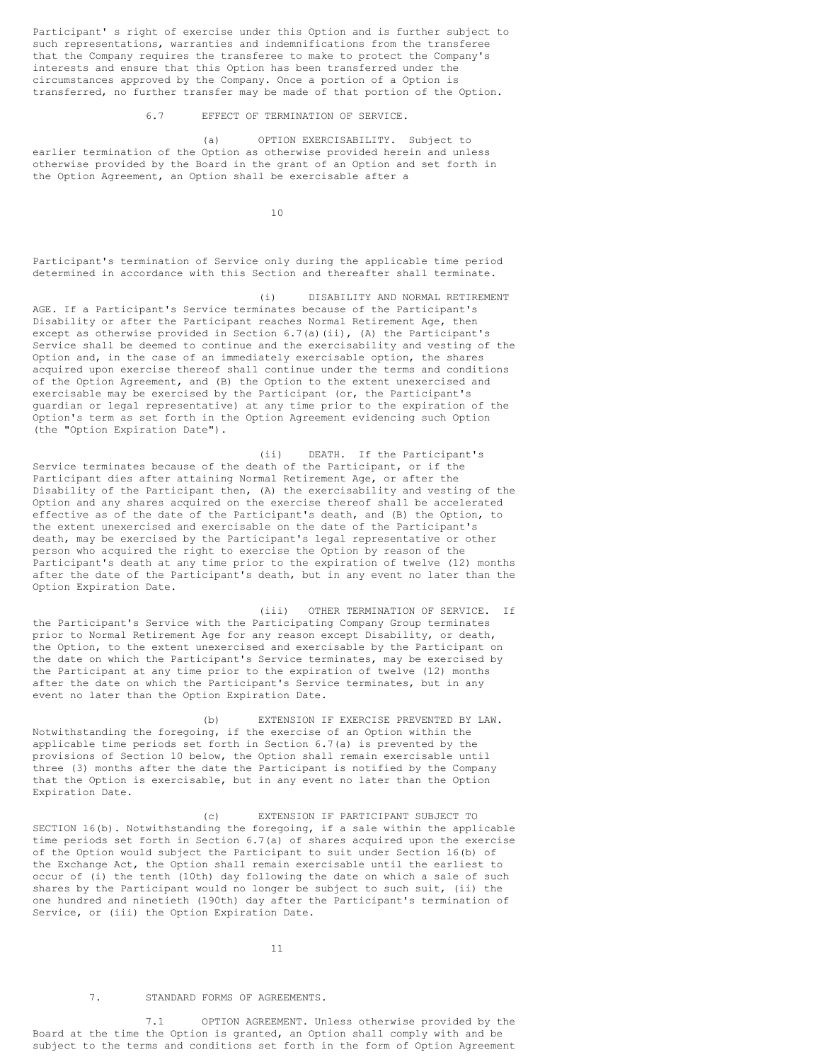Participant' s right of exercise under this Option and is further subject to such representations, warranties and indemnifications from the transferee that the Company requires the transferee to make to protect the Company's interests and ensure that this Option has been transferred under the circumstances approved by the Company. Once a portion of a Option is transferred, no further transfer may be made of that portion of the Option.

6.7 EFFECT OF TERMINATION OF SERVICE.

(a) OPTION EXERCISABILITY. Subject to earlier termination of the Option as otherwise provided herein and unless otherwise provided by the Board in the grant of an Option and set forth in the Option Agreement, an Option shall be exercisable after a Participant's termination of Service only during the applicable time period determined in accordance with this Section and thereafter shall terminate.

(i) DISABILITY AND NORMAL RETIREMENT AGE. If a Participant's Service terminates because of the Participant's Disability or after the Participant reaches Normal Retirement Age, then except as otherwise provided in Section 6.7(a)(ii), (A) the Participant's Service shall be deemed to continue and the exercisability and vesting of the Option and, in the case of an immediately exercisable option, the shares acquired upon exercise thereof shall continue under the terms and conditions of the Option Agreement, and (B) the Option to the extent unexercised and exercisable may be exercised by the Participant (or, the Participant's guardian or legal representative) at any time prior to the expiration of the Option's term as set forth in the Option Agreement evidencing such Option (the "Option Expiration Date").

(ii) DEATH. If the Participant's Service terminates because of the death of the Participant, or if the Participant dies after attaining Normal Retirement Age, or after the Disability of the Participant then, (A) the exercisability and vesting of the Option and any shares acquired on the exercise thereof shall be accelerated effective as of the date of the Participant's death, and (B) the Option, to the extent unexercised and exercisable on the date of the Participant's death, may be exercised by the Participant's legal representative or other person who acquired the right to exercise the Option by reason of the Participant's death at any time prior to the expiration of twelve (12) months after the date of the Participant's death, but in any event no later than the Option Expiration Date.

(iii) OTHER TERMINATION OF SERVICE. If the Participant's Service with the Participating Company Group terminates prior to Normal Retirement Age for any reason except Disability, or death, the Option, to the extent unexercised and exercisable by the Participant on the date on which the Participant's Service terminates, may be exercised by the Participant at any time prior to the expiration of twelve (12) months after the date on which the Participant's Service terminates, but in any event no later than the Option Expiration Date.

(b) EXTENSION IF EXERCISE PREVENTED BY LAW. Notwithstanding the foregoing, if the exercise of an Option within the applicable time periods set forth in Section 6.7(a) is prevented by the provisions of Section 10 below, the Option shall remain exercisable until three (3) months after the date the Participant is notified by the Company that the Option is exercisable, but in any event no later than the Option Expiration Date.

(c) EXTENSION IF PARTICIPANT SUBJECT TO SECTION 16(b). Notwithstanding the foregoing, if a sale within the applicable time periods set forth in Section 6.7(a) of shares acquired upon the exercise of the Option would subject the Participant to suit under Section 16(b) of the Exchange Act, the Option shall remain exercisable until the earliest to occur of (i) the tenth (10th) day following the date on which a sale of such shares by the Participant would no longer be subject to such suit, (ii) the one hundred and ninetieth (190th) day after the Participant's termination of Service, or (iii) the Option Expiration Date.

7. STANDARD FORMS OF AGREEMENTS.

7.1 OPTION AGREEMENT. Unless otherwise provided by the Board at the time the Option is granted, an Option shall comply with and be subject to the terms and conditions set forth in the form of Option Agreement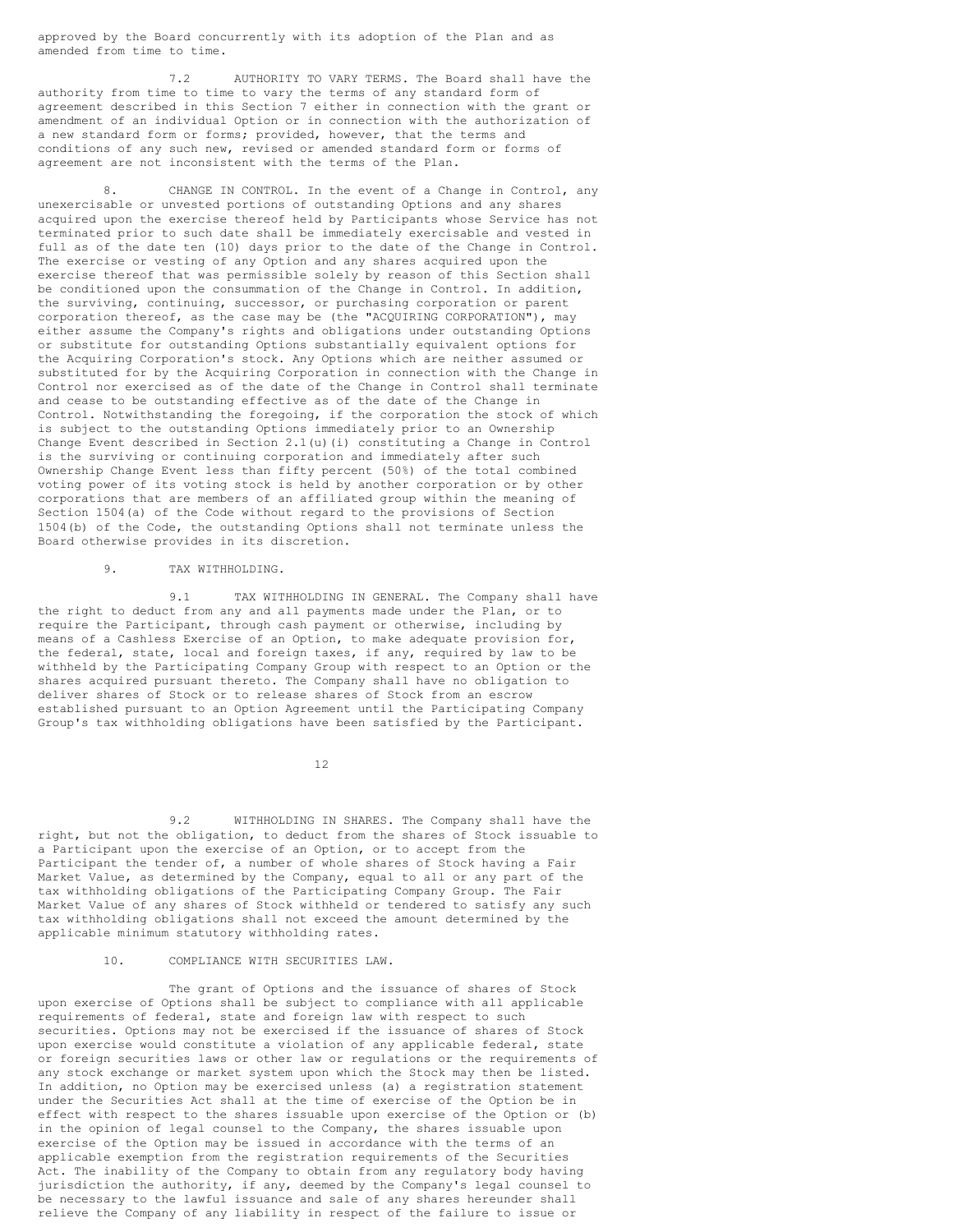approved by the Board concurrently with its adoption of the Plan and as amended from time to time.

7.2 AUTHORITY TO VARY TERMS. The Board shall have the authority from time to time to vary the terms of any standard form of agreement described in this Section 7 either in connection with the grant or amendment of an individual Option or in connection with the authorization of a new standard form or forms; provided, however, that the terms and conditions of any such new, revised or amended standard form or forms of agreement are not inconsistent with the terms of the Plan.

8. CHANGE IN CONTROL. In the event of a Change in Control, any unexercisable or unvested portions of outstanding Options and any shares acquired upon the exercise thereof held by Participants whose Service has not terminated prior to such date shall be immediately exercisable and vested in full as of the date ten (10) days prior to the date of the Change in Control. The exercise or vesting of any Option and any shares acquired upon the exercise thereof that was permissible solely by reason of this Section shall be conditioned upon the consummation of the Change in Control. In addition, the surviving, continuing, successor, or purchasing corporation or parent corporation thereof, as the case may be (the "ACQUIRING CORPORATION"), may either assume the Company's rights and obligations under outstanding Options or substitute for outstanding Options substantially equivalent options for the Acquiring Corporation's stock. Any Options which are neither assumed or substituted for by the Acquiring Corporation in connection with the Change in Control nor exercised as of the date of the Change in Control shall terminate and cease to be outstanding effective as of the date of the Change in Control. Notwithstanding the foregoing, if the corporation the stock of which is subject to the outstanding Options immediately prior to an Ownership Change Event described in Section 2.1(u)(i) constituting a Change in Control is the surviving or continuing corporation and immediately after such Ownership Change Event less than fifty percent (50%) of the total combined voting power of its voting stock is held by another corporation or by other corporations that are members of an affiliated group within the meaning of Section 1504(a) of the Code without regard to the provisions of Section 1504(b) of the Code, the outstanding Options shall not terminate unless the Board otherwise provides in its discretion.

9. TAX WITHHOLDING.

9.1 TAX WITHHOLDING IN GENERAL. The Company shall have the right to deduct from any and all payments made under the Plan, or to require the Participant, through cash payment or otherwise, including by means of a Cashless Exercise of an Option, to make adequate provision for, the federal, state, local and foreign taxes, if any, required by law to be withheld by the Participating Company Group with respect to an Option or the shares acquired pursuant thereto. The Company shall have no obligation to deliver shares of Stock or to release shares of Stock from an escrow established pursuant to an Option Agreement until the Participating Company Group's tax withholding obligations have been satisfied by the Participant.

9.2 WITHHOLDING IN SHARES. The Company shall have the right, but not the obligation, to deduct from the shares of Stock issuable to a Participant upon the exercise of an Option, or to accept from the Participant the tender of, a number of whole shares of Stock having a Fair Market Value, as determined by the Company, equal to all or any part of the tax withholding obligations of the Participating Company Group. The Fair Market Value of any shares of Stock withheld or tendered to satisfy any such tax withholding obligations shall not exceed the amount determined by the applicable minimum statutory withholding rates.

10. COMPLIANCE WITH SECURITIES LAW.

The grant of Options and the issuance of shares of Stock upon exercise of Options shall be subject to compliance with all applicable requirements of federal, state and foreign law with respect to such securities. Options may not be exercised if the issuance of shares of Stock upon exercise would constitute a violation of any applicable federal, state or foreign securities laws or other law or regulations or the requirements of any stock exchange or market system upon which the Stock may then be listed. In addition, no Option may be exercised unless (a) a registration statement under the Securities Act shall at the time of exercise of the Option be in effect with respect to the shares issuable upon exercise of the Option or (b) in the opinion of legal counsel to the Company, the shares issuable upon exercise of the Option may be issued in accordance with the terms of an applicable exemption from the registration requirements of the Securities Act. The inability of the Company to obtain from any regulatory body having jurisdiction the authority, if any, deemed by the Company's legal counsel to be necessary to the lawful issuance and sale of any shares hereunder shall relieve the Company of any liability in respect of the failure to issue or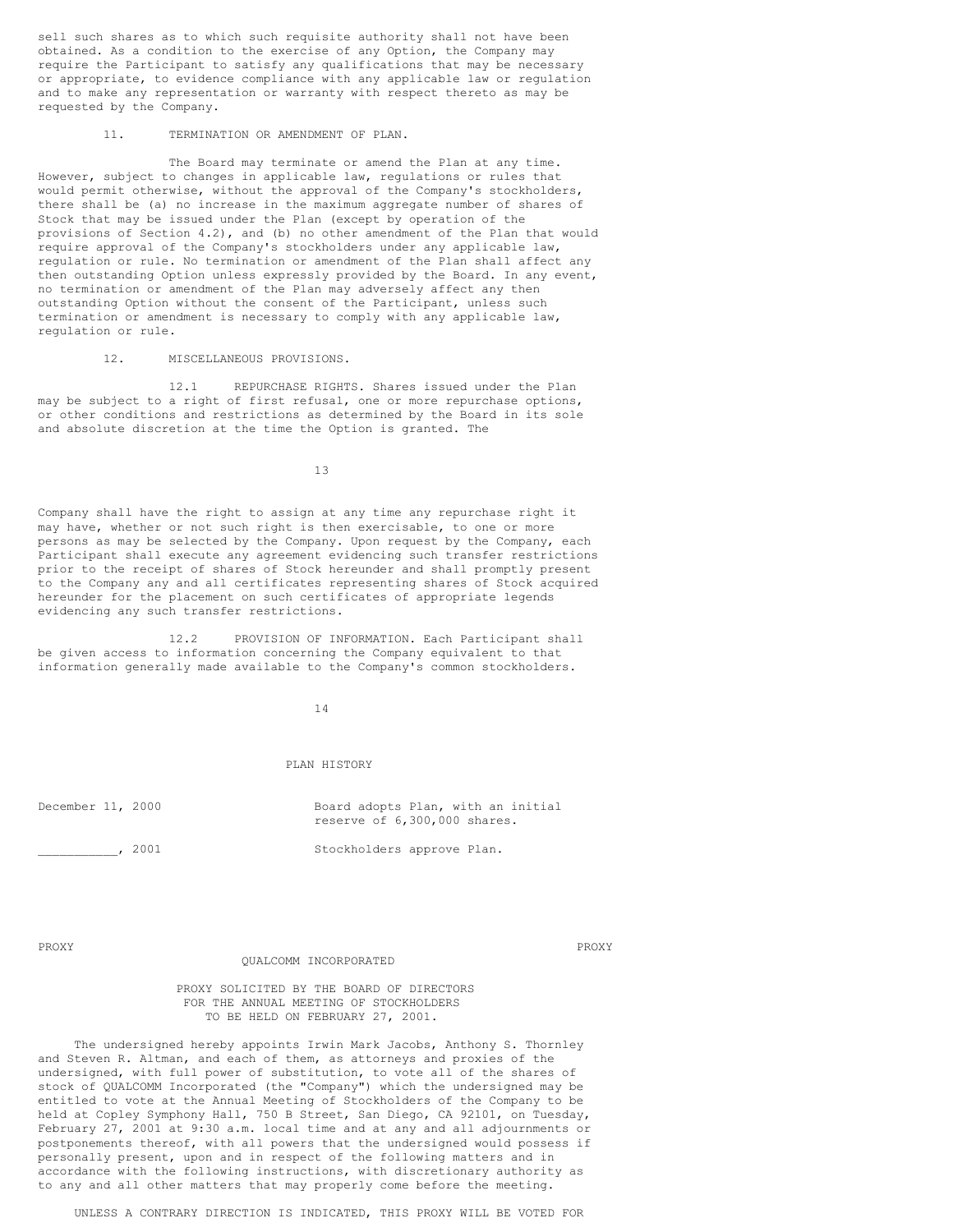sell such shares as to which such requisite authority shall not have been obtained. As a condition to the exercise of any Option, the Company may require the Participant to satisfy any qualifications that may be necessary or appropriate, to evidence compliance with any applicable law or regulation and to make any representation or warranty with respect thereto as may be requested by the Company.

## 11. TERMINATION OR AMENDMENT OF PLAN.

The Board may terminate or amend the Plan at any time. However, subject to changes in applicable law, regulations or rules that would permit otherwise, without the approval of the Company's stockholders, there shall be (a) no increase in the maximum aggregate number of shares of Stock that may be issued under the Plan (except by operation of the provisions of Section 4.2), and (b) no other amendment of the Plan that would require approval of the Company's stockholders under any applicable law, regulation or rule. No termination or amendment of the Plan shall affect any then outstanding Option unless expressly provided by the Board. In any event, no termination or amendment of the Plan may adversely affect any then outstanding Option without the consent of the Participant, unless such termination or amendment is necessary to comply with any applicable law, regulation or rule.

## 12. MISCELLANEOUS PROVISIONS.

12.1 REPURCHASE RIGHTS. Shares issued under the Plan may be subject to a right of first refusal, one or more repurchase options, or other conditions and restrictions as determined by the Board in its sole and absolute discretion at the time the Option is granted. The Company shall have the right to assign at any time any repurchase right it may have, whether or not such right is then exercisable, to one or more persons as may be selected by the Company. Upon request by the Company, each Participant shall execute any agreement evidencing such transfer restrictions prior to the receipt of shares of Stock hereunder and shall promptly present to the Company any and all certificates representing shares of Stock acquired hereunder for the placement on such certificates of appropriate legends evidencing any such transfer restrictions.

12.2 PROVISION OF INFORMATION. Each Participant shall be given access to information concerning the Company equivalent to that information generally made available to the Company's common stockholders.

## PLAN HISTORY

| | |
|---|---|
| December 11, 2000 | Board adopts Plan, with an initial reserve of 6,300,000 shares. |
| ___________, 2001 | Stockholders approve Plan. |

PROXY PROXY

QUALCOMM INCORPORATED

PROXY SOLICITED BY THE BOARD OF DIRECTORS
FOR THE ANNUAL MEETING OF STOCKHOLDERS
TO BE HELD ON FEBRUARY 27, 2001.

The undersigned hereby appoints Irwin Mark Jacobs, Anthony S. Thornley and Steven R. Altman, and each of them, as attorneys and proxies of the undersigned, with full power of substitution, to vote all of the shares of stock of QUALCOMM Incorporated (the "Company") which the undersigned may be entitled to vote at the Annual Meeting of Stockholders of the Company to be held at Copley Symphony Hall, 750 B Street, San Diego, CA 92101, on Tuesday, February 27, 2001 at 9:30 a.m. local time and at any and all adjournments or postponements thereof, with all powers that the undersigned would possess if personally present, upon and in respect of the following matters and in accordance with the following instructions, with discretionary authority as to any and all other matters that may properly come before the meeting.

UNLESS A CONTRARY DIRECTION IS INDICATED, THIS PROXY WILL BE VOTED FOR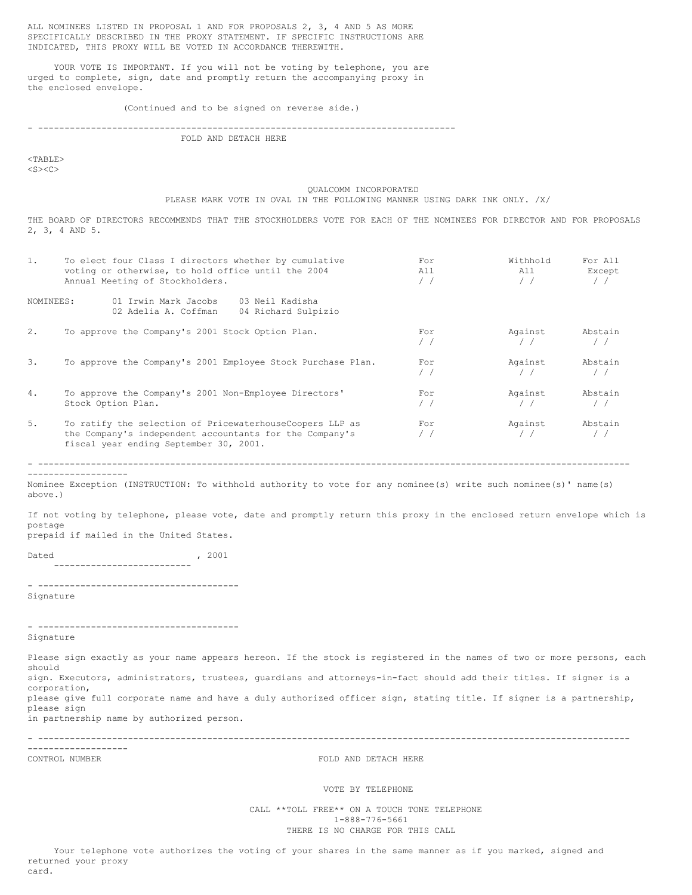ALL NOMINEES LISTED IN PROPOSAL 1 AND FOR PROPOSALS 2, 3, 4 AND 5 AS MORE SPECIFICALLY DESCRIBED IN THE PROXY STATEMENT. IF SPECIFIC INSTRUCTIONS ARE INDICATED, THIS PROXY WILL BE VOTED IN ACCORDANCE THEREWITH.

YOUR VOTE IS IMPORTANT. If you will not be voting by telephone, you are urged to complete, sign, date and promptly return the accompanying proxy in the enclosed envelope.

(Continued and to be signed on reverse side.)

---

FOLD AND DETACH HERE

QUALCOMM INCORPORATED

PLEASE MARK VOTE IN OVAL IN THE FOLLOWING MANNER USING DARK INK ONLY. /X/

THE BOARD OF DIRECTORS RECOMMENDS THAT THE STOCKHOLDERS VOTE FOR EACH OF THE NOMINEES FOR DIRECTOR AND FOR PROPOSALS 2, 3, 4 AND 5.

| | | | | |
|---|---|---|---|---|
| 1. | To elect four Class I directors whether by cumulative voting or otherwise, to hold office until the 2004 Annual Meeting of Stockholders. | For All / / | Withhold All / / | For All Except / / |
| NOMINEES: | 01 Irwin Mark Jacobs 03 Neil Kadisha<br>02 Adelia A. Coffman 04 Richard Sulpizio | | | |
| 2. | To approve the Company's 2001 Stock Option Plan. | For / / | Against / / | Abstain / / |
| 3. | To approve the Company's 2001 Employee Stock Purchase Plan. | For / / | Against / / | Abstain / / |
| 4. | To approve the Company's 2001 Non-Employee Directors' Stock Option Plan. | For / / | Against / / | Abstain / / |
| 5. | To ratify the selection of PricewaterhouseCoopers LLP as the Company's independent accountants for the Company's fiscal year ending September 30, 2001. | For / / | Against / / | Abstain / / |

---

Nominee Exception (INSTRUCTION: To withhold authority to vote for any nominee(s) write such nominee(s)' name(s) above.)

If not voting by telephone, please vote, date and promptly return this proxy in the enclosed return envelope which is postage prepaid if mailed in the United States.

Dated _________________________, 2001

______________________________________
Signature

______________________________________
Signature

Please sign exactly as your name appears hereon. If the stock is registered in the names of two or more persons, each should sign. Executors, administrators, trustees, guardians and attorneys-in-fact should add their titles. If signer is a corporation, please give full corporate name and have a duly authorized officer sign, stating title. If signer is a partnership, please sign in partnership name by authorized person.

---

CONTROL NUMBER

FOLD AND DETACH HERE

VOTE BY TELEPHONE

CALL **TOLL FREE** ON A TOUCH TONE TELEPHONE
1-888-776-5661
THERE IS NO CHARGE FOR THIS CALL

Your telephone vote authorizes the voting of your shares in the same manner as if you marked, signed and returned your proxy card.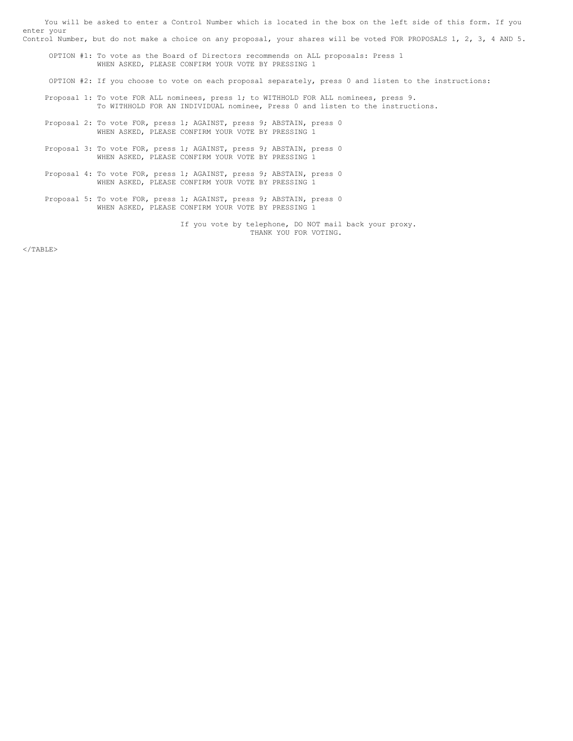You will be asked to enter a Control Number which is located in the box on the left side of this form. If you enter your Control Number, but do not make a choice on any proposal, your shares will be voted FOR PROPOSALS 1, 2, 3, 4 AND 5.

OPTION #1: To vote as the Board of Directors recommends on ALL proposals: Press 1
WHEN ASKED, PLEASE CONFIRM YOUR VOTE BY PRESSING 1

OPTION #2: If you choose to vote on each proposal separately, press 0 and listen to the instructions:

Proposal 1: To vote FOR ALL nominees, press 1; to WITHHOLD FOR ALL nominees, press 9.
To WITHHOLD FOR AN INDIVIDUAL nominee, Press 0 and listen to the instructions.

Proposal 2: To vote FOR, press 1; AGAINST, press 9; ABSTAIN, press 0
WHEN ASKED, PLEASE CONFIRM YOUR VOTE BY PRESSING 1

Proposal 3: To vote FOR, press 1; AGAINST, press 9; ABSTAIN, press 0
WHEN ASKED, PLEASE CONFIRM YOUR VOTE BY PRESSING 1

Proposal 4: To vote FOR, press 1; AGAINST, press 9; ABSTAIN, press 0
WHEN ASKED, PLEASE CONFIRM YOUR VOTE BY PRESSING 1

Proposal 5: To vote FOR, press 1; AGAINST, press 9; ABSTAIN, press 0
WHEN ASKED, PLEASE CONFIRM YOUR VOTE BY PRESSING 1

If you vote by telephone, DO NOT mail back your proxy.
THANK YOU FOR VOTING.